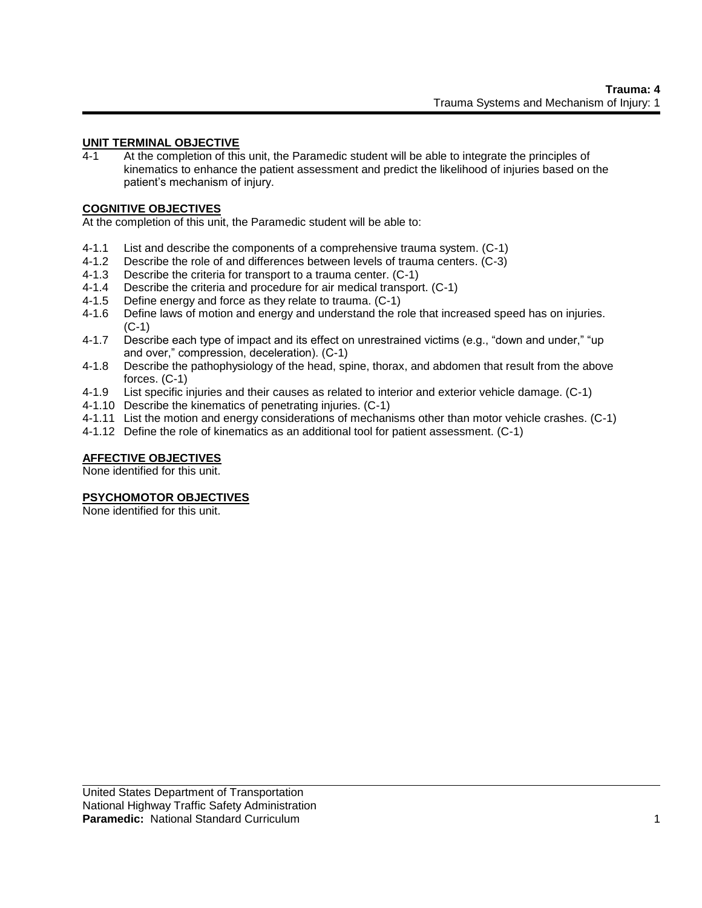## UNIT TERMINAL OBJECTIVE

4-1 At the completion of this unit, the Paramedic student will be able to integrate the principles of kinematics to enhance the patient assessment and predict the likelihood of injuries based on the patient's mechanism of injury.

## COGNITIVE OBJECTIVES

At the completion of this unit, the Paramedic student will be able to:

- 4-1.1 List and describe the components of a comprehensive trauma system. (C-1)
- 4-1.2 Describe the role of and differences between levels of trauma centers. (C-3)
- 4-1.3 Describe the criteria for transport to a trauma center. (C-1)
- 4-1.4 Describe the criteria and procedure for air medical transport. (C-1)
- 4-1.5 Define energy and force as they relate to trauma. (C-1)
- 4-1.6 Define laws of motion and energy and understand the role that increased speed has on injuries. (C-1)
- 4-1.7 Describe each type of impact and its effect on unrestrained victims (e.g., "down and under," "up and over," compression, deceleration). (C-1)
- 4-1.8 Describe the pathophysiology of the head, spine, thorax, and abdomen that result from the above forces. (C-1)
- 4-1.9 List specific injuries and their causes as related to interior and exterior vehicle damage. (C-1)
- 4-1.10 Describe the kinematics of penetrating injuries. (C-1)
- 4-1.11 List the motion and energy considerations of mechanisms other than motor vehicle crashes. (C-1)
- 4-1.12 Define the role of kinematics as an additional tool for patient assessment. (C-1)

## AFFECTIVE OBJECTIVES

None identified for this unit.

## PSYCHOMOTOR OBJECTIVES

None identified for this unit.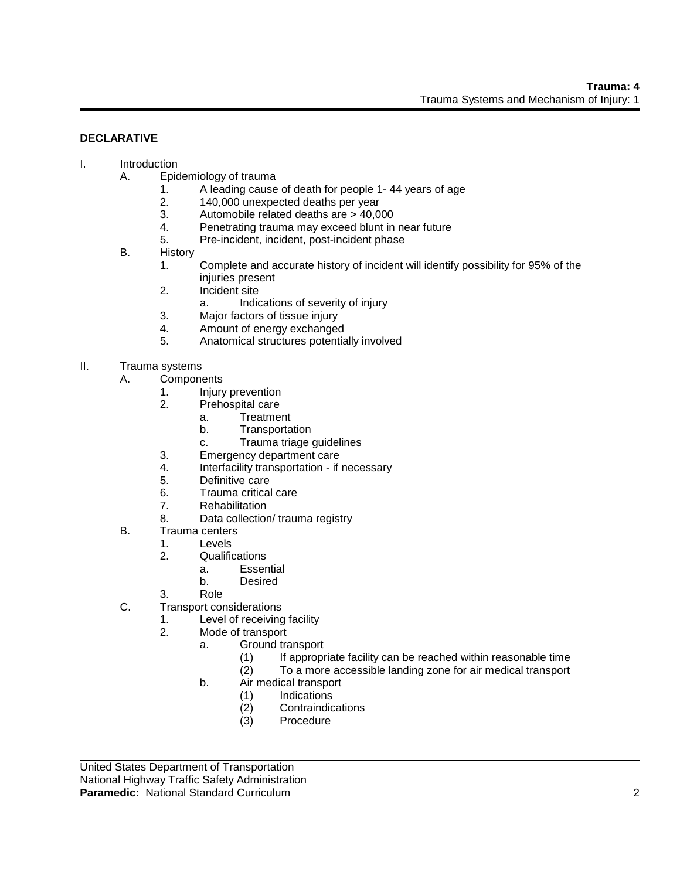## DECLARATIVE

I. Introduction
   A. Epidemiology of trauma
      1. A leading cause of death for people 1- 44 years of age
      2. 140,000 unexpected deaths per year
      3. Automobile related deaths are > 40,000
      4. Penetrating trauma may exceed blunt in near future
      5. Pre-incident, incident, post-incident phase
   B. History
      1. Complete and accurate history of incident will identify possibility for 95% of the injuries present
      2. Incident site
         a. Indications of severity of injury
      3. Major factors of tissue injury
      4. Amount of energy exchanged
      5. Anatomical structures potentially involved

II. Trauma systems
   A. Components
      1. Injury prevention
      2. Prehospital care
         a. Treatment
         b. Transportation
         c. Trauma triage guidelines
      3. Emergency department care
      4. Interfacility transportation - if necessary
      5. Definitive care
      6. Trauma critical care
      7. Rehabilitation
      8. Data collection/ trauma registry
   B. Trauma centers
      1. Levels
      2. Qualifications
         a. Essential
         b. Desired
      3. Role
   C. Transport considerations
      1. Level of receiving facility
      2. Mode of transport
         a. Ground transport
            (1) If appropriate facility can be reached within reasonable time
            (2) To a more accessible landing zone for air medical transport
         b. Air medical transport
            (1) Indications
            (2) Contraindications
            (3) Procedure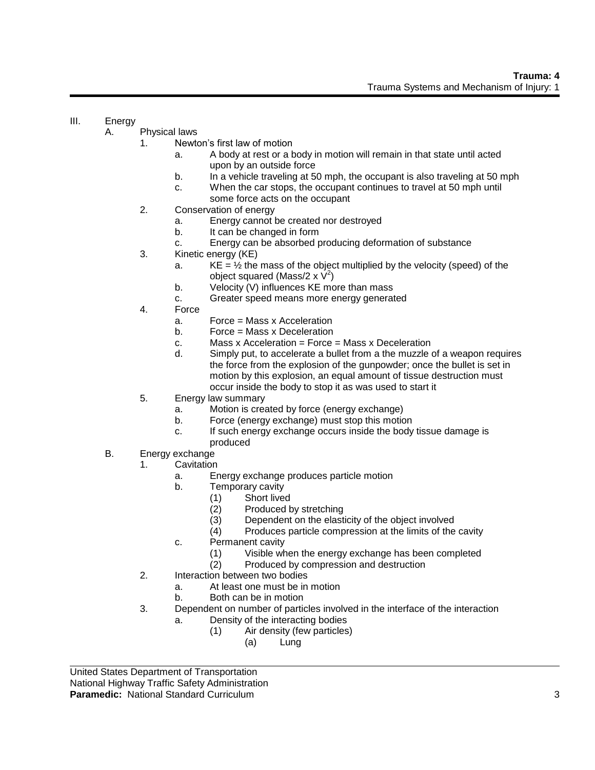III. Energy

A. Physical laws

1. Newton's first law of motion
    a. A body at rest or a body in motion will remain in that state until acted upon by an outside force
    b. In a vehicle traveling at 50 mph, the occupant is also traveling at 50 mph
    c. When the car stops, the occupant continues to travel at 50 mph until some force acts on the occupant
2. Conservation of energy
    a. Energy cannot be created nor destroyed
    b. It can be changed in form
    c. Energy can be absorbed producing deformation of substance
3. Kinetic energy (KE)
    a. KE = ½ the mass of the object multiplied by the velocity (speed) of the object squared (Mass/2 x $V^2$)
    b. Velocity (V) influences KE more than mass
    c. Greater speed means more energy generated
4. Force
    a. Force = Mass x Acceleration
    b. Force = Mass x Deceleration
    c. Mass x Acceleration = Force = Mass x Deceleration
    d. Simply put, to accelerate a bullet from a the muzzle of a weapon requires the force from the explosion of the gunpowder; once the bullet is set in motion by this explosion, an equal amount of tissue destruction must occur inside the body to stop it as was used to start it
5. Energy law summary
    a. Motion is created by force (energy exchange)
    b. Force (energy exchange) must stop this motion
    c. If such energy exchange occurs inside the body tissue damage is produced

B. Energy exchange

1. Cavitation
    a. Energy exchange produces particle motion
    b. Temporary cavity
        (1) Short lived
        (2) Produced by stretching
        (3) Dependent on the elasticity of the object involved
        (4) Produces particle compression at the limits of the cavity
    c. Permanent cavity
        (1) Visible when the energy exchange has been completed
        (2) Produced by compression and destruction
2. Interaction between two bodies
    a. At least one must be in motion
    b. Both can be in motion
3. Dependent on number of particles involved in the interface of the interaction
    a. Density of the interacting bodies
        (1) Air density (few particles)
            (a) Lung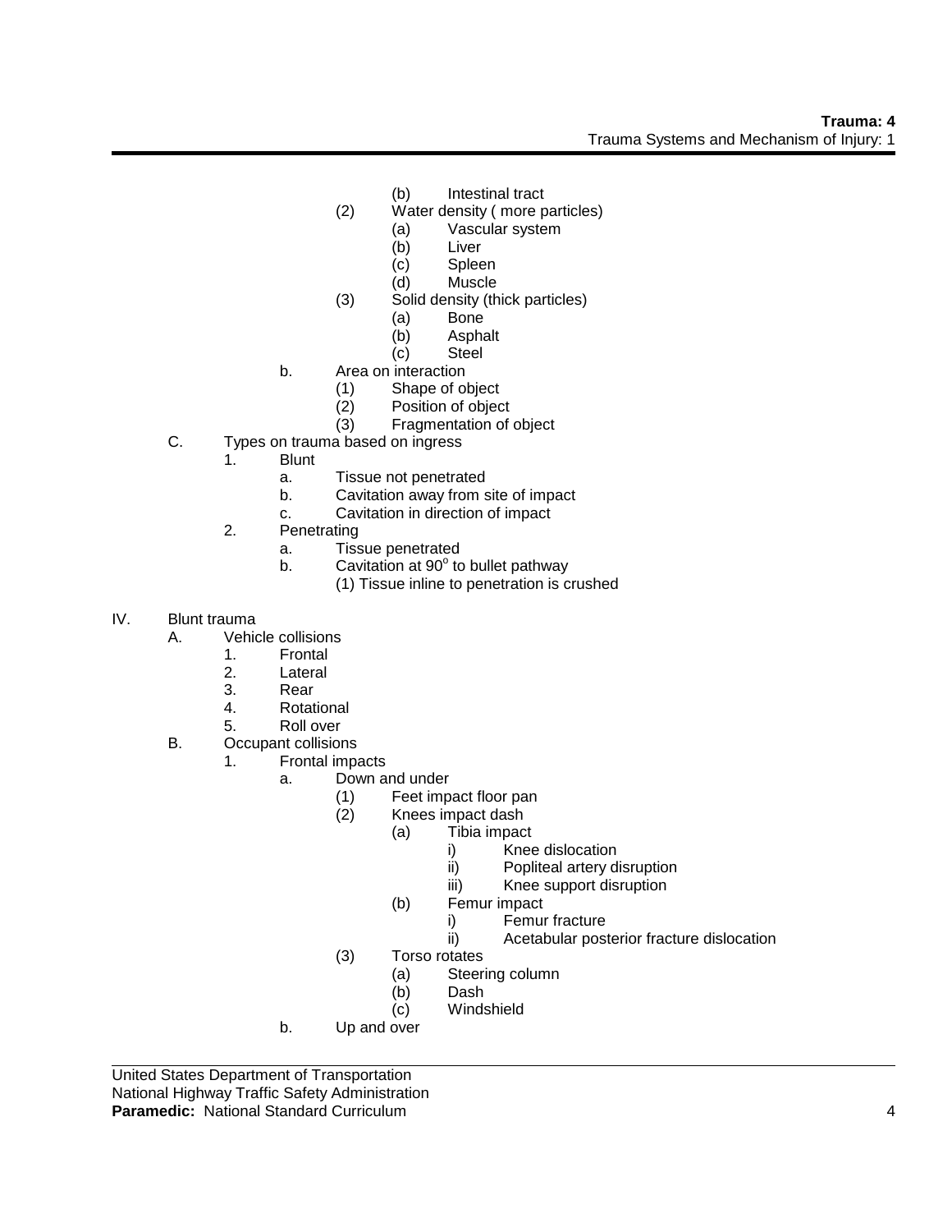- (b) Intestinal tract
- (2) Water density ( more particles)
  - (a) Vascular system
  - (b) Liver
  - (c) Spleen
  - (d) Muscle
- (3) Solid density (thick particles)
  - (a) Bone
  - (b) Asphalt
  - (c) Steel

b. Area on interaction
- (1) Shape of object
- (2) Position of object
- (3) Fragmentation of object

C. Types on trauma based on ingress

1. Blunt
   - a. Tissue not penetrated
   - b. Cavitation away from site of impact
   - c. Cavitation in direction of impact
2. Penetrating
   - a. Tissue penetrated
   - b. Cavitation at $90^o$ to bullet pathway
     - (1) Tissue inline to penetration is crushed

IV. Blunt trauma

A. Vehicle collisions
1. Frontal
2. Lateral
3. Rear
4. Rotational
5. Roll over

B. Occupant collisions
1. Frontal impacts
   - a. Down and under
     - (1) Feet impact floor pan
     - (2) Knees impact dash
       - (a) Tibia impact
         - i) Knee dislocation
         - ii) Popliteal artery disruption
         - iii) Knee support disruption
       - (b) Femur impact
         - i) Femur fracture
         - ii) Acetabular posterior fracture dislocation
     - (3) Torso rotates
       - (a) Steering column
       - (b) Dash
       - (c) Windshield
   - b. Up and over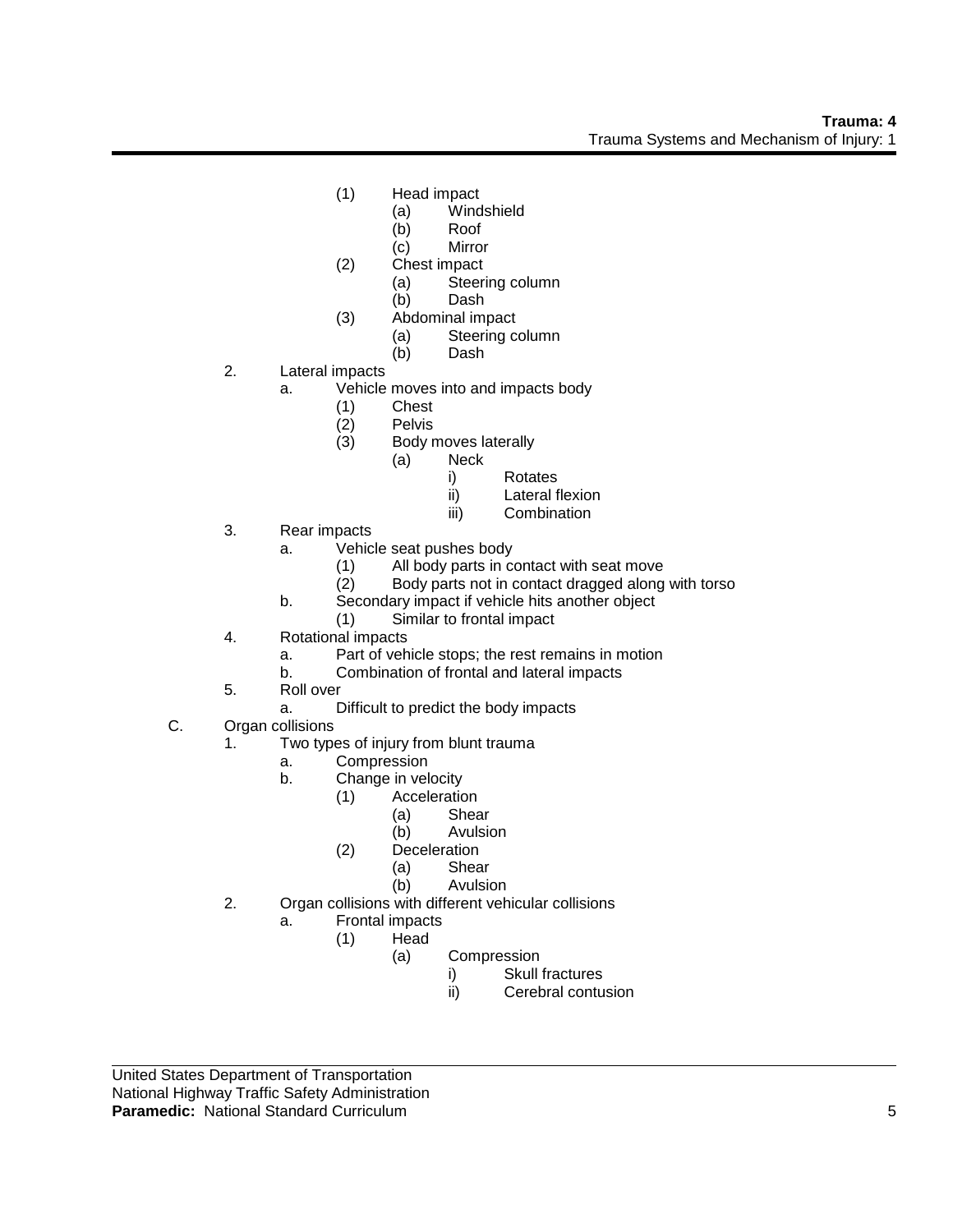- (1) Head impact
  - (a) Windshield
  - (b) Roof
  - (c) Mirror
- (2) Chest impact
  - (a) Steering column
  - (b) Dash
- (3) Abdominal impact
  - (a) Steering column
  - (b) Dash

2. Lateral impacts
   - a. Vehicle moves into and impacts body
     - (1) Chest
     - (2) Pelvis
     - (3) Body moves laterally
       - (a) Neck
         - i) Rotates
         - ii) Lateral flexion
         - iii) Combination
3. Rear impacts
   - a. Vehicle seat pushes body
     - (1) All body parts in contact with seat move
     - (2) Body parts not in contact dragged along with torso
   - b. Secondary impact if vehicle hits another object
     - (1) Similar to frontal impact
4. Rotational impacts
   - a. Part of vehicle stops; the rest remains in motion
   - b. Combination of frontal and lateral impacts
5. Roll over
   - a. Difficult to predict the body impacts

C. Organ collisions

1. Two types of injury from blunt trauma
   - a. Compression
   - b. Change in velocity
     - (1) Acceleration
       - (a) Shear
       - (b) Avulsion
     - (2) Deceleration
       - (a) Shear
       - (b) Avulsion
2. Organ collisions with different vehicular collisions
   - a. Frontal impacts
     - (1) Head
       - (a) Compression
         - i) Skull fractures
         - ii) Cerebral contusion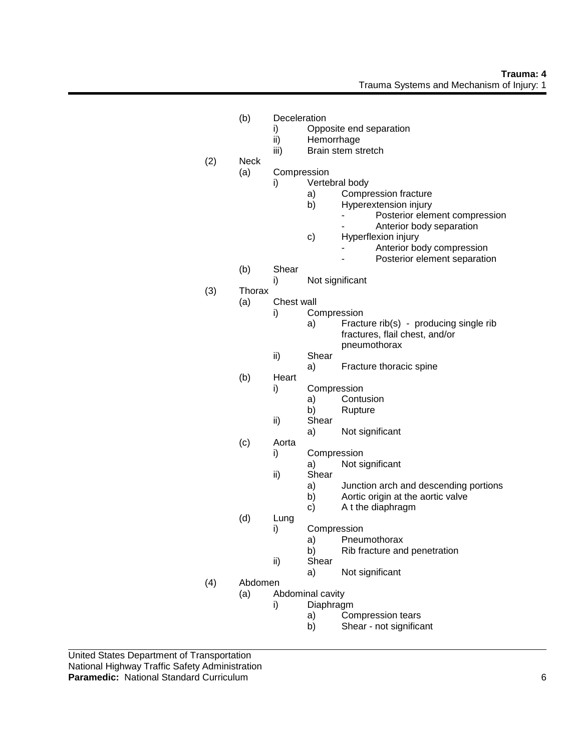(b) Deceleration
  i) Opposite end separation
  ii) Hemorrhage
  iii) Brain stem stretch

(2) Neck
  (a) Compression
    i) Vertebral body
      a) Compression fracture
      b) Hyperextension injury
        - Posterior element compression
        - Anterior body separation
      c) Hyperflexion injury
        - Anterior body compression
        - Posterior element separation
  (b) Shear
    i) Not significant

(3) Thorax
  (a) Chest wall
    i) Compression
      a) Fracture rib(s) - producing single rib fractures, flail chest, and/or pneumothorax
    ii) Shear
      a) Fracture thoracic spine
  (b) Heart
    i) Compression
      a) Contusion
      b) Rupture
    ii) Shear
      a) Not significant
  (c) Aorta
    i) Compression
      a) Not significant
    ii) Shear
      a) Junction arch and descending portions
      b) Aortic origin at the aortic valve
      c) A t the diaphragm
  (d) Lung
    i) Compression
      a) Pneumothorax
      b) Rib fracture and penetration
    ii) Shear
      a) Not significant

(4) Abdomen
  (a) Abdominal cavity
    i) Diaphragm
      a) Compression tears
      b) Shear - not significant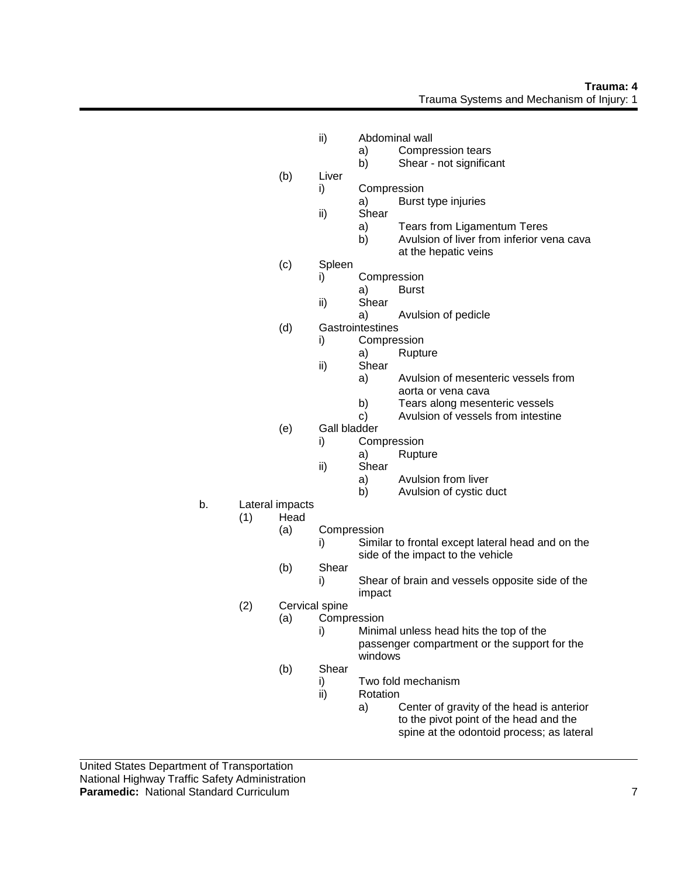- ii) Abdominal wall
  - a) Compression tears
  - b) Shear - not significant

- (b) Liver
  - i) Compression
    - a) Burst type injuries
  - ii) Shear
    - a) Tears from Ligamentum Teres
    - b) Avulsion of liver from inferior vena cava at the hepatic veins
- (c) Spleen
  - i) Compression
    - a) Burst
  - ii) Shear
    - a) Avulsion of pedicle
- (d) Gastrointestines
  - i) Compression
    - a) Rupture
  - ii) Shear
    - a) Avulsion of mesenteric vessels from aorta or vena cava
    - b) Tears along mesenteric vessels
    - c) Avulsion of vessels from intestine
- (e) Gall bladder
  - i) Compression
    - a) Rupture
  - ii) Shear
    - a) Avulsion from liver
    - b) Avulsion of cystic duct

b. Lateral impacts
- (1) Head
  - (a) Compression
    - i) Similar to frontal except lateral head and on the side of the impact to the vehicle
  - (b) Shear
    - i) Shear of brain and vessels opposite side of the impact
- (2) Cervical spine
  - (a) Compression
    - i) Minimal unless head hits the top of the passenger compartment or the support for the windows
  - (b) Shear
    - i) Two fold mechanism
    - ii) Rotation
      - a) Center of gravity of the head is anterior to the pivot point of the head and the spine at the odontoid process; as lateral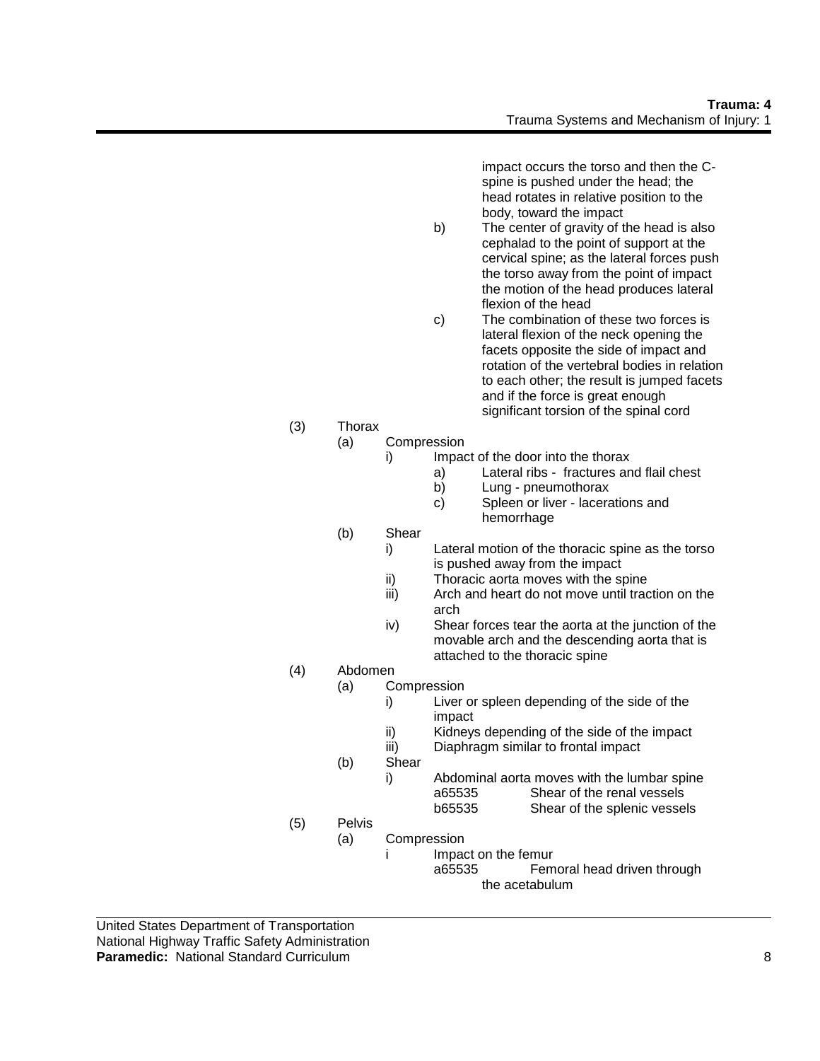impact occurs the torso and then the C-spine is pushed under the head; the head rotates in relative position to the body, toward the impact

b) The center of gravity of the head is also cephalad to the point of support at the cervical spine; as the lateral forces push the torso away from the point of impact the motion of the head produces lateral flexion of the head

c) The combination of these two forces is lateral flexion of the neck opening the facets opposite the side of impact and rotation of the vertebral bodies in relation to each other; the result is jumped facets and if the force is great enough significant torsion of the spinal cord

(3) Thorax
- (a) Compression
  - i) Impact of the door into the thorax
    - a) Lateral ribs - fractures and flail chest
    - b) Lung - pneumothorax
    - c) Spleen or liver - lacerations and hemorrhage
- (b) Shear
  - i) Lateral motion of the thoracic spine as the torso is pushed away from the impact
  - ii) Thoracic aorta moves with the spine
  - iii) Arch and heart do not move until traction on the arch
  - iv) Shear forces tear the aorta at the junction of the movable arch and the descending aorta that is attached to the thoracic spine

(4) Abdomen
- (a) Compression
  - i) Liver or spleen depending of the side of the impact
  - ii) Kidneys depending of the side of the impact
  - iii) Diaphragm similar to frontal impact
- (b) Shear
  - i) Abdominal aorta moves with the lumbar spine
    - a65535 Shear of the renal vessels
    - b65535 Shear of the splenic vessels

(5) Pelvis
- (a) Compression
  - i Impact on the femur
    - a65535 Femoral head driven through the acetabulum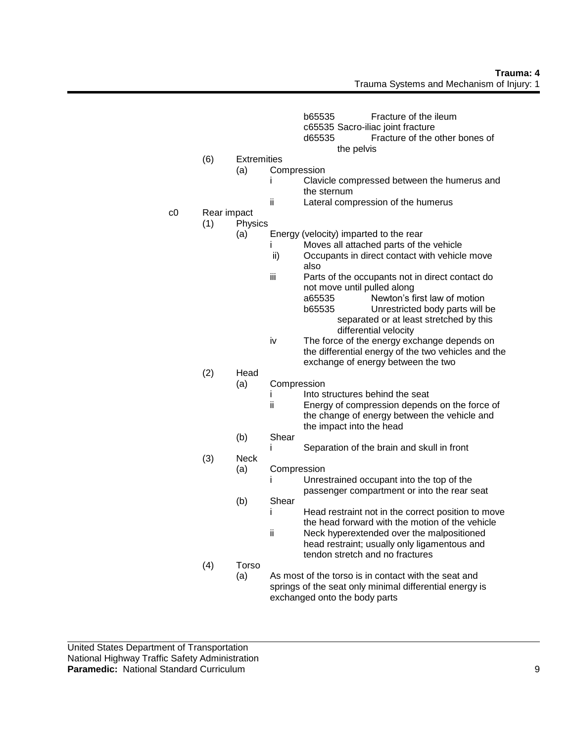b65535 Fracture of the ileum
c65535 Sacro-iliac joint fracture
d65535 Fracture of the other bones of the pelvis

(6) Extremities
  (a) Compression
    i Clavicle compressed between the humerus and the sternum
    ii Lateral compression of the humerus

c0 Rear impact
  (1) Physics
    (a) Energy (velocity) imparted to the rear
      i Moves all attached parts of the vehicle
      ii) Occupants in direct contact with vehicle move also
      iii Parts of the occupants not in direct contact do not move until pulled along
        a65535 Newton's first law of motion
        b65535 Unrestricted body parts will be separated or at least stretched by this differential velocity
      iv The force of the energy exchange depends on the differential energy of the two vehicles and the exchange of energy between the two
  (2) Head
    (a) Compression
      i Into structures behind the seat
      ii Energy of compression depends on the force of the change of energy between the vehicle and the impact into the head
    (b) Shear
      i Separation of the brain and skull in front
  (3) Neck
    (a) Compression
      i Unrestrained occupant into the top of the passenger compartment or into the rear seat
    (b) Shear
      i Head restraint not in the correct position to move the head forward with the motion of the vehicle
      ii Neck hyperextended over the malpositioned head restraint; usually only ligamentous and tendon stretch and no fractures
  (4) Torso
    (a) As most of the torso is in contact with the seat and springs of the seat only minimal differential energy is exchanged onto the body parts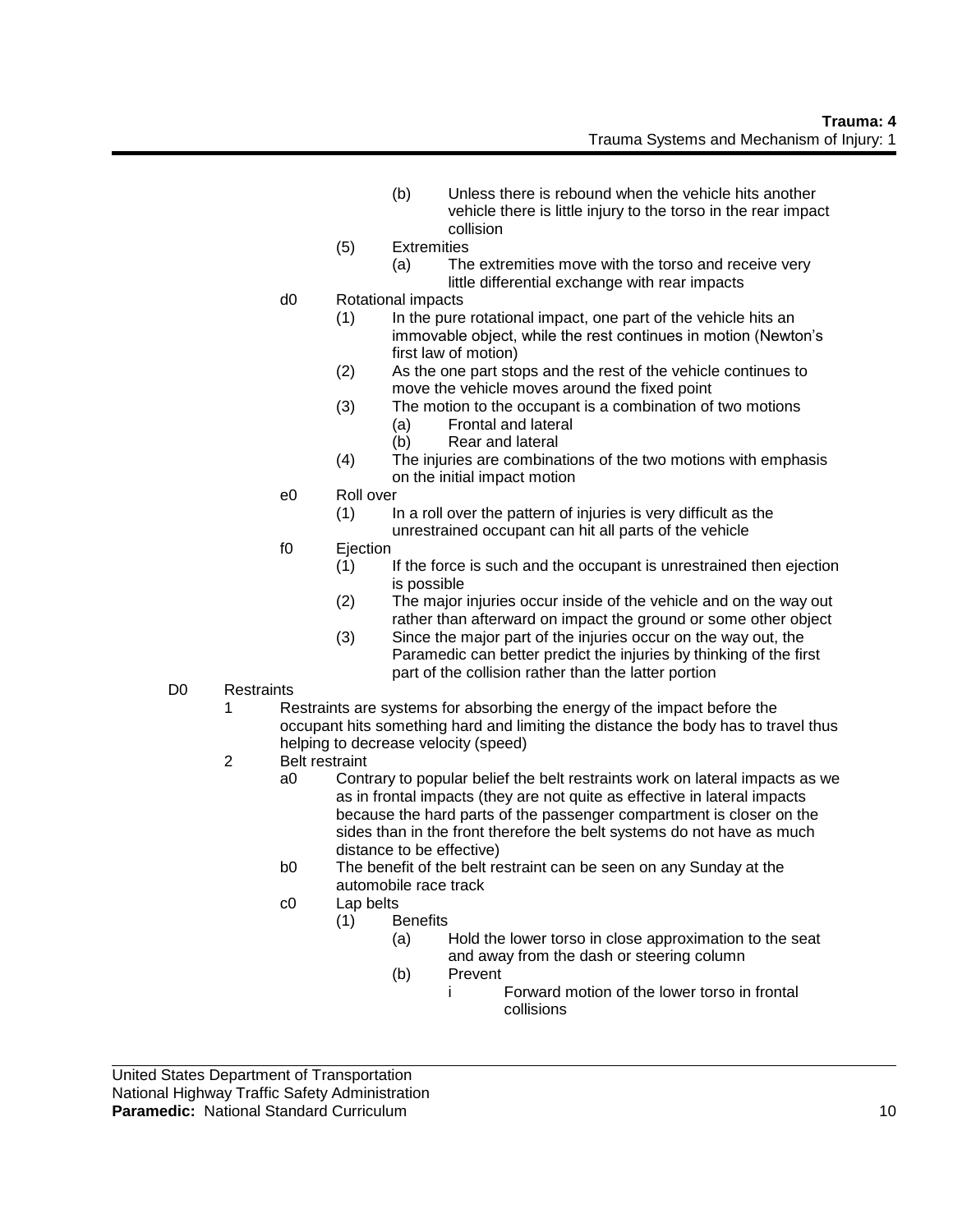- (b) Unless there is rebound when the vehicle hits another vehicle there is little injury to the torso in the rear impact collision
- (5) Extremities
  - (a) The extremities move with the torso and receive very little differential exchange with rear impacts

d0 Rotational impacts
- (1) In the pure rotational impact, one part of the vehicle hits an immovable object, while the rest continues in motion (Newton's first law of motion)
- (2) As the one part stops and the rest of the vehicle continues to move the vehicle moves around the fixed point
- (3) The motion to the occupant is a combination of two motions
  - (a) Frontal and lateral
  - (b) Rear and lateral
- (4) The injuries are combinations of the two motions with emphasis on the initial impact motion

e0 Roll over
- (1) In a roll over the pattern of injuries is very difficult as the unrestrained occupant can hit all parts of the vehicle

f0 Ejection
- (1) If the force is such and the occupant is unrestrained then ejection is possible
- (2) The major injuries occur inside of the vehicle and on the way out rather than afterward on impact the ground or some other object
- (3) Since the major part of the injuries occur on the way out, the Paramedic can better predict the injuries by thinking of the first part of the collision rather than the latter portion

D0 Restraints

1 Restraints are systems for absorbing the energy of the impact before the occupant hits something hard and limiting the distance the body has to travel thus helping to decrease velocity (speed)

2 Belt restraint
- a0 Contrary to popular belief the belt restraints work on lateral impacts as we as in frontal impacts (they are not quite as effective in lateral impacts because the hard parts of the passenger compartment is closer on the sides than in the front therefore the belt systems do not have as much distance to be effective)
- b0 The benefit of the belt restraint can be seen on any Sunday at the automobile race track
- c0 Lap belts
  - (1) Benefits
    - (a) Hold the lower torso in close approximation to the seat and away from the dash or steering column
    - (b) Prevent
      - i Forward motion of the lower torso in frontal collisions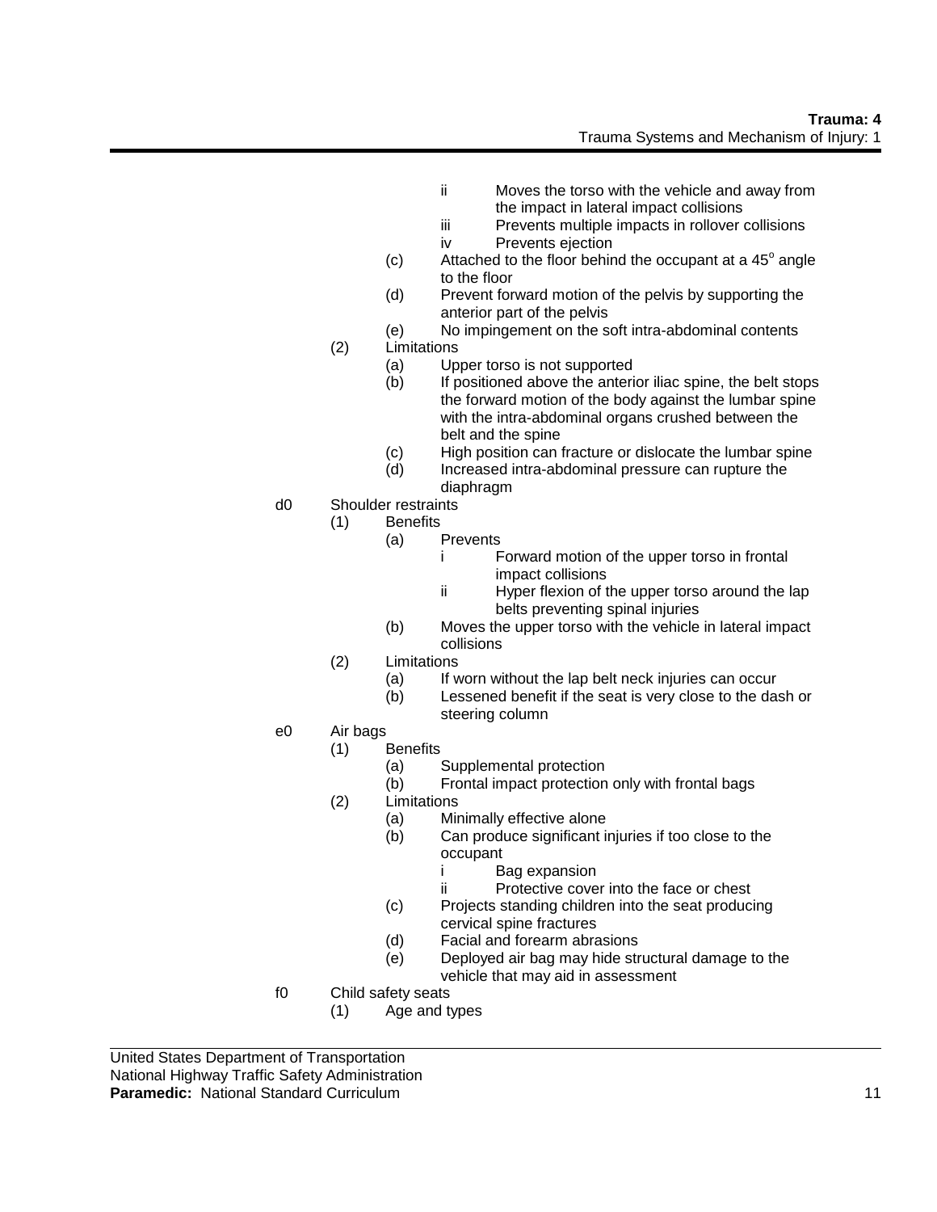ii Moves the torso with the vehicle and away from the impact in lateral impact collisions
iii Prevents multiple impacts in rollover collisions
iv Prevents ejection

(c) Attached to the floor behind the occupant at a 45° angle to the floor
(d) Prevent forward motion of the pelvis by supporting the anterior part of the pelvis
(e) No impingement on the soft intra-abdominal contents

(2) Limitations
(a) Upper torso is not supported
(b) If positioned above the anterior iliac spine, the belt stops the forward motion of the body against the lumbar spine with the intra-abdominal organs crushed between the belt and the spine
(c) High position can fracture or dislocate the lumbar spine
(d) Increased intra-abdominal pressure can rupture the diaphragm

d0 Shoulder restraints
(1) Benefits
(a) Prevents
i Forward motion of the upper torso in frontal impact collisions
ii Hyper flexion of the upper torso around the lap belts preventing spinal injuries
(b) Moves the upper torso with the vehicle in lateral impact collisions
(2) Limitations
(a) If worn without the lap belt neck injuries can occur
(b) Lessened benefit if the seat is very close to the dash or steering column

e0 Air bags
(1) Benefits
(a) Supplemental protection
(b) Frontal impact protection only with frontal bags
(2) Limitations
(a) Minimally effective alone
(b) Can produce significant injuries if too close to the occupant
i Bag expansion
ii Protective cover into the face or chest
(c) Projects standing children into the seat producing cervical spine fractures
(d) Facial and forearm abrasions
(e) Deployed air bag may hide structural damage to the vehicle that may aid in assessment

f0 Child safety seats
(1) Age and types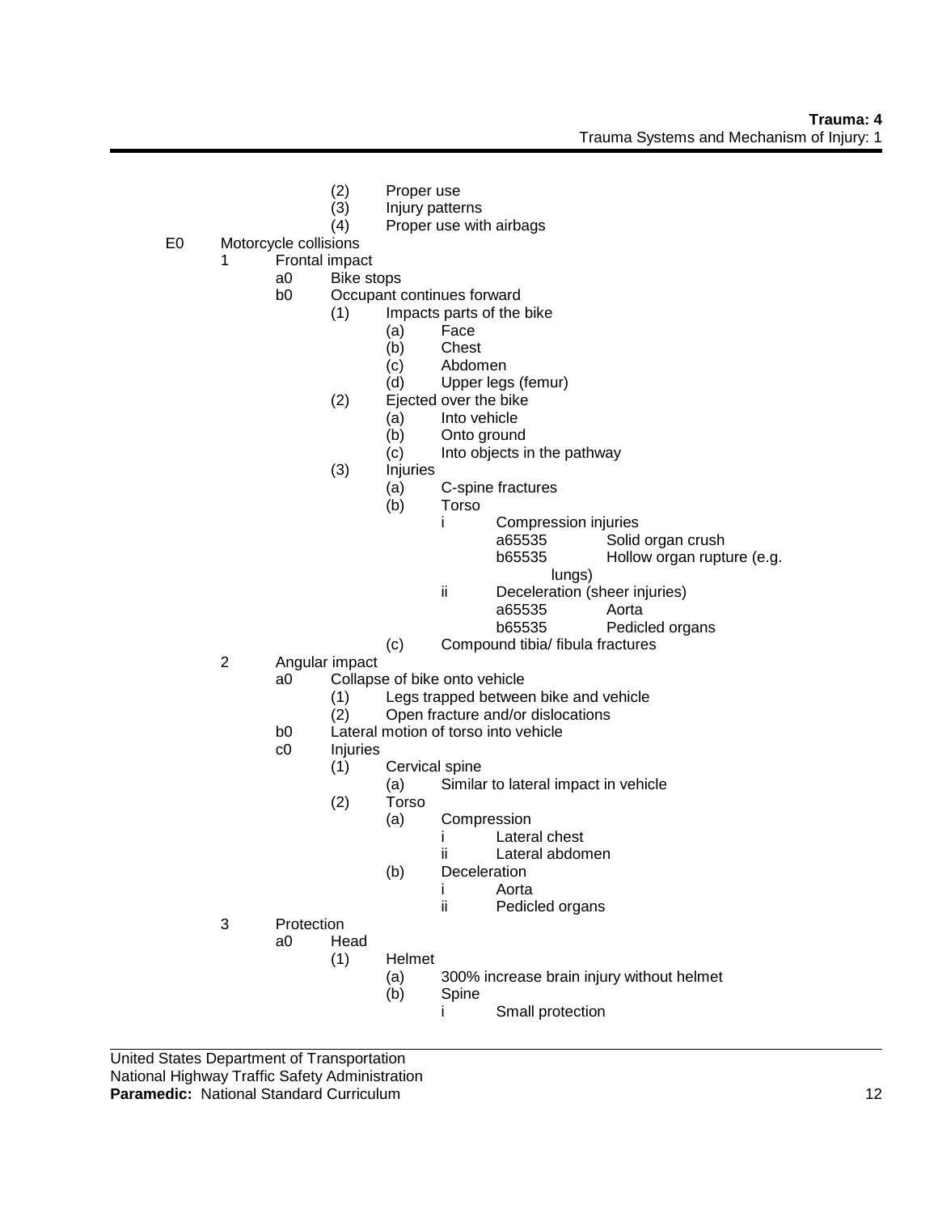(2) Proper use
(3) Injury patterns
(4) Proper use with airbags

E0 Motorcycle collisions
- 1 Frontal impact
  - a0 Bike stops
  - b0 Occupant continues forward
    - (1) Impacts parts of the bike
      - (a) Face
      - (b) Chest
      - (c) Abdomen
      - (d) Upper legs (femur)
    - (2) Ejected over the bike
      - (a) Into vehicle
      - (b) Onto ground
      - (c) Into objects in the pathway
    - (3) Injuries
      - (a) C-spine fractures
      - (b) Torso
        - i Compression injuries
          - a65535 Solid organ crush
          - b65535 Hollow organ rupture (e.g. lungs)
        - ii Deceleration (sheer injuries)
          - a65535 Aorta
          - b65535 Pedicled organs
      - (c) Compound tibia/ fibula fractures
- 2 Angular impact
  - a0 Collapse of bike onto vehicle
    - (1) Legs trapped between bike and vehicle
    - (2) Open fracture and/or dislocations
  - b0 Lateral motion of torso into vehicle
  - c0 Injuries
    - (1) Cervical spine
      - (a) Similar to lateral impact in vehicle
    - (2) Torso
      - (a) Compression
        - i Lateral chest
        - ii Lateral abdomen
      - (b) Deceleration
        - i Aorta
        - ii Pedicled organs
- 3 Protection
  - a0 Head
    - (1) Helmet
      - (a) 300% increase brain injury without helmet
      - (b) Spine
        - i Small protection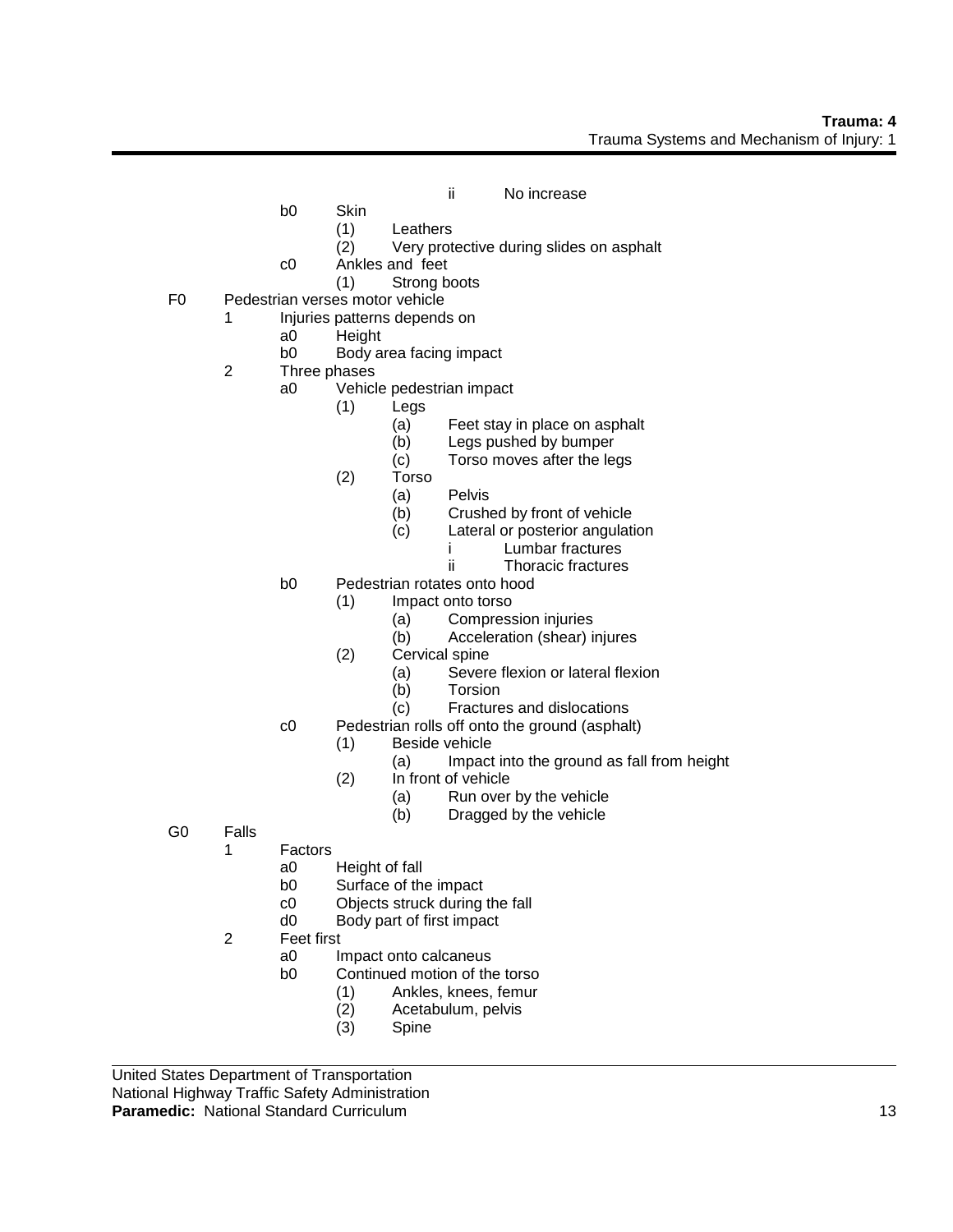ii No increase

b0 Skin
- (1) Leathers
- (2) Very protective during slides on asphalt

c0 Ankles and feet
- (1) Strong boots

F0 Pedestrian verses motor vehicle

1 Injuries patterns depends on
- a0 Height
- b0 Body area facing impact

2 Three phases
- a0 Vehicle pedestrian impact
  - (1) Legs
    - (a) Feet stay in place on asphalt
    - (b) Legs pushed by bumper
    - (c) Torso moves after the legs
  - (2) Torso
    - (a) Pelvis
    - (b) Crushed by front of vehicle
    - (c) Lateral or posterior angulation
      - i Lumbar fractures
      - ii Thoracic fractures
- b0 Pedestrian rotates onto hood
  - (1) Impact onto torso
    - (a) Compression injuries
    - (b) Acceleration (shear) injures
  - (2) Cervical spine
    - (a) Severe flexion or lateral flexion
    - (b) Torsion
    - (c) Fractures and dislocations
- c0 Pedestrian rolls off onto the ground (asphalt)
  - (1) Beside vehicle
    - (a) Impact into the ground as fall from height
  - (2) In front of vehicle
    - (a) Run over by the vehicle
    - (b) Dragged by the vehicle

G0 Falls

1 Factors
- a0 Height of fall
- b0 Surface of the impact
- c0 Objects struck during the fall
- d0 Body part of first impact

2 Feet first
- a0 Impact onto calcaneus
- b0 Continued motion of the torso
  - (1) Ankles, knees, femur
  - (2) Acetabulum, pelvis
  - (3) Spine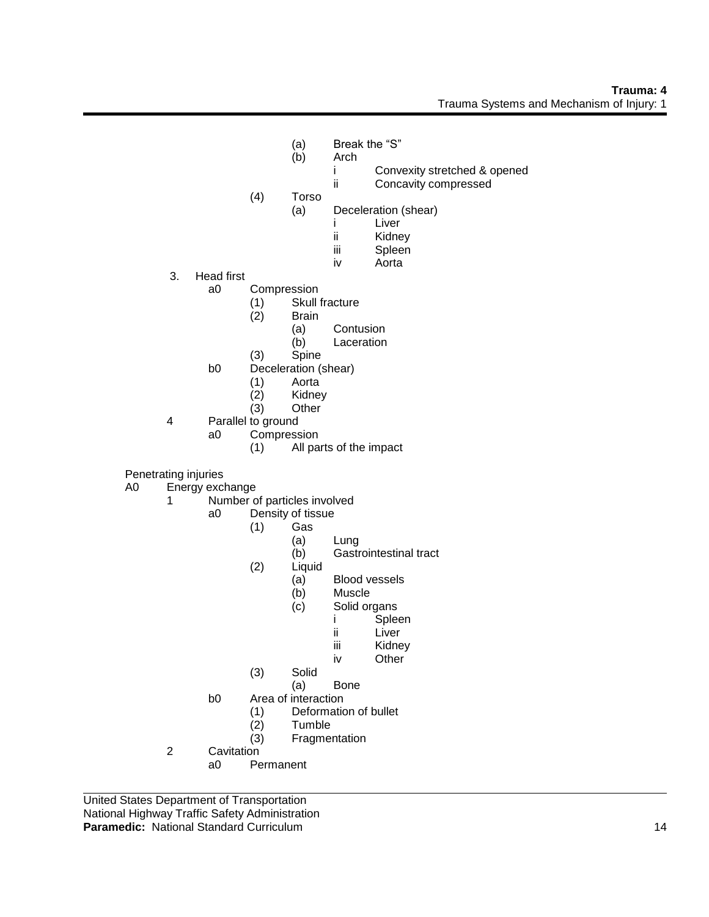- (a) Break the "S"
- (b) Arch
  - i Convexity stretched & opened
  - ii Concavity compressed
- (4) Torso
  - (a) Deceleration (shear)
    - i Liver
    - ii Kidney
    - iii Spleen
    - iv Aorta

3. Head first
   - a0 Compression
     - (1) Skull fracture
     - (2) Brain
       - (a) Contusion
       - (b) Laceration
     - (3) Spine
   - b0 Deceleration (shear)
     - (1) Aorta
     - (2) Kidney
     - (3) Other

4 Parallel to ground
   - a0 Compression
     - (1) All parts of the impact

Penetrating injuries

A0 Energy exchange

1 Number of particles involved
   - a0 Density of tissue
     - (1) Gas
       - (a) Lung
       - (b) Gastrointestinal tract
     - (2) Liquid
       - (a) Blood vessels
       - (b) Muscle
       - (c) Solid organs
         - i Spleen
         - ii Liver
         - iii Kidney
         - iv Other
     - (3) Solid
       - (a) Bone
   - b0 Area of interaction
     - (1) Deformation of bullet
     - (2) Tumble
     - (3) Fragmentation

2 Cavitation
   - a0 Permanent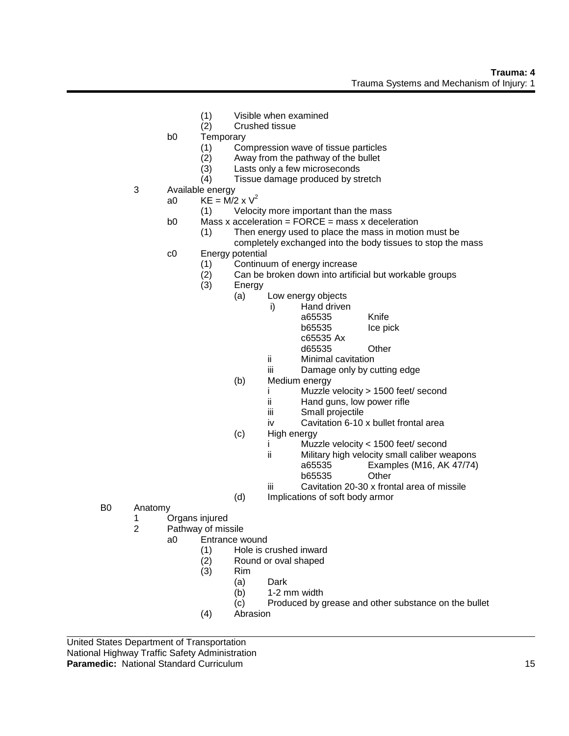- (1) Visible when examined
- (2) Crushed tissue

b0 Temporary

- (1) Compression wave of tissue particles
- (2) Away from the pathway of the bullet
- (3) Lasts only a few microseconds
- (4) Tissue damage produced by stretch

3 Available energy

- a0 $KE = M/2 \times V^2$
  - (1) Velocity more important than the mass
- b0 Mass x acceleration = FORCE = mass x deceleration
  - (1) Then energy used to place the mass in motion must be completely exchanged into the body tissues to stop the mass
- c0 Energy potential
  - (1) Continuum of energy increase
  - (2) Can be broken down into artificial but workable groups
  - (3) Energy
    - (a) Low energy objects
      - i) Hand driven
        - a65535 Knife
        - b65535 Ice pick
        - c65535 Ax
        - d65535 Other
      - ii Minimal cavitation
      - iii Damage only by cutting edge
    - (b) Medium energy
      - i Muzzle velocity > 1500 feet/ second
      - ii Hand guns, low power rifle
      - iii Small projectile
      - iv Cavitation 6-10 x bullet frontal area
    - (c) High energy
      - i Muzzle velocity < 1500 feet/ second
      - ii Military high velocity small caliber weapons
        - a65535 Examples (M16, AK 47/74)
        - b65535 Other
      - iii Cavitation 20-30 x frontal area of missile
    - (d) Implications of soft body armor

B0 Anatomy

1 Organs injured

2 Pathway of missile

- a0 Entrance wound
  - (1) Hole is crushed inward
  - (2) Round or oval shaped
  - (3) Rim
    - (a) Dark
    - (b) 1-2 mm width
    - (c) Produced by grease and other substance on the bullet
  - (4) Abrasion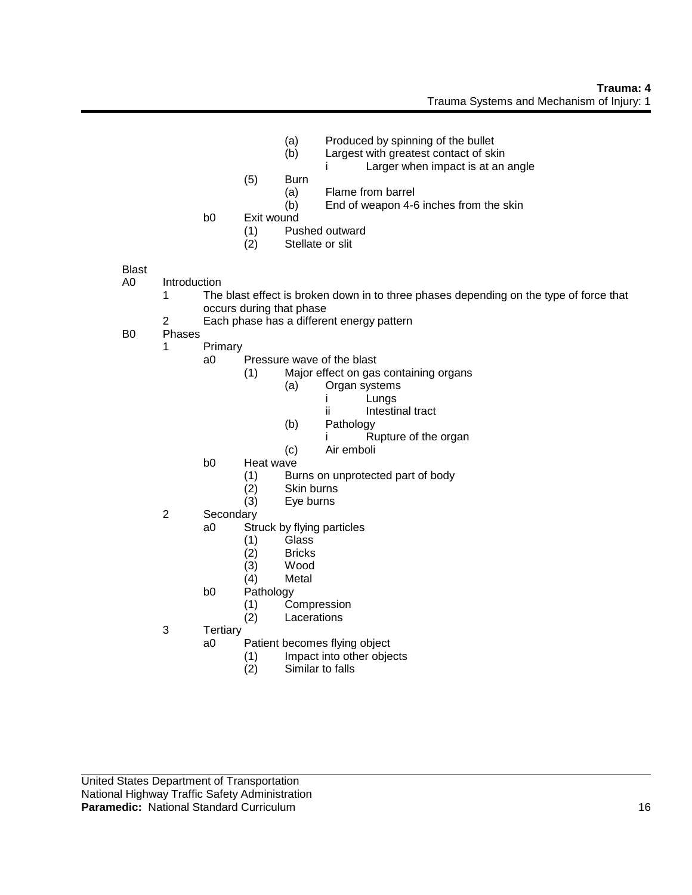- (a) Produced by spinning of the bullet
- (b) Largest with greatest contact of skin
  - i Larger when impact is at an angle
- (5) Burn
  - (a) Flame from barrel
  - (b) End of weapon 4-6 inches from the skin
- b0 Exit wound
  - (1) Pushed outward
  - (2) Stellate or slit

Blast

- A0 Introduction
  - 1 The blast effect is broken down in to three phases depending on the type of force that occurs during that phase
  - 2 Each phase has a different energy pattern
- B0 Phases
  - 1 Primary
    - a0 Pressure wave of the blast
      - (1) Major effect on gas containing organs
        - (a) Organ systems
          - i Lungs
          - ii Intestinal tract
        - (b) Pathology
          - i Rupture of the organ
        - (c) Air emboli
    - b0 Heat wave
      - (1) Burns on unprotected part of body
      - (2) Skin burns
      - (3) Eye burns
  - 2 Secondary
    - a0 Struck by flying particles
      - (1) Glass
      - (2) Bricks
      - (3) Wood
      - (4) Metal
    - b0 Pathology
      - (1) Compression
      - (2) Lacerations
  - 3 Tertiary
    - a0 Patient becomes flying object
      - (1) Impact into other objects
      - (2) Similar to falls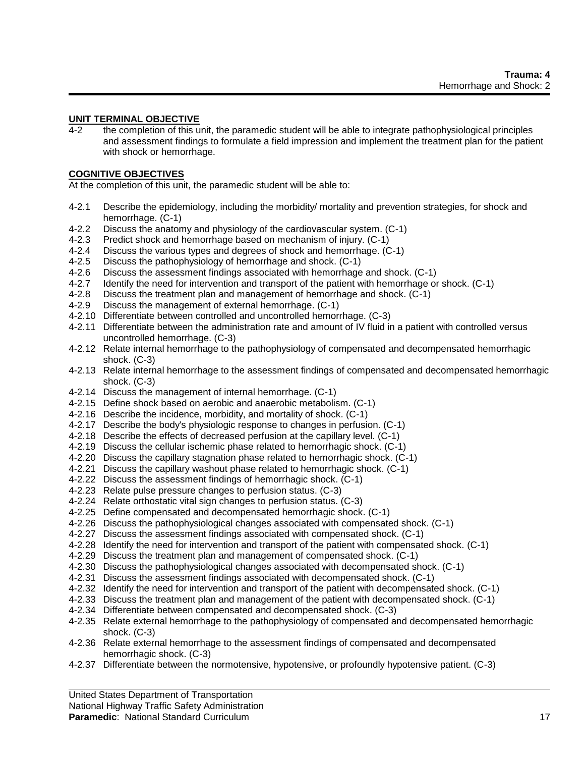## UNIT TERMINAL OBJECTIVE

4-2 the completion of this unit, the paramedic student will be able to integrate pathophysiological principles and assessment findings to formulate a field impression and implement the treatment plan for the patient with shock or hemorrhage.

## COGNITIVE OBJECTIVES

At the completion of this unit, the paramedic student will be able to:

- 4-2.1 Describe the epidemiology, including the morbidity/ mortality and prevention strategies, for shock and hemorrhage. (C-1)
- 4-2.2 Discuss the anatomy and physiology of the cardiovascular system. (C-1)
- 4-2.3 Predict shock and hemorrhage based on mechanism of injury. (C-1)
- 4-2.4 Discuss the various types and degrees of shock and hemorrhage. (C-1)
- 4-2.5 Discuss the pathophysiology of hemorrhage and shock. (C-1)
- 4-2.6 Discuss the assessment findings associated with hemorrhage and shock. (C-1)
- 4-2.7 Identify the need for intervention and transport of the patient with hemorrhage or shock. (C-1)
- 4-2.8 Discuss the treatment plan and management of hemorrhage and shock. (C-1)
- 4-2.9 Discuss the management of external hemorrhage. (C-1)
- 4-2.10 Differentiate between controlled and uncontrolled hemorrhage. (C-3)
- 4-2.11 Differentiate between the administration rate and amount of IV fluid in a patient with controlled versus uncontrolled hemorrhage. (C-3)
- 4-2.12 Relate internal hemorrhage to the pathophysiology of compensated and decompensated hemorrhagic shock. (C-3)
- 4-2.13 Relate internal hemorrhage to the assessment findings of compensated and decompensated hemorrhagic shock. (C-3)
- 4-2.14 Discuss the management of internal hemorrhage. (C-1)
- 4-2.15 Define shock based on aerobic and anaerobic metabolism. (C-1)
- 4-2.16 Describe the incidence, morbidity, and mortality of shock. (C-1)
- 4-2.17 Describe the body's physiologic response to changes in perfusion. (C-1)
- 4-2.18 Describe the effects of decreased perfusion at the capillary level. (C-1)
- 4-2.19 Discuss the cellular ischemic phase related to hemorrhagic shock. (C-1)
- 4-2.20 Discuss the capillary stagnation phase related to hemorrhagic shock. (C-1)
- 4-2.21 Discuss the capillary washout phase related to hemorrhagic shock. (C-1)
- 4-2.22 Discuss the assessment findings of hemorrhagic shock. (C-1)
- 4-2.23 Relate pulse pressure changes to perfusion status. (C-3)
- 4-2.24 Relate orthostatic vital sign changes to perfusion status. (C-3)
- 4-2.25 Define compensated and decompensated hemorrhagic shock. (C-1)
- 4-2.26 Discuss the pathophysiological changes associated with compensated shock. (C-1)
- 4-2.27 Discuss the assessment findings associated with compensated shock. (C-1)
- 4-2.28 Identify the need for intervention and transport of the patient with compensated shock. (C-1)
- 4-2.29 Discuss the treatment plan and management of compensated shock. (C-1)
- 4-2.30 Discuss the pathophysiological changes associated with decompensated shock. (C-1)
- 4-2.31 Discuss the assessment findings associated with decompensated shock. (C-1)
- 4-2.32 Identify the need for intervention and transport of the patient with decompensated shock. (C-1)
- 4-2.33 Discuss the treatment plan and management of the patient with decompensated shock. (C-1)
- 4-2.34 Differentiate between compensated and decompensated shock. (C-3)
- 4-2.35 Relate external hemorrhage to the pathophysiology of compensated and decompensated hemorrhagic shock. (C-3)
- 4-2.36 Relate external hemorrhage to the assessment findings of compensated and decompensated hemorrhagic shock. (C-3)
- 4-2.37 Differentiate between the normotensive, hypotensive, or profoundly hypotensive patient. (C-3)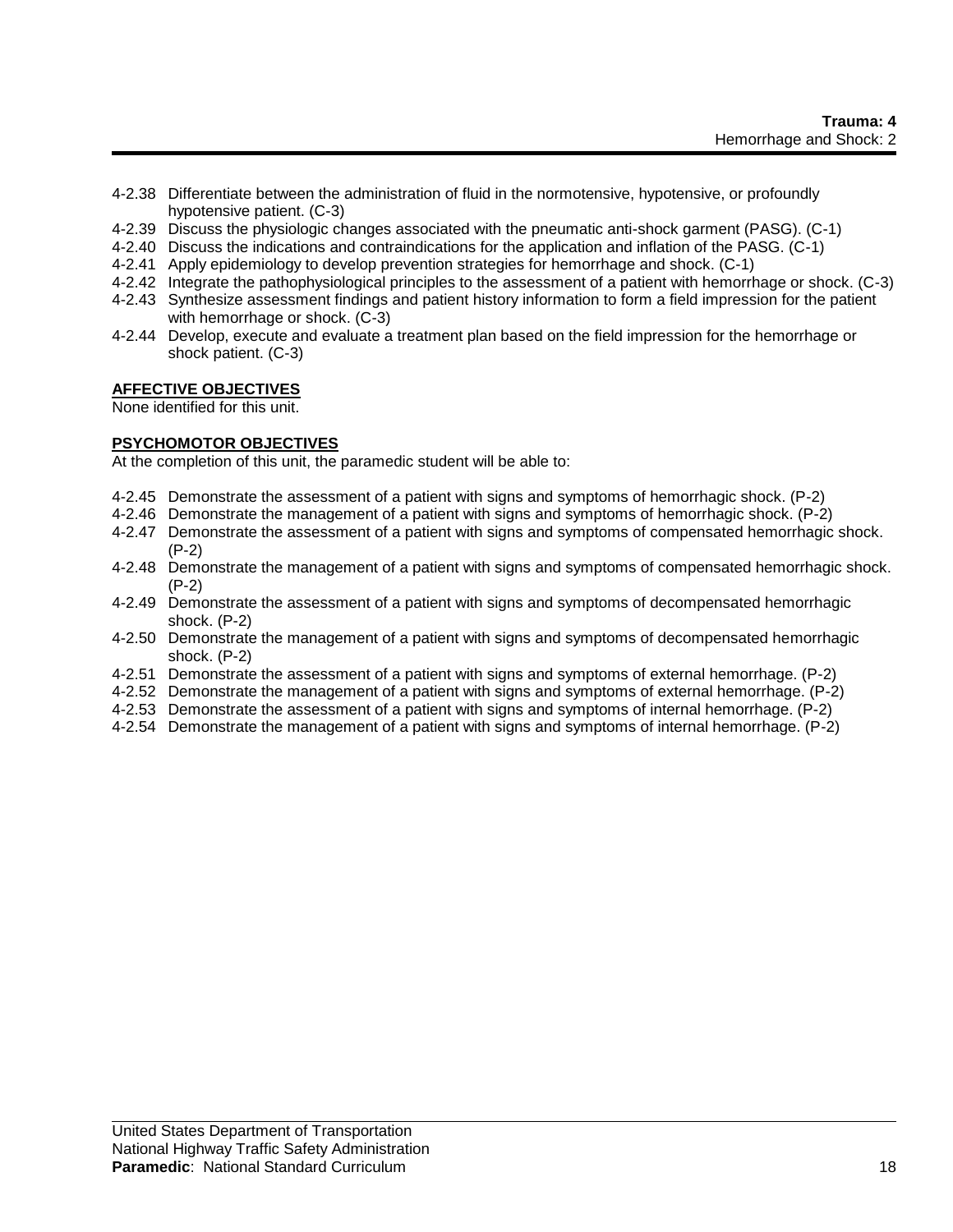4-2.38 Differentiate between the administration of fluid in the normotensive, hypotensive, or profoundly hypotensive patient. (C-3)
4-2.39 Discuss the physiologic changes associated with the pneumatic anti-shock garment (PASG). (C-1)
4-2.40 Discuss the indications and contraindications for the application and inflation of the PASG. (C-1)
4-2.41 Apply epidemiology to develop prevention strategies for hemorrhage and shock. (C-1)
4-2.42 Integrate the pathophysiological principles to the assessment of a patient with hemorrhage or shock. (C-3)
4-2.43 Synthesize assessment findings and patient history information to form a field impression for the patient with hemorrhage or shock. (C-3)
4-2.44 Develop, execute and evaluate a treatment plan based on the field impression for the hemorrhage or shock patient. (C-3)

**AFFECTIVE OBJECTIVES**

None identified for this unit.

**PSYCHOMOTOR OBJECTIVES**

At the completion of this unit, the paramedic student will be able to:

4-2.45 Demonstrate the assessment of a patient with signs and symptoms of hemorrhagic shock. (P-2)
4-2.46 Demonstrate the management of a patient with signs and symptoms of hemorrhagic shock. (P-2)
4-2.47 Demonstrate the assessment of a patient with signs and symptoms of compensated hemorrhagic shock. (P-2)
4-2.48 Demonstrate the management of a patient with signs and symptoms of compensated hemorrhagic shock. (P-2)
4-2.49 Demonstrate the assessment of a patient with signs and symptoms of decompensated hemorrhagic shock. (P-2)
4-2.50 Demonstrate the management of a patient with signs and symptoms of decompensated hemorrhagic shock. (P-2)
4-2.51 Demonstrate the assessment of a patient with signs and symptoms of external hemorrhage. (P-2)
4-2.52 Demonstrate the management of a patient with signs and symptoms of external hemorrhage. (P-2)
4-2.53 Demonstrate the assessment of a patient with signs and symptoms of internal hemorrhage. (P-2)
4-2.54 Demonstrate the management of a patient with signs and symptoms of internal hemorrhage. (P-2)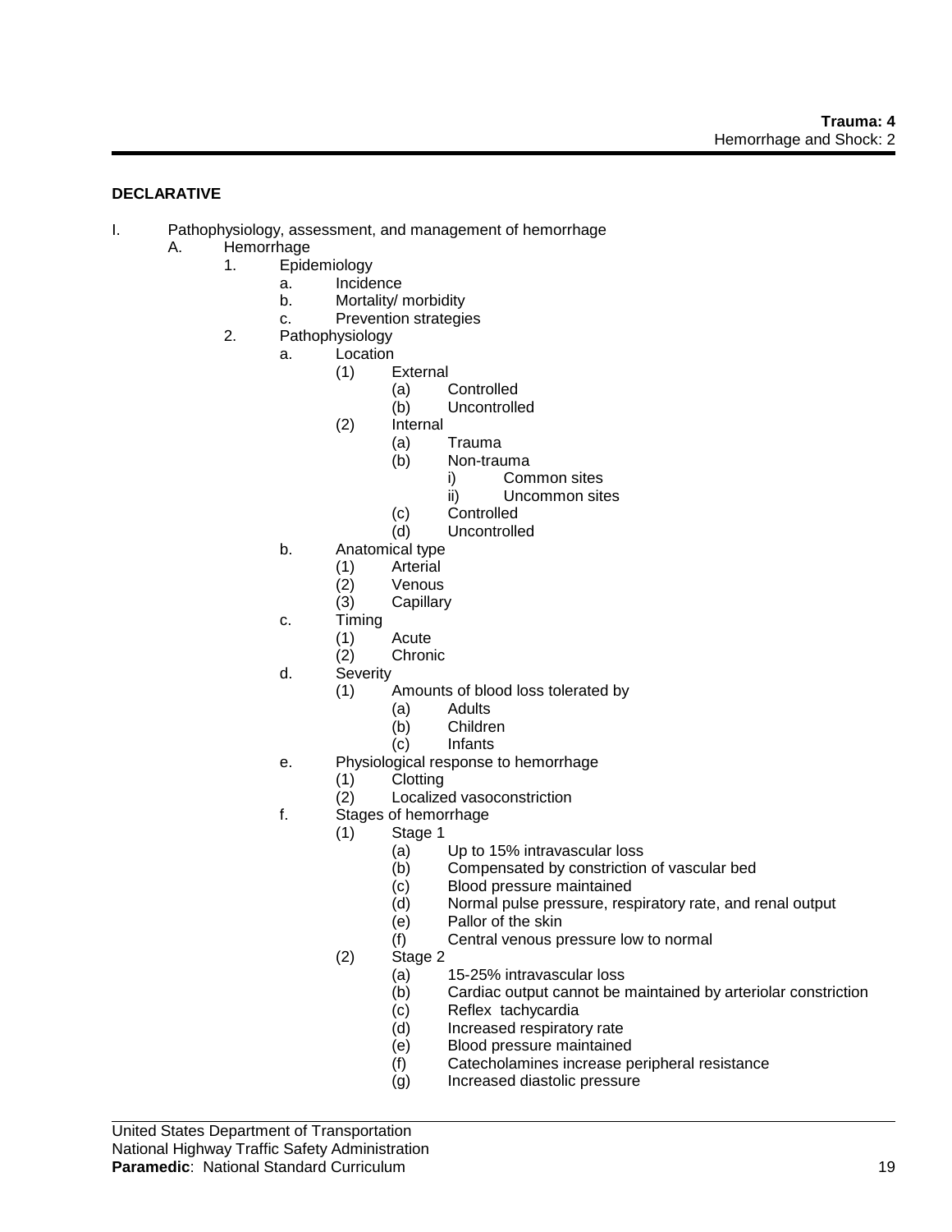**DECLARATIVE**

- I. Pathophysiology, assessment, and management of hemorrhage
    - A. Hemorrhage
        - 1. Epidemiology
            - a. Incidence
            - b. Mortality/ morbidity
            - c. Prevention strategies
        - 2. Pathophysiology
            - a. Location
                - (1) External
                    - (a) Controlled
                    - (b) Uncontrolled
                - (2) Internal
                    - (a) Trauma
                    - (b) Non-trauma
                        - i) Common sites
                        - ii) Uncommon sites
                    - (c) Controlled
                    - (d) Uncontrolled
            - b. Anatomical type
                - (1) Arterial
                - (2) Venous
                - (3) Capillary
            - c. Timing
                - (1) Acute
                - (2) Chronic
            - d. Severity
                - (1) Amounts of blood loss tolerated by
                    - (a) Adults
                    - (b) Children
                    - (c) Infants
            - e. Physiological response to hemorrhage
                - (1) Clotting
                - (2) Localized vasoconstriction
            - f. Stages of hemorrhage
                - (1) Stage 1
                    - (a) Up to 15% intravascular loss
                    - (b) Compensated by constriction of vascular bed
                    - (c) Blood pressure maintained
                    - (d) Normal pulse pressure, respiratory rate, and renal output
                    - (e) Pallor of the skin
                    - (f) Central venous pressure low to normal
                - (2) Stage 2
                    - (a) 15-25% intravascular loss
                    - (b) Cardiac output cannot be maintained by arteriolar constriction
                    - (c) Reflex tachycardia
                    - (d) Increased respiratory rate
                    - (e) Blood pressure maintained
                    - (f) Catecholamines increase peripheral resistance
                    - (g) Increased diastolic pressure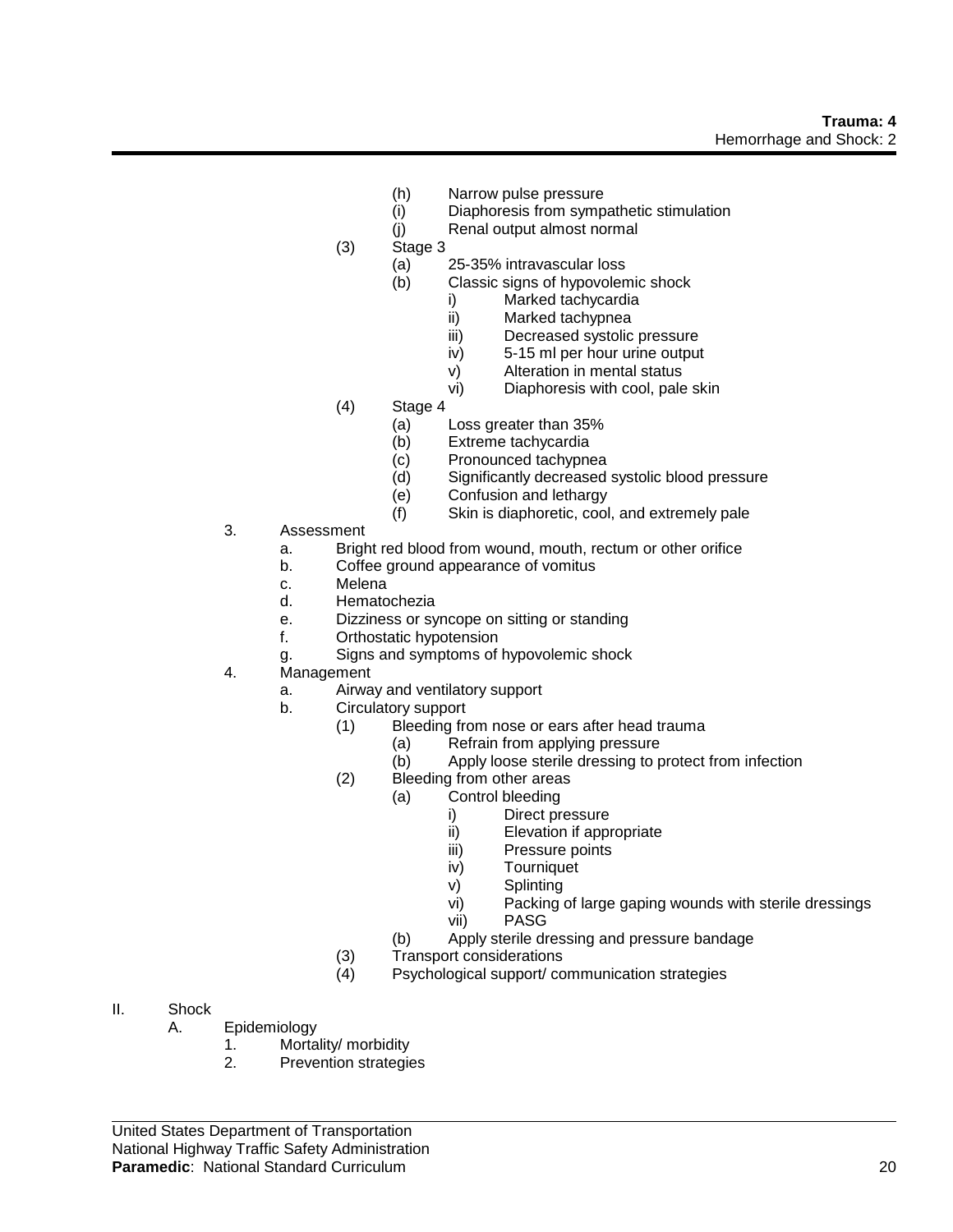- (h) Narrow pulse pressure
- (i) Diaphoresis from sympathetic stimulation
- (j) Renal output almost normal

(3) Stage 3
- (a) 25-35% intravascular loss
- (b) Classic signs of hypovolemic shock
  - i) Marked tachycardia
  - ii) Marked tachypnea
  - iii) Decreased systolic pressure
  - iv) 5-15 ml per hour urine output
  - v) Alteration in mental status
  - vi) Diaphoresis with cool, pale skin

(4) Stage 4
- (a) Loss greater than 35%
- (b) Extreme tachycardia
- (c) Pronounced tachypnea
- (d) Significantly decreased systolic blood pressure
- (e) Confusion and lethargy
- (f) Skin is diaphoretic, cool, and extremely pale

3. Assessment
   - a. Bright red blood from wound, mouth, rectum or other orifice
   - b. Coffee ground appearance of vomitus
   - c. Melena
   - d. Hematochezia
   - e. Dizziness or syncope on sitting or standing
   - f. Orthostatic hypotension
   - g. Signs and symptoms of hypovolemic shock

4. Management
   - a. Airway and ventilatory support
   - b. Circulatory support
     - (1) Bleeding from nose or ears after head trauma
       - (a) Refrain from applying pressure
       - (b) Apply loose sterile dressing to protect from infection
     - (2) Bleeding from other areas
       - (a) Control bleeding
         - i) Direct pressure
         - ii) Elevation if appropriate
         - iii) Pressure points
         - iv) Tourniquet
         - v) Splinting
         - vi) Packing of large gaping wounds with sterile dressings
         - vii) PASG
       - (b) Apply sterile dressing and pressure bandage
     - (3) Transport considerations
     - (4) Psychological support/ communication strategies

II. Shock
- A. Epidemiology
  1. Mortality/ morbidity
  2. Prevention strategies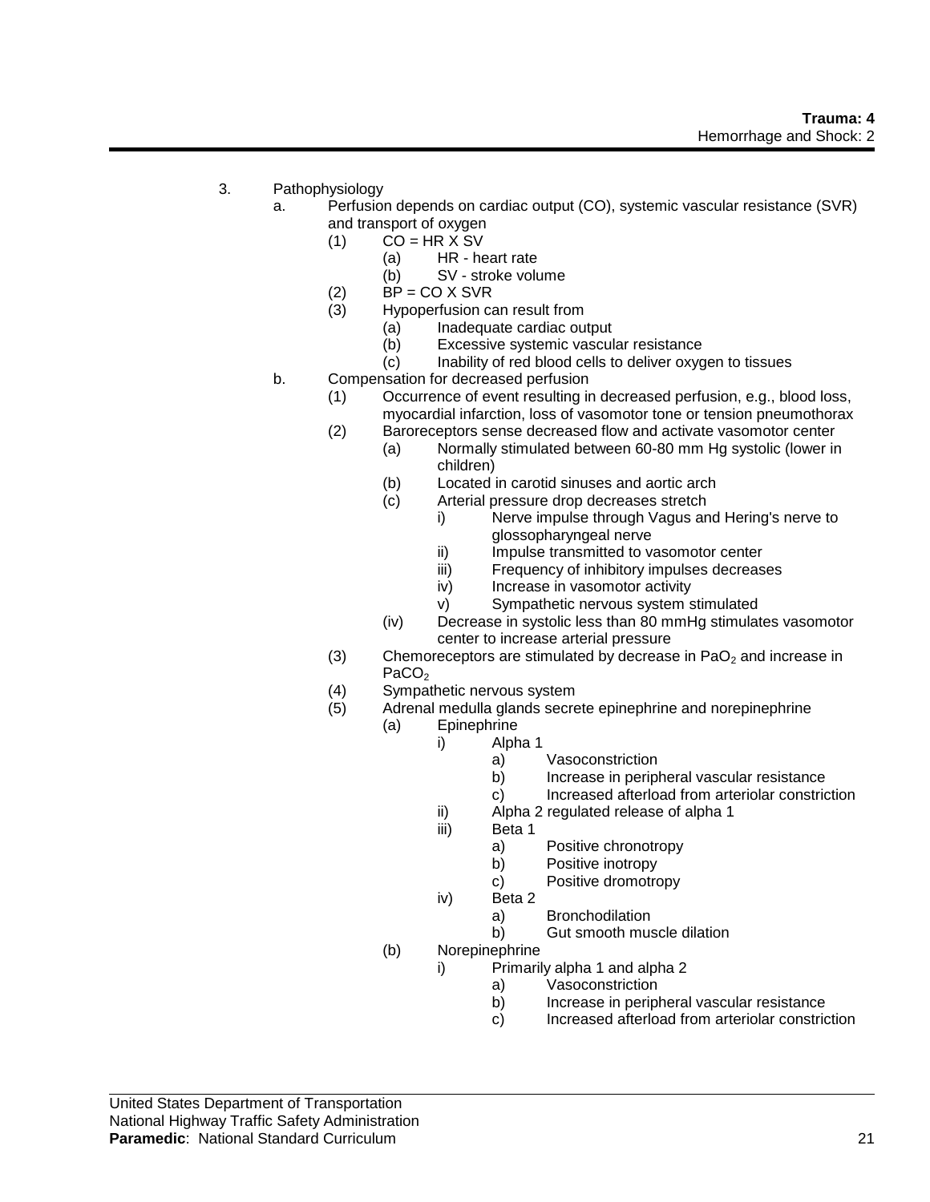3. Pathophysiology
    a. Perfusion depends on cardiac output (CO), systemic vascular resistance (SVR) and transport of oxygen
        (1) CO = HR X SV
            (a) HR - heart rate
            (b) SV - stroke volume
        (2) BP = CO X SVR
        (3) Hypoperfusion can result from
            (a) Inadequate cardiac output
            (b) Excessive systemic vascular resistance
            (c) Inability of red blood cells to deliver oxygen to tissues
    b. Compensation for decreased perfusion
        (1) Occurrence of event resulting in decreased perfusion, e.g., blood loss, myocardial infarction, loss of vasomotor tone or tension pneumothorax
        (2) Baroreceptors sense decreased flow and activate vasomotor center
            (a) Normally stimulated between 60-80 mm Hg systolic (lower in children)
            (b) Located in carotid sinuses and aortic arch
            (c) Arterial pressure drop decreases stretch
                i) Nerve impulse through Vagus and Hering's nerve to glossopharyngeal nerve
                ii) Impulse transmitted to vasomotor center
                iii) Frequency of inhibitory impulses decreases
                iv) Increase in vasomotor activity
                v) Sympathetic nervous system stimulated
            (iv) Decrease in systolic less than 80 mmHg stimulates vasomotor center to increase arterial pressure
        (3) Chemoreceptors are stimulated by decrease in $PaO_2$ and increase in $PaCO_2$
        (4) Sympathetic nervous system
        (5) Adrenal medulla glands secrete epinephrine and norepinephrine
            (a) Epinephrine
                i) Alpha 1
                    a) Vasoconstriction
                    b) Increase in peripheral vascular resistance
                    c) Increased afterload from arteriolar constriction
                ii) Alpha 2 regulated release of alpha 1
                iii) Beta 1
                    a) Positive chronotropy
                    b) Positive inotropy
                    c) Positive dromotropy
                iv) Beta 2
                    a) Bronchodilation
                    b) Gut smooth muscle dilation
            (b) Norepinephrine
                i) Primarily alpha 1 and alpha 2
                    a) Vasoconstriction
                    b) Increase in peripheral vascular resistance
                    c) Increased afterload from arteriolar constriction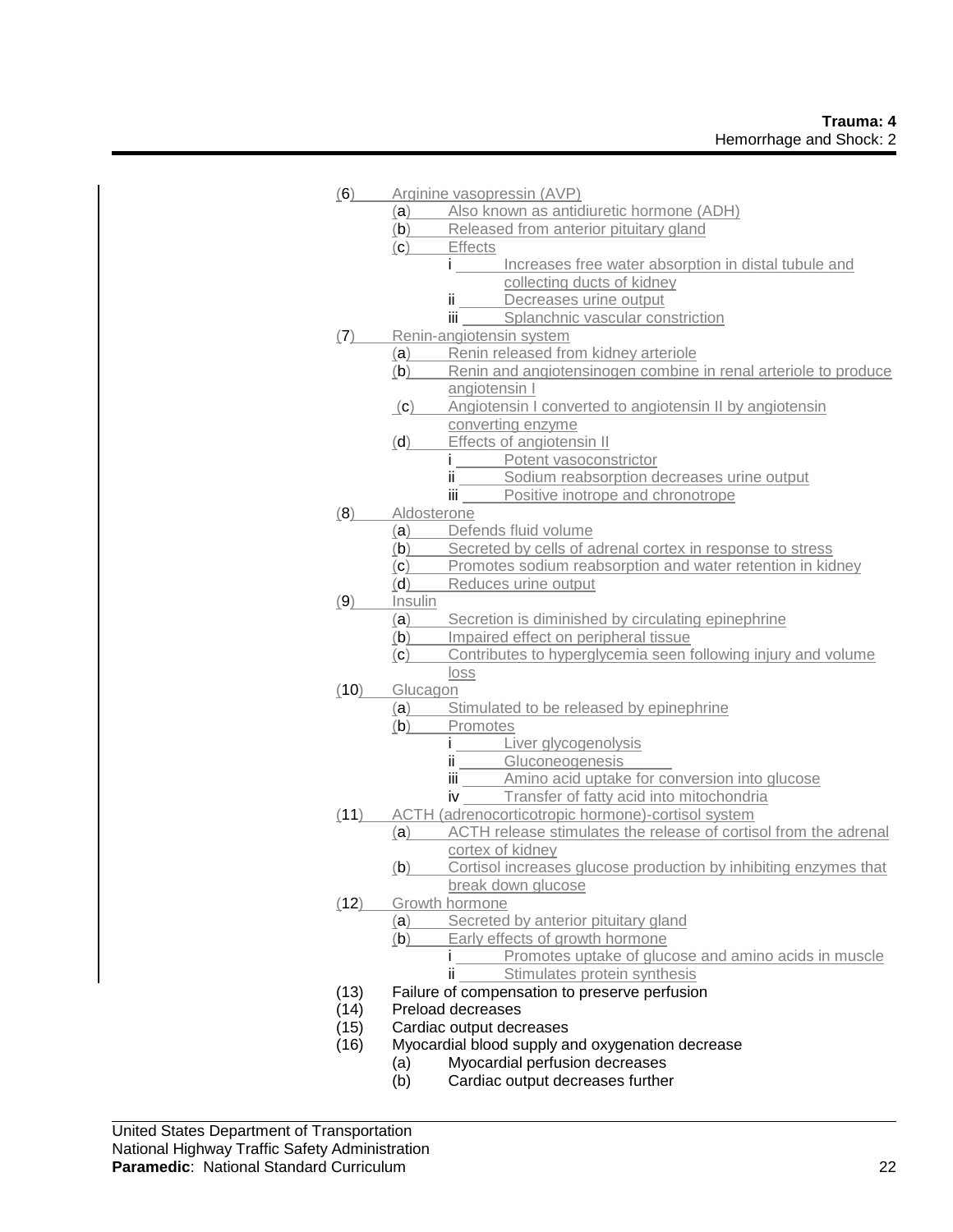(6) Arginine vasopressin (AVP)
  (a) Also known as antidiuretic hormone (ADH)
  (b) Released from anterior pituitary gland
  (c) Effects
    i Increases free water absorption in distal tubule and collecting ducts of kidney
    ii Decreases urine output
    iii Splanchnic vascular constriction

(7) Renin-angiotensin system
  (a) Renin released from kidney arteriole
  (b) Renin and angiotensinogen combine in renal arteriole to produce angiotensin I
  (c) Angiotensin I converted to angiotensin II by angiotensin converting enzyme
  (d) Effects of angiotensin II
    i Potent vasoconstrictor
    ii Sodium reabsorption decreases urine output
    iii Positive inotrope and chronotrope

(8) Aldosterone
  (a) Defends fluid volume
  (b) Secreted by cells of adrenal cortex in response to stress
  (c) Promotes sodium reabsorption and water retention in kidney
  (d) Reduces urine output

(9) Insulin
  (a) Secretion is diminished by circulating epinephrine
  (b) Impaired effect on peripheral tissue
  (c) Contributes to hyperglycemia seen following injury and volume loss

(10) Glucagon
  (a) Stimulated to be released by epinephrine
  (b) Promotes
    i Liver glycogenolysis
    ii Gluconeogenesis
    iii Amino acid uptake for conversion into glucose
    iv Transfer of fatty acid into mitochondria

(11) ACTH (adrenocorticotropic hormone)-cortisol system
  (a) ACTH release stimulates the release of cortisol from the adrenal cortex of kidney
  (b) Cortisol increases glucose production by inhibiting enzymes that break down glucose

(12) Growth hormone
  (a) Secreted by anterior pituitary gland
  (b) Early effects of growth hormone
    i Promotes uptake of glucose and amino acids in muscle
    ii Stimulates protein synthesis

(13) Failure of compensation to preserve perfusion

(14) Preload decreases

(15) Cardiac output decreases

(16) Myocardial blood supply and oxygenation decrease
  (a) Myocardial perfusion decreases
  (b) Cardiac output decreases further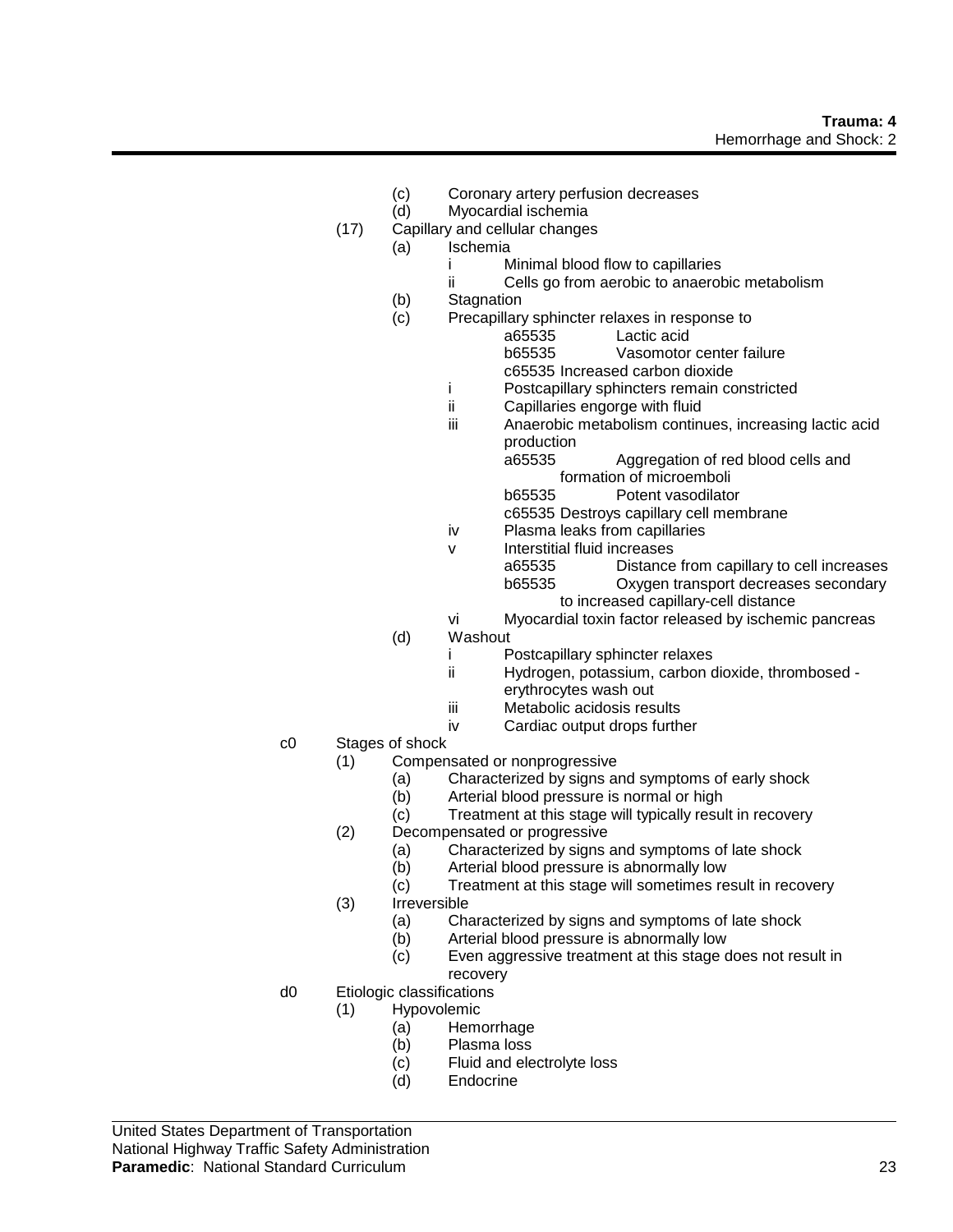(c) Coronary artery perfusion decreases
(d) Myocardial ischemia
(17) Capillary and cellular changes
(a) Ischemia
i Minimal blood flow to capillaries
ii Cells go from aerobic to anaerobic metabolism
(b) Stagnation
(c) Precapillary sphincter relaxes in response to
a65535 Lactic acid
b65535 Vasomotor center failure
c65535 Increased carbon dioxide
i Postcapillary sphincters remain constricted
ii Capillaries engorge with fluid
iii Anaerobic metabolism continues, increasing lactic acid production
a65535 Aggregation of red blood cells and formation of microemboli
b65535 Potent vasodilator
c65535 Destroys capillary cell membrane
iv Plasma leaks from capillaries
v Interstitial fluid increases
a65535 Distance from capillary to cell increases
b65535 Oxygen transport decreases secondary to increased capillary-cell distance
vi Myocardial toxin factor released by ischemic pancreas
(d) Washout
i Postcapillary sphincter relaxes
ii Hydrogen, potassium, carbon dioxide, thrombosed - erythrocytes wash out
iii Metabolic acidosis results
iv Cardiac output drops further

c0 Stages of shock
(1) Compensated or nonprogressive
(a) Characterized by signs and symptoms of early shock
(b) Arterial blood pressure is normal or high
(c) Treatment at this stage will typically result in recovery
(2) Decompensated or progressive
(a) Characterized by signs and symptoms of late shock
(b) Arterial blood pressure is abnormally low
(c) Treatment at this stage will sometimes result in recovery
(3) Irreversible
(a) Characterized by signs and symptoms of late shock
(b) Arterial blood pressure is abnormally low
(c) Even aggressive treatment at this stage does not result in recovery

d0 Etiologic classifications
(1) Hypovolemic
(a) Hemorrhage
(b) Plasma loss
(c) Fluid and electrolyte loss
(d) Endocrine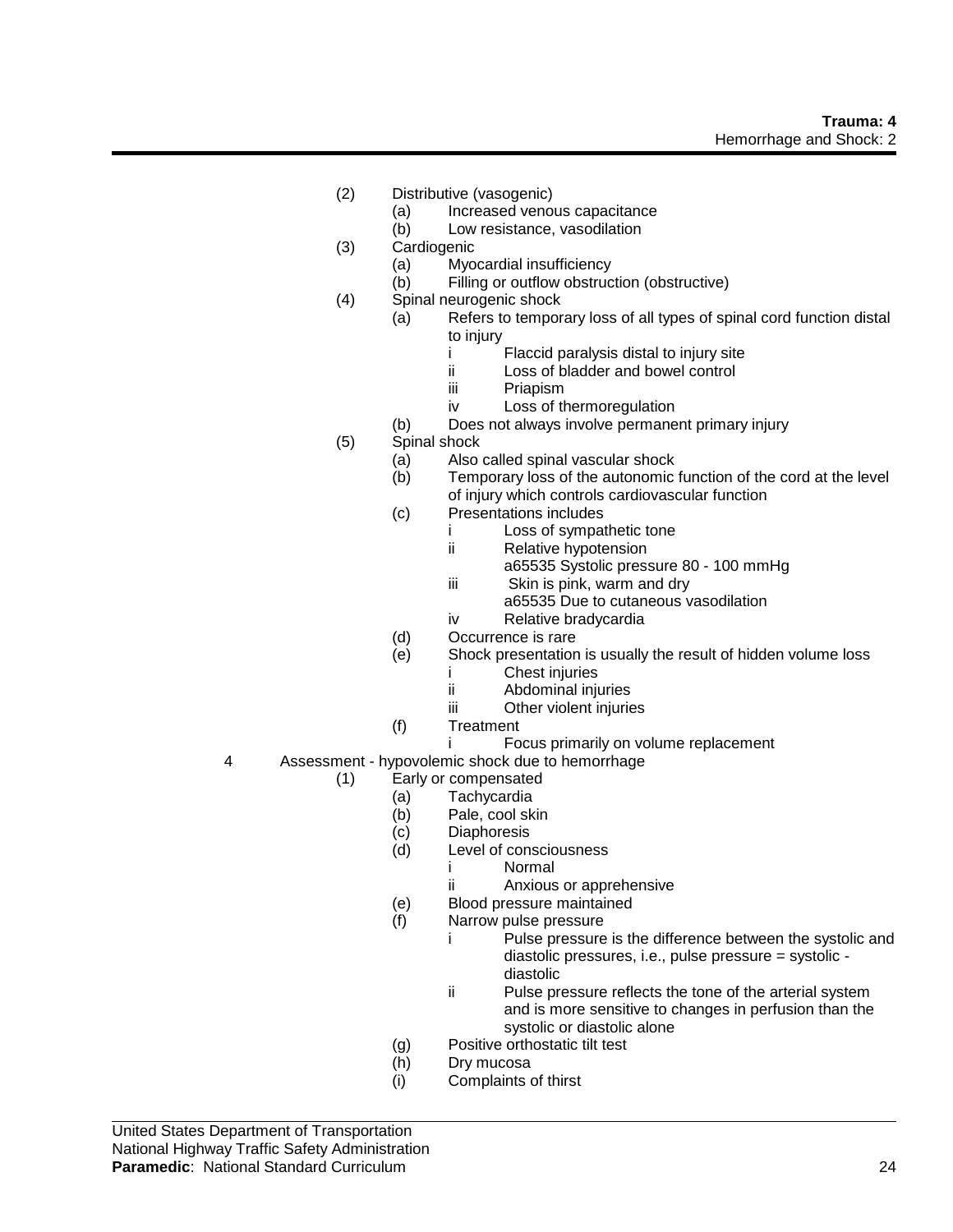- (2) Distributive (vasogenic)
    - (a) Increased venous capacitance
    - (b) Low resistance, vasodilation
- (3) Cardiogenic
    - (a) Myocardial insufficiency
    - (b) Filling or outflow obstruction (obstructive)
- (4) Spinal neurogenic shock
    - (a) Refers to temporary loss of all types of spinal cord function distal to injury
        - i Flaccid paralysis distal to injury site
        - ii Loss of bladder and bowel control
        - iii Priapism
        - iv Loss of thermoregulation
    - (b) Does not always involve permanent primary injury
- (5) Spinal shock
    - (a) Also called spinal vascular shock
    - (b) Temporary loss of the autonomic function of the cord at the level of injury which controls cardiovascular function
    - (c) Presentations includes
        - i Loss of sympathetic tone
        - ii Relative hypotension
            - a65535 Systolic pressure 80 - 100 mmHg
        - iii Skin is pink, warm and dry
            - a65535 Due to cutaneous vasodilation
        - iv Relative bradycardia
    - (d) Occurrence is rare
    - (e) Shock presentation is usually the result of hidden volume loss
        - i Chest injuries
        - ii Abdominal injuries
        - iii Other violent injuries
    - (f) Treatment
        - i Focus primarily on volume replacement

4 Assessment - hypovolemic shock due to hemorrhage

- (1) Early or compensated
    - (a) Tachycardia
    - (b) Pale, cool skin
    - (c) Diaphoresis
    - (d) Level of consciousness
        - i Normal
        - ii Anxious or apprehensive
    - (e) Blood pressure maintained
    - (f) Narrow pulse pressure
        - i Pulse pressure is the difference between the systolic and diastolic pressures, i.e., pulse pressure = systolic - diastolic
        - ii Pulse pressure reflects the tone of the arterial system and is more sensitive to changes in perfusion than the systolic or diastolic alone
    - (g) Positive orthostatic tilt test
    - (h) Dry mucosa
    - (i) Complaints of thirst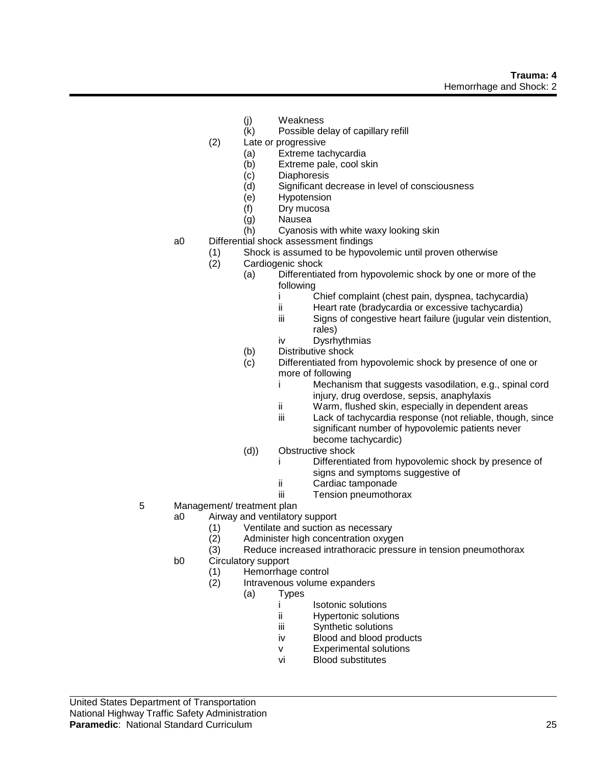- (j) Weakness
- (k) Possible delay of capillary refill
- (2) Late or progressive
  - (a) Extreme tachycardia
  - (b) Extreme pale, cool skin
  - (c) Diaphoresis
  - (d) Significant decrease in level of consciousness
  - (e) Hypotension
  - (f) Dry mucosa
  - (g) Nausea
  - (h) Cyanosis with white waxy looking skin

a0 Differential shock assessment findings
- (1) Shock is assumed to be hypovolemic until proven otherwise
- (2) Cardiogenic shock
  - (a) Differentiated from hypovolemic shock by one or more of the following
    - i Chief complaint (chest pain, dyspnea, tachycardia)
    - ii Heart rate (bradycardia or excessive tachycardia)
    - iii Signs of congestive heart failure (jugular vein distention, rales)
    - iv Dysrhythmias
  - (b) Distributive shock
  - (c) Differentiated from hypovolemic shock by presence of one or more of following
    - i Mechanism that suggests vasodilation, e.g., spinal cord injury, drug overdose, sepsis, anaphylaxis
    - ii Warm, flushed skin, especially in dependent areas
    - iii Lack of tachycardia response (not reliable, though, since significant number of hypovolemic patients never become tachycardic)
  - (d)) Obstructive shock
    - i Differentiated from hypovolemic shock by presence of signs and symptoms suggestive of
    - ii Cardiac tamponade
    - iii Tension pneumothorax

5 Management/ treatment plan

a0 Airway and ventilatory support
- (1) Ventilate and suction as necessary
- (2) Administer high concentration oxygen
- (3) Reduce increased intrathoracic pressure in tension pneumothorax

b0 Circulatory support
- (1) Hemorrhage control
- (2) Intravenous volume expanders
  - (a) Types
    - i Isotonic solutions
    - ii Hypertonic solutions
    - iii Synthetic solutions
    - iv Blood and blood products
    - v Experimental solutions
    - vi Blood substitutes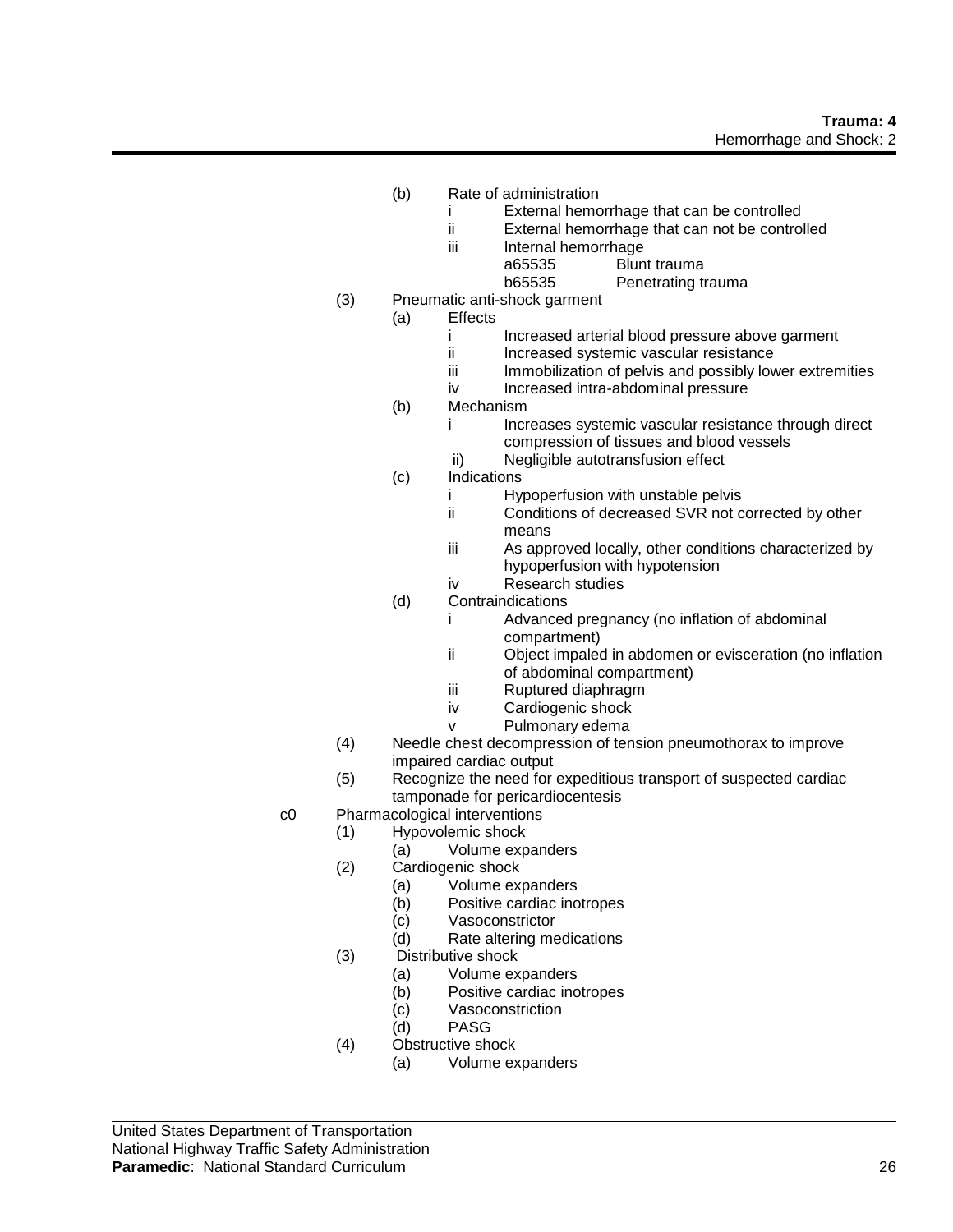(b) Rate of administration
   i External hemorrhage that can be controlled
   ii External hemorrhage that can not be controlled
   iii Internal hemorrhage
      a65535 Blunt trauma
      b65535 Penetrating trauma

(3) Pneumatic anti-shock garment
   (a) Effects
      i Increased arterial blood pressure above garment
      ii Increased systemic vascular resistance
      iii Immobilization of pelvis and possibly lower extremities
      iv Increased intra-abdominal pressure
   (b) Mechanism
      i Increases systemic vascular resistance through direct compression of tissues and blood vessels
      ii) Negligible autotransfusion effect
   (c) Indications
      i Hypoperfusion with unstable pelvis
      ii Conditions of decreased SVR not corrected by other means
      iii As approved locally, other conditions characterized by hypoperfusion with hypotension
      iv Research studies
   (d) Contraindications
      i Advanced pregnancy (no inflation of abdominal compartment)
      ii Object impaled in abdomen or evisceration (no inflation of abdominal compartment)
      iii Ruptured diaphragm
      iv Cardiogenic shock
      v Pulmonary edema

(4) Needle chest decompression of tension pneumothorax to improve impaired cardiac output

(5) Recognize the need for expeditious transport of suspected cardiac tamponade for pericardiocentesis

c0 Pharmacological interventions
   (1) Hypovolemic shock
      (a) Volume expanders
   (2) Cardiogenic shock
      (a) Volume expanders
      (b) Positive cardiac inotropes
      (c) Vasoconstrictor
      (d) Rate altering medications
   (3) Distributive shock
      (a) Volume expanders
      (b) Positive cardiac inotropes
      (c) Vasoconstriction
      (d) PASG
   (4) Obstructive shock
      (a) Volume expanders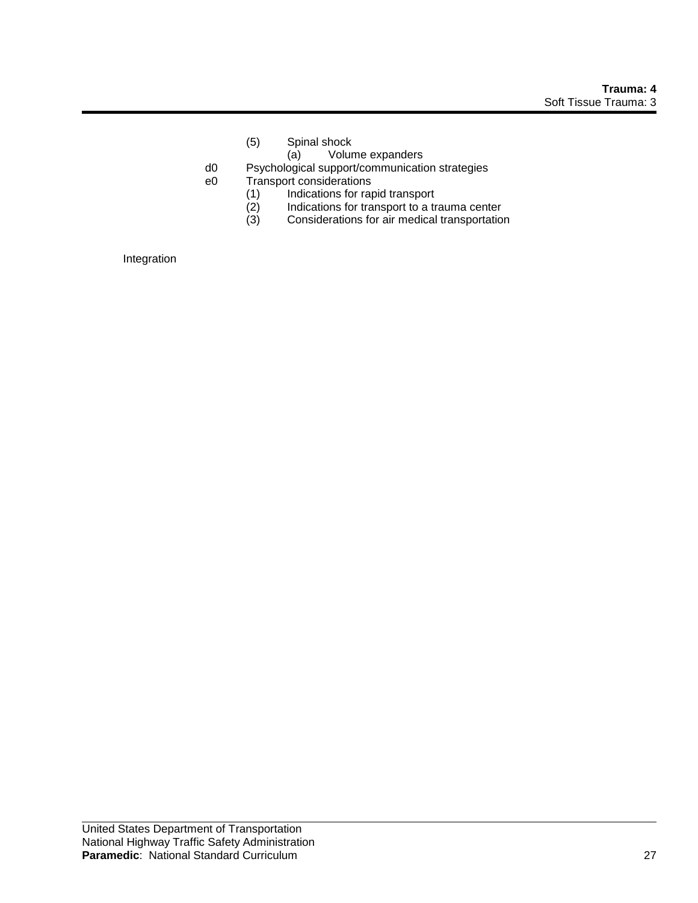(5) Spinal shock
  (a) Volume expanders

d0 Psychological support/communication strategies

e0 Transport considerations
  (1) Indications for rapid transport
  (2) Indications for transport to a trauma center
  (3) Considerations for air medical transportation

Integration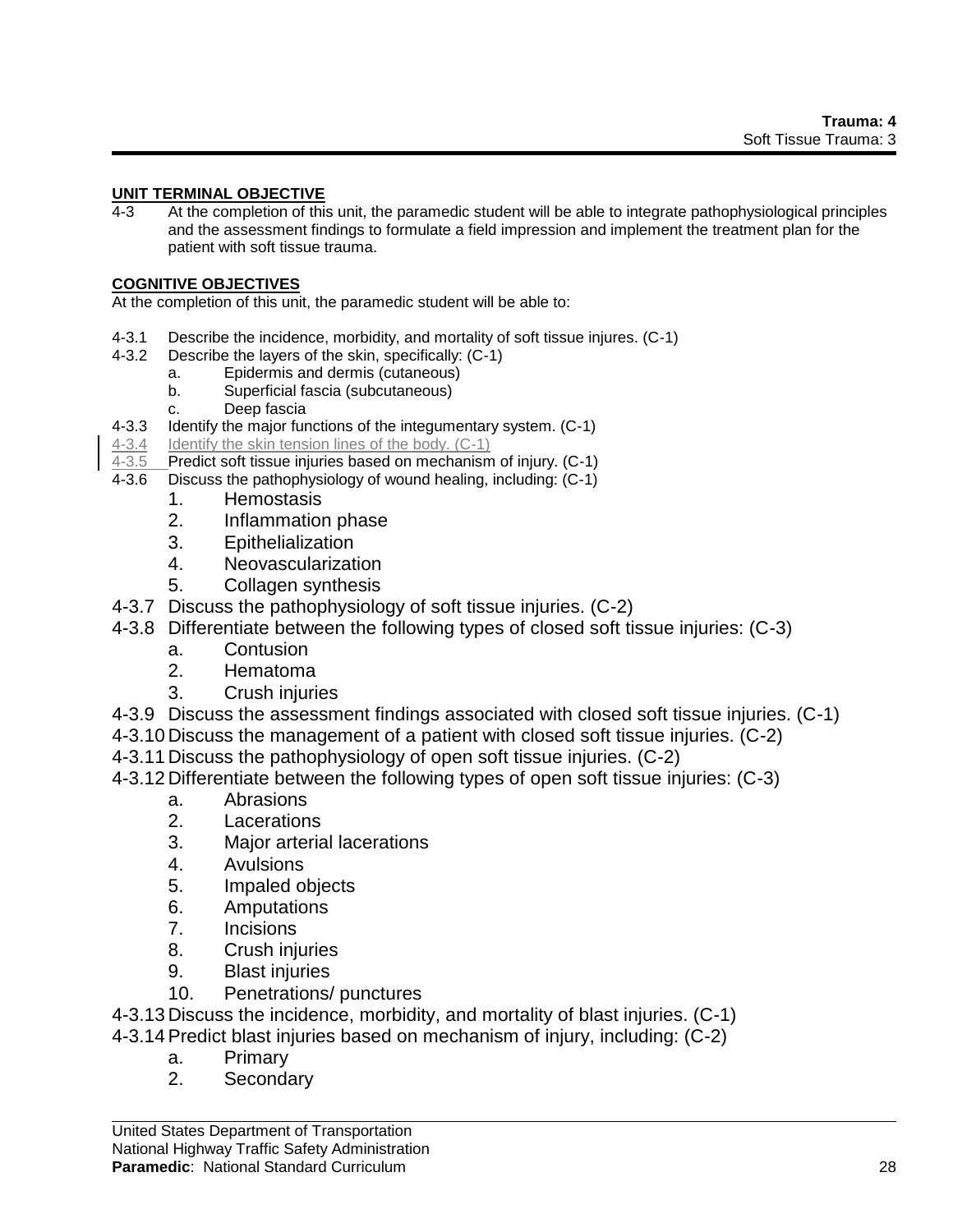**UNIT TERMINAL OBJECTIVE**

4-3 At the completion of this unit, the paramedic student will be able to integrate pathophysiological principles and the assessment findings to formulate a field impression and implement the treatment plan for the patient with soft tissue trauma.

**COGNITIVE OBJECTIVES**

At the completion of this unit, the paramedic student will be able to:

4-3.1 Describe the incidence, morbidity, and mortality of soft tissue injures. (C-1)

4-3.2 Describe the layers of the skin, specifically: (C-1)
- a. Epidermis and dermis (cutaneous)
- b. Superficial fascia (subcutaneous)
- c. Deep fascia

4-3.3 Identify the major functions of the integumentary system. (C-1)

4-3.4 Identify the skin tension lines of the body. (C-1)

4-3.5 Predict soft tissue injuries based on mechanism of injury. (C-1)

4-3.6 Discuss the pathophysiology of wound healing, including: (C-1)
1. Hemostasis
2. Inflammation phase
3. Epithelialization
4. Neovascularization
5. Collagen synthesis

4-3.7 Discuss the pathophysiology of soft tissue injuries. (C-2)

4-3.8 Differentiate between the following types of closed soft tissue injuries: (C-3)
- a. Contusion
- 2. Hematoma
- 3. Crush injuries

4-3.9 Discuss the assessment findings associated with closed soft tissue injuries. (C-1)

4-3.10 Discuss the management of a patient with closed soft tissue injuries. (C-2)

4-3.11 Discuss the pathophysiology of open soft tissue injuries. (C-2)

4-3.12 Differentiate between the following types of open soft tissue injuries: (C-3)
- a. Abrasions
- 2. Lacerations
- 3. Major arterial lacerations
- 4. Avulsions
- 5. Impaled objects
- 6. Amputations
- 7. Incisions
- 8. Crush injuries
- 9. Blast injuries
- 10. Penetrations/ punctures

4-3.13 Discuss the incidence, morbidity, and mortality of blast injuries. (C-1)

4-3.14 Predict blast injuries based on mechanism of injury, including: (C-2)
- a. Primary
- 2. Secondary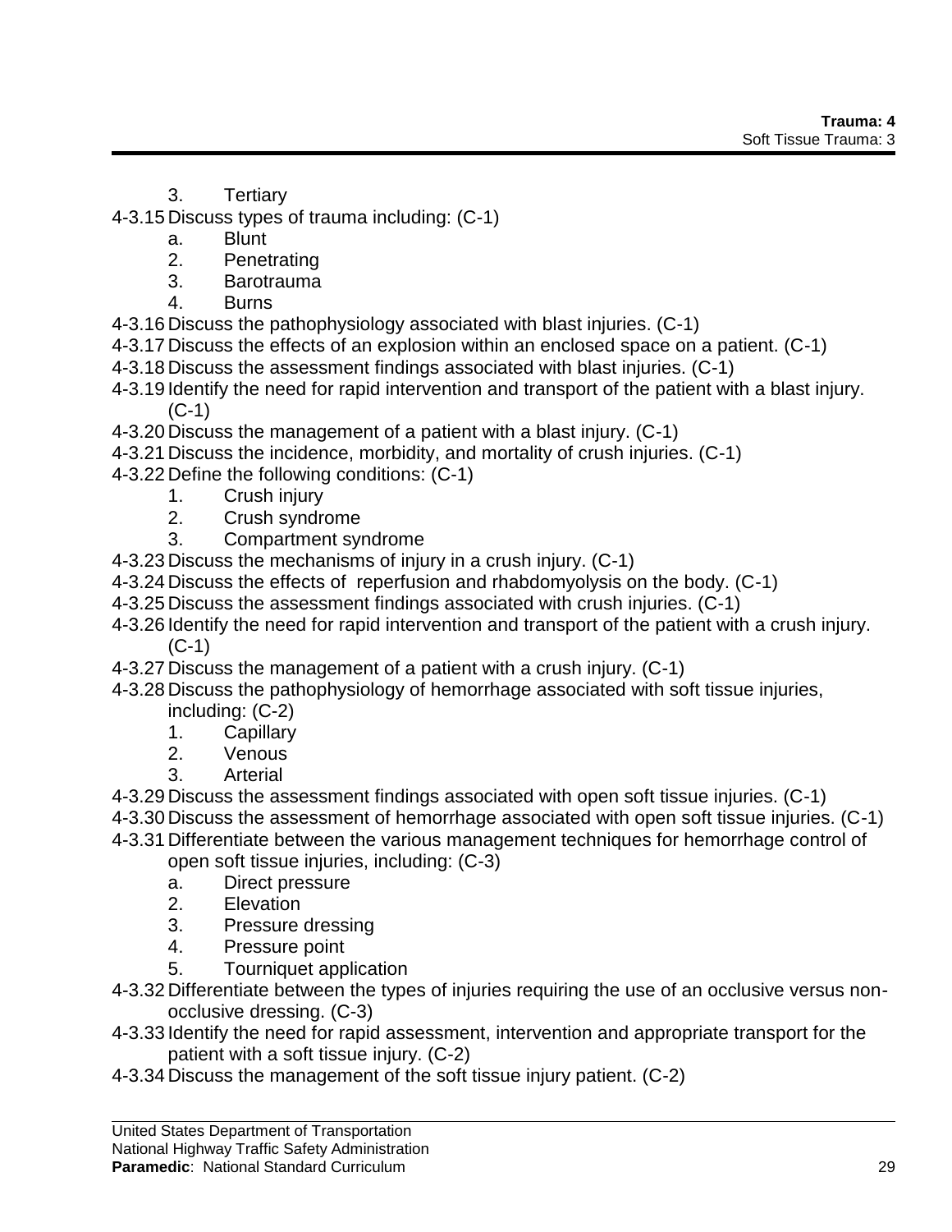3. Tertiary

4-3.15 Discuss types of trauma including: (C-1)

a. Blunt
2. Penetrating
3. Barotrauma
4. Burns

4-3.16 Discuss the pathophysiology associated with blast injuries. (C-1)

4-3.17 Discuss the effects of an explosion within an enclosed space on a patient. (C-1)

4-3.18 Discuss the assessment findings associated with blast injuries. (C-1)

4-3.19 Identify the need for rapid intervention and transport of the patient with a blast injury. (C-1)

4-3.20 Discuss the management of a patient with a blast injury. (C-1)

4-3.21 Discuss the incidence, morbidity, and mortality of crush injuries. (C-1)

4-3.22 Define the following conditions: (C-1)

1. Crush injury
2. Crush syndrome
3. Compartment syndrome

4-3.23 Discuss the mechanisms of injury in a crush injury. (C-1)

4-3.24 Discuss the effects of reperfusion and rhabdomyolysis on the body. (C-1)

4-3.25 Discuss the assessment findings associated with crush injuries. (C-1)

4-3.26 Identify the need for rapid intervention and transport of the patient with a crush injury. (C-1)

4-3.27 Discuss the management of a patient with a crush injury. (C-1)

4-3.28 Discuss the pathophysiology of hemorrhage associated with soft tissue injuries, including: (C-2)

1. Capillary
2. Venous
3. Arterial

4-3.29 Discuss the assessment findings associated with open soft tissue injuries. (C-1)

4-3.30 Discuss the assessment of hemorrhage associated with open soft tissue injuries. (C-1)

4-3.31 Differentiate between the various management techniques for hemorrhage control of open soft tissue injuries, including: (C-3)

a. Direct pressure
2. Elevation
3. Pressure dressing
4. Pressure point
5. Tourniquet application

4-3.32 Differentiate between the types of injuries requiring the use of an occlusive versus non-occlusive dressing. (C-3)

4-3.33 Identify the need for rapid assessment, intervention and appropriate transport for the patient with a soft tissue injury. (C-2)

4-3.34 Discuss the management of the soft tissue injury patient. (C-2)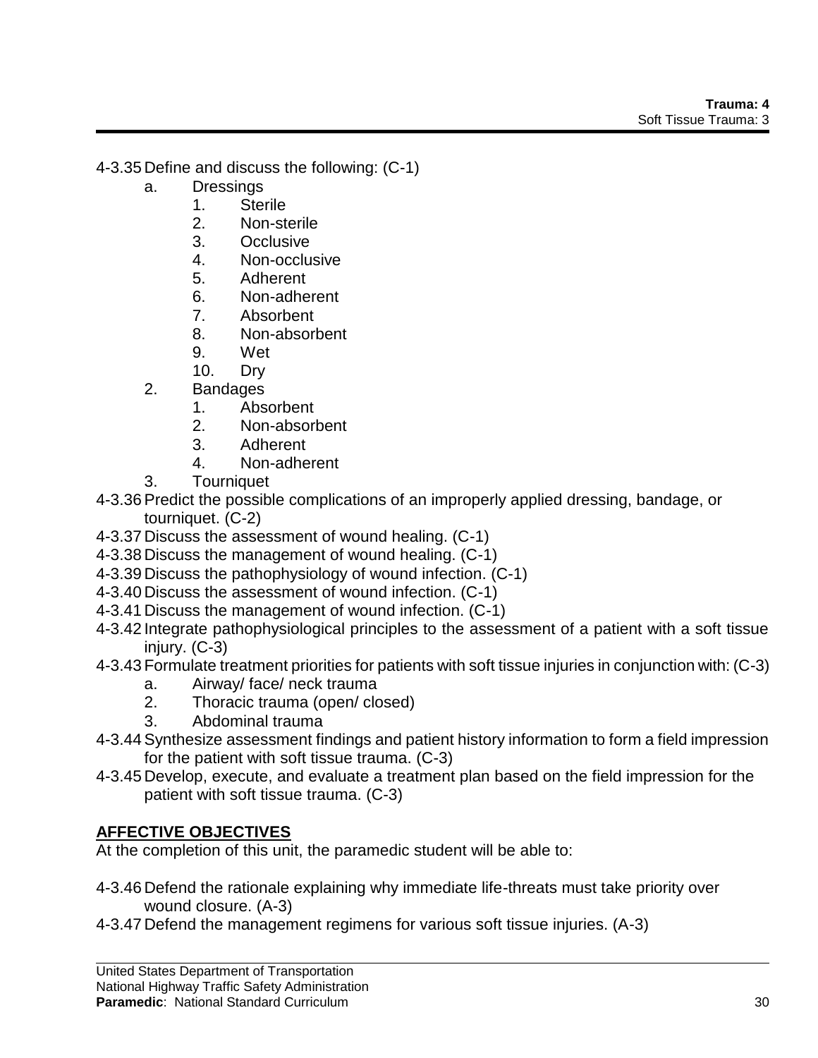4-3.35 Define and discuss the following: (C-1)

- a. Dressings
  1. Sterile
  2. Non-sterile
  3. Occlusive
  4. Non-occlusive
  5. Adherent
  6. Non-adherent
  7. Absorbent
  8. Non-absorbent
  9. Wet
  10. Dry
- 2. Bandages
  1. Absorbent
  2. Non-absorbent
  3. Adherent
  4. Non-adherent
- 3. Tourniquet

4-3.36 Predict the possible complications of an improperly applied dressing, bandage, or tourniquet. (C-2)

4-3.37 Discuss the assessment of wound healing. (C-1)

4-3.38 Discuss the management of wound healing. (C-1)

4-3.39 Discuss the pathophysiology of wound infection. (C-1)

4-3.40 Discuss the assessment of wound infection. (C-1)

4-3.41 Discuss the management of wound infection. (C-1)

4-3.42 Integrate pathophysiological principles to the assessment of a patient with a soft tissue injury. (C-3)

4-3.43 Formulate treatment priorities for patients with soft tissue injuries in conjunction with: (C-3)

- a. Airway/ face/ neck trauma
- 2. Thoracic trauma (open/ closed)
- 3. Abdominal trauma

4-3.44 Synthesize assessment findings and patient history information to form a field impression for the patient with soft tissue trauma. (C-3)

4-3.45 Develop, execute, and evaluate a treatment plan based on the field impression for the patient with soft tissue trauma. (C-3)

## AFFECTIVE OBJECTIVES

At the completion of this unit, the paramedic student will be able to:

4-3.46 Defend the rationale explaining why immediate life-threats must take priority over wound closure. (A-3)

4-3.47 Defend the management regimens for various soft tissue injuries. (A-3)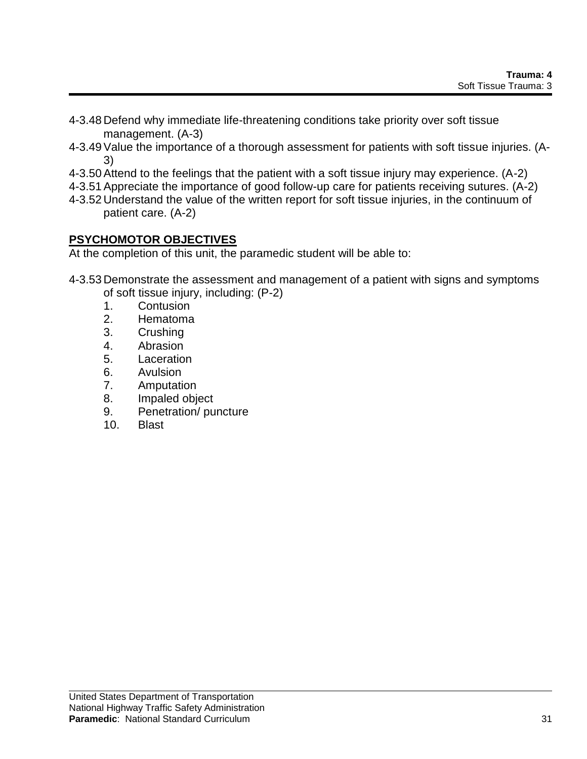4-3.48 Defend why immediate life-threatening conditions take priority over soft tissue management. (A-3)

4-3.49 Value the importance of a thorough assessment for patients with soft tissue injuries. (A-3)

4-3.50 Attend to the feelings that the patient with a soft tissue injury may experience. (A-2)

4-3.51 Appreciate the importance of good follow-up care for patients receiving sutures. (A-2)

4-3.52 Understand the value of the written report for soft tissue injuries, in the continuum of patient care. (A-2)

## PSYCHOMOTOR OBJECTIVES

At the completion of this unit, the paramedic student will be able to:

4-3.53 Demonstrate the assessment and management of a patient with signs and symptoms of soft tissue injury, including: (P-2)

1. Contusion
2. Hematoma
3. Crushing
4. Abrasion
5. Laceration
6. Avulsion
7. Amputation
8. Impaled object
9. Penetration/ puncture
10. Blast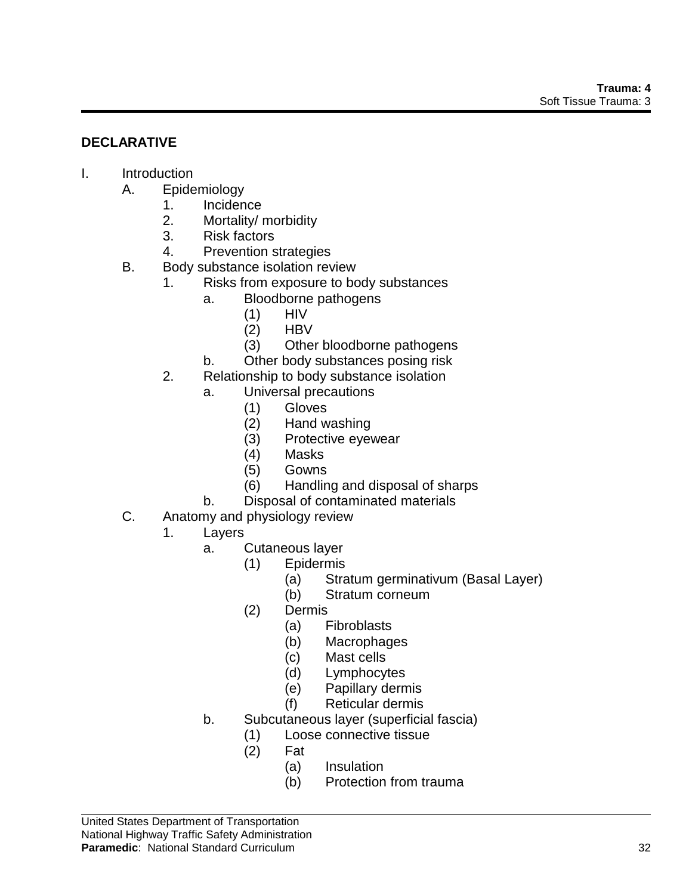## DECLARATIVE

I. Introduction
    A. Epidemiology
        1. Incidence
        2. Mortality/ morbidity
        3. Risk factors
        4. Prevention strategies
    B. Body substance isolation review
        1. Risks from exposure to body substances
            a. Bloodborne pathogens
                (1) HIV
                (2) HBV
                (3) Other bloodborne pathogens
            b. Other body substances posing risk
        2. Relationship to body substance isolation
            a. Universal precautions
                (1) Gloves
                (2) Hand washing
                (3) Protective eyewear
                (4) Masks
                (5) Gowns
                (6) Handling and disposal of sharps
            b. Disposal of contaminated materials
    C. Anatomy and physiology review
        1. Layers
            a. Cutaneous layer
                (1) Epidermis
                    (a) Stratum germinativum (Basal Layer)
                    (b) Stratum corneum
                (2) Dermis
                    (a) Fibroblasts
                    (b) Macrophages
                    (c) Mast cells
                    (d) Lymphocytes
                    (e) Papillary dermis
                    (f) Reticular dermis
            b. Subcutaneous layer (superficial fascia)
                (1) Loose connective tissue
                (2) Fat
                    (a) Insulation
                    (b) Protection from trauma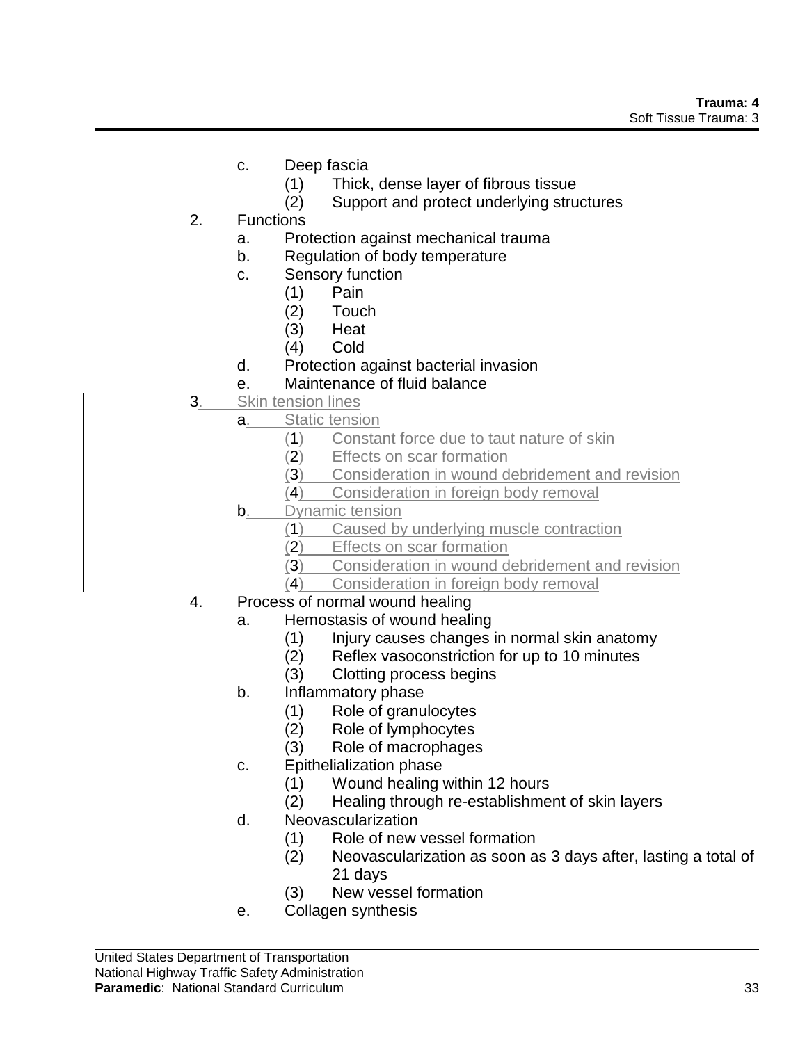c. Deep fascia
   (1) Thick, dense layer of fibrous tissue
   (2) Support and protect underlying structures

2. Functions
   a. Protection against mechanical trauma
   b. Regulation of body temperature
   c. Sensory function
      (1) Pain
      (2) Touch
      (3) Heat
      (4) Cold
   d. Protection against bacterial invasion
   e. Maintenance of fluid balance

3. Skin tension lines
   a. Static tension
      (1) Constant force due to taut nature of skin
      (2) Effects on scar formation
      (3) Consideration in wound debridement and revision
      (4) Consideration in foreign body removal
   b. Dynamic tension
      (1) Caused by underlying muscle contraction
      (2) Effects on scar formation
      (3) Consideration in wound debridement and revision
      (4) Consideration in foreign body removal

4. Process of normal wound healing
   a. Hemostasis of wound healing
      (1) Injury causes changes in normal skin anatomy
      (2) Reflex vasoconstriction for up to 10 minutes
      (3) Clotting process begins
   b. Inflammatory phase
      (1) Role of granulocytes
      (2) Role of lymphocytes
      (3) Role of macrophages
   c. Epithelialization phase
      (1) Wound healing within 12 hours
      (2) Healing through re-establishment of skin layers
   d. Neovascularization
      (1) Role of new vessel formation
      (2) Neovascularization as soon as 3 days after, lasting a total of 21 days
      (3) New vessel formation
   e. Collagen synthesis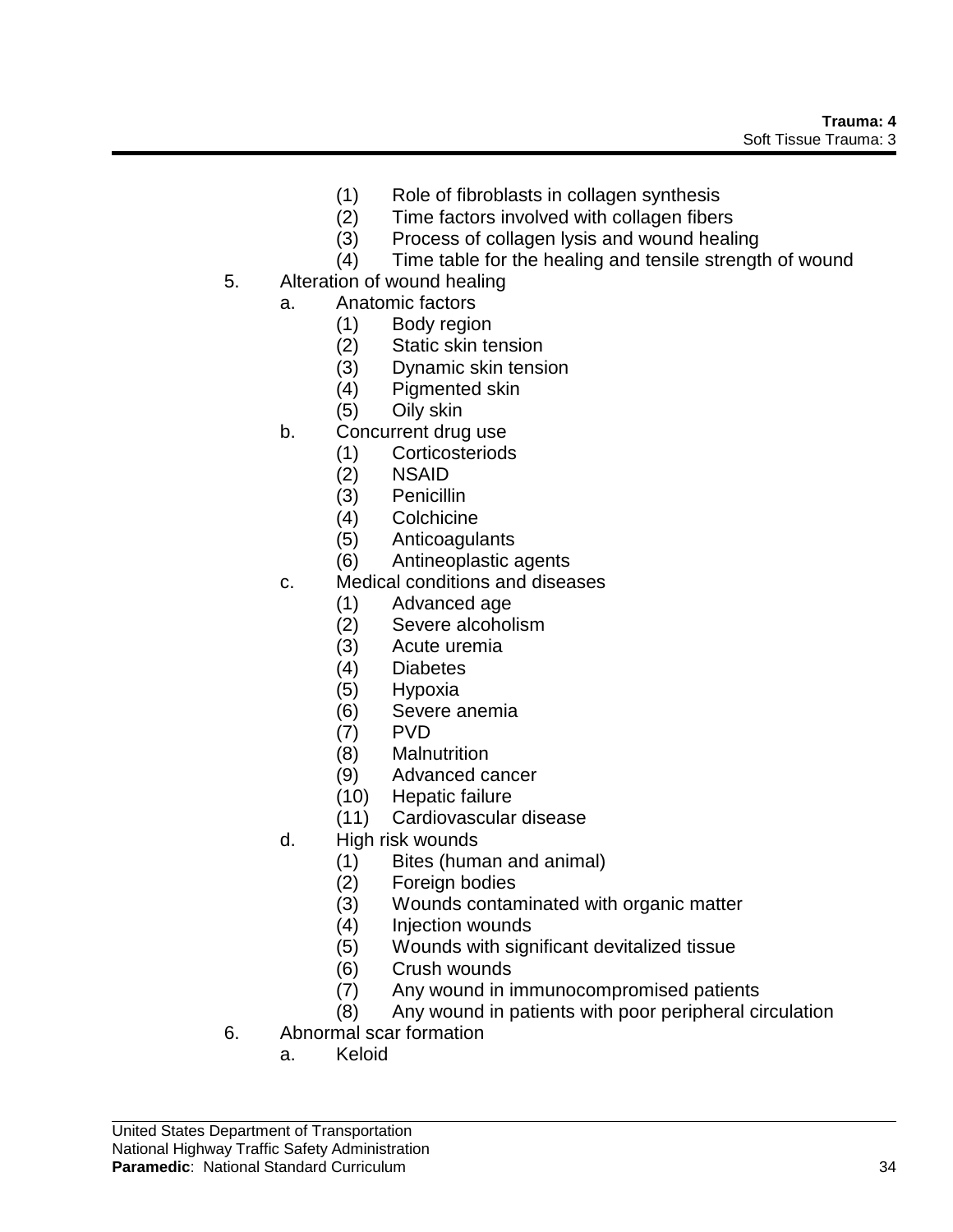(1) Role of fibroblasts in collagen synthesis
(2) Time factors involved with collagen fibers
(3) Process of collagen lysis and wound healing
(4) Time table for the healing and tensile strength of wound

5. Alteration of wound healing
    a. Anatomic factors
        (1) Body region
        (2) Static skin tension
        (3) Dynamic skin tension
        (4) Pigmented skin
        (5) Oily skin
    b. Concurrent drug use
        (1) Corticosteriods
        (2) NSAID
        (3) Penicillin
        (4) Colchicine
        (5) Anticoagulants
        (6) Antineoplastic agents
    c. Medical conditions and diseases
        (1) Advanced age
        (2) Severe alcoholism
        (3) Acute uremia
        (4) Diabetes
        (5) Hypoxia
        (6) Severe anemia
        (7) PVD
        (8) Malnutrition
        (9) Advanced cancer
        (10) Hepatic failure
        (11) Cardiovascular disease
    d. High risk wounds
        (1) Bites (human and animal)
        (2) Foreign bodies
        (3) Wounds contaminated with organic matter
        (4) Injection wounds
        (5) Wounds with significant devitalized tissue
        (6) Crush wounds
        (7) Any wound in immunocompromised patients
        (8) Any wound in patients with poor peripheral circulation

6. Abnormal scar formation
    a. Keloid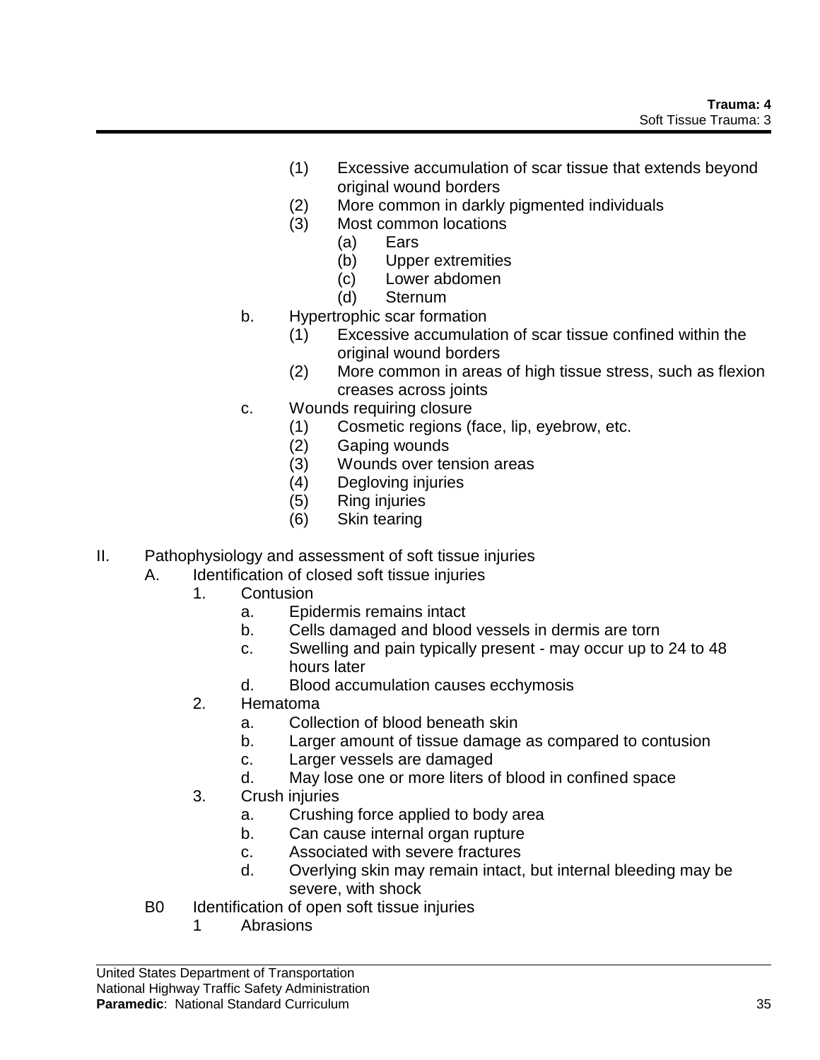(1) Excessive accumulation of scar tissue that extends beyond original wound borders
(2) More common in darkly pigmented individuals
(3) Most common locations
   (a) Ears
   (b) Upper extremities
   (c) Lower abdomen
   (d) Sternum

b. Hypertrophic scar formation
   (1) Excessive accumulation of scar tissue confined within the original wound borders
   (2) More common in areas of high tissue stress, such as flexion creases across joints

c. Wounds requiring closure
   (1) Cosmetic regions (face, lip, eyebrow, etc.
   (2) Gaping wounds
   (3) Wounds over tension areas
   (4) Degloving injuries
   (5) Ring injuries
   (6) Skin tearing

II. Pathophysiology and assessment of soft tissue injuries
   A. Identification of closed soft tissue injuries
      1. Contusion
         a. Epidermis remains intact
         b. Cells damaged and blood vessels in dermis are torn
         c. Swelling and pain typically present - may occur up to 24 to 48 hours later
         d. Blood accumulation causes ecchymosis
      2. Hematoma
         a. Collection of blood beneath skin
         b. Larger amount of tissue damage as compared to contusion
         c. Larger vessels are damaged
         d. May lose one or more liters of blood in confined space
      3. Crush injuries
         a. Crushing force applied to body area
         b. Can cause internal organ rupture
         c. Associated with severe fractures
         d. Overlying skin may remain intact, but internal bleeding may be severe, with shock
   B0 Identification of open soft tissue injuries
      1 Abrasions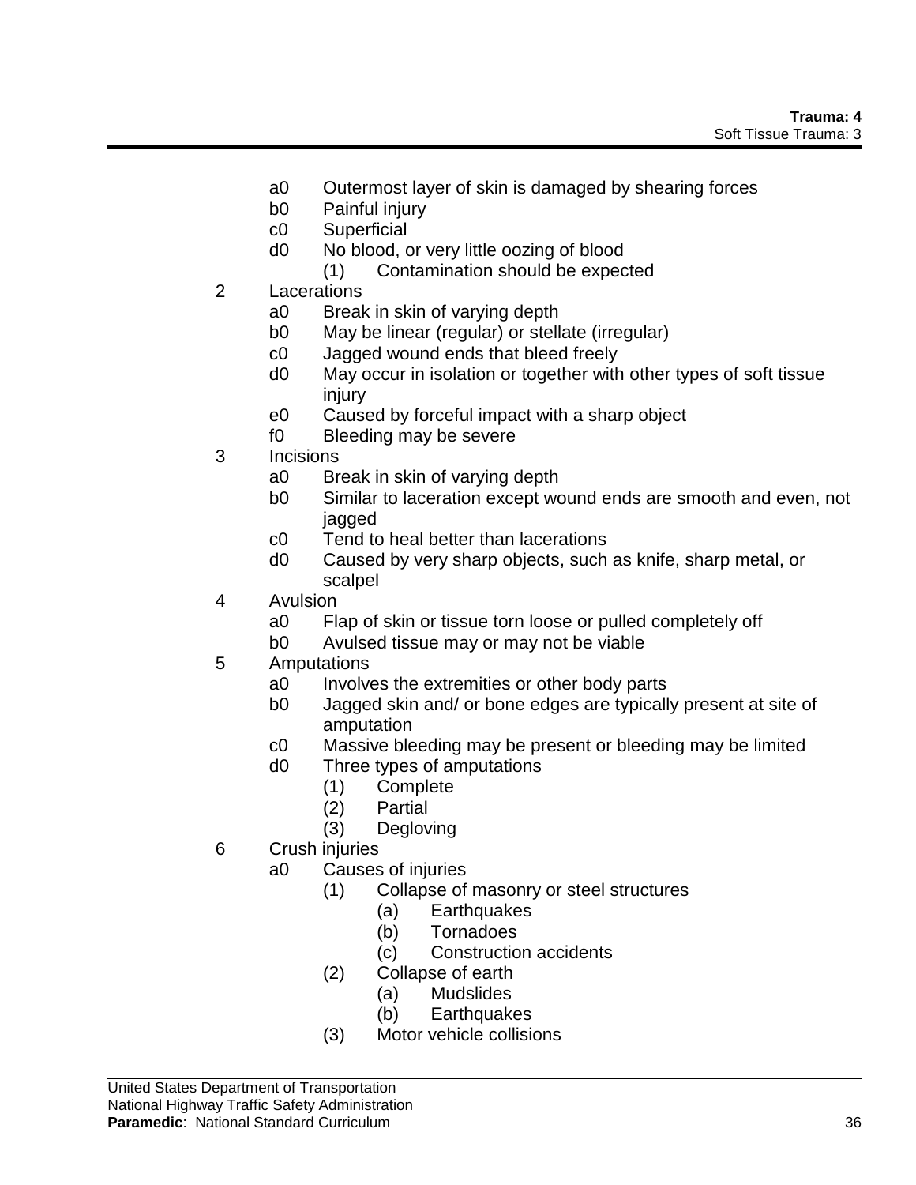a0 Outermost layer of skin is damaged by shearing forces
b0 Painful injury
c0 Superficial
d0 No blood, or very little oozing of blood
(1) Contamination should be expected

2 Lacerations
a0 Break in skin of varying depth
b0 May be linear (regular) or stellate (irregular)
c0 Jagged wound ends that bleed freely
d0 May occur in isolation or together with other types of soft tissue injury
e0 Caused by forceful impact with a sharp object
f0 Bleeding may be severe

3 Incisions
a0 Break in skin of varying depth
b0 Similar to laceration except wound ends are smooth and even, not jagged
c0 Tend to heal better than lacerations
d0 Caused by very sharp objects, such as knife, sharp metal, or scalpel

4 Avulsion
a0 Flap of skin or tissue torn loose or pulled completely off
b0 Avulsed tissue may or may not be viable

5 Amputations
a0 Involves the extremities or other body parts
b0 Jagged skin and/ or bone edges are typically present at site of amputation
c0 Massive bleeding may be present or bleeding may be limited
d0 Three types of amputations
(1) Complete
(2) Partial
(3) Degloving

6 Crush injuries
a0 Causes of injuries
(1) Collapse of masonry or steel structures
(a) Earthquakes
(b) Tornadoes
(c) Construction accidents
(2) Collapse of earth
(a) Mudslides
(b) Earthquakes
(3) Motor vehicle collisions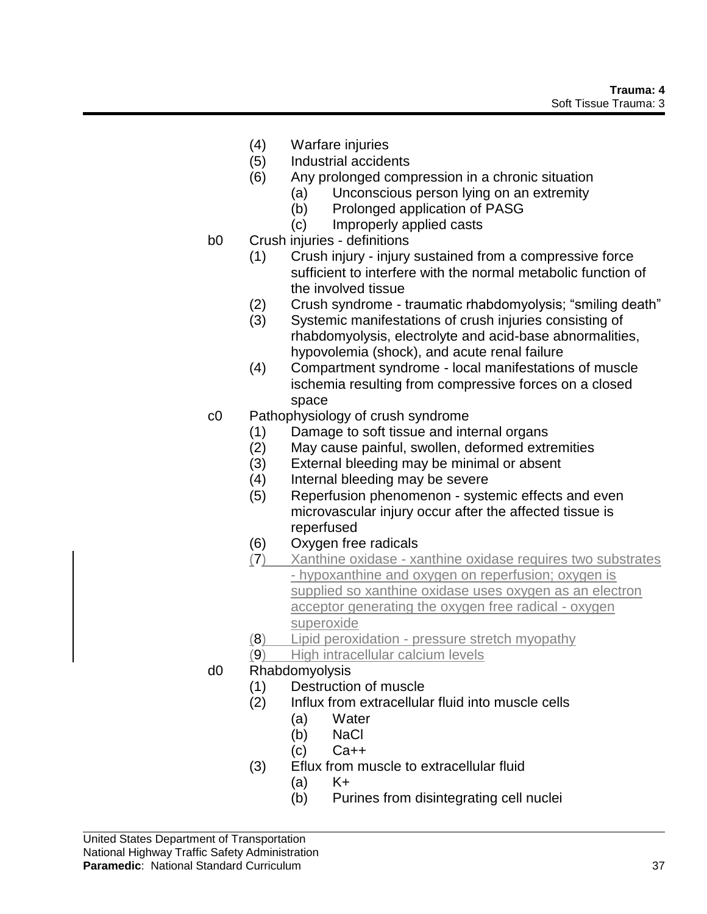(4) Warfare injuries
(5) Industrial accidents
(6) Any prolonged compression in a chronic situation
  (a) Unconscious person lying on an extremity
  (b) Prolonged application of PASG
  (c) Improperly applied casts

b0 Crush injuries - definitions
(1) Crush injury - injury sustained from a compressive force sufficient to interfere with the normal metabolic function of the involved tissue
(2) Crush syndrome - traumatic rhabdomyolysis; "smiling death"
(3) Systemic manifestations of crush injuries consisting of rhabdomyolysis, electrolyte and acid-base abnormalities, hypovolemia (shock), and acute renal failure
(4) Compartment syndrome - local manifestations of muscle ischemia resulting from compressive forces on a closed space

c0 Pathophysiology of crush syndrome
(1) Damage to soft tissue and internal organs
(2) May cause painful, swollen, deformed extremities
(3) External bleeding may be minimal or absent
(4) Internal bleeding may be severe
(5) Reperfusion phenomenon - systemic effects and even microvascular injury occur after the affected tissue is reperfused
(6) Oxygen free radicals
(7) Xanthine oxidase - xanthine oxidase requires two substrates - hypoxanthine and oxygen on reperfusion; oxygen is supplied so xanthine oxidase uses oxygen as an electron acceptor generating the oxygen free radical - oxygen superoxide
(8) Lipid peroxidation - pressure stretch myopathy
(9) High intracellular calcium levels

d0 Rhabdomyolysis
(1) Destruction of muscle
(2) Influx from extracellular fluid into muscle cells
  (a) Water
  (b) NaCl
  (c) $Ca^{++}$
(3) Eflux from muscle to extracellular fluid
  (a) $K^+$
  (b) Purines from disintegrating cell nuclei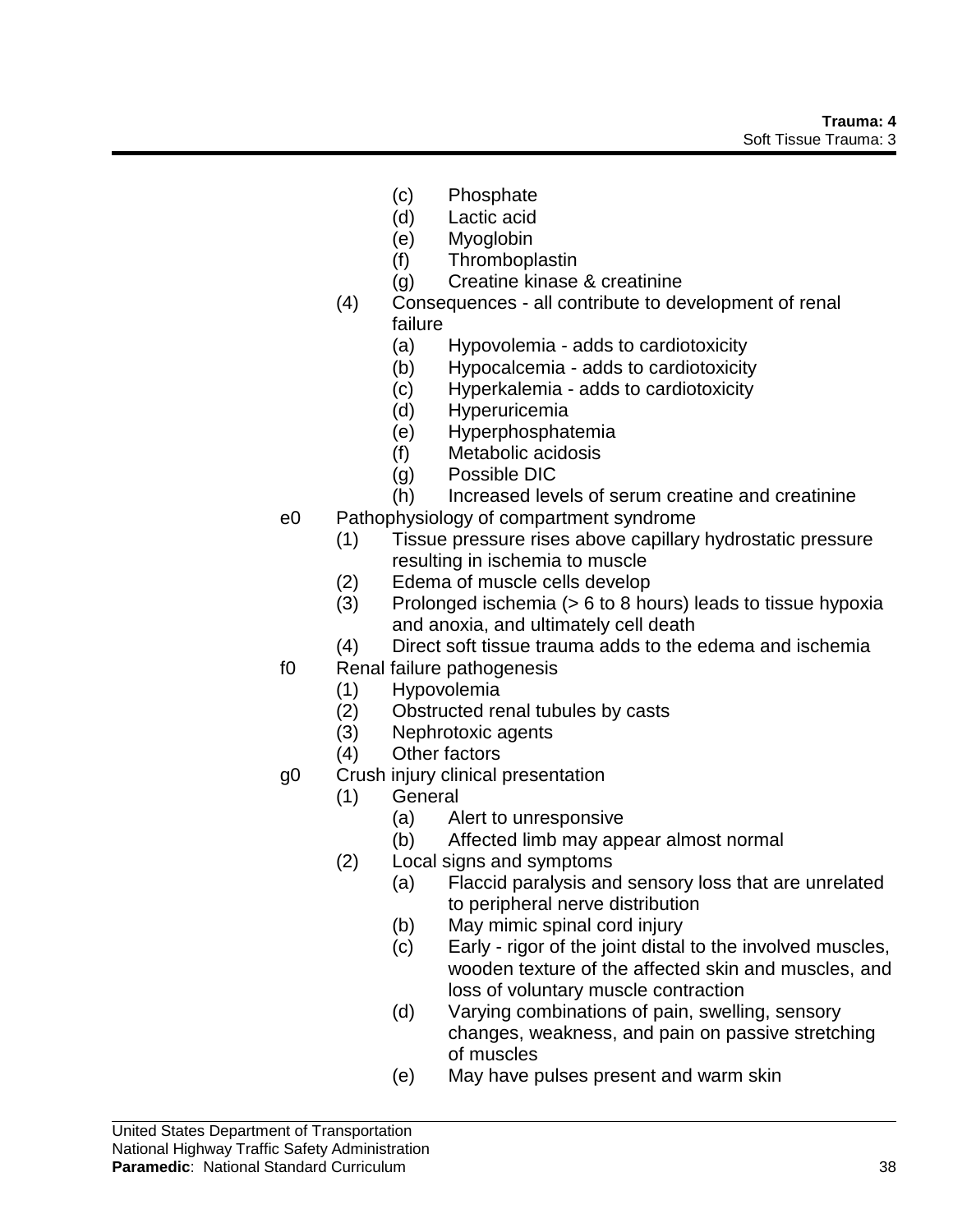- (c) Phosphate
- (d) Lactic acid
- (e) Myoglobin
- (f) Thromboplastin
- (g) Creatine kinase & creatinine

(4) Consequences - all contribute to development of renal failure
- (a) Hypovolemia - adds to cardiotoxicity
- (b) Hypocalcemia - adds to cardiotoxicity
- (c) Hyperkalemia - adds to cardiotoxicity
- (d) Hyperuricemia
- (e) Hyperphosphatemia
- (f) Metabolic acidosis
- (g) Possible DIC
- (h) Increased levels of serum creatine and creatinine

e0 Pathophysiology of compartment syndrome
- (1) Tissue pressure rises above capillary hydrostatic pressure resulting in ischemia to muscle
- (2) Edema of muscle cells develop
- (3) Prolonged ischemia (> 6 to 8 hours) leads to tissue hypoxia and anoxia, and ultimately cell death
- (4) Direct soft tissue trauma adds to the edema and ischemia

f0 Renal failure pathogenesis
- (1) Hypovolemia
- (2) Obstructed renal tubules by casts
- (3) Nephrotoxic agents
- (4) Other factors

g0 Crush injury clinical presentation
- (1) General
  - (a) Alert to unresponsive
  - (b) Affected limb may appear almost normal
- (2) Local signs and symptoms
  - (a) Flaccid paralysis and sensory loss that are unrelated to peripheral nerve distribution
  - (b) May mimic spinal cord injury
  - (c) Early - rigor of the joint distal to the involved muscles, wooden texture of the affected skin and muscles, and loss of voluntary muscle contraction
  - (d) Varying combinations of pain, swelling, sensory changes, weakness, and pain on passive stretching of muscles
  - (e) May have pulses present and warm skin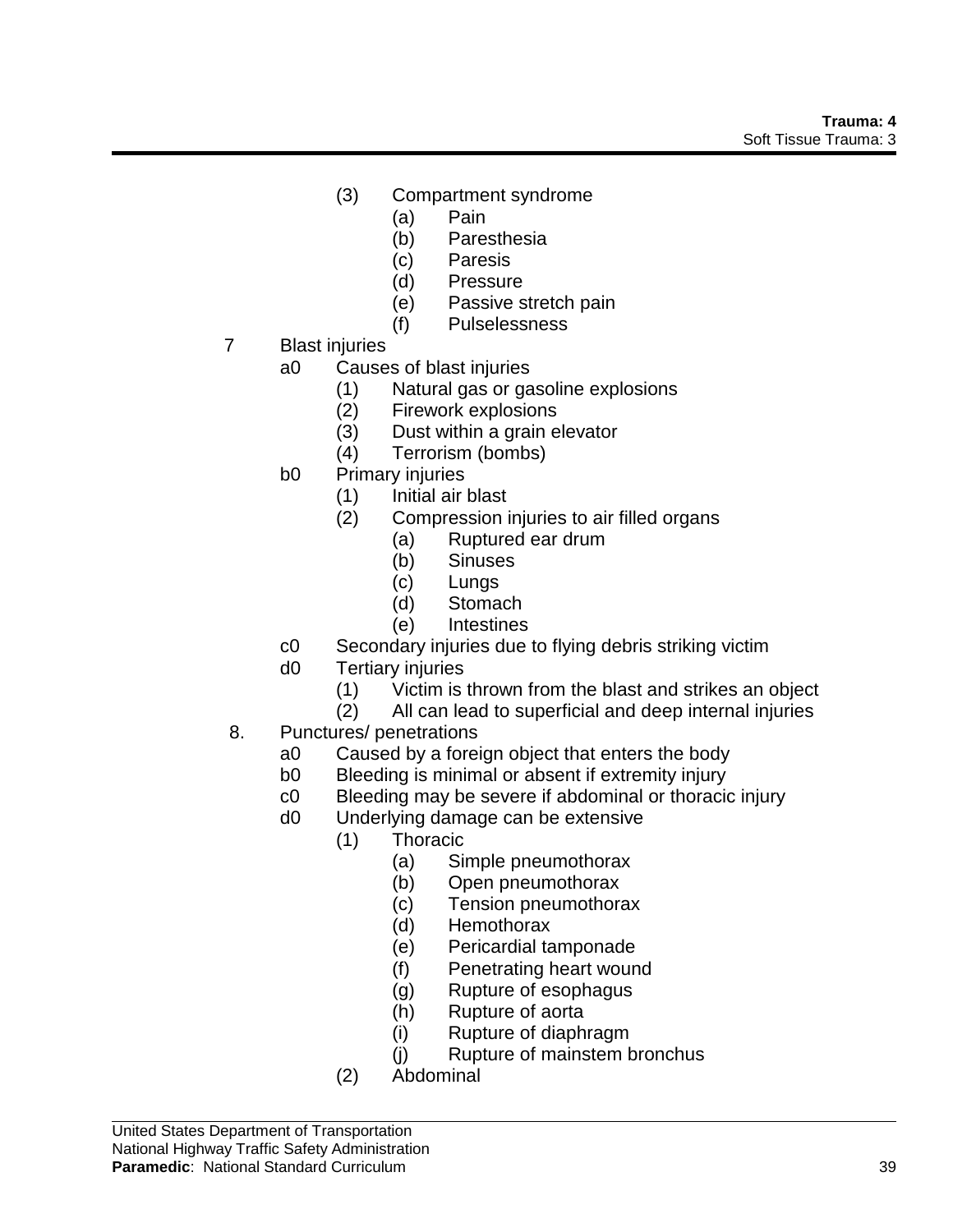(3) Compartment syndrome
   (a) Pain
   (b) Paresthesia
   (c) Paresis
   (d) Pressure
   (e) Passive stretch pain
   (f) Pulselessness

7 Blast injuries
   a0 Causes of blast injuries
      (1) Natural gas or gasoline explosions
      (2) Firework explosions
      (3) Dust within a grain elevator
      (4) Terrorism (bombs)
   b0 Primary injuries
      (1) Initial air blast
      (2) Compression injuries to air filled organs
         (a) Ruptured ear drum
         (b) Sinuses
         (c) Lungs
         (d) Stomach
         (e) Intestines
   c0 Secondary injuries due to flying debris striking victim
   d0 Tertiary injuries
      (1) Victim is thrown from the blast and strikes an object
      (2) All can lead to superficial and deep internal injuries

8. Punctures/ penetrations
   a0 Caused by a foreign object that enters the body
   b0 Bleeding is minimal or absent if extremity injury
   c0 Bleeding may be severe if abdominal or thoracic injury
   d0 Underlying damage can be extensive
      (1) Thoracic
         (a) Simple pneumothorax
         (b) Open pneumothorax
         (c) Tension pneumothorax
         (d) Hemothorax
         (e) Pericardial tamponade
         (f) Penetrating heart wound
         (g) Rupture of esophagus
         (h) Rupture of aorta
         (i) Rupture of diaphragm
         (j) Rupture of mainstem bronchus
      (2) Abdominal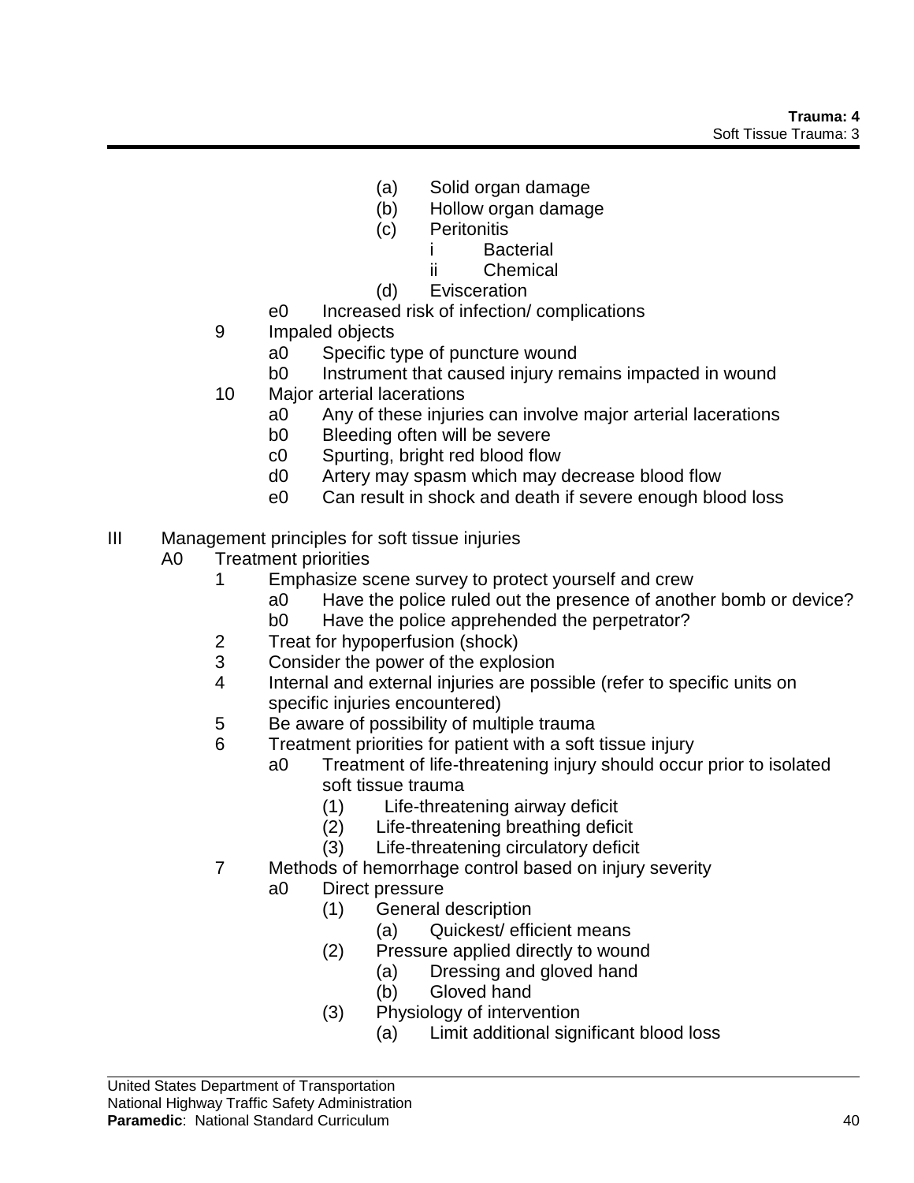- (a) Solid organ damage
- (b) Hollow organ damage
- (c) Peritonitis
  - i Bacterial
  - ii Chemical
- (d) Evisceration

e0 Increased risk of infection/ complications

9 Impaled objects
- a0 Specific type of puncture wound
- b0 Instrument that caused injury remains impacted in wound

10 Major arterial lacerations
- a0 Any of these injuries can involve major arterial lacerations
- b0 Bleeding often will be severe
- c0 Spurting, bright red blood flow
- d0 Artery may spasm which may decrease blood flow
- e0 Can result in shock and death if severe enough blood loss

III Management principles for soft tissue injuries

A0 Treatment priorities

1 Emphasize scene survey to protect yourself and crew
- a0 Have the police ruled out the presence of another bomb or device?
- b0 Have the police apprehended the perpetrator?

2 Treat for hypoperfusion (shock)

3 Consider the power of the explosion

4 Internal and external injuries are possible (refer to specific units on specific injuries encountered)

5 Be aware of possibility of multiple trauma

6 Treatment priorities for patient with a soft tissue injury
- a0 Treatment of life-threatening injury should occur prior to isolated soft tissue trauma
  - (1) Life-threatening airway deficit
  - (2) Life-threatening breathing deficit
  - (3) Life-threatening circulatory deficit

7 Methods of hemorrhage control based on injury severity
- a0 Direct pressure
  - (1) General description
    - (a) Quickest/ efficient means
  - (2) Pressure applied directly to wound
    - (a) Dressing and gloved hand
    - (b) Gloved hand
  - (3) Physiology of intervention
    - (a) Limit additional significant blood loss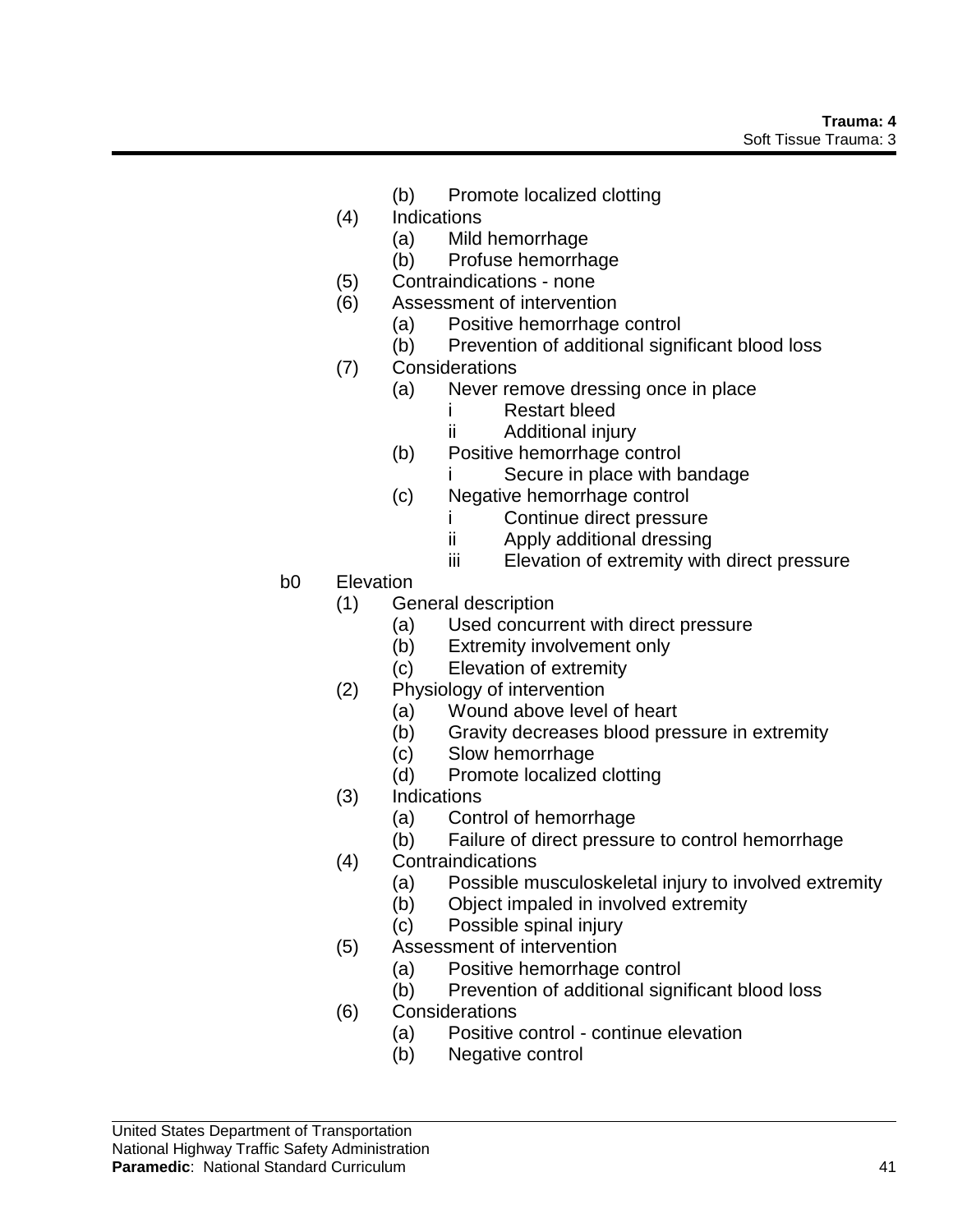(b) Promote localized clotting

(4) Indications
- (a) Mild hemorrhage
- (b) Profuse hemorrhage

(5) Contraindications - none

(6) Assessment of intervention
- (a) Positive hemorrhage control
- (b) Prevention of additional significant blood loss

(7) Considerations
- (a) Never remove dressing once in place
  - i Restart bleed
  - ii Additional injury
- (b) Positive hemorrhage control
  - i Secure in place with bandage
- (c) Negative hemorrhage control
  - i Continue direct pressure
  - ii Apply additional dressing
  - iii Elevation of extremity with direct pressure

b0 Elevation

(1) General description
- (a) Used concurrent with direct pressure
- (b) Extremity involvement only
- (c) Elevation of extremity

(2) Physiology of intervention
- (a) Wound above level of heart
- (b) Gravity decreases blood pressure in extremity
- (c) Slow hemorrhage
- (d) Promote localized clotting

(3) Indications
- (a) Control of hemorrhage
- (b) Failure of direct pressure to control hemorrhage

(4) Contraindications
- (a) Possible musculoskeletal injury to involved extremity
- (b) Object impaled in involved extremity
- (c) Possible spinal injury

(5) Assessment of intervention
- (a) Positive hemorrhage control
- (b) Prevention of additional significant blood loss

(6) Considerations
- (a) Positive control - continue elevation
- (b) Negative control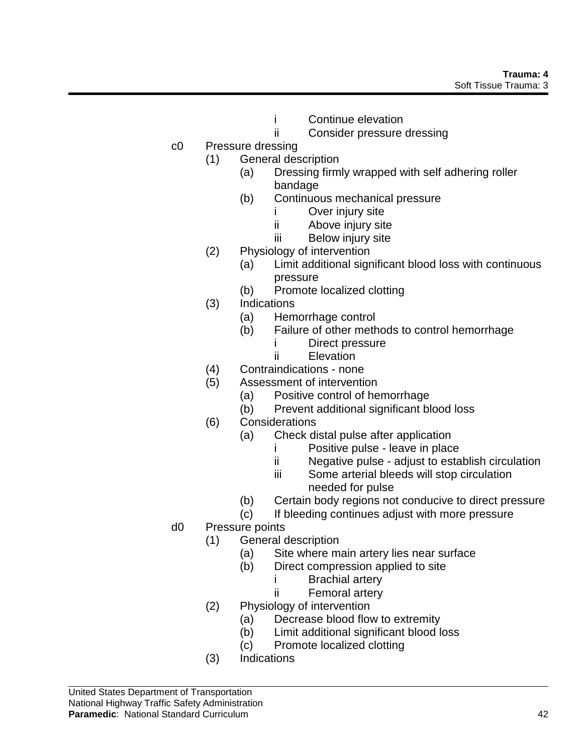- i Continue elevation
- ii Consider pressure dressing

c0 Pressure dressing
- (1) General description
  - (a) Dressing firmly wrapped with self adhering roller bandage
  - (b) Continuous mechanical pressure
    - i Over injury site
    - ii Above injury site
    - iii Below injury site
- (2) Physiology of intervention
  - (a) Limit additional significant blood loss with continuous pressure
  - (b) Promote localized clotting
- (3) Indications
  - (a) Hemorrhage control
  - (b) Failure of other methods to control hemorrhage
    - i Direct pressure
    - ii Elevation
- (4) Contraindications - none
- (5) Assessment of intervention
  - (a) Positive control of hemorrhage
  - (b) Prevent additional significant blood loss
- (6) Considerations
  - (a) Check distal pulse after application
    - i Positive pulse - leave in place
    - ii Negative pulse - adjust to establish circulation
    - iii Some arterial bleeds will stop circulation needed for pulse
  - (b) Certain body regions not conducive to direct pressure
  - (c) If bleeding continues adjust with more pressure

d0 Pressure points
- (1) General description
  - (a) Site where main artery lies near surface
  - (b) Direct compression applied to site
    - i Brachial artery
    - ii Femoral artery
- (2) Physiology of intervention
  - (a) Decrease blood flow to extremity
  - (b) Limit additional significant blood loss
  - (c) Promote localized clotting
- (3) Indications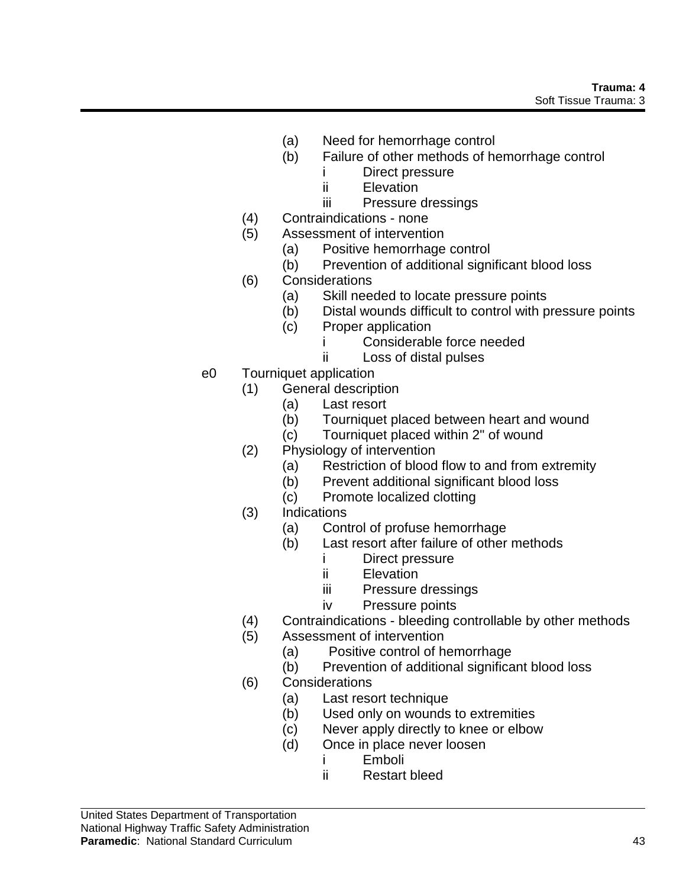- (a) Need for hemorrhage control
- (b) Failure of other methods of hemorrhage control
  - i Direct pressure
  - ii Elevation
  - iii Pressure dressings

(4) Contraindications - none

(5) Assessment of intervention
- (a) Positive hemorrhage control
- (b) Prevention of additional significant blood loss

(6) Considerations
- (a) Skill needed to locate pressure points
- (b) Distal wounds difficult to control with pressure points
- (c) Proper application
  - i Considerable force needed
  - ii Loss of distal pulses

e0 Tourniquet application

(1) General description
- (a) Last resort
- (b) Tourniquet placed between heart and wound
- (c) Tourniquet placed within 2" of wound

(2) Physiology of intervention
- (a) Restriction of blood flow to and from extremity
- (b) Prevent additional significant blood loss
- (c) Promote localized clotting

(3) Indications
- (a) Control of profuse hemorrhage
- (b) Last resort after failure of other methods
  - i Direct pressure
  - ii Elevation
  - iii Pressure dressings
  - iv Pressure points

(4) Contraindications - bleeding controllable by other methods

(5) Assessment of intervention
- (a) Positive control of hemorrhage
- (b) Prevention of additional significant blood loss

(6) Considerations
- (a) Last resort technique
- (b) Used only on wounds to extremities
- (c) Never apply directly to knee or elbow
- (d) Once in place never loosen
  - i Emboli
  - ii Restart bleed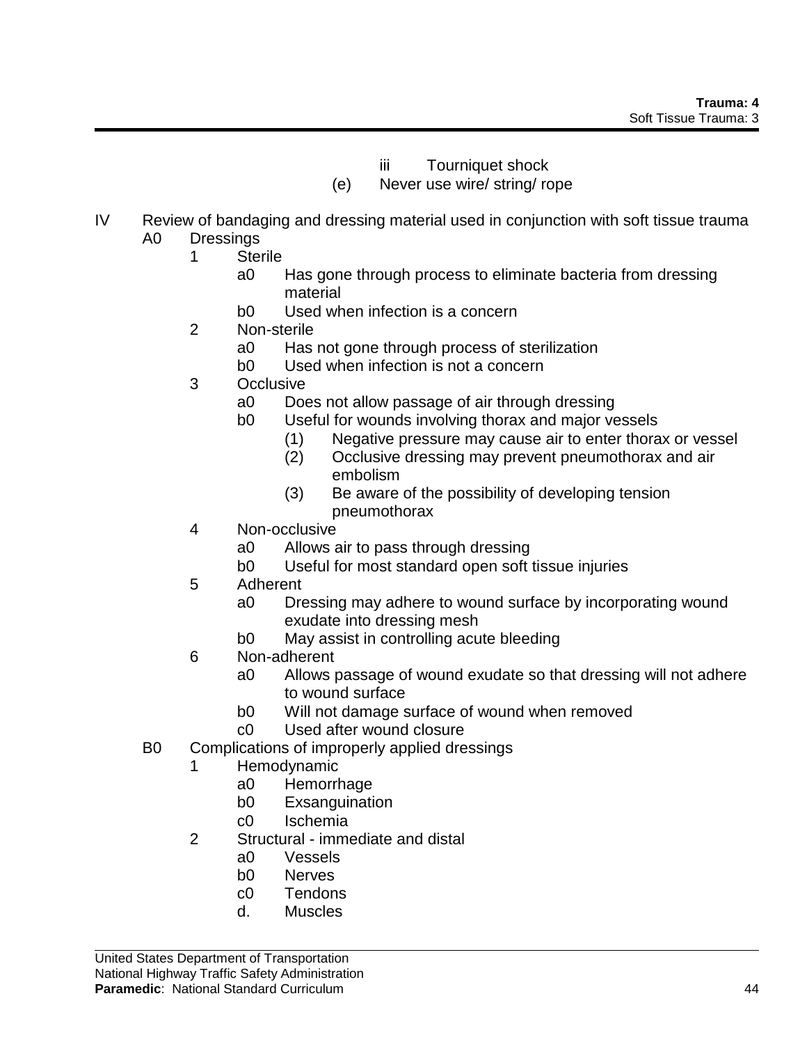iii Tourniquet shock

(e) Never use wire/ string/ rope

IV Review of bandaging and dressing material used in conjunction with soft tissue trauma

- A0 Dressings
  - 1 Sterile
    - a0 Has gone through process to eliminate bacteria from dressing material
    - b0 Used when infection is a concern
  - 2 Non-sterile
    - a0 Has not gone through process of sterilization
    - b0 Used when infection is not a concern
  - 3 Occlusive
    - a0 Does not allow passage of air through dressing
    - b0 Useful for wounds involving thorax and major vessels
      - (1) Negative pressure may cause air to enter thorax or vessel
      - (2) Occlusive dressing may prevent pneumothorax and air embolism
      - (3) Be aware of the possibility of developing tension pneumothorax
  - 4 Non-occlusive
    - a0 Allows air to pass through dressing
    - b0 Useful for most standard open soft tissue injuries
  - 5 Adherent
    - a0 Dressing may adhere to wound surface by incorporating wound exudate into dressing mesh
    - b0 May assist in controlling acute bleeding
  - 6 Non-adherent
    - a0 Allows passage of wound exudate so that dressing will not adhere to wound surface
    - b0 Will not damage surface of wound when removed
    - c0 Used after wound closure
- B0 Complications of improperly applied dressings
  - 1 Hemodynamic
    - a0 Hemorrhage
    - b0 Exsanguination
    - c0 Ischemia
  - 2 Structural - immediate and distal
    - a0 Vessels
    - b0 Nerves
    - c0 Tendons
    - d. Muscles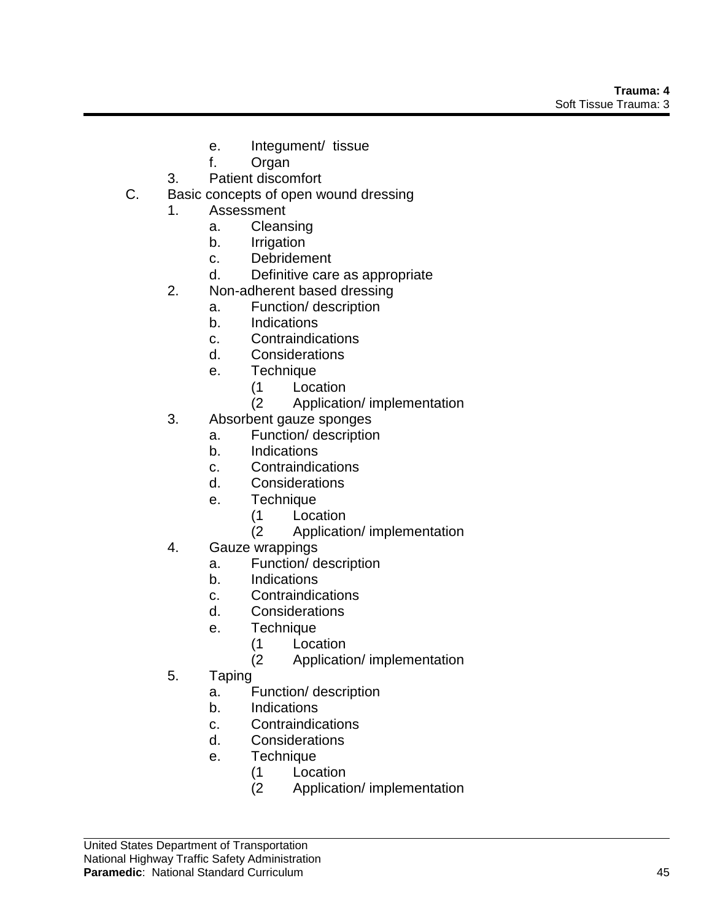e. Integument/ tissue
f. Organ
3. Patient discomfort

C. Basic concepts of open wound dressing
1. Assessment
a. Cleansing
b. Irrigation
c. Debridement
d. Definitive care as appropriate
2. Non-adherent based dressing
a. Function/ description
b. Indications
c. Contraindications
d. Considerations
e. Technique
(1 Location
(2 Application/ implementation
3. Absorbent gauze sponges
a. Function/ description
b. Indications
c. Contraindications
d. Considerations
e. Technique
(1 Location
(2 Application/ implementation
4. Gauze wrappings
a. Function/ description
b. Indications
c. Contraindications
d. Considerations
e. Technique
(1 Location
(2 Application/ implementation
5. Taping
a. Function/ description
b. Indications
c. Contraindications
d. Considerations
e. Technique
(1 Location
(2 Application/ implementation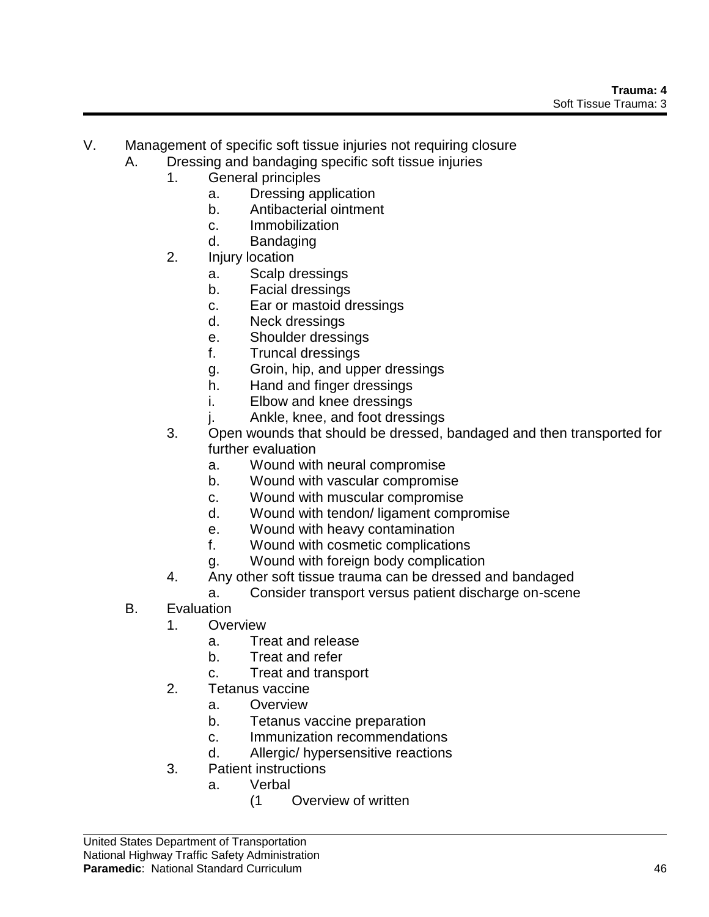V. Management of specific soft tissue injuries not requiring closure
   A. Dressing and bandaging specific soft tissue injuries
      1. General principles
         a. Dressing application
         b. Antibacterial ointment
         c. Immobilization
         d. Bandaging
      2. Injury location
         a. Scalp dressings
         b. Facial dressings
         c. Ear or mastoid dressings
         d. Neck dressings
         e. Shoulder dressings
         f. Truncal dressings
         g. Groin, hip, and upper dressings
         h. Hand and finger dressings
         i. Elbow and knee dressings
         j. Ankle, knee, and foot dressings
      3. Open wounds that should be dressed, bandaged and then transported for further evaluation
         a. Wound with neural compromise
         b. Wound with vascular compromise
         c. Wound with muscular compromise
         d. Wound with tendon/ ligament compromise
         e. Wound with heavy contamination
         f. Wound with cosmetic complications
         g. Wound with foreign body complication
      4. Any other soft tissue trauma can be dressed and bandaged
         a. Consider transport versus patient discharge on-scene
   B. Evaluation
      1. Overview
         a. Treat and release
         b. Treat and refer
         c. Treat and transport
      2. Tetanus vaccine
         a. Overview
         b. Tetanus vaccine preparation
         c. Immunization recommendations
         d. Allergic/ hypersensitive reactions
      3. Patient instructions
         a. Verbal
            (1 Overview of written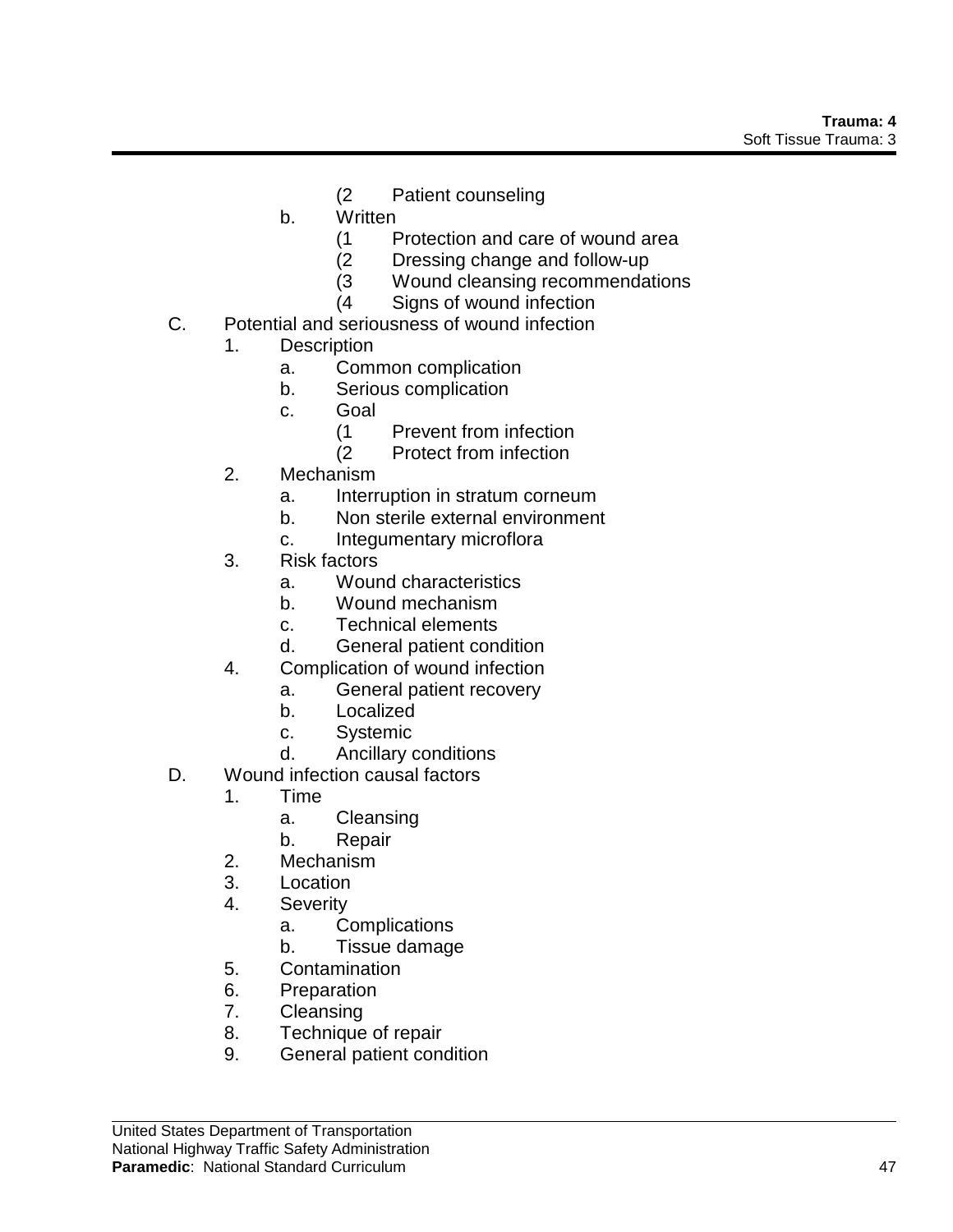(2 Patient counseling
        b. Written
            (1 Protection and care of wound area
            (2 Dressing change and follow-up
            (3 Wound cleansing recommendations
            (4 Signs of wound infection

C. Potential and seriousness of wound infection
    1. Description
        a. Common complication
        b. Serious complication
        c. Goal
            (1 Prevent from infection
            (2 Protect from infection
    2. Mechanism
        a. Interruption in stratum corneum
        b. Non sterile external environment
        c. Integumentary microflora
    3. Risk factors
        a. Wound characteristics
        b. Wound mechanism
        c. Technical elements
        d. General patient condition
    4. Complication of wound infection
        a. General patient recovery
        b. Localized
        c. Systemic
        d. Ancillary conditions

D. Wound infection causal factors
    1. Time
        a. Cleansing
        b. Repair
    2. Mechanism
    3. Location
    4. Severity
        a. Complications
        b. Tissue damage
    5. Contamination
    6. Preparation
    7. Cleansing
    8. Technique of repair
    9. General patient condition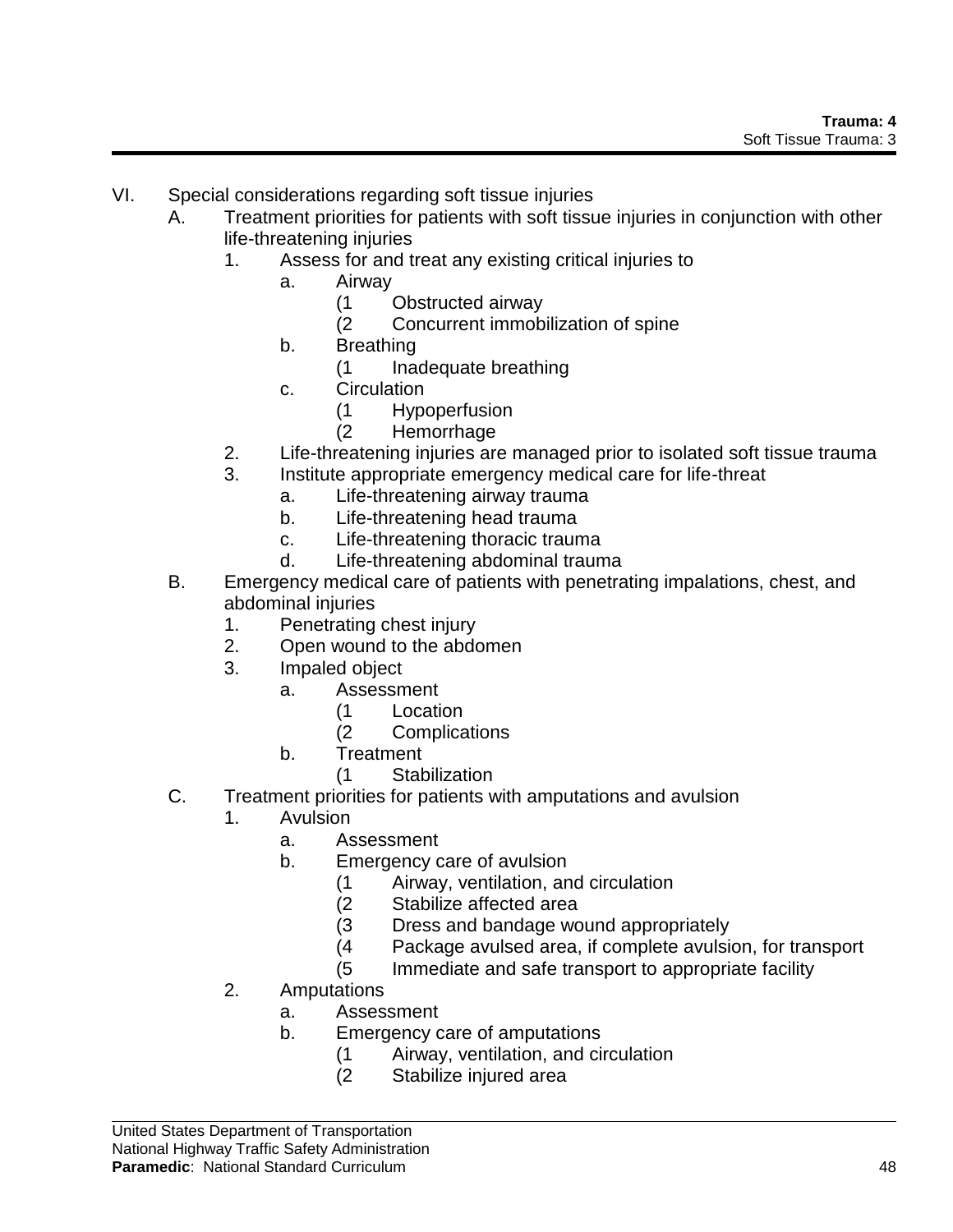VI. Special considerations regarding soft tissue injuries
    A. Treatment priorities for patients with soft tissue injuries in conjunction with other life-threatening injuries
        1. Assess for and treat any existing critical injuries to
            a. Airway
                (1 Obstructed airway
                (2 Concurrent immobilization of spine
            b. Breathing
                (1 Inadequate breathing
            c. Circulation
                (1 Hypoperfusion
                (2 Hemorrhage
        2. Life-threatening injuries are managed prior to isolated soft tissue trauma
        3. Institute appropriate emergency medical care for life-threat
            a. Life-threatening airway trauma
            b. Life-threatening head trauma
            c. Life-threatening thoracic trauma
            d. Life-threatening abdominal trauma
    B. Emergency medical care of patients with penetrating impalations, chest, and abdominal injuries
        1. Penetrating chest injury
        2. Open wound to the abdomen
        3. Impaled object
            a. Assessment
                (1 Location
                (2 Complications
            b. Treatment
                (1 Stabilization
    C. Treatment priorities for patients with amputations and avulsion
        1. Avulsion
            a. Assessment
            b. Emergency care of avulsion
                (1 Airway, ventilation, and circulation
                (2 Stabilize affected area
                (3 Dress and bandage wound appropriately
                (4 Package avulsed area, if complete avulsion, for transport
                (5 Immediate and safe transport to appropriate facility
        2. Amputations
            a. Assessment
            b. Emergency care of amputations
                (1 Airway, ventilation, and circulation
                (2 Stabilize injured area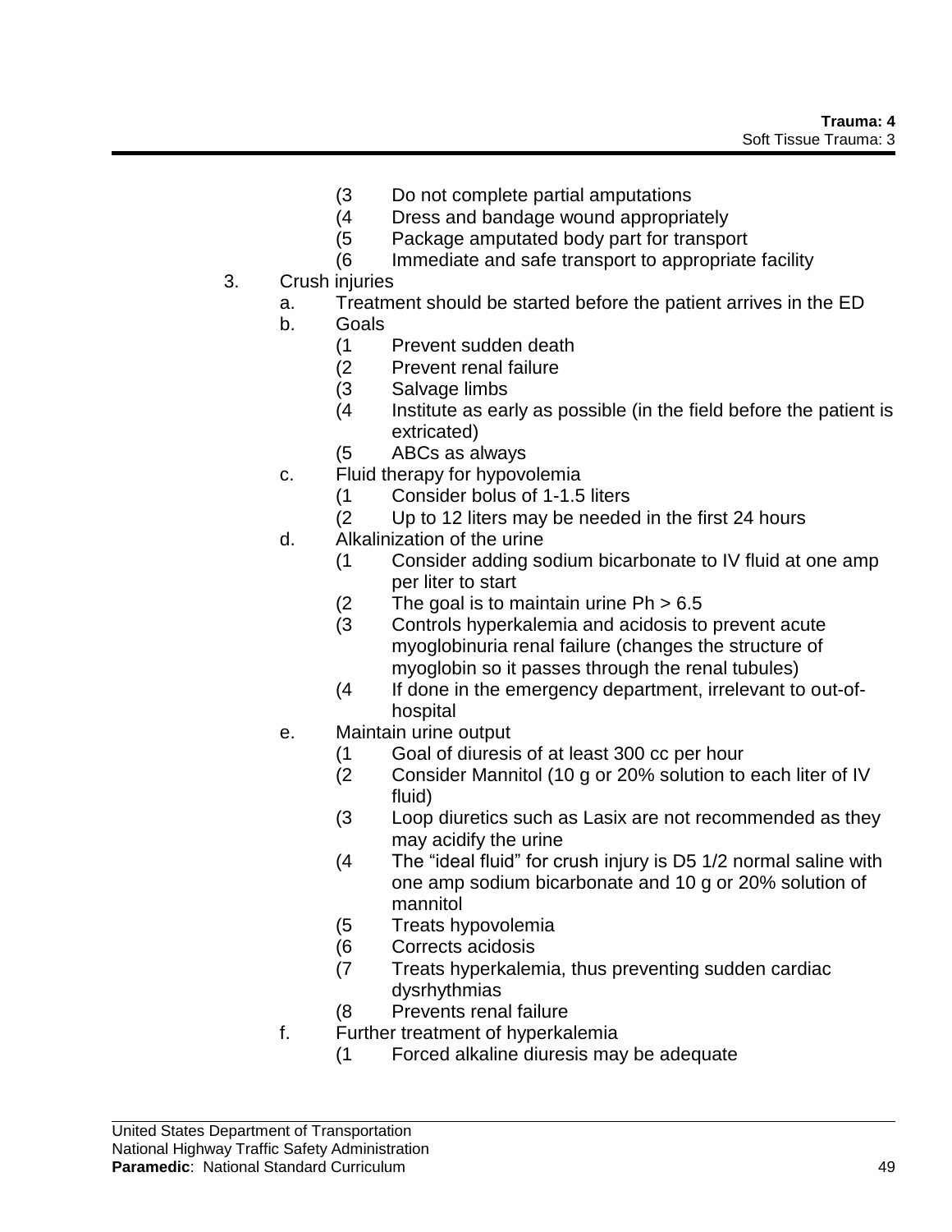(3 Do not complete partial amputations
(4 Dress and bandage wound appropriately
(5 Package amputated body part for transport
(6 Immediate and safe transport to appropriate facility

3. Crush injuries
   a. Treatment should be started before the patient arrives in the ED
   b. Goals
      (1 Prevent sudden death
      (2 Prevent renal failure
      (3 Salvage limbs
      (4 Institute as early as possible (in the field before the patient is extricated)
      (5 ABCs as always
   c. Fluid therapy for hypovolemia
      (1 Consider bolus of 1-1.5 liters
      (2 Up to 12 liters may be needed in the first 24 hours
   d. Alkalinization of the urine
      (1 Consider adding sodium bicarbonate to IV fluid at one amp per liter to start
      (2 The goal is to maintain urine Ph > 6.5
      (3 Controls hyperkalemia and acidosis to prevent acute myoglobinuria renal failure (changes the structure of myoglobin so it passes through the renal tubules)
      (4 If done in the emergency department, irrelevant to out-of-hospital
   e. Maintain urine output
      (1 Goal of diuresis of at least 300 cc per hour
      (2 Consider Mannitol (10 g or 20% solution to each liter of IV fluid)
      (3 Loop diuretics such as Lasix are not recommended as they may acidify the urine
      (4 The "ideal fluid" for crush injury is D5 1/2 normal saline with one amp sodium bicarbonate and 10 g or 20% solution of mannitol
      (5 Treats hypovolemia
      (6 Corrects acidosis
      (7 Treats hyperkalemia, thus preventing sudden cardiac dysrhythmias
      (8 Prevents renal failure
   f. Further treatment of hyperkalemia
      (1 Forced alkaline diuresis may be adequate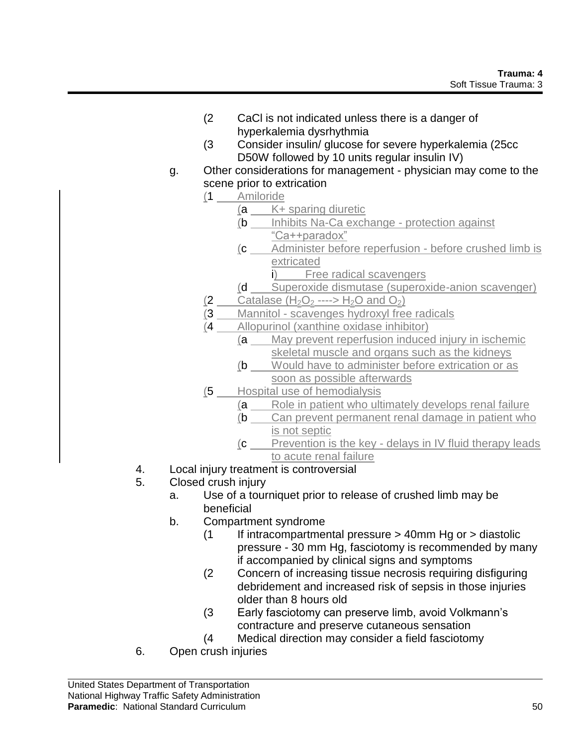- (2 CaCl is not indicated unless there is a danger of hyperkalemia dysrhythmia
- (3 Consider insulin/ glucose for severe hyperkalemia (25cc D50W followed by 10 units regular insulin IV)

g. Other considerations for management - physician may come to the scene prior to extrication

- (1 Amiloride
  - (a K+ sparing diuretic
  - (b Inhibits Na-Ca exchange - protection against "Ca++paradox"
  - (c Administer before reperfusion - before crushed limb is extricated
    - i) Free radical scavengers
  - (d Superoxide dismutase (superoxide-anion scavenger)
- (2 Catalase ($H_2O_2$ ----> $H_2O$ and $O_2$)
- (3 Mannitol - scavenges hydroxyl free radicals
- (4 Allopurinol (xanthine oxidase inhibitor)
  - (a May prevent reperfusion induced injury in ischemic skeletal muscle and organs such as the kidneys
  - (b Would have to administer before extrication or as soon as possible afterwards
- (5 Hospital use of hemodialysis
  - (a Role in patient who ultimately develops renal failure
  - (b Can prevent permanent renal damage in patient who is not septic
  - (c Prevention is the key - delays in IV fluid therapy leads to acute renal failure

4. Local injury treatment is controversial
5. Closed crush injury
   - a. Use of a tourniquet prior to release of crushed limb may be beneficial
   - b. Compartment syndrome
     - (1 If intracompartmental pressure > 40mm Hg or > diastolic pressure - 30 mm Hg, fasciotomy is recommended by many if accompanied by clinical signs and symptoms
     - (2 Concern of increasing tissue necrosis requiring disfiguring debridement and increased risk of sepsis in those injuries older than 8 hours old
     - (3 Early fasciotomy can preserve limb, avoid Volkmann's contracture and preserve cutaneous sensation
     - (4 Medical direction may consider a field fasciotomy
6. Open crush injuries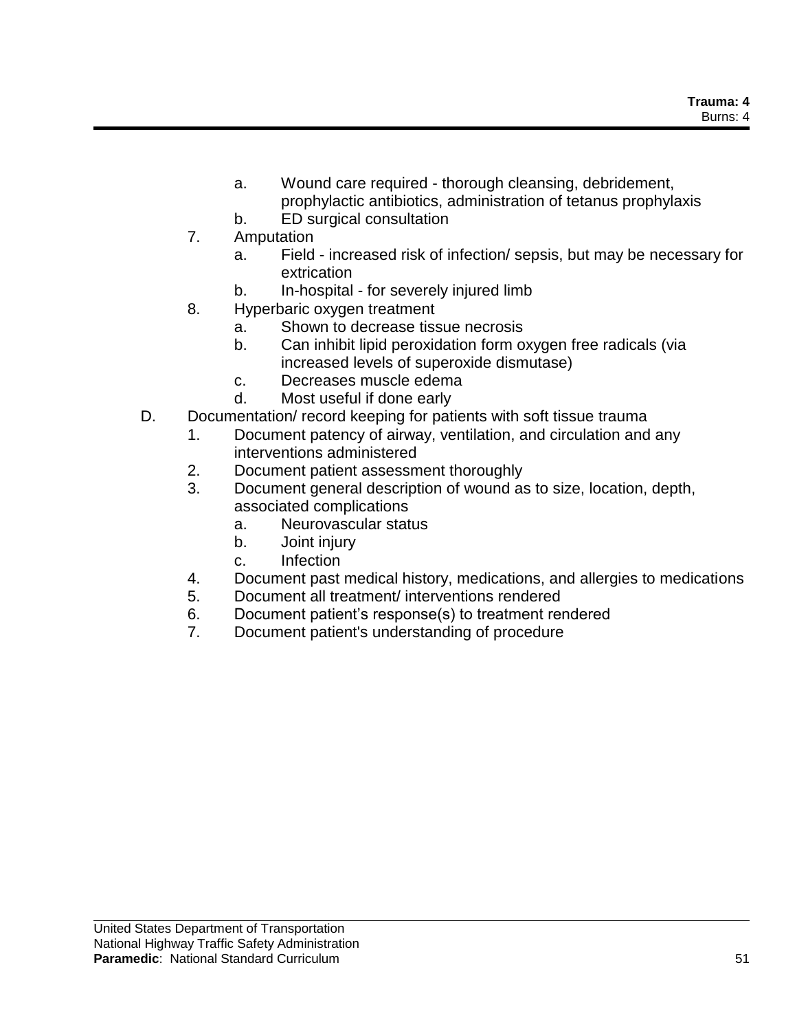a. Wound care required - thorough cleansing, debridement, prophylactic antibiotics, administration of tetanus prophylaxis
b. ED surgical consultation

7. Amputation
   a. Field - increased risk of infection/ sepsis, but may be necessary for extrication
   b. In-hospital - for severely injured limb
8. Hyperbaric oxygen treatment
   a. Shown to decrease tissue necrosis
   b. Can inhibit lipid peroxidation form oxygen free radicals (via increased levels of superoxide dismutase)
   c. Decreases muscle edema
   d. Most useful if done early

D. Documentation/ record keeping for patients with soft tissue trauma
   1. Document patency of airway, ventilation, and circulation and any interventions administered
   2. Document patient assessment thoroughly
   3. Document general description of wound as to size, location, depth, associated complications
      a. Neurovascular status
      b. Joint injury
      c. Infection
   4. Document past medical history, medications, and allergies to medications
   5. Document all treatment/ interventions rendered
   6. Document patient's response(s) to treatment rendered
   7. Document patient's understanding of procedure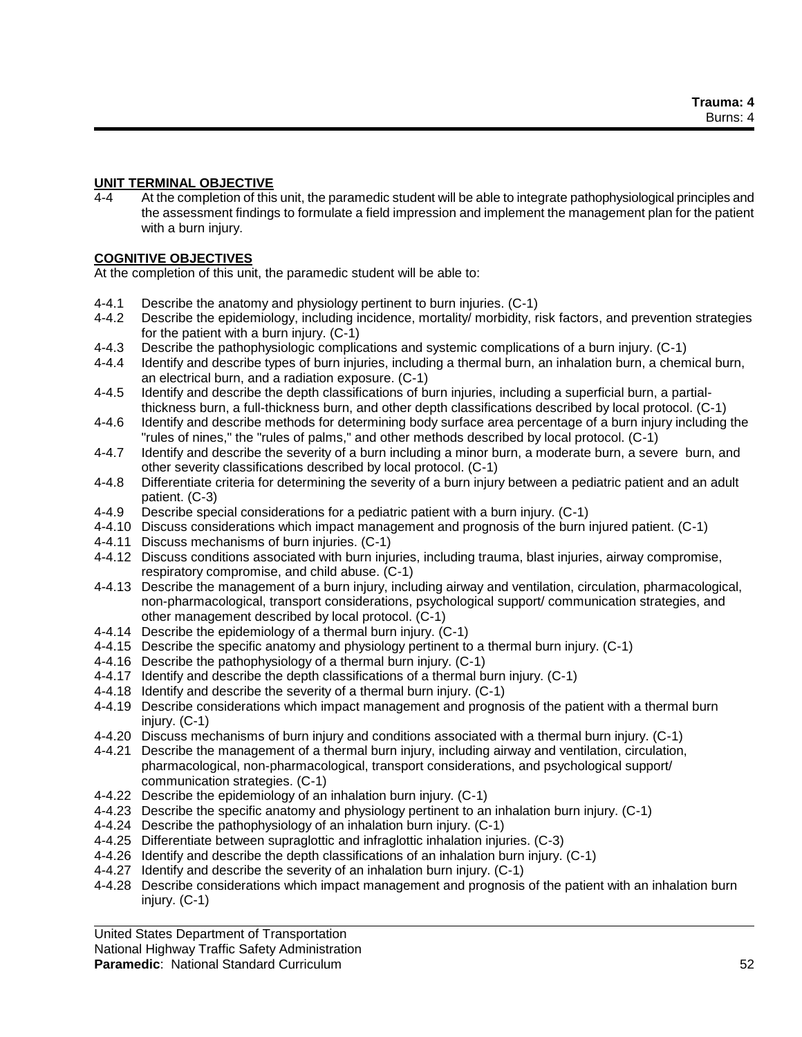**UNIT TERMINAL OBJECTIVE**

4-4 At the completion of this unit, the paramedic student will be able to integrate pathophysiological principles and the assessment findings to formulate a field impression and implement the management plan for the patient with a burn injury.

**COGNITIVE OBJECTIVES**

At the completion of this unit, the paramedic student will be able to:

- 4-4.1 Describe the anatomy and physiology pertinent to burn injuries. (C-1)
- 4-4.2 Describe the epidemiology, including incidence, mortality/ morbidity, risk factors, and prevention strategies for the patient with a burn injury. (C-1)
- 4-4.3 Describe the pathophysiologic complications and systemic complications of a burn injury. (C-1)
- 4-4.4 Identify and describe types of burn injuries, including a thermal burn, an inhalation burn, a chemical burn, an electrical burn, and a radiation exposure. (C-1)
- 4-4.5 Identify and describe the depth classifications of burn injuries, including a superficial burn, a partial-thickness burn, a full-thickness burn, and other depth classifications described by local protocol. (C-1)
- 4-4.6 Identify and describe methods for determining body surface area percentage of a burn injury including the "rules of nines," the "rules of palms," and other methods described by local protocol. (C-1)
- 4-4.7 Identify and describe the severity of a burn including a minor burn, a moderate burn, a severe burn, and other severity classifications described by local protocol. (C-1)
- 4-4.8 Differentiate criteria for determining the severity of a burn injury between a pediatric patient and an adult patient. (C-3)
- 4-4.9 Describe special considerations for a pediatric patient with a burn injury. (C-1)
- 4-4.10 Discuss considerations which impact management and prognosis of the burn injured patient. (C-1)
- 4-4.11 Discuss mechanisms of burn injuries. (C-1)
- 4-4.12 Discuss conditions associated with burn injuries, including trauma, blast injuries, airway compromise, respiratory compromise, and child abuse. (C-1)
- 4-4.13 Describe the management of a burn injury, including airway and ventilation, circulation, pharmacological, non-pharmacological, transport considerations, psychological support/ communication strategies, and other management described by local protocol. (C-1)
- 4-4.14 Describe the epidemiology of a thermal burn injury. (C-1)
- 4-4.15 Describe the specific anatomy and physiology pertinent to a thermal burn injury. (C-1)
- 4-4.16 Describe the pathophysiology of a thermal burn injury. (C-1)
- 4-4.17 Identify and describe the depth classifications of a thermal burn injury. (C-1)
- 4-4.18 Identify and describe the severity of a thermal burn injury. (C-1)
- 4-4.19 Describe considerations which impact management and prognosis of the patient with a thermal burn injury. (C-1)
- 4-4.20 Discuss mechanisms of burn injury and conditions associated with a thermal burn injury. (C-1)
- 4-4.21 Describe the management of a thermal burn injury, including airway and ventilation, circulation, pharmacological, non-pharmacological, transport considerations, and psychological support/ communication strategies. (C-1)
- 4-4.22 Describe the epidemiology of an inhalation burn injury. (C-1)
- 4-4.23 Describe the specific anatomy and physiology pertinent to an inhalation burn injury. (C-1)
- 4-4.24 Describe the pathophysiology of an inhalation burn injury. (C-1)
- 4-4.25 Differentiate between supraglottic and infraglottic inhalation injuries. (C-3)
- 4-4.26 Identify and describe the depth classifications of an inhalation burn injury. (C-1)
- 4-4.27 Identify and describe the severity of an inhalation burn injury. (C-1)
- 4-4.28 Describe considerations which impact management and prognosis of the patient with an inhalation burn injury. (C-1)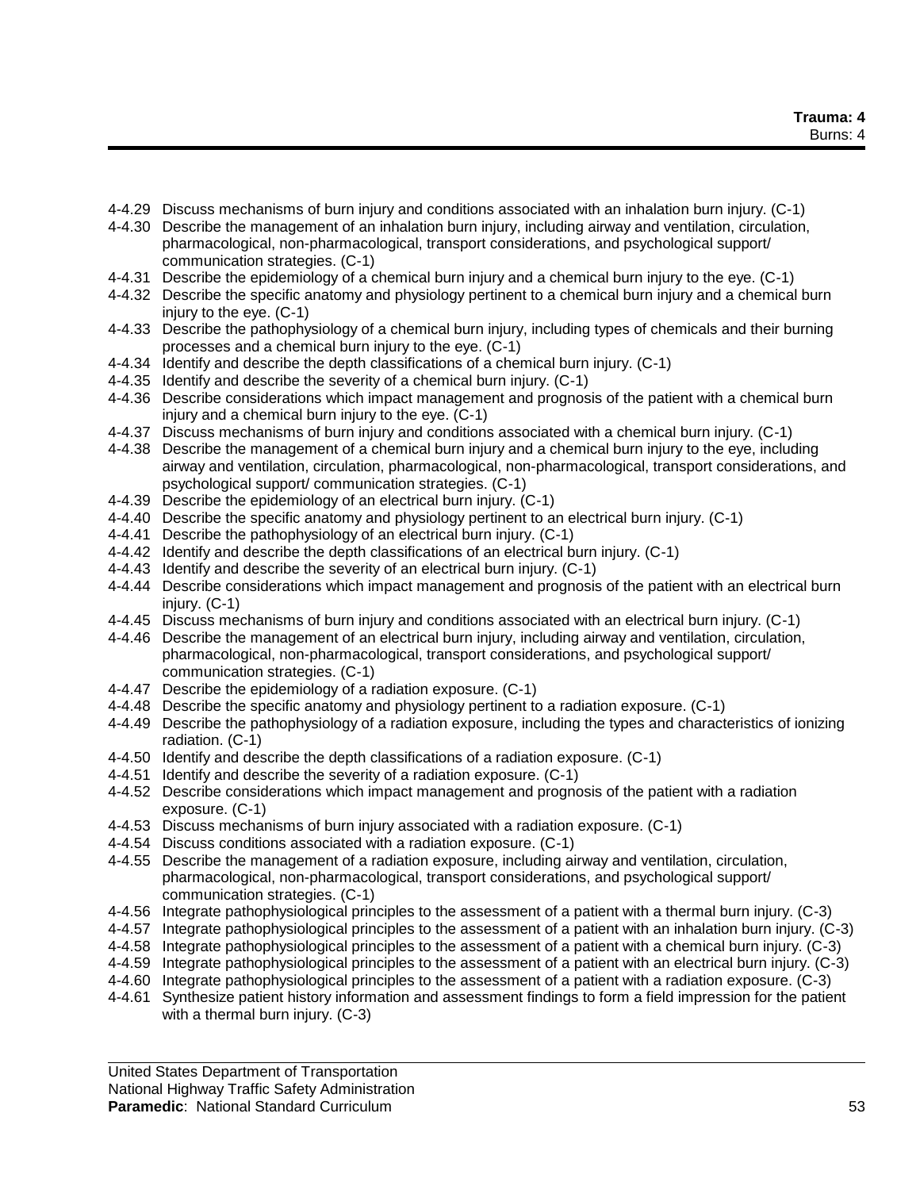4-4.29 Discuss mechanisms of burn injury and conditions associated with an inhalation burn injury. (C-1)
4-4.30 Describe the management of an inhalation burn injury, including airway and ventilation, circulation, pharmacological, non-pharmacological, transport considerations, and psychological support/ communication strategies. (C-1)
4-4.31 Describe the epidemiology of a chemical burn injury and a chemical burn injury to the eye. (C-1)
4-4.32 Describe the specific anatomy and physiology pertinent to a chemical burn injury and a chemical burn injury to the eye. (C-1)
4-4.33 Describe the pathophysiology of a chemical burn injury, including types of chemicals and their burning processes and a chemical burn injury to the eye. (C-1)
4-4.34 Identify and describe the depth classifications of a chemical burn injury. (C-1)
4-4.35 Identify and describe the severity of a chemical burn injury. (C-1)
4-4.36 Describe considerations which impact management and prognosis of the patient with a chemical burn injury and a chemical burn injury to the eye. (C-1)
4-4.37 Discuss mechanisms of burn injury and conditions associated with a chemical burn injury. (C-1)
4-4.38 Describe the management of a chemical burn injury and a chemical burn injury to the eye, including airway and ventilation, circulation, pharmacological, non-pharmacological, transport considerations, and psychological support/ communication strategies. (C-1)
4-4.39 Describe the epidemiology of an electrical burn injury. (C-1)
4-4.40 Describe the specific anatomy and physiology pertinent to an electrical burn injury. (C-1)
4-4.41 Describe the pathophysiology of an electrical burn injury. (C-1)
4-4.42 Identify and describe the depth classifications of an electrical burn injury. (C-1)
4-4.43 Identify and describe the severity of an electrical burn injury. (C-1)
4-4.44 Describe considerations which impact management and prognosis of the patient with an electrical burn injury. (C-1)
4-4.45 Discuss mechanisms of burn injury and conditions associated with an electrical burn injury. (C-1)
4-4.46 Describe the management of an electrical burn injury, including airway and ventilation, circulation, pharmacological, non-pharmacological, transport considerations, and psychological support/ communication strategies. (C-1)
4-4.47 Describe the epidemiology of a radiation exposure. (C-1)
4-4.48 Describe the specific anatomy and physiology pertinent to a radiation exposure. (C-1)
4-4.49 Describe the pathophysiology of a radiation exposure, including the types and characteristics of ionizing radiation. (C-1)
4-4.50 Identify and describe the depth classifications of a radiation exposure. (C-1)
4-4.51 Identify and describe the severity of a radiation exposure. (C-1)
4-4.52 Describe considerations which impact management and prognosis of the patient with a radiation exposure. (C-1)
4-4.53 Discuss mechanisms of burn injury associated with a radiation exposure. (C-1)
4-4.54 Discuss conditions associated with a radiation exposure. (C-1)
4-4.55 Describe the management of a radiation exposure, including airway and ventilation, circulation, pharmacological, non-pharmacological, transport considerations, and psychological support/ communication strategies. (C-1)
4-4.56 Integrate pathophysiological principles to the assessment of a patient with a thermal burn injury. (C-3)
4-4.57 Integrate pathophysiological principles to the assessment of a patient with an inhalation burn injury. (C-3)
4-4.58 Integrate pathophysiological principles to the assessment of a patient with a chemical burn injury. (C-3)
4-4.59 Integrate pathophysiological principles to the assessment of a patient with an electrical burn injury. (C-3)
4-4.60 Integrate pathophysiological principles to the assessment of a patient with a radiation exposure. (C-3)
4-4.61 Synthesize patient history information and assessment findings to form a field impression for the patient with a thermal burn injury. (C-3)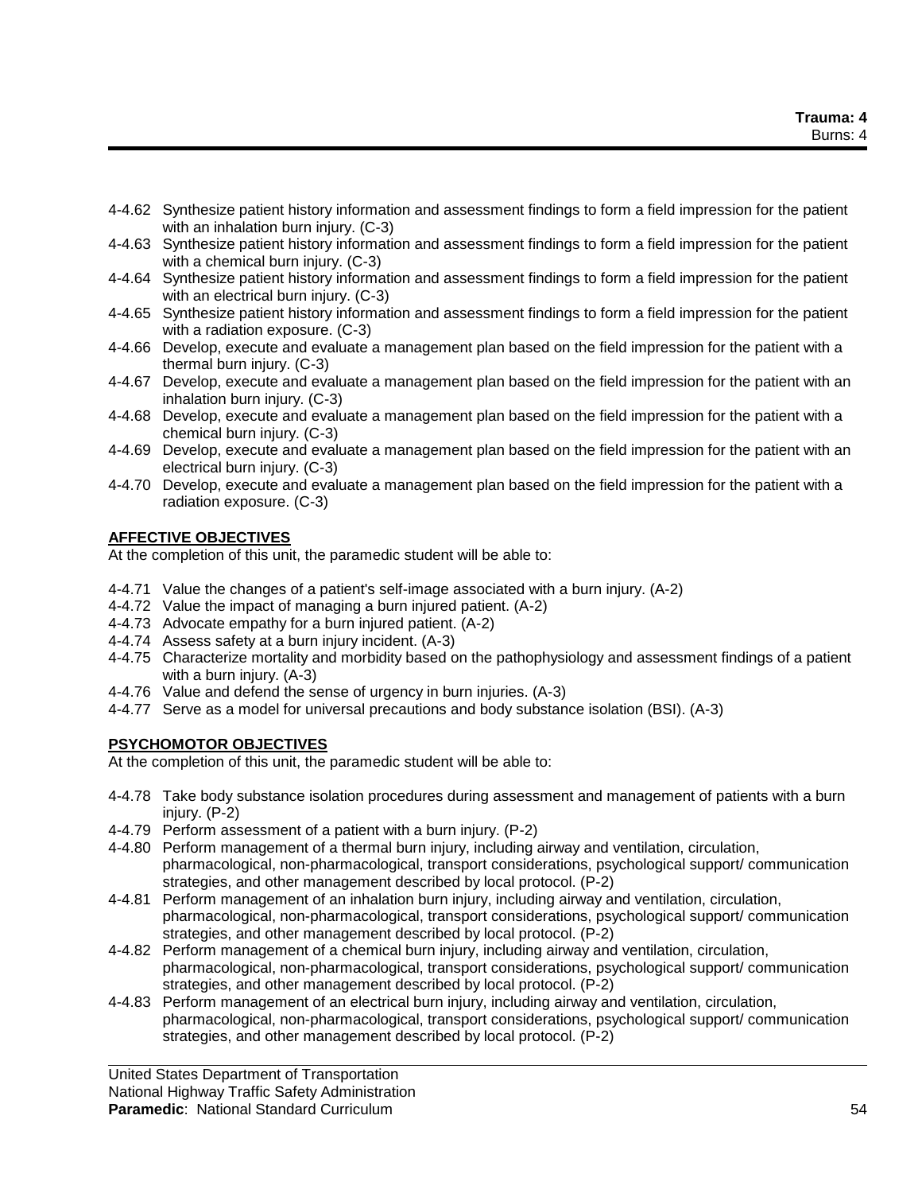4-4.62 Synthesize patient history information and assessment findings to form a field impression for the patient with an inhalation burn injury. (C-3)

4-4.63 Synthesize patient history information and assessment findings to form a field impression for the patient with a chemical burn injury. (C-3)

4-4.64 Synthesize patient history information and assessment findings to form a field impression for the patient with an electrical burn injury. (C-3)

4-4.65 Synthesize patient history information and assessment findings to form a field impression for the patient with a radiation exposure. (C-3)

4-4.66 Develop, execute and evaluate a management plan based on the field impression for the patient with a thermal burn injury. (C-3)

4-4.67 Develop, execute and evaluate a management plan based on the field impression for the patient with an inhalation burn injury. (C-3)

4-4.68 Develop, execute and evaluate a management plan based on the field impression for the patient with a chemical burn injury. (C-3)

4-4.69 Develop, execute and evaluate a management plan based on the field impression for the patient with an electrical burn injury. (C-3)

4-4.70 Develop, execute and evaluate a management plan based on the field impression for the patient with a radiation exposure. (C-3)

**AFFECTIVE OBJECTIVES**

At the completion of this unit, the paramedic student will be able to:

4-4.71 Value the changes of a patient's self-image associated with a burn injury. (A-2)

4-4.72 Value the impact of managing a burn injured patient. (A-2)

4-4.73 Advocate empathy for a burn injured patient. (A-2)

4-4.74 Assess safety at a burn injury incident. (A-3)

4-4.75 Characterize mortality and morbidity based on the pathophysiology and assessment findings of a patient with a burn injury. (A-3)

4-4.76 Value and defend the sense of urgency in burn injuries. (A-3)

4-4.77 Serve as a model for universal precautions and body substance isolation (BSI). (A-3)

**PSYCHOMOTOR OBJECTIVES**

At the completion of this unit, the paramedic student will be able to:

4-4.78 Take body substance isolation procedures during assessment and management of patients with a burn injury. (P-2)

4-4.79 Perform assessment of a patient with a burn injury. (P-2)

4-4.80 Perform management of a thermal burn injury, including airway and ventilation, circulation, pharmacological, non-pharmacological, transport considerations, psychological support/ communication strategies, and other management described by local protocol. (P-2)

4-4.81 Perform management of an inhalation burn injury, including airway and ventilation, circulation, pharmacological, non-pharmacological, transport considerations, psychological support/ communication strategies, and other management described by local protocol. (P-2)

4-4.82 Perform management of a chemical burn injury, including airway and ventilation, circulation, pharmacological, non-pharmacological, transport considerations, psychological support/ communication strategies, and other management described by local protocol. (P-2)

4-4.83 Perform management of an electrical burn injury, including airway and ventilation, circulation, pharmacological, non-pharmacological, transport considerations, psychological support/ communication strategies, and other management described by local protocol. (P-2)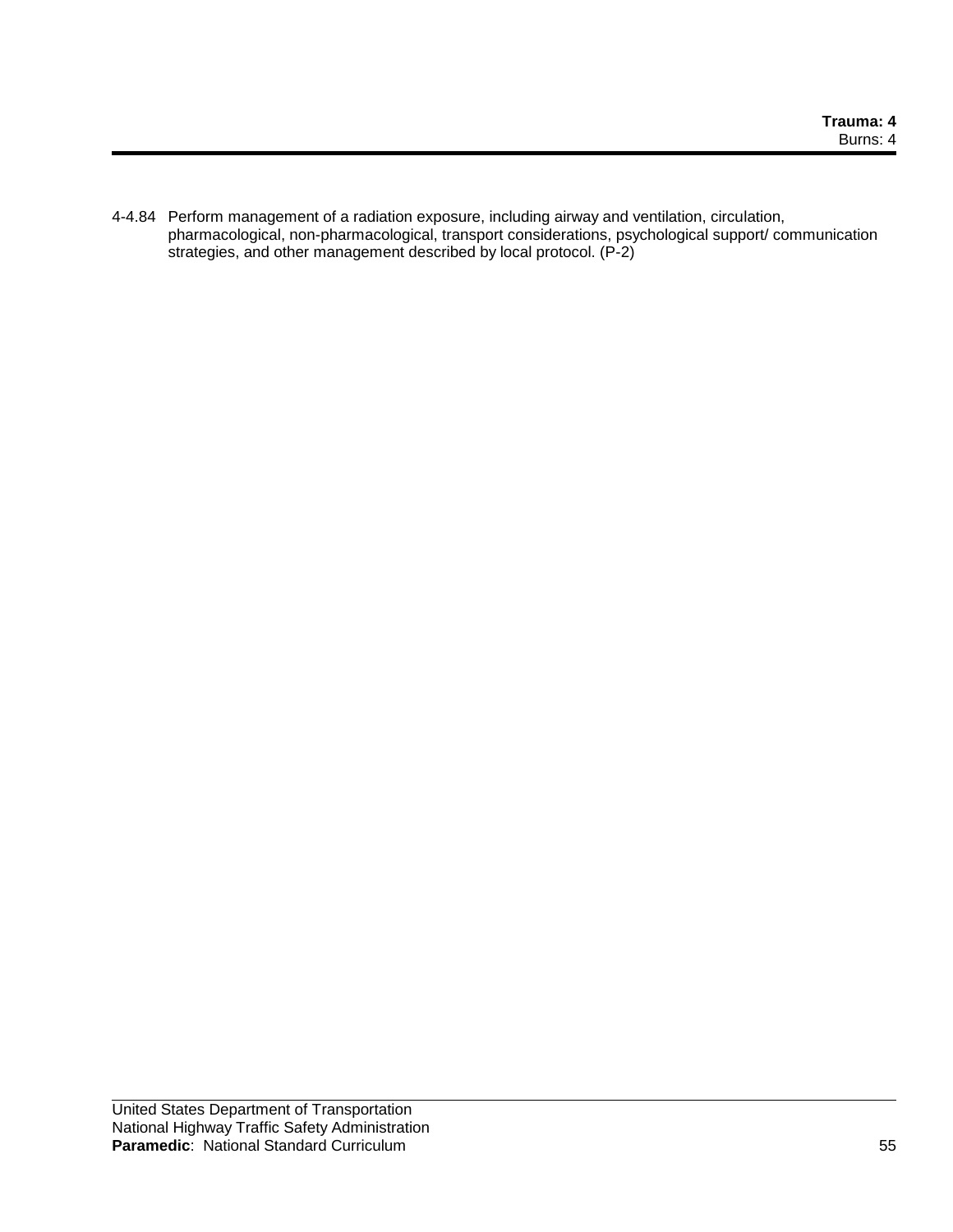4-4.84 Perform management of a radiation exposure, including airway and ventilation, circulation, pharmacological, non-pharmacological, transport considerations, psychological support/ communication strategies, and other management described by local protocol. (P-2)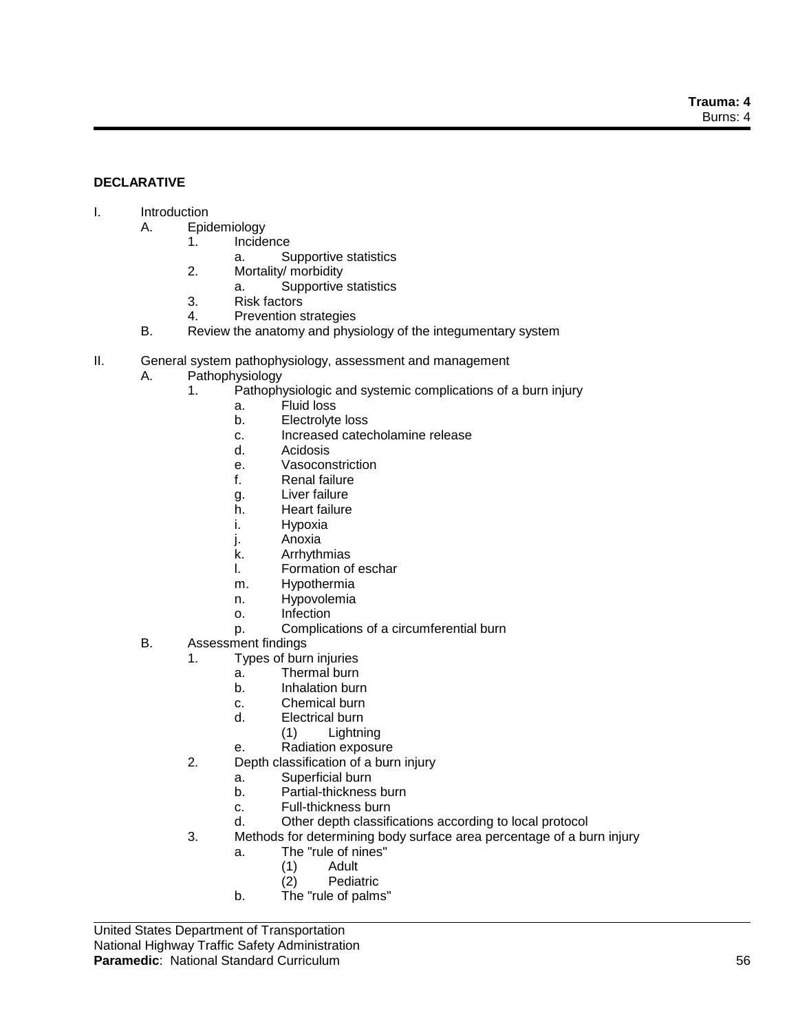**DECLARATIVE**

- I. Introduction
    - A. Epidemiology
        - 1. Incidence
            - a. Supportive statistics
        - 2. Mortality/ morbidity
            - a. Supportive statistics
        - 3. Risk factors
        - 4. Prevention strategies
    - B. Review the anatomy and physiology of the integumentary system
- II. General system pathophysiology, assessment and management
    - A. Pathophysiology
        - 1. Pathophysiologic and systemic complications of a burn injury
            - a. Fluid loss
            - b. Electrolyte loss
            - c. Increased catecholamine release
            - d. Acidosis
            - e. Vasoconstriction
            - f. Renal failure
            - g. Liver failure
            - h. Heart failure
            - i. Hypoxia
            - j. Anoxia
            - k. Arrhythmias
            - l. Formation of eschar
            - m. Hypothermia
            - n. Hypovolemia
            - o. Infection
            - p. Complications of a circumferential burn
    - B. Assessment findings
        - 1. Types of burn injuries
            - a. Thermal burn
            - b. Inhalation burn
            - c. Chemical burn
            - d. Electrical burn
                - (1) Lightning
            - e. Radiation exposure
        - 2. Depth classification of a burn injury
            - a. Superficial burn
            - b. Partial-thickness burn
            - c. Full-thickness burn
            - d. Other depth classifications according to local protocol
        - 3. Methods for determining body surface area percentage of a burn injury
            - a. The "rule of nines"
                - (1) Adult
                - (2) Pediatric
            - b. The "rule of palms"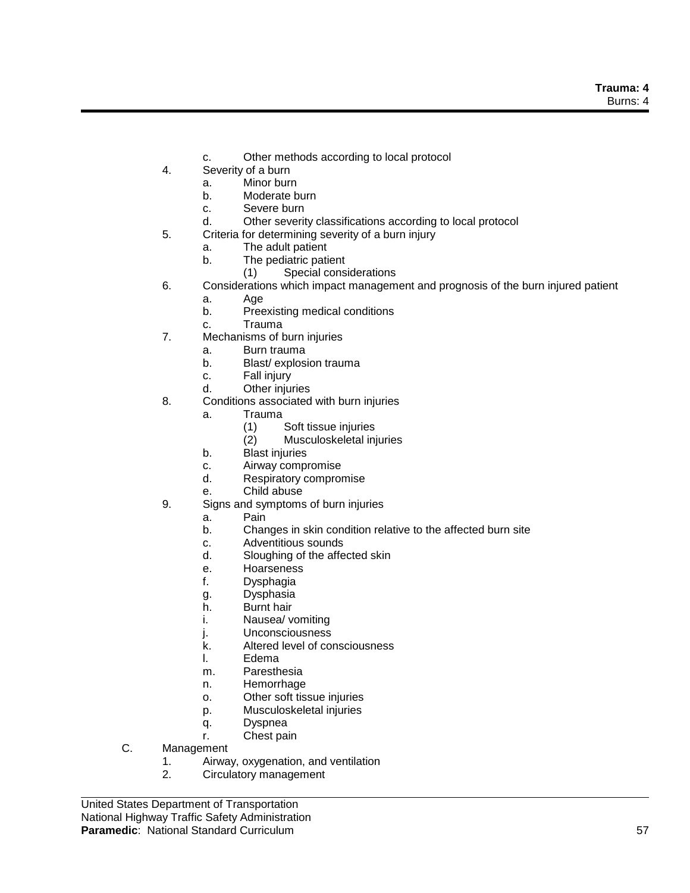c. Other methods according to local protocol

4. Severity of a burn
   a. Minor burn
   b. Moderate burn
   c. Severe burn
   d. Other severity classifications according to local protocol
5. Criteria for determining severity of a burn injury
   a. The adult patient
   b. The pediatric patient
      (1) Special considerations
6. Considerations which impact management and prognosis of the burn injured patient
   a. Age
   b. Preexisting medical conditions
   c. Trauma
7. Mechanisms of burn injuries
   a. Burn trauma
   b. Blast/ explosion trauma
   c. Fall injury
   d. Other injuries
8. Conditions associated with burn injuries
   a. Trauma
      (1) Soft tissue injuries
      (2) Musculoskeletal injuries
   b. Blast injuries
   c. Airway compromise
   d. Respiratory compromise
   e. Child abuse
9. Signs and symptoms of burn injuries
   a. Pain
   b. Changes in skin condition relative to the affected burn site
   c. Adventitious sounds
   d. Sloughing of the affected skin
   e. Hoarseness
   f. Dysphagia
   g. Dysphasia
   h. Burnt hair
   i. Nausea/ vomiting
   j. Unconsciousness
   k. Altered level of consciousness
   l. Edema
   m. Paresthesia
   n. Hemorrhage
   o. Other soft tissue injuries
   p. Musculoskeletal injuries
   q. Dyspnea
   r. Chest pain

C. Management
   1. Airway, oxygenation, and ventilation
   2. Circulatory management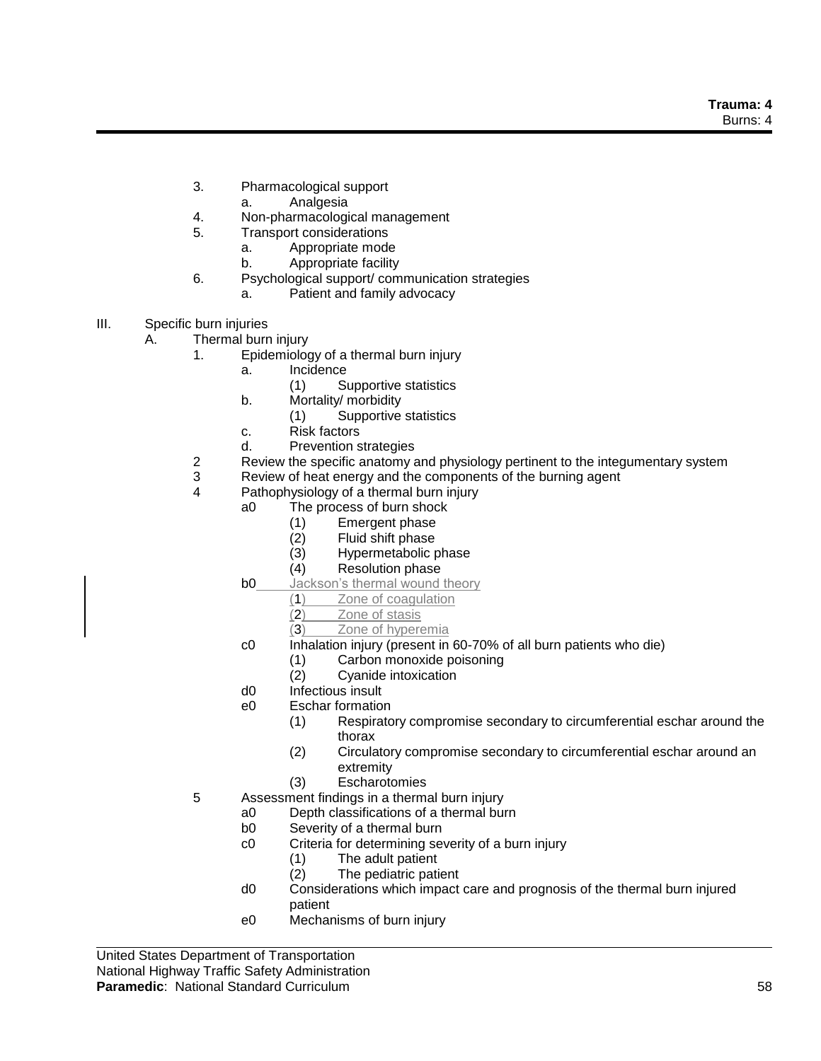3. Pharmacological support
    a. Analgesia
4. Non-pharmacological management
5. Transport considerations
    a. Appropriate mode
    b. Appropriate facility
6. Psychological support/ communication strategies
    a. Patient and family advocacy

III. Specific burn injuries
  A. Thermal burn injury
    1. Epidemiology of a thermal burn injury
        a. Incidence
            (1) Supportive statistics
        b. Mortality/ morbidity
            (1) Supportive statistics
        c. Risk factors
        d. Prevention strategies
    2 Review the specific anatomy and physiology pertinent to the integumentary system
    3 Review of heat energy and the components of the burning agent
    4 Pathophysiology of a thermal burn injury
        a0 The process of burn shock
            (1) Emergent phase
            (2) Fluid shift phase
            (3) Hypermetabolic phase
            (4) Resolution phase
        b0 Jackson's thermal wound theory
            (1) Zone of coagulation
            (2) Zone of stasis
            (3) Zone of hyperemia
        c0 Inhalation injury (present in 60-70% of all burn patients who die)
            (1) Carbon monoxide poisoning
            (2) Cyanide intoxication
        d0 Infectious insult
        e0 Eschar formation
            (1) Respiratory compromise secondary to circumferential eschar around the thorax
            (2) Circulatory compromise secondary to circumferential eschar around an extremity
            (3) Escharotomies
    5 Assessment findings in a thermal burn injury
        a0 Depth classifications of a thermal burn
        b0 Severity of a thermal burn
        c0 Criteria for determining severity of a burn injury
            (1) The adult patient
            (2) The pediatric patient
        d0 Considerations which impact care and prognosis of the thermal burn injured patient
        e0 Mechanisms of burn injury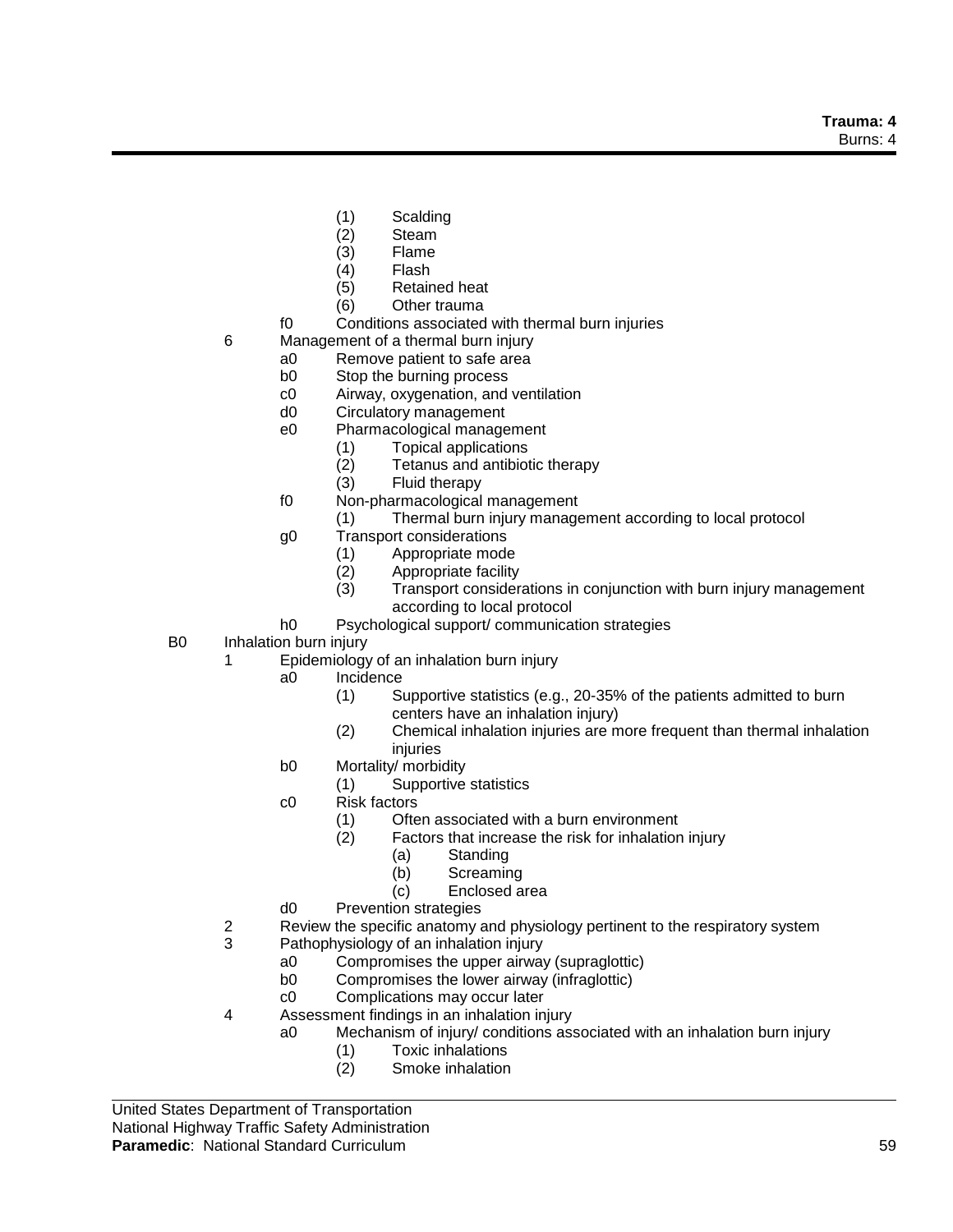- (1) Scalding
  - (2) Steam
  - (3) Flame
  - (4) Flash
  - (5) Retained heat
  - (6) Other trauma
- f0 Conditions associated with thermal burn injuries

6 Management of a thermal burn injury
- a0 Remove patient to safe area
- b0 Stop the burning process
- c0 Airway, oxygenation, and ventilation
- d0 Circulatory management
- e0 Pharmacological management
  - (1) Topical applications
  - (2) Tetanus and antibiotic therapy
  - (3) Fluid therapy
- f0 Non-pharmacological management
  - (1) Thermal burn injury management according to local protocol
- g0 Transport considerations
  - (1) Appropriate mode
  - (2) Appropriate facility
  - (3) Transport considerations in conjunction with burn injury management according to local protocol
- h0 Psychological support/ communication strategies

B0 Inhalation burn injury

1 Epidemiology of an inhalation burn injury
- a0 Incidence
  - (1) Supportive statistics (e.g., 20-35% of the patients admitted to burn centers have an inhalation injury)
  - (2) Chemical inhalation injuries are more frequent than thermal inhalation injuries
- b0 Mortality/ morbidity
  - (1) Supportive statistics
- c0 Risk factors
  - (1) Often associated with a burn environment
  - (2) Factors that increase the risk for inhalation injury
    - (a) Standing
    - (b) Screaming
    - (c) Enclosed area
- d0 Prevention strategies

2 Review the specific anatomy and physiology pertinent to the respiratory system

3 Pathophysiology of an inhalation injury
- a0 Compromises the upper airway (supraglottic)
- b0 Compromises the lower airway (infraglottic)
- c0 Complications may occur later

4 Assessment findings in an inhalation injury
- a0 Mechanism of injury/ conditions associated with an inhalation burn injury
  - (1) Toxic inhalations
  - (2) Smoke inhalation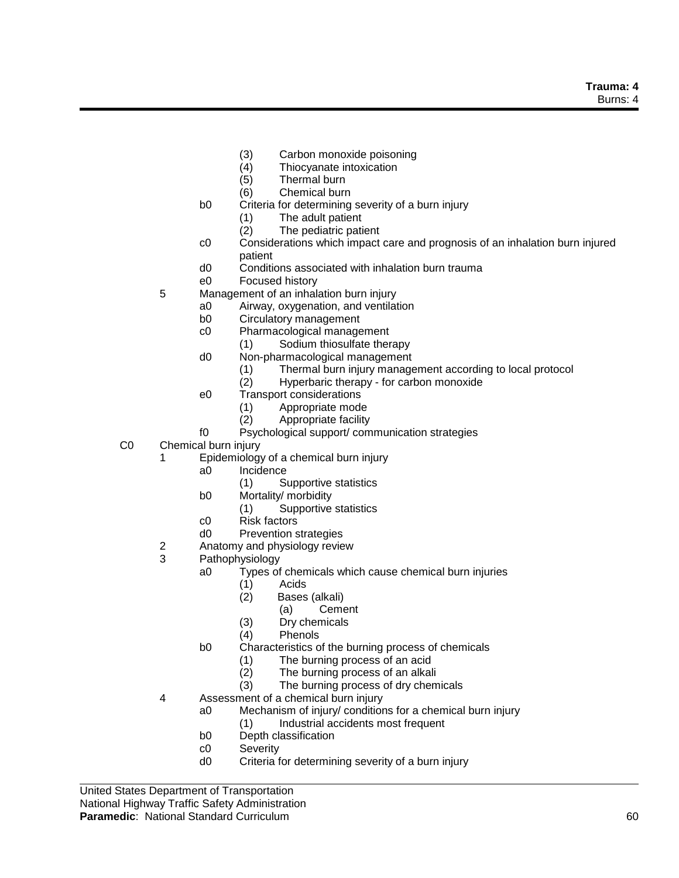(3) Carbon monoxide poisoning
(4) Thiocyanate intoxication
(5) Thermal burn
(6) Chemical burn

b0 Criteria for determining severity of a burn injury
(1) The adult patient
(2) The pediatric patient

c0 Considerations which impact care and prognosis of an inhalation burn injured patient

d0 Conditions associated with inhalation burn trauma

e0 Focused history

5 Management of an inhalation burn injury
a0 Airway, oxygenation, and ventilation
b0 Circulatory management
c0 Pharmacological management
(1) Sodium thiosulfate therapy
d0 Non-pharmacological management
(1) Thermal burn injury management according to local protocol
(2) Hyperbaric therapy - for carbon monoxide
e0 Transport considerations
(1) Appropriate mode
(2) Appropriate facility
f0 Psychological support/ communication strategies

C0 Chemical burn injury
1 Epidemiology of a chemical burn injury
a0 Incidence
(1) Supportive statistics
b0 Mortality/ morbidity
(1) Supportive statistics
c0 Risk factors
d0 Prevention strategies
2 Anatomy and physiology review
3 Pathophysiology
a0 Types of chemicals which cause chemical burn injuries
(1) Acids
(2) Bases (alkali)
(a) Cement
(3) Dry chemicals
(4) Phenols
b0 Characteristics of the burning process of chemicals
(1) The burning process of an acid
(2) The burning process of an alkali
(3) The burning process of dry chemicals
4 Assessment of a chemical burn injury
a0 Mechanism of injury/ conditions for a chemical burn injury
(1) Industrial accidents most frequent
b0 Depth classification
c0 Severity
d0 Criteria for determining severity of a burn injury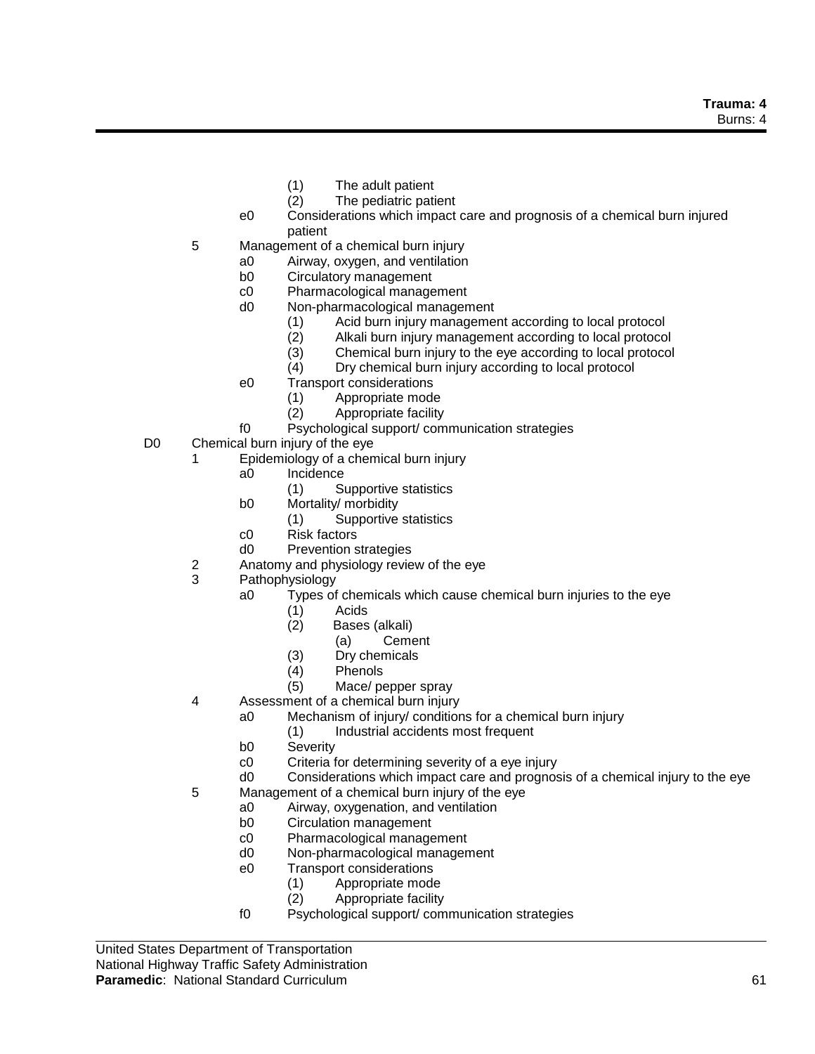- (1) The adult patient
- (2) The pediatric patient

e0 Considerations which impact care and prognosis of a chemical burn injured patient

5 Management of a chemical burn injury
- a0 Airway, oxygen, and ventilation
- b0 Circulatory management
- c0 Pharmacological management
- d0 Non-pharmacological management
  - (1) Acid burn injury management according to local protocol
  - (2) Alkali burn injury management according to local protocol
  - (3) Chemical burn injury to the eye according to local protocol
  - (4) Dry chemical burn injury according to local protocol
- e0 Transport considerations
  - (1) Appropriate mode
  - (2) Appropriate facility
- f0 Psychological support/ communication strategies

D0 Chemical burn injury of the eye
- 1 Epidemiology of a chemical burn injury
  - a0 Incidence
    - (1) Supportive statistics
  - b0 Mortality/ morbidity
    - (1) Supportive statistics
  - c0 Risk factors
  - d0 Prevention strategies
- 2 Anatomy and physiology review of the eye
- 3 Pathophysiology
  - a0 Types of chemicals which cause chemical burn injuries to the eye
    - (1) Acids
    - (2) Bases (alkali)
      - (a) Cement
    - (3) Dry chemicals
    - (4) Phenols
    - (5) Mace/ pepper spray
- 4 Assessment of a chemical burn injury
  - a0 Mechanism of injury/ conditions for a chemical burn injury
    - (1) Industrial accidents most frequent
  - b0 Severity
  - c0 Criteria for determining severity of a eye injury
  - d0 Considerations which impact care and prognosis of a chemical injury to the eye
- 5 Management of a chemical burn injury of the eye
  - a0 Airway, oxygenation, and ventilation
  - b0 Circulation management
  - c0 Pharmacological management
  - d0 Non-pharmacological management
  - e0 Transport considerations
    - (1) Appropriate mode
    - (2) Appropriate facility
  - f0 Psychological support/ communication strategies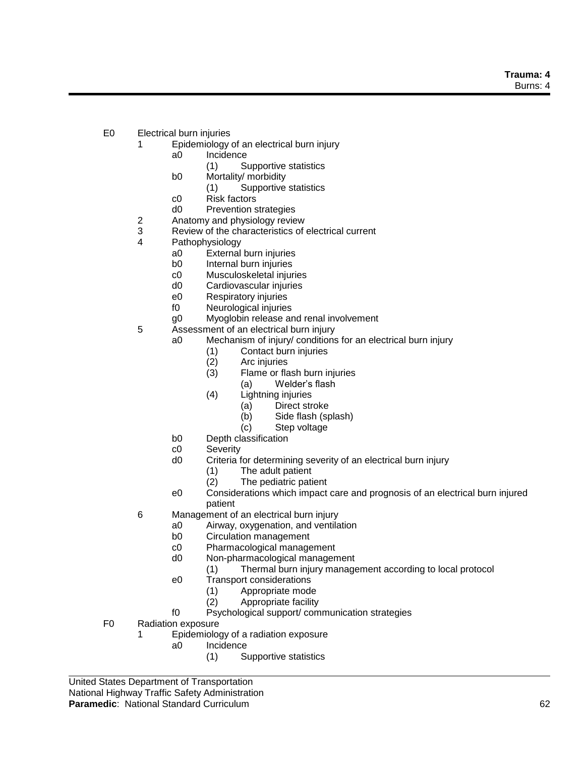E0 Electrical burn injuries
- 1 Epidemiology of an electrical burn injury
  - a0 Incidence
    - (1) Supportive statistics
  - b0 Mortality/ morbidity
    - (1) Supportive statistics
  - c0 Risk factors
  - d0 Prevention strategies
- 2 Anatomy and physiology review
- 3 Review of the characteristics of electrical current
- 4 Pathophysiology
  - a0 External burn injuries
  - b0 Internal burn injuries
  - c0 Musculoskeletal injuries
  - d0 Cardiovascular injuries
  - e0 Respiratory injuries
  - f0 Neurological injuries
  - g0 Myoglobin release and renal involvement
- 5 Assessment of an electrical burn injury
  - a0 Mechanism of injury/ conditions for an electrical burn injury
    - (1) Contact burn injuries
    - (2) Arc injuries
    - (3) Flame or flash burn injuries
      - (a) Welder's flash
    - (4) Lightning injuries
      - (a) Direct stroke
      - (b) Side flash (splash)
      - (c) Step voltage
  - b0 Depth classification
  - c0 Severity
  - d0 Criteria for determining severity of an electrical burn injury
    - (1) The adult patient
    - (2) The pediatric patient
  - e0 Considerations which impact care and prognosis of an electrical burn injured patient
- 6 Management of an electrical burn injury
  - a0 Airway, oxygenation, and ventilation
  - b0 Circulation management
  - c0 Pharmacological management
  - d0 Non-pharmacological management
    - (1) Thermal burn injury management according to local protocol
  - e0 Transport considerations
    - (1) Appropriate mode
    - (2) Appropriate facility
  - f0 Psychological support/ communication strategies

F0 Radiation exposure
- 1 Epidemiology of a radiation exposure
  - a0 Incidence
    - (1) Supportive statistics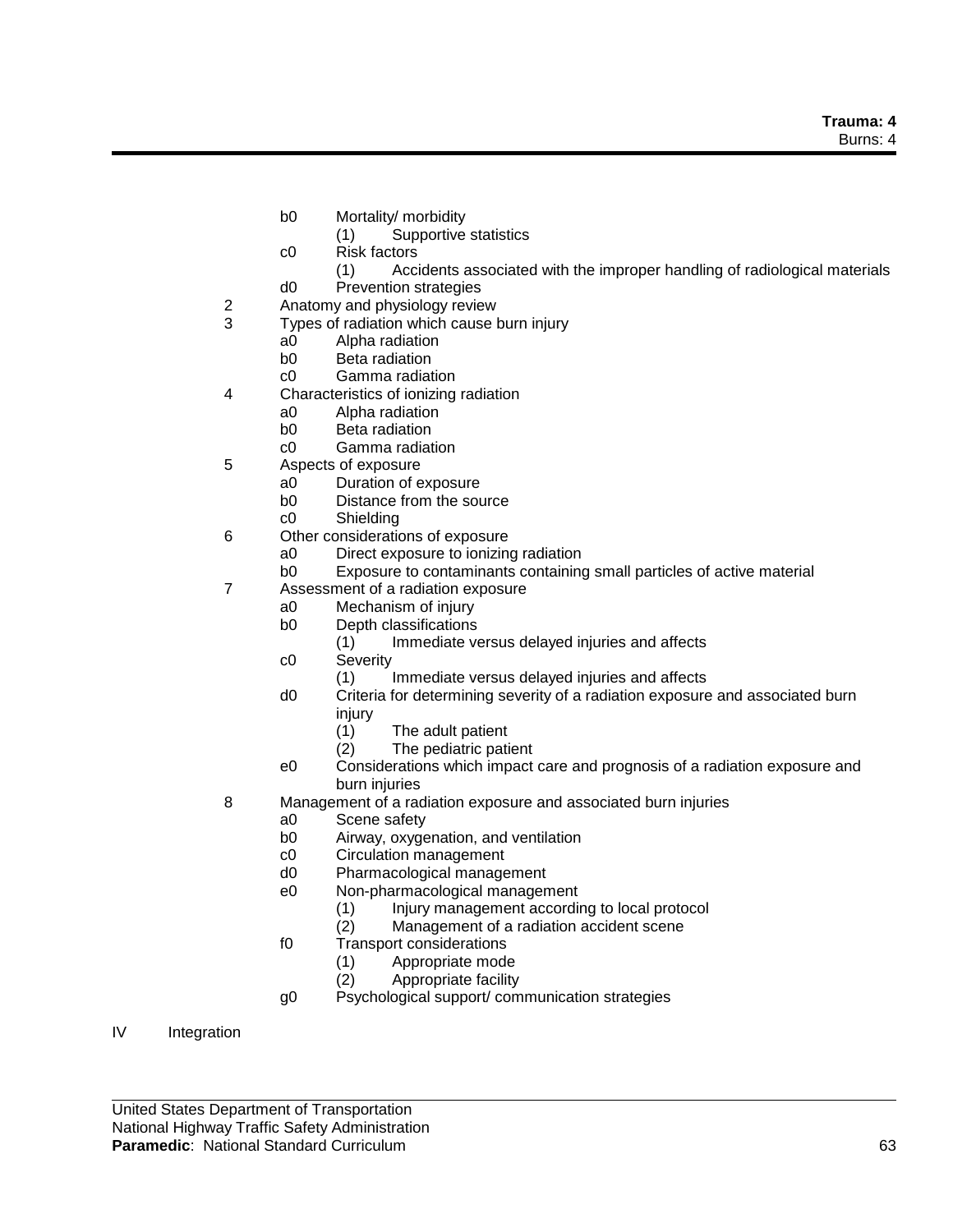- b0 Mortality/ morbidity
  - (1) Supportive statistics
- c0 Risk factors
  - (1) Accidents associated with the improper handling of radiological materials
- d0 Prevention strategies

2 Anatomy and physiology review

3 Types of radiation which cause burn injury
- a0 Alpha radiation
- b0 Beta radiation
- c0 Gamma radiation

4 Characteristics of ionizing radiation
- a0 Alpha radiation
- b0 Beta radiation
- c0 Gamma radiation

5 Aspects of exposure
- a0 Duration of exposure
- b0 Distance from the source
- c0 Shielding

6 Other considerations of exposure
- a0 Direct exposure to ionizing radiation
- b0 Exposure to contaminants containing small particles of active material

7 Assessment of a radiation exposure
- a0 Mechanism of injury
- b0 Depth classifications
  - (1) Immediate versus delayed injuries and affects
- c0 Severity
  - (1) Immediate versus delayed injuries and affects
- d0 Criteria for determining severity of a radiation exposure and associated burn injury
  - (1) The adult patient
  - (2) The pediatric patient
- e0 Considerations which impact care and prognosis of a radiation exposure and burn injuries

8 Management of a radiation exposure and associated burn injuries
- a0 Scene safety
- b0 Airway, oxygenation, and ventilation
- c0 Circulation management
- d0 Pharmacological management
- e0 Non-pharmacological management
  - (1) Injury management according to local protocol
  - (2) Management of a radiation accident scene
- f0 Transport considerations
  - (1) Appropriate mode
  - (2) Appropriate facility
- g0 Psychological support/ communication strategies

IV Integration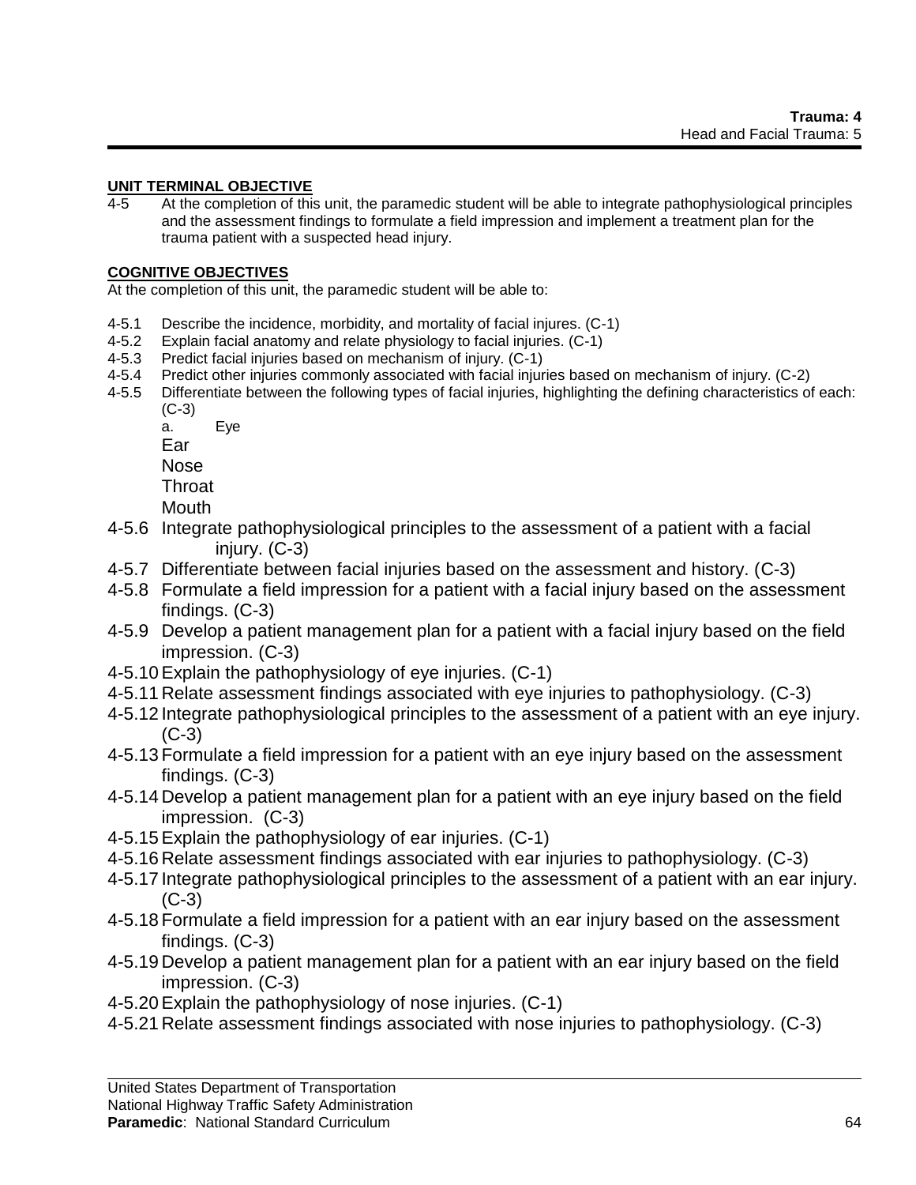**UNIT TERMINAL OBJECTIVE**

4-5 At the completion of this unit, the paramedic student will be able to integrate pathophysiological principles and the assessment findings to formulate a field impression and implement a treatment plan for the trauma patient with a suspected head injury.

**COGNITIVE OBJECTIVES**

At the completion of this unit, the paramedic student will be able to:

4-5.1 Describe the incidence, morbidity, and mortality of facial injures. (C-1)
4-5.2 Explain facial anatomy and relate physiology to facial injuries. (C-1)
4-5.3 Predict facial injuries based on mechanism of injury. (C-1)
4-5.4 Predict other injuries commonly associated with facial injuries based on mechanism of injury. (C-2)
4-5.5 Differentiate between the following types of facial injuries, highlighting the defining characteristics of each: (C-3)
   a. Eye
   Ear
   Nose
   Throat
   Mouth
4-5.6 Integrate pathophysiological principles to the assessment of a patient with a facial injury. (C-3)
4-5.7 Differentiate between facial injuries based on the assessment and history. (C-3)
4-5.8 Formulate a field impression for a patient with a facial injury based on the assessment findings. (C-3)
4-5.9 Develop a patient management plan for a patient with a facial injury based on the field impression. (C-3)
4-5.10 Explain the pathophysiology of eye injuries. (C-1)
4-5.11 Relate assessment findings associated with eye injuries to pathophysiology. (C-3)
4-5.12 Integrate pathophysiological principles to the assessment of a patient with an eye injury. (C-3)
4-5.13 Formulate a field impression for a patient with an eye injury based on the assessment findings. (C-3)
4-5.14 Develop a patient management plan for a patient with an eye injury based on the field impression. (C-3)
4-5.15 Explain the pathophysiology of ear injuries. (C-1)
4-5.16 Relate assessment findings associated with ear injuries to pathophysiology. (C-3)
4-5.17 Integrate pathophysiological principles to the assessment of a patient with an ear injury. (C-3)
4-5.18 Formulate a field impression for a patient with an ear injury based on the assessment findings. (C-3)
4-5.19 Develop a patient management plan for a patient with an ear injury based on the field impression. (C-3)
4-5.20 Explain the pathophysiology of nose injuries. (C-1)
4-5.21 Relate assessment findings associated with nose injuries to pathophysiology. (C-3)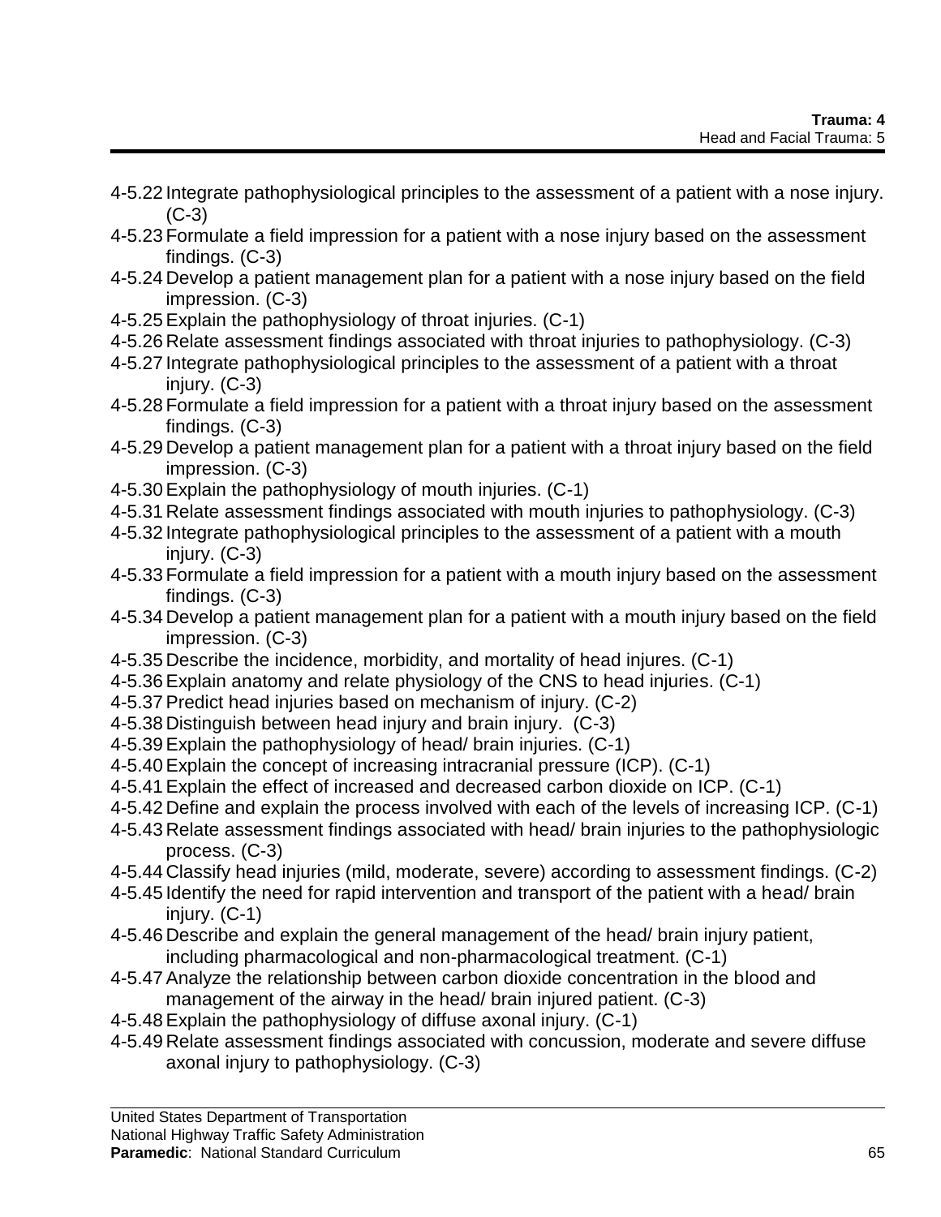4-5.22 Integrate pathophysiological principles to the assessment of a patient with a nose injury. (C-3)
4-5.23 Formulate a field impression for a patient with a nose injury based on the assessment findings. (C-3)
4-5.24 Develop a patient management plan for a patient with a nose injury based on the field impression. (C-3)
4-5.25 Explain the pathophysiology of throat injuries. (C-1)
4-5.26 Relate assessment findings associated with throat injuries to pathophysiology. (C-3)
4-5.27 Integrate pathophysiological principles to the assessment of a patient with a throat injury. (C-3)
4-5.28 Formulate a field impression for a patient with a throat injury based on the assessment findings. (C-3)
4-5.29 Develop a patient management plan for a patient with a throat injury based on the field impression. (C-3)
4-5.30 Explain the pathophysiology of mouth injuries. (C-1)
4-5.31 Relate assessment findings associated with mouth injuries to pathophysiology. (C-3)
4-5.32 Integrate pathophysiological principles to the assessment of a patient with a mouth injury. (C-3)
4-5.33 Formulate a field impression for a patient with a mouth injury based on the assessment findings. (C-3)
4-5.34 Develop a patient management plan for a patient with a mouth injury based on the field impression. (C-3)
4-5.35 Describe the incidence, morbidity, and mortality of head injures. (C-1)
4-5.36 Explain anatomy and relate physiology of the CNS to head injuries. (C-1)
4-5.37 Predict head injuries based on mechanism of injury. (C-2)
4-5.38 Distinguish between head injury and brain injury. (C-3)
4-5.39 Explain the pathophysiology of head/ brain injuries. (C-1)
4-5.40 Explain the concept of increasing intracranial pressure (ICP). (C-1)
4-5.41 Explain the effect of increased and decreased carbon dioxide on ICP. (C-1)
4-5.42 Define and explain the process involved with each of the levels of increasing ICP. (C-1)
4-5.43 Relate assessment findings associated with head/ brain injuries to the pathophysiologic process. (C-3)
4-5.44 Classify head injuries (mild, moderate, severe) according to assessment findings. (C-2)
4-5.45 Identify the need for rapid intervention and transport of the patient with a head/ brain injury. (C-1)
4-5.46 Describe and explain the general management of the head/ brain injury patient, including pharmacological and non-pharmacological treatment. (C-1)
4-5.47 Analyze the relationship between carbon dioxide concentration in the blood and management of the airway in the head/ brain injured patient. (C-3)
4-5.48 Explain the pathophysiology of diffuse axonal injury. (C-1)
4-5.49 Relate assessment findings associated with concussion, moderate and severe diffuse axonal injury to pathophysiology. (C-3)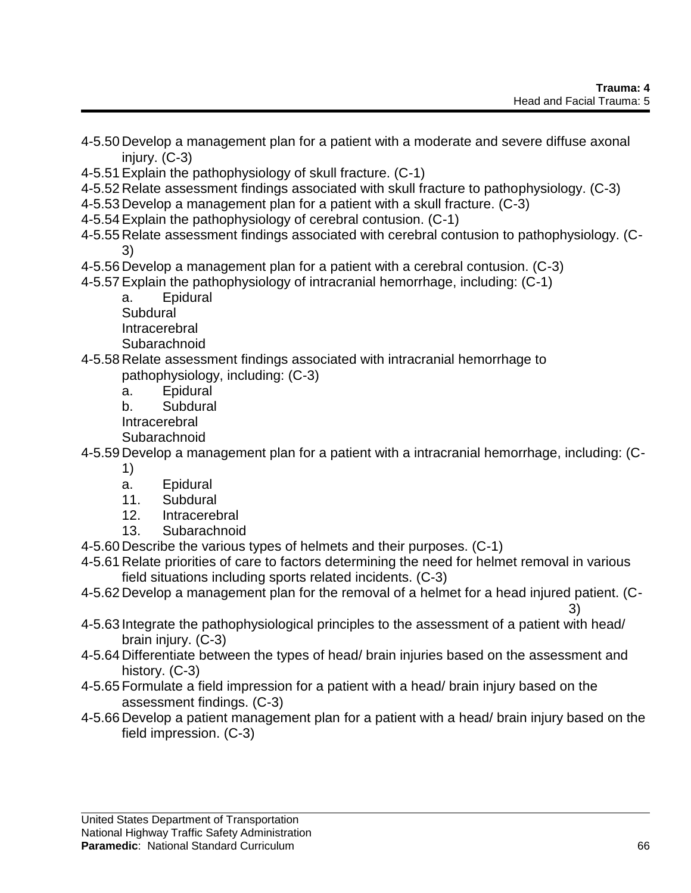4-5.50 Develop a management plan for a patient with a moderate and severe diffuse axonal injury. (C-3)

4-5.51 Explain the pathophysiology of skull fracture. (C-1)

4-5.52 Relate assessment findings associated with skull fracture to pathophysiology. (C-3)

4-5.53 Develop a management plan for a patient with a skull fracture. (C-3)

4-5.54 Explain the pathophysiology of cerebral contusion. (C-1)

4-5.55 Relate assessment findings associated with cerebral contusion to pathophysiology. (C-3)

4-5.56 Develop a management plan for a patient with a cerebral contusion. (C-3)

4-5.57 Explain the pathophysiology of intracranial hemorrhage, including: (C-1)

a. Epidural
Subdural
Intracerebral
Subarachnoid

4-5.58 Relate assessment findings associated with intracranial hemorrhage to pathophysiology, including: (C-3)

a. Epidural
b. Subdural
Intracerebral
Subarachnoid

4-5.59 Develop a management plan for a patient with a intracranial hemorrhage, including: (C-1)

a. Epidural
11. Subdural
12. Intracerebral
13. Subarachnoid

4-5.60 Describe the various types of helmets and their purposes. (C-1)

4-5.61 Relate priorities of care to factors determining the need for helmet removal in various field situations including sports related incidents. (C-3)

4-5.62 Develop a management plan for the removal of a helmet for a head injured patient. (C-3)

4-5.63 Integrate the pathophysiological principles to the assessment of a patient with head/ brain injury. (C-3)

4-5.64 Differentiate between the types of head/ brain injuries based on the assessment and history. (C-3)

4-5.65 Formulate a field impression for a patient with a head/ brain injury based on the assessment findings. (C-3)

4-5.66 Develop a patient management plan for a patient with a head/ brain injury based on the field impression. (C-3)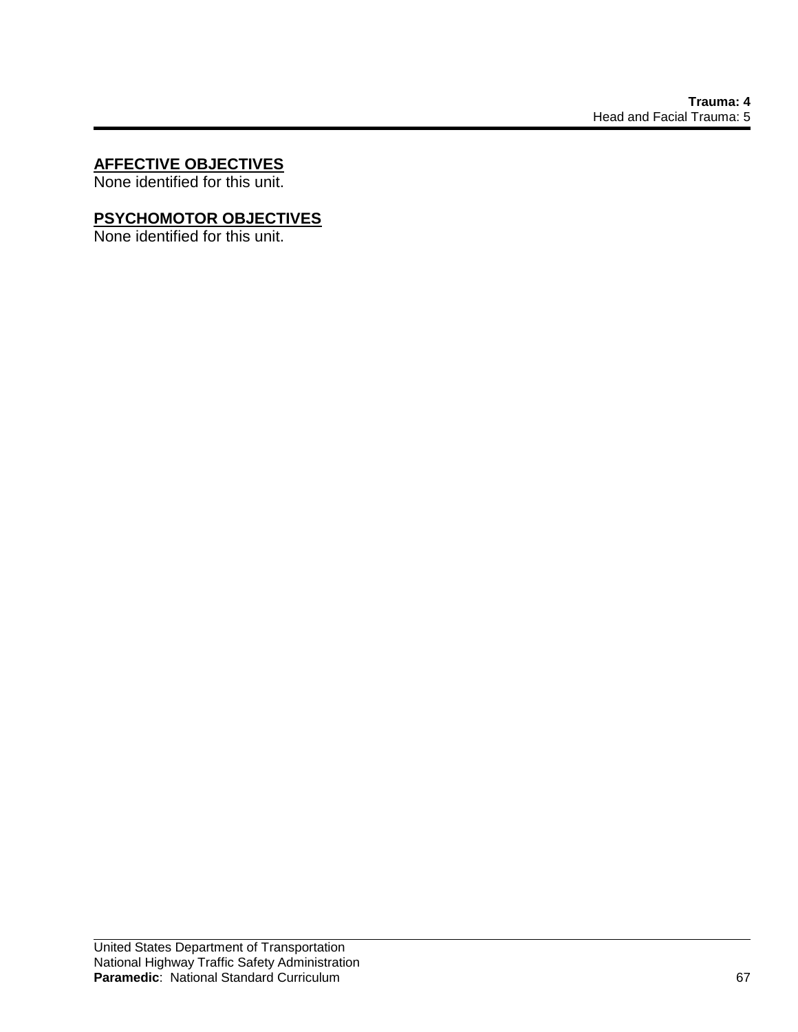## AFFECTIVE OBJECTIVES

None identified for this unit.

## PSYCHOMOTOR OBJECTIVES

None identified for this unit.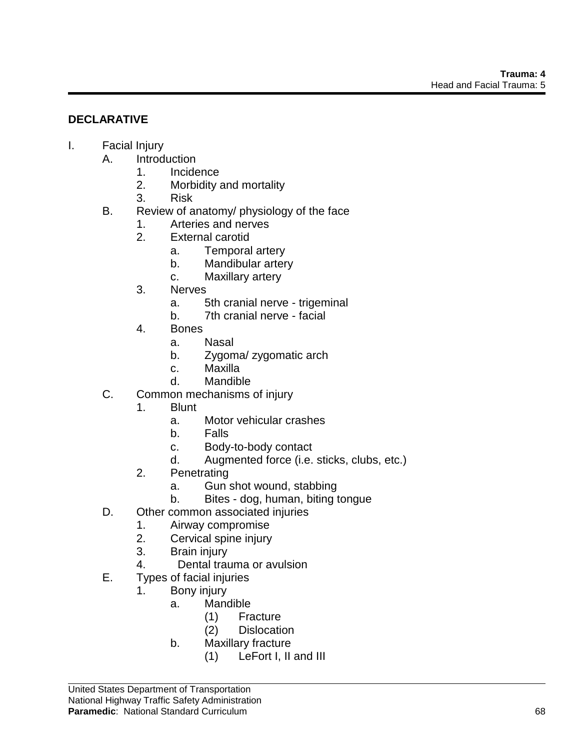## DECLARATIVE

I. Facial Injury
   A. Introduction
      1. Incidence
      2. Morbidity and mortality
      3. Risk
   B. Review of anatomy/ physiology of the face
      1. Arteries and nerves
      2. External carotid
         a. Temporal artery
         b. Mandibular artery
         c. Maxillary artery
      3. Nerves
         a. 5th cranial nerve - trigeminal
         b. 7th cranial nerve - facial
      4. Bones
         a. Nasal
         b. Zygoma/ zygomatic arch
         c. Maxilla
         d. Mandible
   C. Common mechanisms of injury
      1. Blunt
         a. Motor vehicular crashes
         b. Falls
         c. Body-to-body contact
         d. Augmented force (i.e. sticks, clubs, etc.)
      2. Penetrating
         a. Gun shot wound, stabbing
         b. Bites - dog, human, biting tongue
   D. Other common associated injuries
      1. Airway compromise
      2. Cervical spine injury
      3. Brain injury
      4. Dental trauma or avulsion
   E. Types of facial injuries
      1. Bony injury
         a. Mandible
            (1) Fracture
            (2) Dislocation
         b. Maxillary fracture
            (1) LeFort I, II and III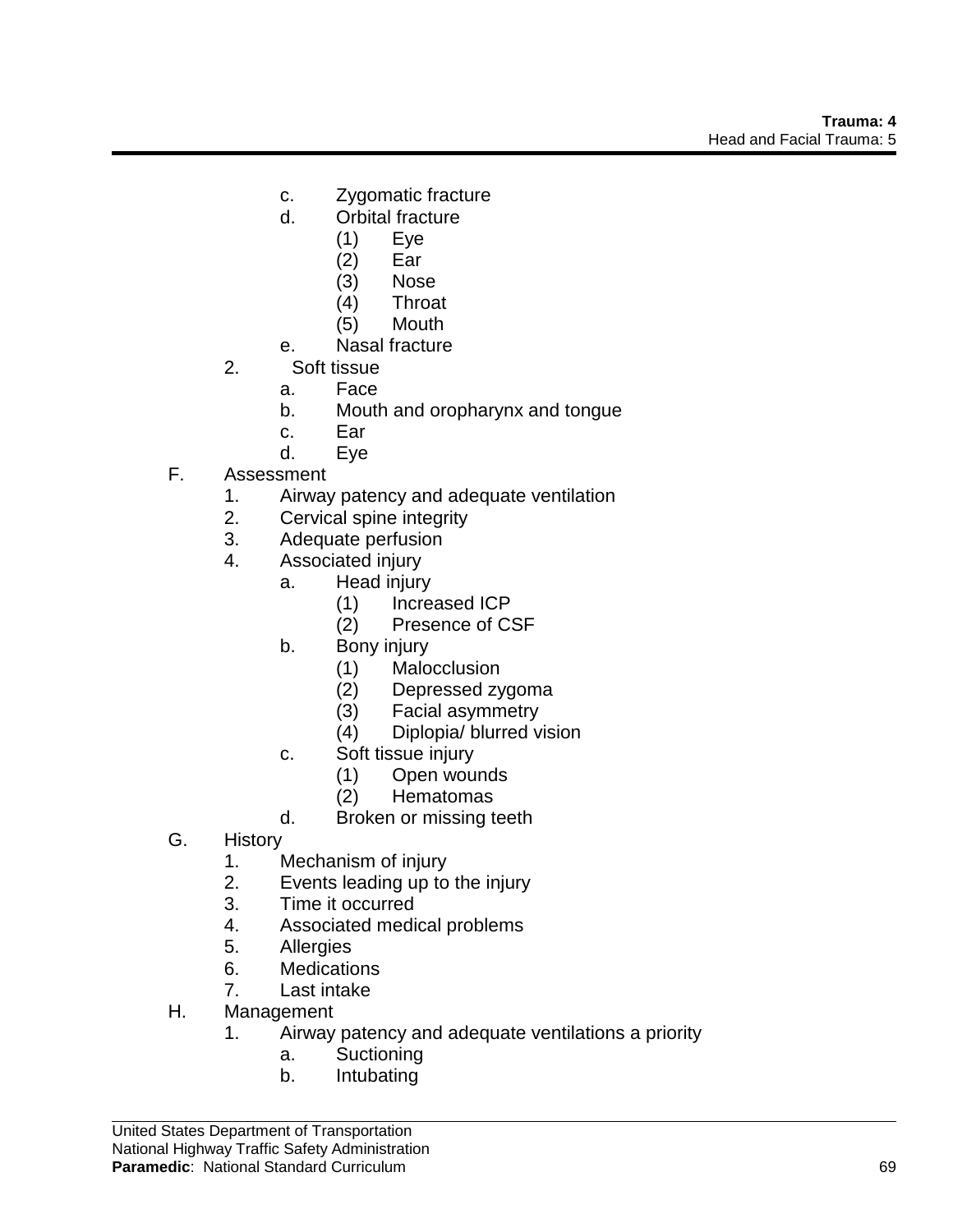- c. Zygomatic fracture
- d. Orbital fracture
  - (1) Eye
  - (2) Ear
  - (3) Nose
  - (4) Throat
  - (5) Mouth
- e. Nasal fracture

2. Soft tissue
   - a. Face
   - b. Mouth and oropharynx and tongue
   - c. Ear
   - d. Eye

F. Assessment

1. Airway patency and adequate ventilation
2. Cervical spine integrity
3. Adequate perfusion
4. Associated injury
   - a. Head injury
     - (1) Increased ICP
     - (2) Presence of CSF
   - b. Bony injury
     - (1) Malocclusion
     - (2) Depressed zygoma
     - (3) Facial asymmetry
     - (4) Diplopia/ blurred vision
   - c. Soft tissue injury
     - (1) Open wounds
     - (2) Hematomas
   - d. Broken or missing teeth

G. History

1. Mechanism of injury
2. Events leading up to the injury
3. Time it occurred
4. Associated medical problems
5. Allergies
6. Medications
7. Last intake

H. Management

1. Airway patency and adequate ventilations a priority
   - a. Suctioning
   - b. Intubating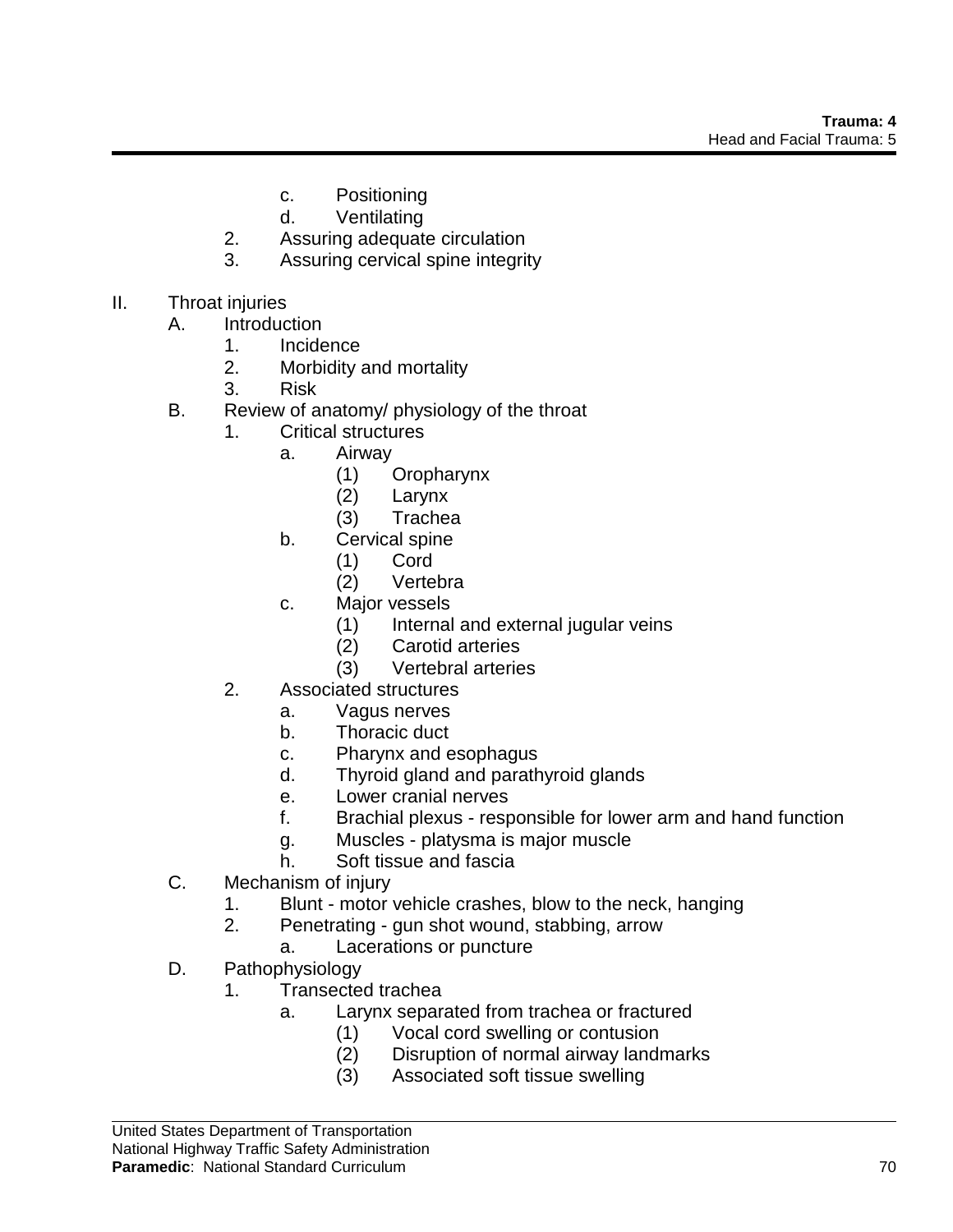c. Positioning
d. Ventilating
2. Assuring adequate circulation
3. Assuring cervical spine integrity

II. Throat injuries
   A. Introduction
      1. Incidence
      2. Morbidity and mortality
      3. Risk
   B. Review of anatomy/ physiology of the throat
      1. Critical structures
         a. Airway
            (1) Oropharynx
            (2) Larynx
            (3) Trachea
         b. Cervical spine
            (1) Cord
            (2) Vertebra
         c. Major vessels
            (1) Internal and external jugular veins
            (2) Carotid arteries
            (3) Vertebral arteries
      2. Associated structures
         a. Vagus nerves
         b. Thoracic duct
         c. Pharynx and esophagus
         d. Thyroid gland and parathyroid glands
         e. Lower cranial nerves
         f. Brachial plexus - responsible for lower arm and hand function
         g. Muscles - platysma is major muscle
         h. Soft tissue and fascia
   C. Mechanism of injury
      1. Blunt - motor vehicle crashes, blow to the neck, hanging
      2. Penetrating - gun shot wound, stabbing, arrow
         a. Lacerations or puncture
   D. Pathophysiology
      1. Transected trachea
         a. Larynx separated from trachea or fractured
            (1) Vocal cord swelling or contusion
            (2) Disruption of normal airway landmarks
            (3) Associated soft tissue swelling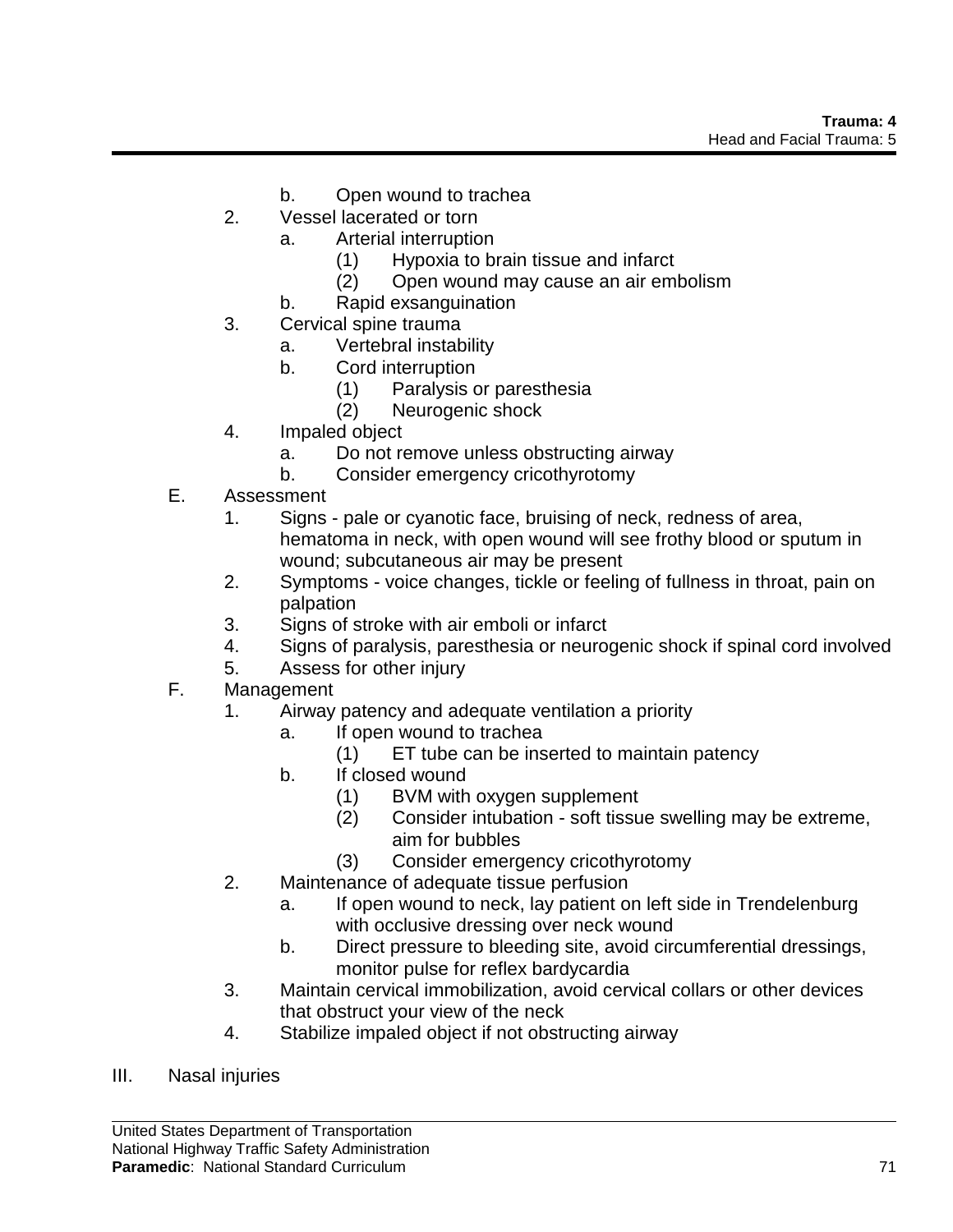b. Open wound to trachea
2. Vessel lacerated or torn
    a. Arterial interruption
        (1) Hypoxia to brain tissue and infarct
        (2) Open wound may cause an air embolism
    b. Rapid exsanguination
3. Cervical spine trauma
    a. Vertebral instability
    b. Cord interruption
        (1) Paralysis or paresthesia
        (2) Neurogenic shock
4. Impaled object
    a. Do not remove unless obstructing airway
    b. Consider emergency cricothyrotomy

E. Assessment
1. Signs - pale or cyanotic face, bruising of neck, redness of area, hematoma in neck, with open wound will see frothy blood or sputum in wound; subcutaneous air may be present
2. Symptoms - voice changes, tickle or feeling of fullness in throat, pain on palpation
3. Signs of stroke with air emboli or infarct
4. Signs of paralysis, paresthesia or neurogenic shock if spinal cord involved
5. Assess for other injury

F. Management
1. Airway patency and adequate ventilation a priority
    a. If open wound to trachea
        (1) ET tube can be inserted to maintain patency
    b. If closed wound
        (1) BVM with oxygen supplement
        (2) Consider intubation - soft tissue swelling may be extreme, aim for bubbles
        (3) Consider emergency cricothyrotomy
2. Maintenance of adequate tissue perfusion
    a. If open wound to neck, lay patient on left side in Trendelenburg with occlusive dressing over neck wound
    b. Direct pressure to bleeding site, avoid circumferential dressings, monitor pulse for reflex bardycardia
3. Maintain cervical immobilization, avoid cervical collars or other devices that obstruct your view of the neck
4. Stabilize impaled object if not obstructing airway

III. Nasal injuries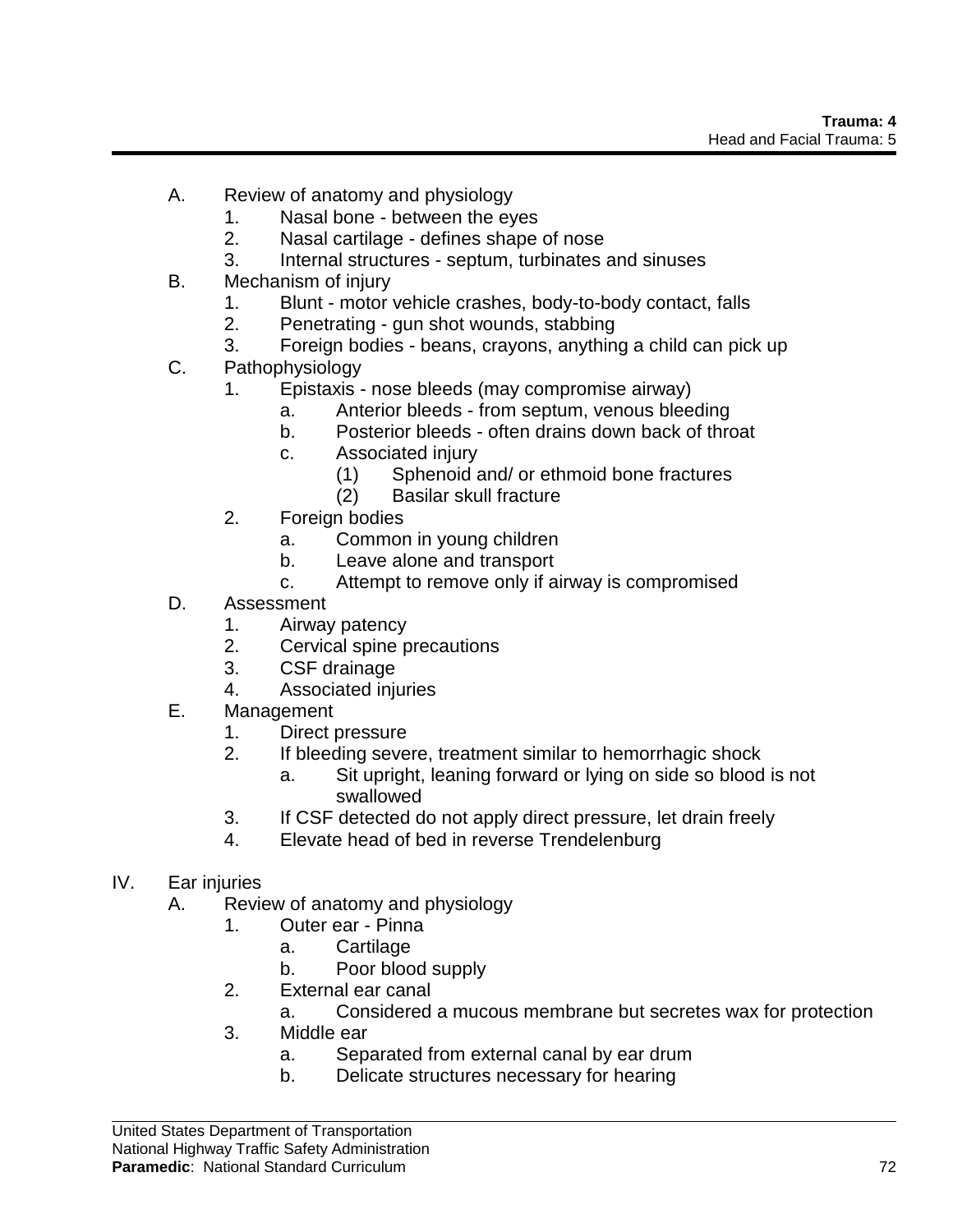A. Review of anatomy and physiology
    1. Nasal bone - between the eyes
    2. Nasal cartilage - defines shape of nose
    3. Internal structures - septum, turbinates and sinuses
B. Mechanism of injury
    1. Blunt - motor vehicle crashes, body-to-body contact, falls
    2. Penetrating - gun shot wounds, stabbing
    3. Foreign bodies - beans, crayons, anything a child can pick up
C. Pathophysiology
    1. Epistaxis - nose bleeds (may compromise airway)
        a. Anterior bleeds - from septum, venous bleeding
        b. Posterior bleeds - often drains down back of throat
        c. Associated injury
            (1) Sphenoid and/ or ethmoid bone fractures
            (2) Basilar skull fracture
    2. Foreign bodies
        a. Common in young children
        b. Leave alone and transport
        c. Attempt to remove only if airway is compromised
D. Assessment
    1. Airway patency
    2. Cervical spine precautions
    3. CSF drainage
    4. Associated injuries
E. Management
    1. Direct pressure
    2. If bleeding severe, treatment similar to hemorrhagic shock
        a. Sit upright, leaning forward or lying on side so blood is not swallowed
    3. If CSF detected do not apply direct pressure, let drain freely
    4. Elevate head of bed in reverse Trendelenburg

IV. Ear injuries
- A. Review of anatomy and physiology
    1. Outer ear - Pinna
        a. Cartilage
        b. Poor blood supply
    2. External ear canal
        a. Considered a mucous membrane but secretes wax for protection
    3. Middle ear
        a. Separated from external canal by ear drum
        b. Delicate structures necessary for hearing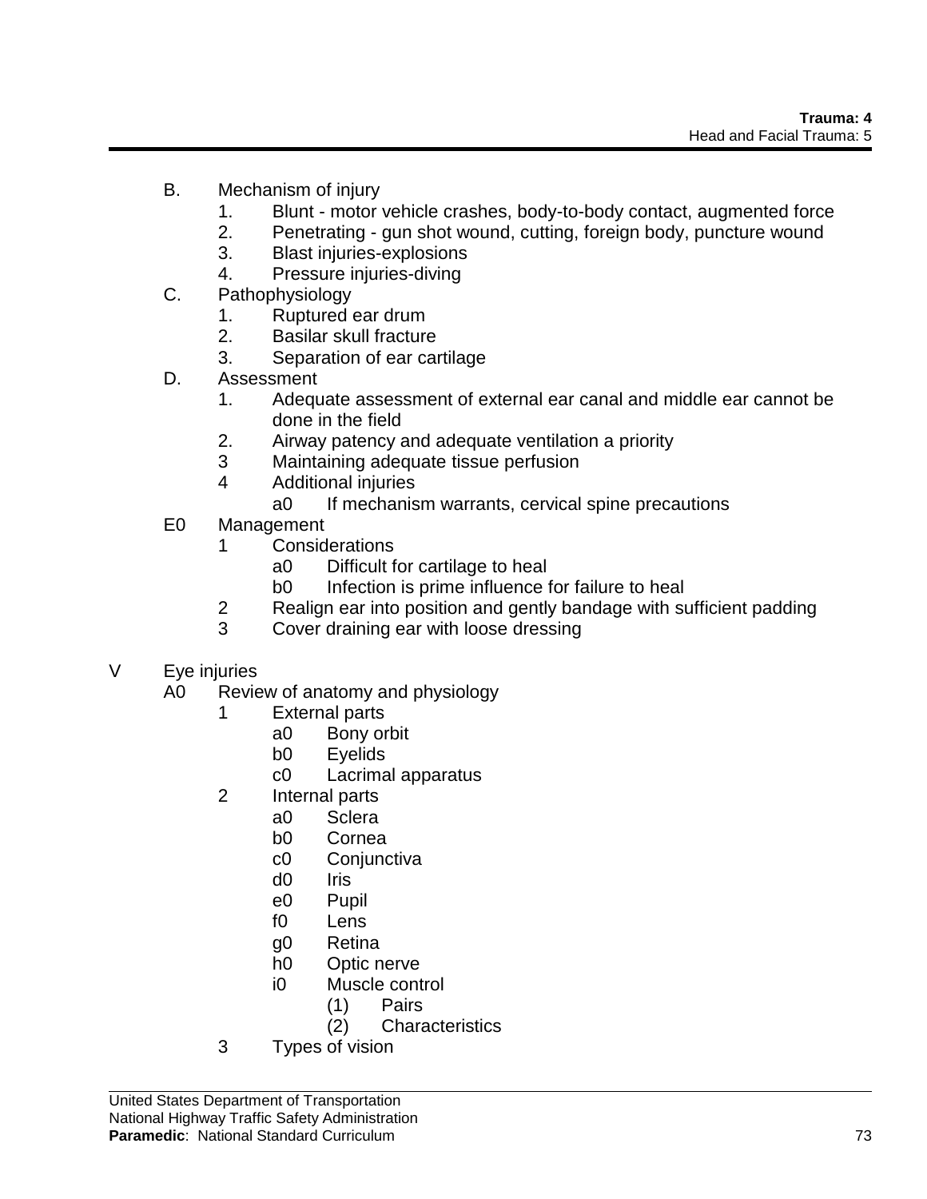B. Mechanism of injury
   1. Blunt - motor vehicle crashes, body-to-body contact, augmented force
   2. Penetrating - gun shot wound, cutting, foreign body, puncture wound
   3. Blast injuries-explosions
   4. Pressure injuries-diving

C. Pathophysiology
   1. Ruptured ear drum
   2. Basilar skull fracture
   3. Separation of ear cartilage

D. Assessment
   1. Adequate assessment of external ear canal and middle ear cannot be done in the field
   2. Airway patency and adequate ventilation a priority
   3 Maintaining adequate tissue perfusion
   4 Additional injuries
      a0 If mechanism warrants, cervical spine precautions

E0 Management
   1 Considerations
      a0 Difficult for cartilage to heal
      b0 Infection is prime influence for failure to heal
   2 Realign ear into position and gently bandage with sufficient padding
   3 Cover draining ear with loose dressing

V Eye injuries

A0 Review of anatomy and physiology
   1 External parts
      a0 Bony orbit
      b0 Eyelids
      c0 Lacrimal apparatus
   2 Internal parts
      a0 Sclera
      b0 Cornea
      c0 Conjunctiva
      d0 Iris
      e0 Pupil
      f0 Lens
      g0 Retina
      h0 Optic nerve
      i0 Muscle control
         (1) Pairs
         (2) Characteristics
   3 Types of vision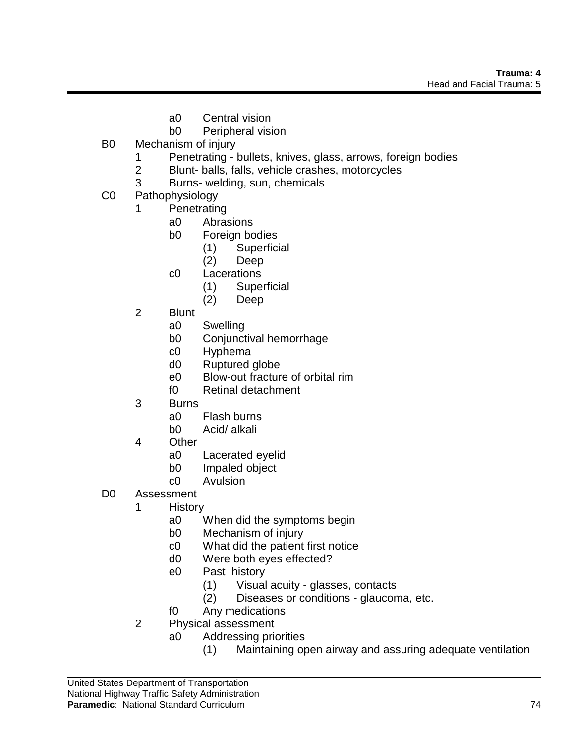- a0 Central vision
- b0 Peripheral vision

B0 Mechanism of injury
- 1 Penetrating - bullets, knives, glass, arrows, foreign bodies
- 2 Blunt- balls, falls, vehicle crashes, motorcycles
- 3 Burns- welding, sun, chemicals

C0 Pathophysiology
- 1 Penetrating
  - a0 Abrasions
  - b0 Foreign bodies
    - (1) Superficial
    - (2) Deep
  - c0 Lacerations
    - (1) Superficial
    - (2) Deep
- 2 Blunt
  - a0 Swelling
  - b0 Conjunctival hemorrhage
  - c0 Hyphema
  - d0 Ruptured globe
  - e0 Blow-out fracture of orbital rim
  - f0 Retinal detachment
- 3 Burns
  - a0 Flash burns
  - b0 Acid/ alkali
- 4 Other
  - a0 Lacerated eyelid
  - b0 Impaled object
  - c0 Avulsion

D0 Assessment
- 1 History
  - a0 When did the symptoms begin
  - b0 Mechanism of injury
  - c0 What did the patient first notice
  - d0 Were both eyes effected?
  - e0 Past history
    - (1) Visual acuity - glasses, contacts
    - (2) Diseases or conditions - glaucoma, etc.
  - f0 Any medications
- 2 Physical assessment
  - a0 Addressing priorities
    - (1) Maintaining open airway and assuring adequate ventilation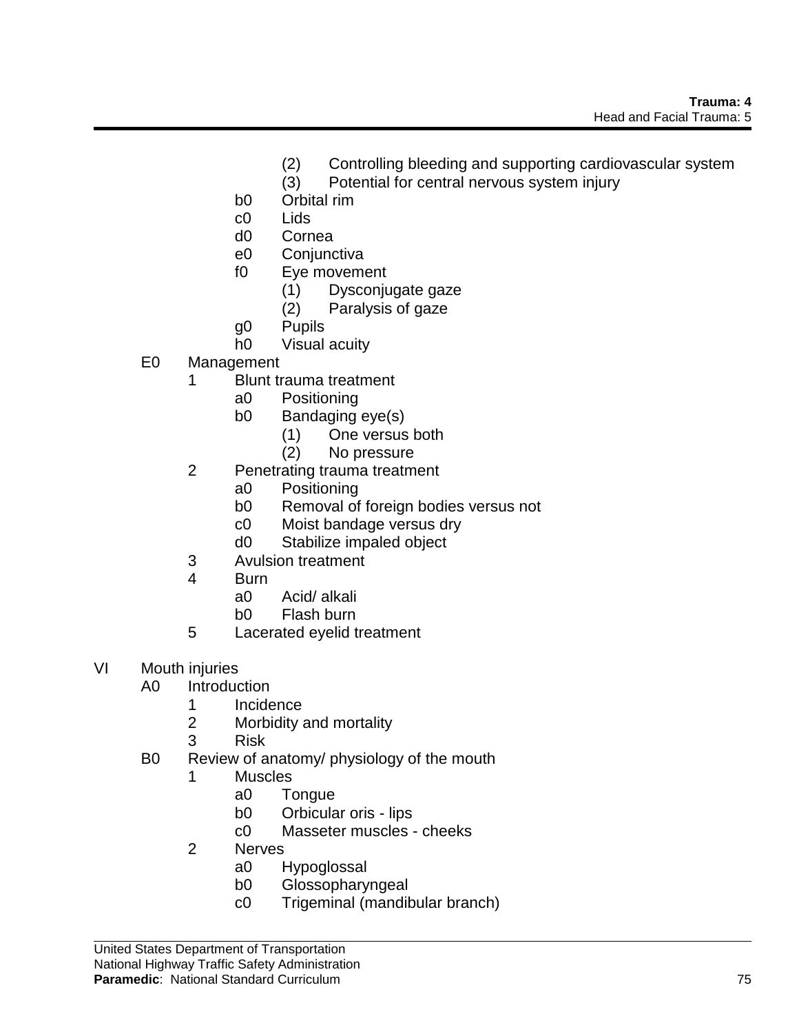(2) Controlling bleeding and supporting cardiovascular system
(3) Potential for central nervous system injury

b0 Orbital rim
c0 Lids
d0 Cornea
e0 Conjunctiva
f0 Eye movement
(1) Dysconjugate gaze
(2) Paralysis of gaze
g0 Pupils
h0 Visual acuity

E0 Management
1 Blunt trauma treatment
a0 Positioning
b0 Bandaging eye(s)
(1) One versus both
(2) No pressure
2 Penetrating trauma treatment
a0 Positioning
b0 Removal of foreign bodies versus not
c0 Moist bandage versus dry
d0 Stabilize impaled object
3 Avulsion treatment
4 Burn
a0 Acid/ alkali
b0 Flash burn
5 Lacerated eyelid treatment

VI Mouth injuries
A0 Introduction
1 Incidence
2 Morbidity and mortality
3 Risk
B0 Review of anatomy/ physiology of the mouth
1 Muscles
a0 Tongue
b0 Orbicular oris - lips
c0 Masseter muscles - cheeks
2 Nerves
a0 Hypoglossal
b0 Glossopharyngeal
c0 Trigeminal (mandibular branch)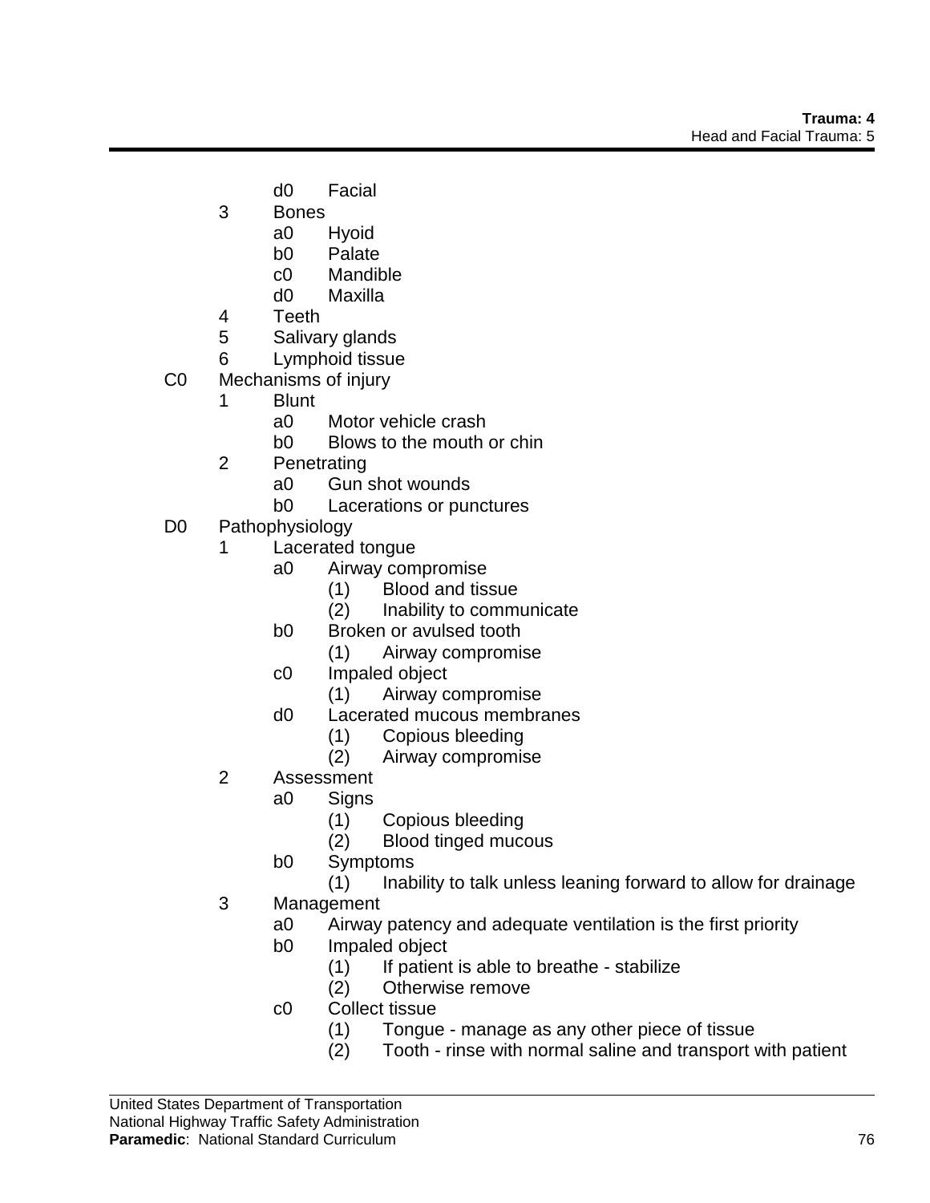- d0 Facial
- 3 Bones
  - a0 Hyoid
  - b0 Palate
  - c0 Mandible
  - d0 Maxilla
- 4 Teeth
- 5 Salivary glands
- 6 Lymphoid tissue

C0 Mechanisms of injury

- 1 Blunt
  - a0 Motor vehicle crash
  - b0 Blows to the mouth or chin
- 2 Penetrating
  - a0 Gun shot wounds
  - b0 Lacerations or punctures

D0 Pathophysiology

- 1 Lacerated tongue
  - a0 Airway compromise
    - (1) Blood and tissue
    - (2) Inability to communicate
  - b0 Broken or avulsed tooth
    - (1) Airway compromise
  - c0 Impaled object
    - (1) Airway compromise
  - d0 Lacerated mucous membranes
    - (1) Copious bleeding
    - (2) Airway compromise
- 2 Assessment
  - a0 Signs
    - (1) Copious bleeding
    - (2) Blood tinged mucous
  - b0 Symptoms
    - (1) Inability to talk unless leaning forward to allow for drainage
- 3 Management
  - a0 Airway patency and adequate ventilation is the first priority
  - b0 Impaled object
    - (1) If patient is able to breathe - stabilize
    - (2) Otherwise remove
  - c0 Collect tissue
    - (1) Tongue - manage as any other piece of tissue
    - (2) Tooth - rinse with normal saline and transport with patient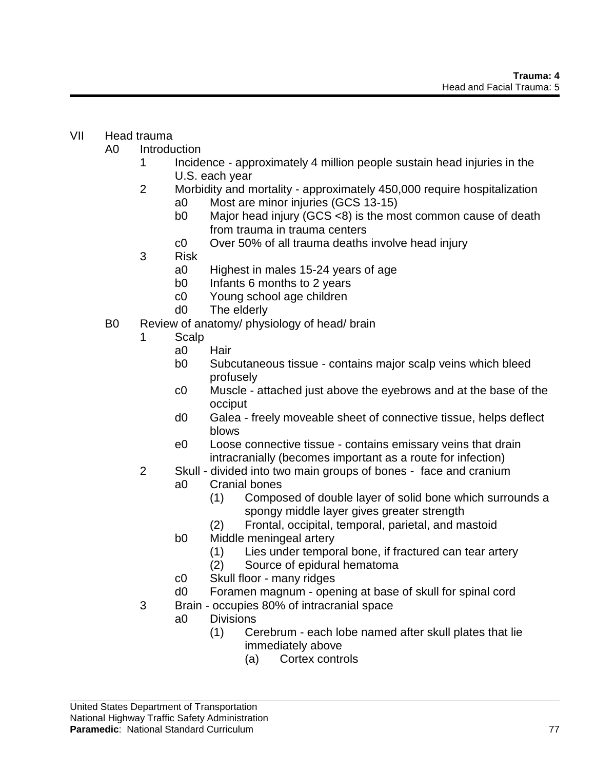VII Head trauma

- A0 Introduction
  - 1 Incidence - approximately 4 million people sustain head injuries in the U.S. each year
  - 2 Morbidity and mortality - approximately 450,000 require hospitalization
    - a0 Most are minor injuries (GCS 13-15)
    - b0 Major head injury (GCS <8) is the most common cause of death from trauma in trauma centers
    - c0 Over 50% of all trauma deaths involve head injury
  - 3 Risk
    - a0 Highest in males 15-24 years of age
    - b0 Infants 6 months to 2 years
    - c0 Young school age children
    - d0 The elderly
- B0 Review of anatomy/ physiology of head/ brain
  - 1 Scalp
    - a0 Hair
    - b0 Subcutaneous tissue - contains major scalp veins which bleed profusely
    - c0 Muscle - attached just above the eyebrows and at the base of the occiput
    - d0 Galea - freely moveable sheet of connective tissue, helps deflect blows
    - e0 Loose connective tissue - contains emissary veins that drain intracranially (becomes important as a route for infection)
  - 2 Skull - divided into two main groups of bones - face and cranium
    - a0 Cranial bones
      - (1) Composed of double layer of solid bone which surrounds a spongy middle layer gives greater strength
      - (2) Frontal, occipital, temporal, parietal, and mastoid
    - b0 Middle meningeal artery
      - (1) Lies under temporal bone, if fractured can tear artery
      - (2) Source of epidural hematoma
    - c0 Skull floor - many ridges
    - d0 Foramen magnum - opening at base of skull for spinal cord
  - 3 Brain - occupies 80% of intracranial space
    - a0 Divisions
      - (1) Cerebrum - each lobe named after skull plates that lie immediately above
        - (a) Cortex controls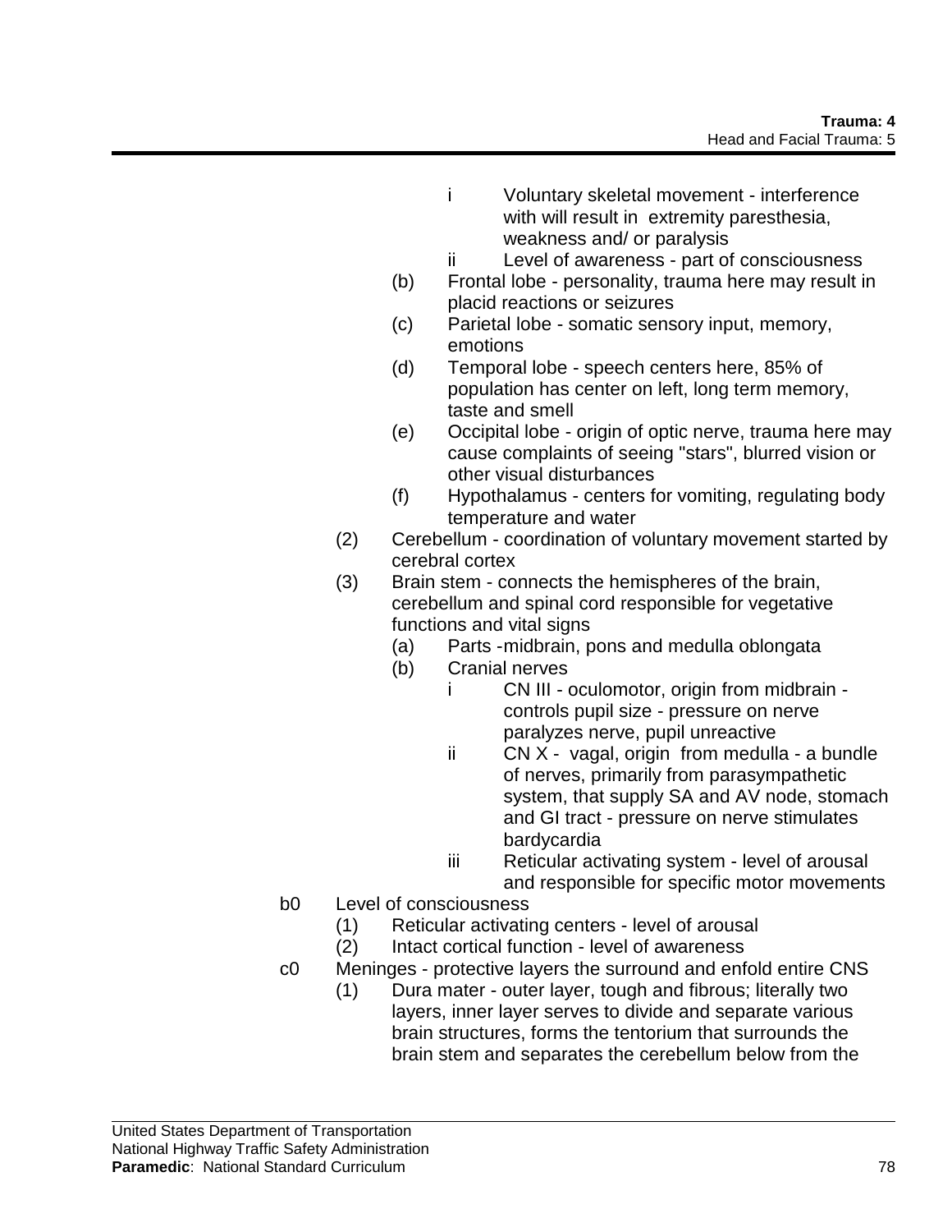- i Voluntary skeletal movement - interference with will result in extremity paresthesia, weakness and/ or paralysis
  - ii Level of awareness - part of consciousness

  (b) Frontal lobe - personality, trauma here may result in placid reactions or seizures

  (c) Parietal lobe - somatic sensory input, memory, emotions

  (d) Temporal lobe - speech centers here, 85% of population has center on left, long term memory, taste and smell

  (e) Occipital lobe - origin of optic nerve, trauma here may cause complaints of seeing "stars", blurred vision or other visual disturbances

  (f) Hypothalamus - centers for vomiting, regulating body temperature and water

(2) Cerebellum - coordination of voluntary movement started by cerebral cortex

(3) Brain stem - connects the hemispheres of the brain, cerebellum and spinal cord responsible for vegetative functions and vital signs

  (a) Parts -midbrain, pons and medulla oblongata

  (b) Cranial nerves
  - i CN III - oculomotor, origin from midbrain - controls pupil size - pressure on nerve paralyzes nerve, pupil unreactive
  - ii CN X - vagal, origin from medulla - a bundle of nerves, primarily from parasympathetic system, that supply SA and AV node, stomach and GI tract - pressure on nerve stimulates bardycardia
  - iii Reticular activating system - level of arousal and responsible for specific motor movements

b0 Level of consciousness

(1) Reticular activating centers - level of arousal

(2) Intact cortical function - level of awareness

c0 Meninges - protective layers the surround and enfold entire CNS

(1) Dura mater - outer layer, tough and fibrous; literally two layers, inner layer serves to divide and separate various brain structures, forms the tentorium that surrounds the brain stem and separates the cerebellum below from the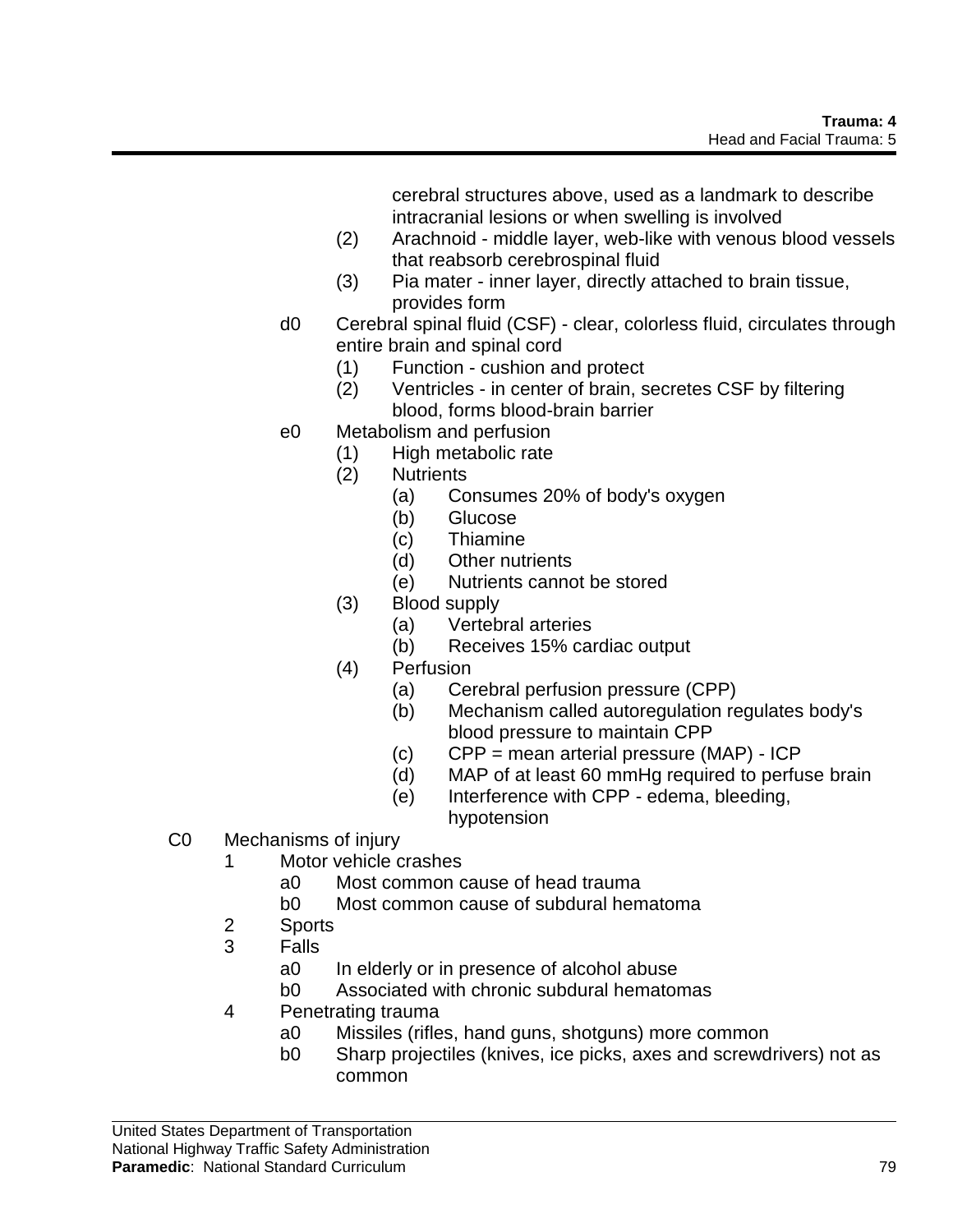cerebral structures above, used as a landmark to describe intracranial lesions or when swelling is involved

- (2) Arachnoid - middle layer, web-like with venous blood vessels that reabsorb cerebrospinal fluid
- (3) Pia mater - inner layer, directly attached to brain tissue, provides form

- d0 Cerebral spinal fluid (CSF) - clear, colorless fluid, circulates through entire brain and spinal cord
  - (1) Function - cushion and protect
  - (2) Ventricles - in center of brain, secretes CSF by filtering blood, forms blood-brain barrier
- e0 Metabolism and perfusion
  - (1) High metabolic rate
  - (2) Nutrients
    - (a) Consumes 20% of body's oxygen
    - (b) Glucose
    - (c) Thiamine
    - (d) Other nutrients
    - (e) Nutrients cannot be stored
  - (3) Blood supply
    - (a) Vertebral arteries
    - (b) Receives 15% cardiac output
  - (4) Perfusion
    - (a) Cerebral perfusion pressure (CPP)
    - (b) Mechanism called autoregulation regulates body's blood pressure to maintain CPP
    - (c) CPP = mean arterial pressure (MAP) - ICP
    - (d) MAP of at least 60 mmHg required to perfuse brain
    - (e) Interference with CPP - edema, bleeding, hypotension

C0 Mechanisms of injury

- 1 Motor vehicle crashes
  - a0 Most common cause of head trauma
  - b0 Most common cause of subdural hematoma
- 2 Sports
- 3 Falls
  - a0 In elderly or in presence of alcohol abuse
  - b0 Associated with chronic subdural hematomas
- 4 Penetrating trauma
  - a0 Missiles (rifles, hand guns, shotguns) more common
  - b0 Sharp projectiles (knives, ice picks, axes and screwdrivers) not as common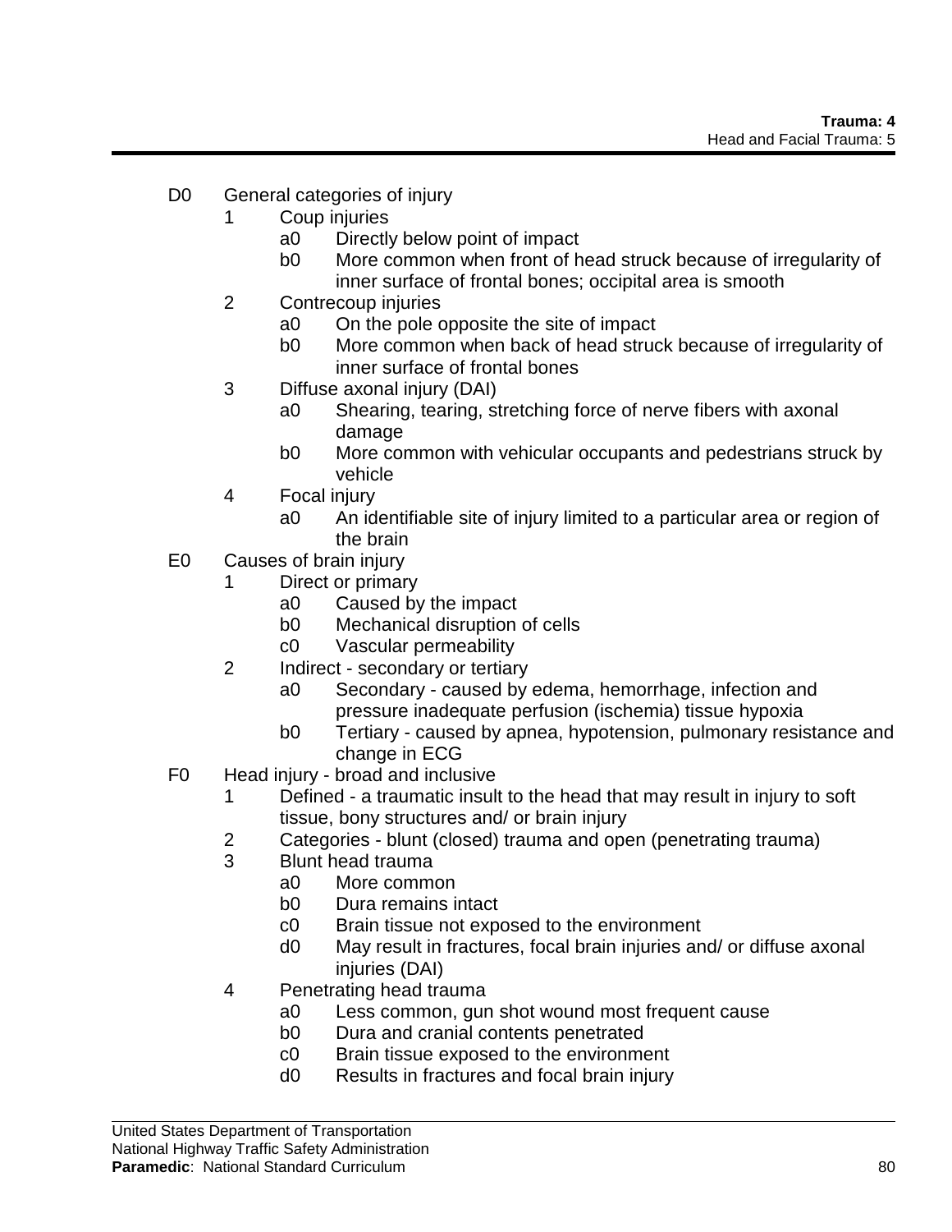- D0 General categories of injury
  - 1 Coup injuries
    - a0 Directly below point of impact
    - b0 More common when front of head struck because of irregularity of inner surface of frontal bones; occipital area is smooth
  - 2 Contrecoup injuries
    - a0 On the pole opposite the site of impact
    - b0 More common when back of head struck because of irregularity of inner surface of frontal bones
  - 3 Diffuse axonal injury (DAI)
    - a0 Shearing, tearing, stretching force of nerve fibers with axonal damage
    - b0 More common with vehicular occupants and pedestrians struck by vehicle
  - 4 Focal injury
    - a0 An identifiable site of injury limited to a particular area or region of the brain
- E0 Causes of brain injury
  - 1 Direct or primary
    - a0 Caused by the impact
    - b0 Mechanical disruption of cells
    - c0 Vascular permeability
  - 2 Indirect - secondary or tertiary
    - a0 Secondary - caused by edema, hemorrhage, infection and pressure inadequate perfusion (ischemia) tissue hypoxia
    - b0 Tertiary - caused by apnea, hypotension, pulmonary resistance and change in ECG
- F0 Head injury - broad and inclusive
  - 1 Defined - a traumatic insult to the head that may result in injury to soft tissue, bony structures and/ or brain injury
  - 2 Categories - blunt (closed) trauma and open (penetrating trauma)
  - 3 Blunt head trauma
    - a0 More common
    - b0 Dura remains intact
    - c0 Brain tissue not exposed to the environment
    - d0 May result in fractures, focal brain injuries and/ or diffuse axonal injuries (DAI)
  - 4 Penetrating head trauma
    - a0 Less common, gun shot wound most frequent cause
    - b0 Dura and cranial contents penetrated
    - c0 Brain tissue exposed to the environment
    - d0 Results in fractures and focal brain injury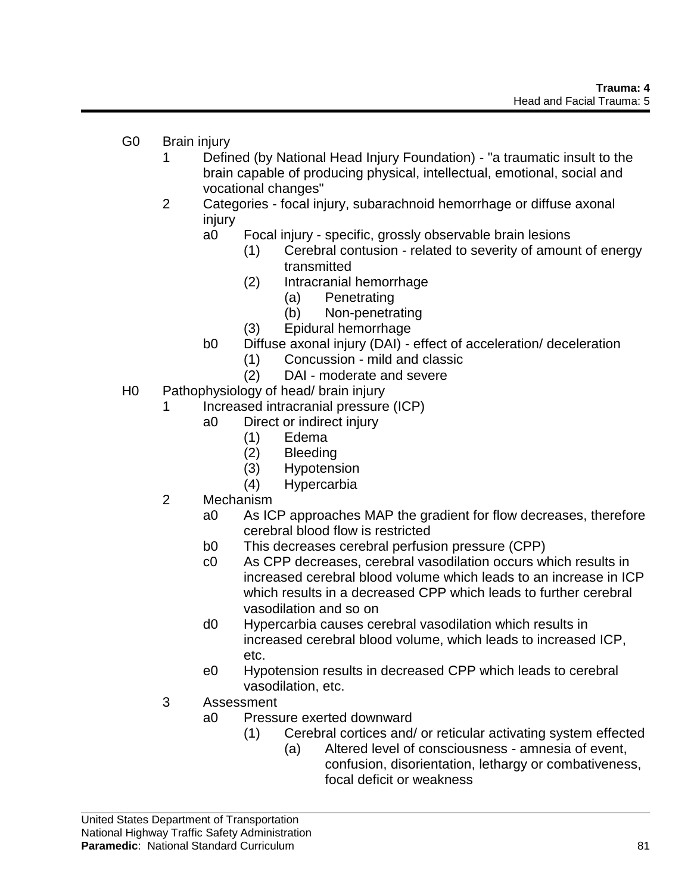G0 Brain injury
- 1 Defined (by National Head Injury Foundation) - "a traumatic insult to the brain capable of producing physical, intellectual, emotional, social and vocational changes"
- 2 Categories - focal injury, subarachnoid hemorrhage or diffuse axonal injury
  - a0 Focal injury - specific, grossly observable brain lesions
    - (1) Cerebral contusion - related to severity of amount of energy transmitted
    - (2) Intracranial hemorrhage
      - (a) Penetrating
      - (b) Non-penetrating
    - (3) Epidural hemorrhage
  - b0 Diffuse axonal injury (DAI) - effect of acceleration/ deceleration
    - (1) Concussion - mild and classic
    - (2) DAI - moderate and severe

H0 Pathophysiology of head/ brain injury
- 1 Increased intracranial pressure (ICP)
  - a0 Direct or indirect injury
    - (1) Edema
    - (2) Bleeding
    - (3) Hypotension
    - (4) Hypercarbia
- 2 Mechanism
  - a0 As ICP approaches MAP the gradient for flow decreases, therefore cerebral blood flow is restricted
  - b0 This decreases cerebral perfusion pressure (CPP)
  - c0 As CPP decreases, cerebral vasodilation occurs which results in increased cerebral blood volume which leads to an increase in ICP which results in a decreased CPP which leads to further cerebral vasodilation and so on
  - d0 Hypercarbia causes cerebral vasodilation which results in increased cerebral blood volume, which leads to increased ICP, etc.
  - e0 Hypotension results in decreased CPP which leads to cerebral vasodilation, etc.
- 3 Assessment
  - a0 Pressure exerted downward
    - (1) Cerebral cortices and/ or reticular activating system effected
      - (a) Altered level of consciousness - amnesia of event, confusion, disorientation, lethargy or combativeness, focal deficit or weakness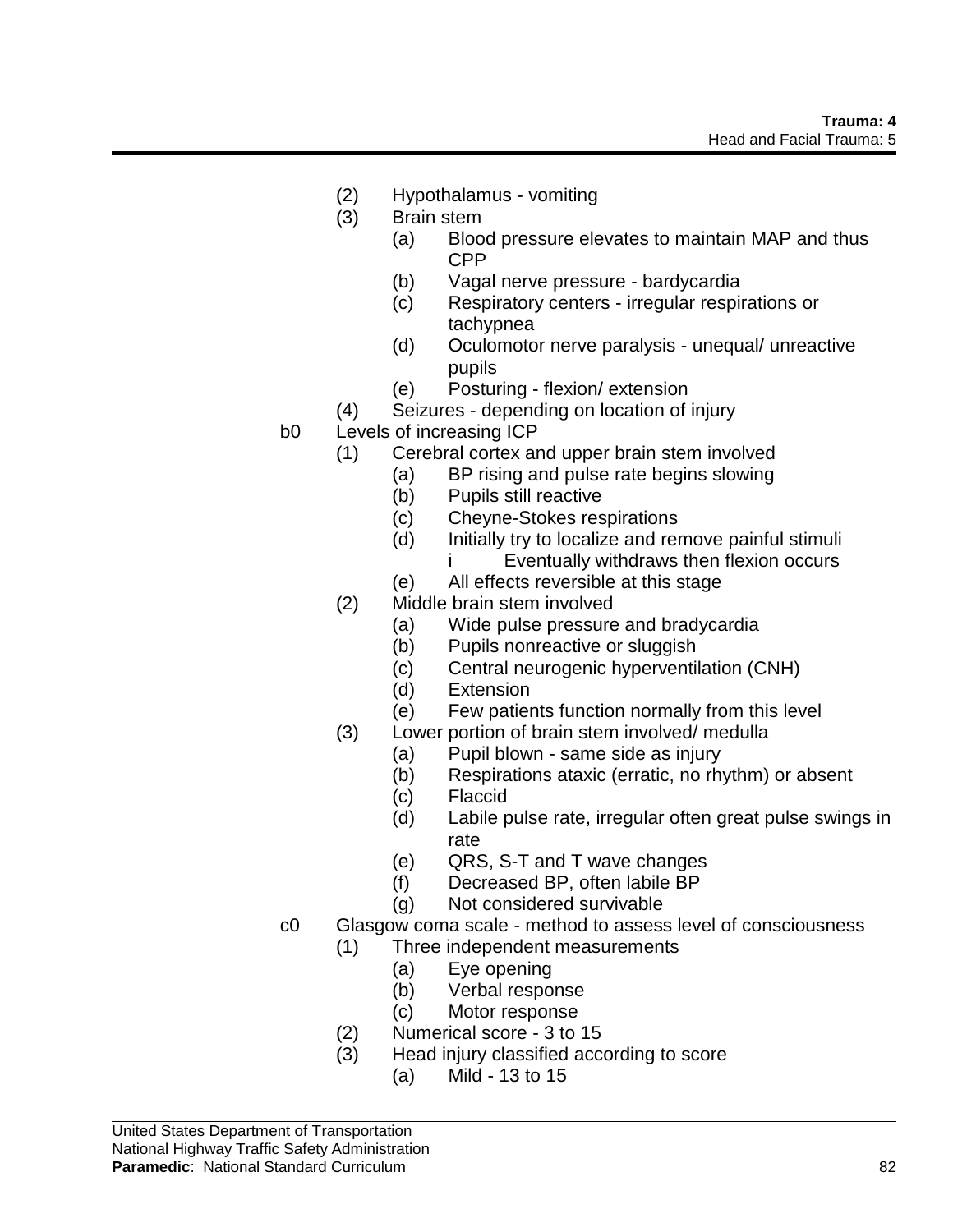(2) Hypothalamus - vomiting

(3) Brain stem

  (a) Blood pressure elevates to maintain MAP and thus CPP

  (b) Vagal nerve pressure - bardycardia

  (c) Respiratory centers - irregular respirations or tachypnea

  (d) Oculomotor nerve paralysis - unequal/ unreactive pupils

  (e) Posturing - flexion/ extension

(4) Seizures - depending on location of injury

b0 Levels of increasing ICP

(1) Cerebral cortex and upper brain stem involved

  (a) BP rising and pulse rate begins slowing

  (b) Pupils still reactive

  (c) Cheyne-Stokes respirations

  (d) Initially try to localize and remove painful stimuli

    i Eventually withdraws then flexion occurs

  (e) All effects reversible at this stage

(2) Middle brain stem involved

  (a) Wide pulse pressure and bradycardia

  (b) Pupils nonreactive or sluggish

  (c) Central neurogenic hyperventilation (CNH)

  (d) Extension

  (e) Few patients function normally from this level

(3) Lower portion of brain stem involved/ medulla

  (a) Pupil blown - same side as injury

  (b) Respirations ataxic (erratic, no rhythm) or absent

  (c) Flaccid

  (d) Labile pulse rate, irregular often great pulse swings in rate

  (e) QRS, S-T and T wave changes

  (f) Decreased BP, often labile BP

  (g) Not considered survivable

c0 Glasgow coma scale - method to assess level of consciousness

(1) Three independent measurements

  (a) Eye opening

  (b) Verbal response

  (c) Motor response

(2) Numerical score - 3 to 15

(3) Head injury classified according to score

  (a) Mild - 13 to 15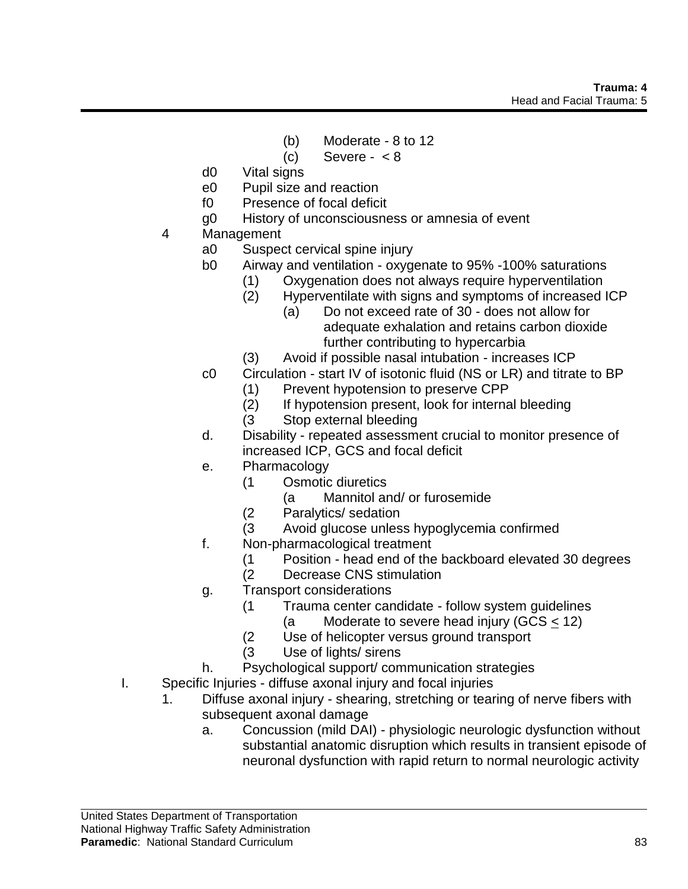(b) Moderate - 8 to 12

(c) Severe - < 8

d0 Vital signs

e0 Pupil size and reaction

f0 Presence of focal deficit

g0 History of unconsciousness or amnesia of event

4 Management

a0 Suspect cervical spine injury

b0 Airway and ventilation - oxygenate to 95% -100% saturations

(1) Oxygenation does not always require hyperventilation

(2) Hyperventilate with signs and symptoms of increased ICP

(a) Do not exceed rate of 30 - does not allow for adequate exhalation and retains carbon dioxide further contributing to hypercarbia

(3) Avoid if possible nasal intubation - increases ICP

c0 Circulation - start IV of isotonic fluid (NS or LR) and titrate to BP

(1) Prevent hypotension to preserve CPP

(2) If hypotension present, look for internal bleeding

(3 Stop external bleeding

d. Disability - repeated assessment crucial to monitor presence of increased ICP, GCS and focal deficit

e. Pharmacology

(1 Osmotic diuretics

(a Mannitol and/ or furosemide

(2 Paralytics/ sedation

(3 Avoid glucose unless hypoglycemia confirmed

f. Non-pharmacological treatment

(1 Position - head end of the backboard elevated 30 degrees

(2 Decrease CNS stimulation

g. Transport considerations

(1 Trauma center candidate - follow system guidelines

(a Moderate to severe head injury (GCS $\leq$ 12)

(2 Use of helicopter versus ground transport

(3 Use of lights/ sirens

h. Psychological support/ communication strategies

I. Specific Injuries - diffuse axonal injury and focal injuries

1. Diffuse axonal injury - shearing, stretching or tearing of nerve fibers with subsequent axonal damage

a. Concussion (mild DAI) - physiologic neurologic dysfunction without substantial anatomic disruption which results in transient episode of neuronal dysfunction with rapid return to normal neurologic activity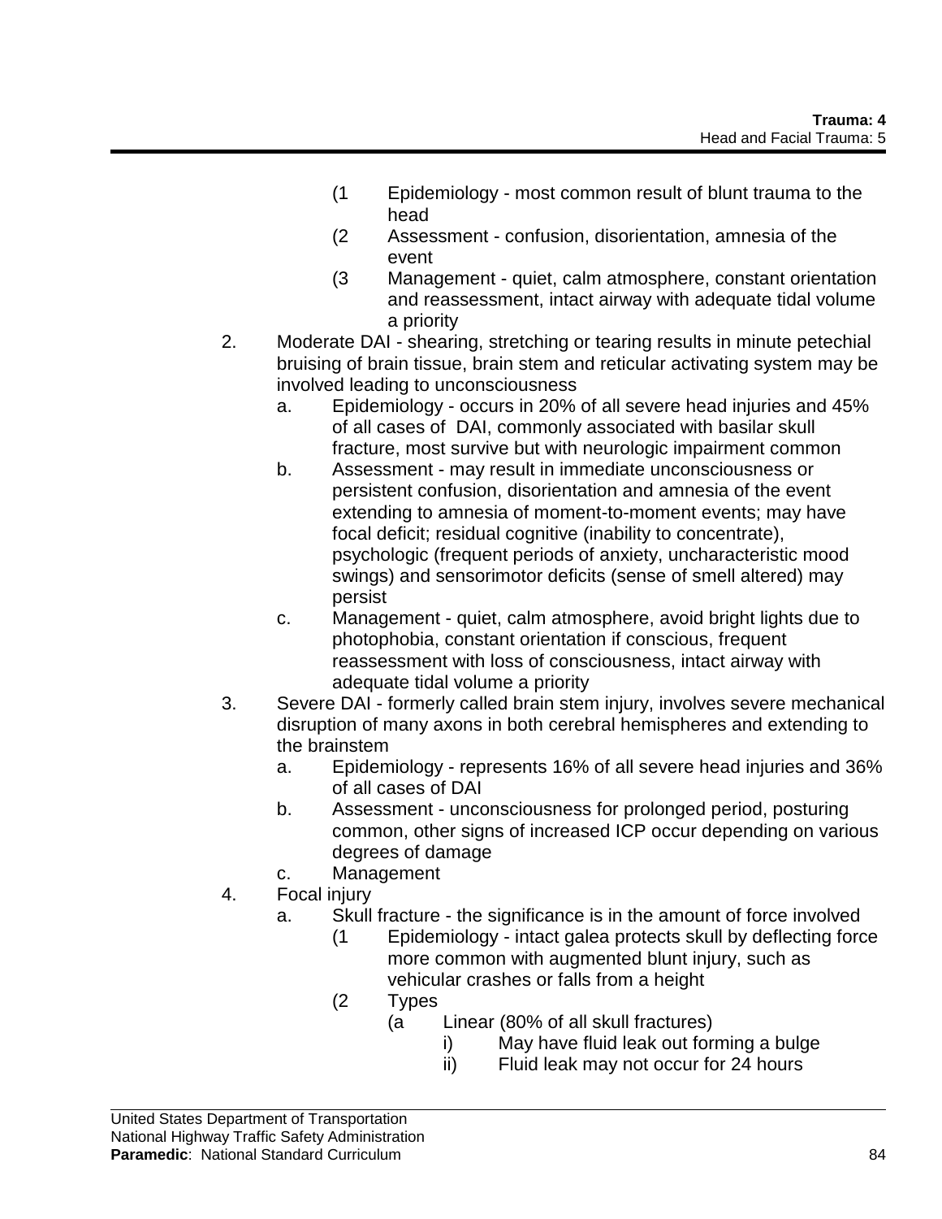(1 Epidemiology - most common result of blunt trauma to the head
(2 Assessment - confusion, disorientation, amnesia of the event
(3 Management - quiet, calm atmosphere, constant orientation and reassessment, intact airway with adequate tidal volume a priority

2. Moderate DAI - shearing, stretching or tearing results in minute petechial bruising of brain tissue, brain stem and reticular activating system may be involved leading to unconsciousness
   a. Epidemiology - occurs in 20% of all severe head injuries and 45% of all cases of DAI, commonly associated with basilar skull fracture, most survive but with neurologic impairment common
   b. Assessment - may result in immediate unconsciousness or persistent confusion, disorientation and amnesia of the event extending to amnesia of moment-to-moment events; may have focal deficit; residual cognitive (inability to concentrate), psychologic (frequent periods of anxiety, uncharacteristic mood swings) and sensorimotor deficits (sense of smell altered) may persist
   c. Management - quiet, calm atmosphere, avoid bright lights due to photophobia, constant orientation if conscious, frequent reassessment with loss of consciousness, intact airway with adequate tidal volume a priority
3. Severe DAI - formerly called brain stem injury, involves severe mechanical disruption of many axons in both cerebral hemispheres and extending to the brainstem
   a. Epidemiology - represents 16% of all severe head injuries and 36% of all cases of DAI
   b. Assessment - unconsciousness for prolonged period, posturing common, other signs of increased ICP occur depending on various degrees of damage
   c. Management
4. Focal injury
   a. Skull fracture - the significance is in the amount of force involved
      (1 Epidemiology - intact galea protects skull by deflecting force more common with augmented blunt injury, such as vehicular crashes or falls from a height
      (2 Types
         (a Linear (80% of all skull fractures)
            i) May have fluid leak out forming a bulge
            ii) Fluid leak may not occur for 24 hours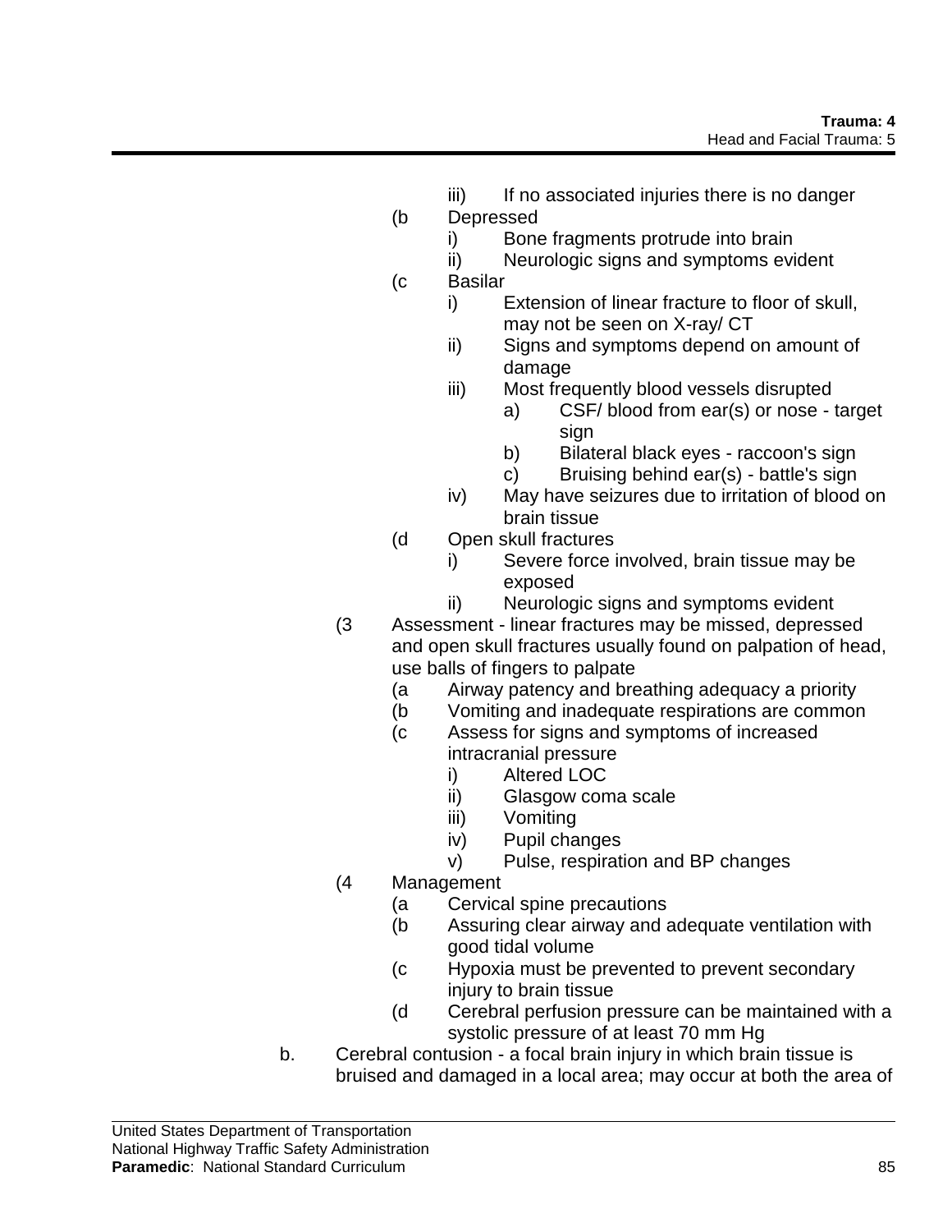iii) If no associated injuries there is no danger
        (b Depressed
            i) Bone fragments protrude into brain
            ii) Neurologic signs and symptoms evident
        (c Basilar
            i) Extension of linear fracture to floor of skull, may not be seen on X-ray/ CT
            ii) Signs and symptoms depend on amount of damage
            iii) Most frequently blood vessels disrupted
                a) CSF/ blood from ear(s) or nose - target sign
                b) Bilateral black eyes - raccoon's sign
                c) Bruising behind ear(s) - battle's sign
            iv) May have seizures due to irritation of blood on brain tissue
        (d Open skull fractures
            i) Severe force involved, brain tissue may be exposed
            ii) Neurologic signs and symptoms evident
    (3 Assessment - linear fractures may be missed, depressed and open skull fractures usually found on palpation of head, use balls of fingers to palpate
        (a Airway patency and breathing adequacy a priority
        (b Vomiting and inadequate respirations are common
        (c Assess for signs and symptoms of increased intracranial pressure
            i) Altered LOC
            ii) Glasgow coma scale
            iii) Vomiting
            iv) Pupil changes
            v) Pulse, respiration and BP changes
    (4 Management
        (a Cervical spine precautions
        (b Assuring clear airway and adequate ventilation with good tidal volume
        (c Hypoxia must be prevented to prevent secondary injury to brain tissue
        (d Cerebral perfusion pressure can be maintained with a systolic pressure of at least 70 mm Hg
b. Cerebral contusion - a focal brain injury in which brain tissue is bruised and damaged in a local area; may occur at both the area of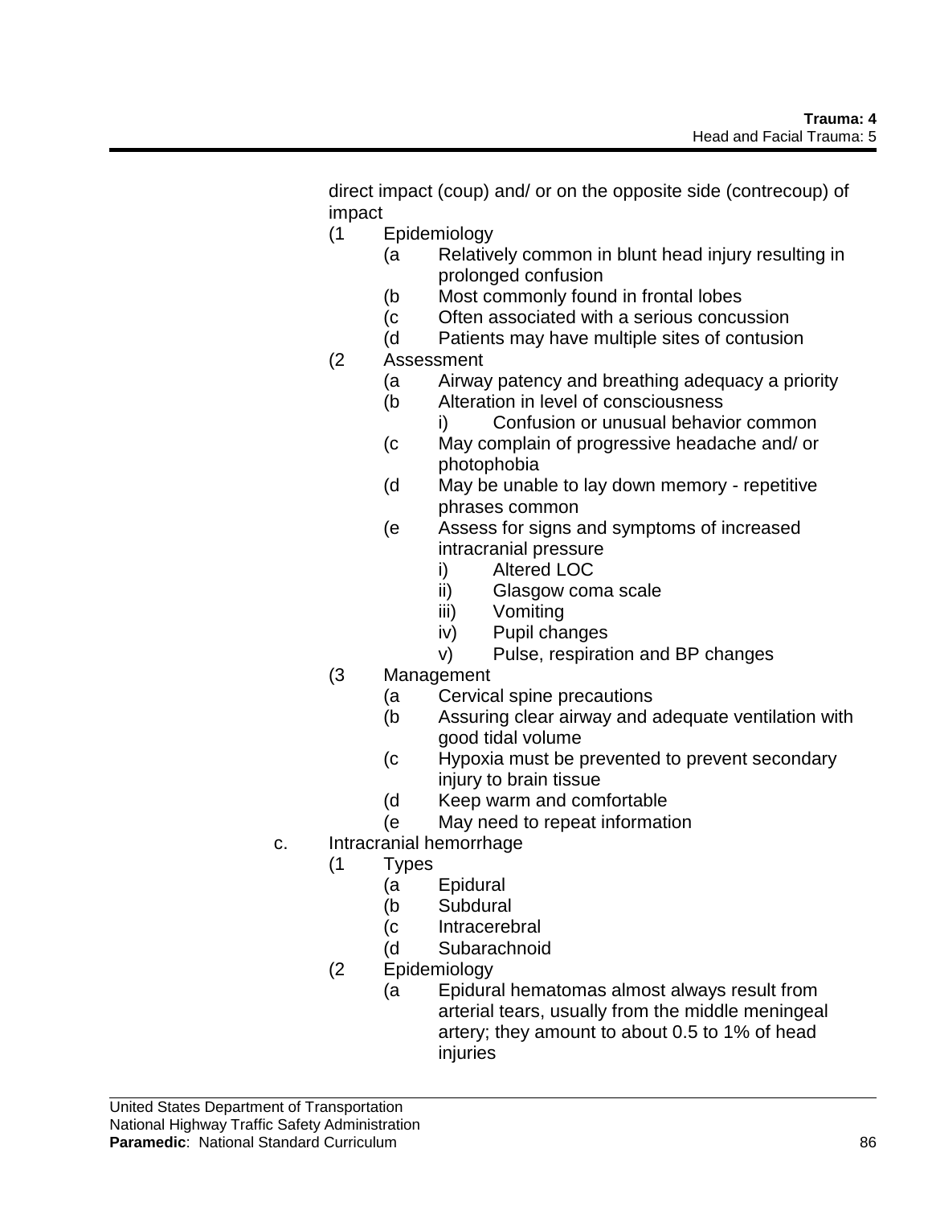direct impact (coup) and/ or on the opposite side (contrecoup) of impact

- (1 Epidemiology
  - (a Relatively common in blunt head injury resulting in prolonged confusion
  - (b Most commonly found in frontal lobes
  - (c Often associated with a serious concussion
  - (d Patients may have multiple sites of contusion
- (2 Assessment
  - (a Airway patency and breathing adequacy a priority
  - (b Alteration in level of consciousness
    - i) Confusion or unusual behavior common
  - (c May complain of progressive headache and/ or photophobia
  - (d May be unable to lay down memory - repetitive phrases common
  - (e Assess for signs and symptoms of increased intracranial pressure
    - i) Altered LOC
    - ii) Glasgow coma scale
    - iii) Vomiting
    - iv) Pupil changes
    - v) Pulse, respiration and BP changes
- (3 Management
  - (a Cervical spine precautions
  - (b Assuring clear airway and adequate ventilation with good tidal volume
  - (c Hypoxia must be prevented to prevent secondary injury to brain tissue
  - (d Keep warm and comfortable
  - (e May need to repeat information

c. Intracranial hemorrhage

- (1 Types
  - (a Epidural
  - (b Subdural
  - (c Intracerebral
  - (d Subarachnoid
- (2 Epidemiology
  - (a Epidural hematomas almost always result from arterial tears, usually from the middle meningeal artery; they amount to about 0.5 to 1% of head injuries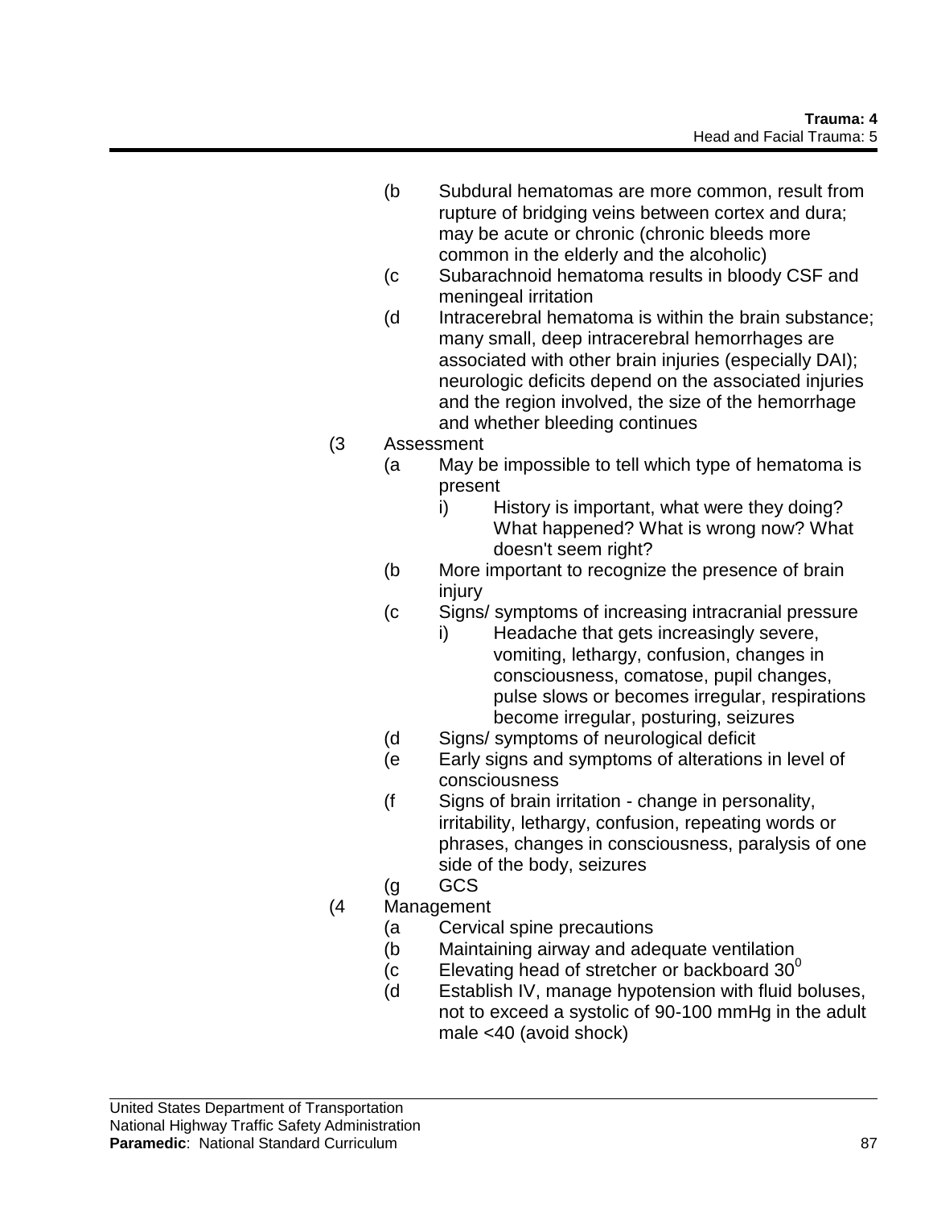- (b Subdural hematomas are more common, result from rupture of bridging veins between cortex and dura; may be acute or chronic (chronic bleeds more common in the elderly and the alcoholic)
- (c Subarachnoid hematoma results in bloody CSF and meningeal irritation
- (d Intracerebral hematoma is within the brain substance; many small, deep intracerebral hemorrhages are associated with other brain injuries (especially DAI); neurologic deficits depend on the associated injuries and the region involved, the size of the hemorrhage and whether bleeding continues

(3 Assessment

- (a May be impossible to tell which type of hematoma is present
  - i) History is important, what were they doing? What happened? What is wrong now? What doesn't seem right?
- (b More important to recognize the presence of brain injury
- (c Signs/ symptoms of increasing intracranial pressure
  - i) Headache that gets increasingly severe, vomiting, lethargy, confusion, changes in consciousness, comatose, pupil changes, pulse slows or becomes irregular, respirations become irregular, posturing, seizures
- (d Signs/ symptoms of neurological deficit
- (e Early signs and symptoms of alterations in level of consciousness
- (f Signs of brain irritation - change in personality, irritability, lethargy, confusion, repeating words or phrases, changes in consciousness, paralysis of one side of the body, seizures
- (g GCS

(4 Management

- (a Cervical spine precautions
- (b Maintaining airway and adequate ventilation
- (c Elevating head of stretcher or backboard $30^0$
- (d Establish IV, manage hypotension with fluid boluses, not to exceed a systolic of 90-100 mmHg in the adult male <40 (avoid shock)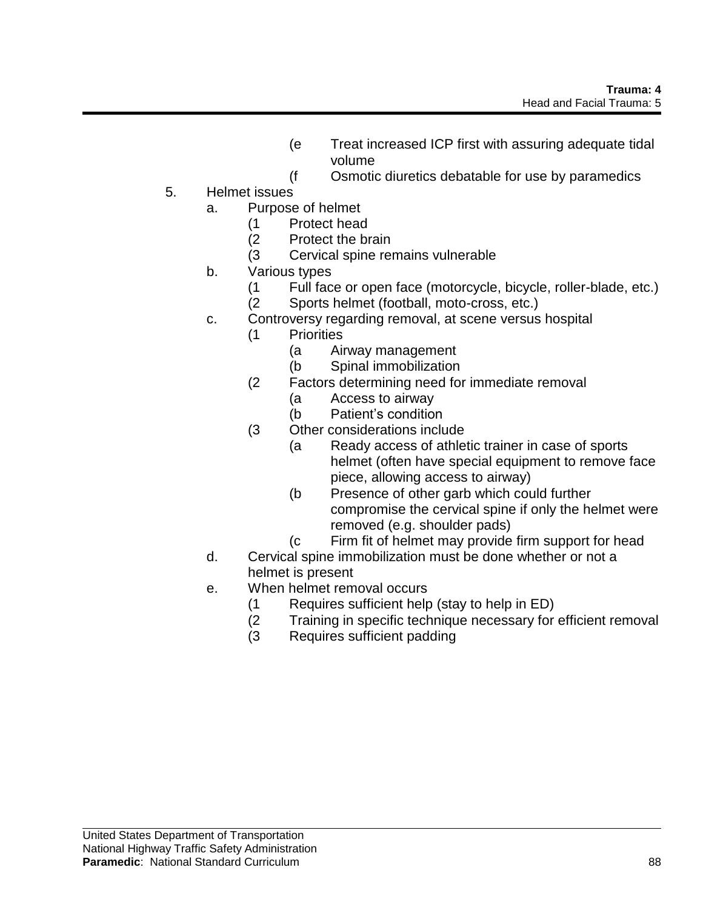(e Treat increased ICP first with assuring adequate tidal volume

(f Osmotic diuretics debatable for use by paramedics

5. Helmet issues
   a. Purpose of helmet
      (1 Protect head
      (2 Protect the brain
      (3 Cervical spine remains vulnerable
   b. Various types
      (1 Full face or open face (motorcycle, bicycle, roller-blade, etc.)
      (2 Sports helmet (football, moto-cross, etc.)
   c. Controversy regarding removal, at scene versus hospital
      (1 Priorities
         (a Airway management
         (b Spinal immobilization
      (2 Factors determining need for immediate removal
         (a Access to airway
         (b Patient's condition
      (3 Other considerations include
         (a Ready access of athletic trainer in case of sports helmet (often have special equipment to remove face piece, allowing access to airway)
         (b Presence of other garb which could further compromise the cervical spine if only the helmet were removed (e.g. shoulder pads)
         (c Firm fit of helmet may provide firm support for head
   d. Cervical spine immobilization must be done whether or not a helmet is present
   e. When helmet removal occurs
      (1 Requires sufficient help (stay to help in ED)
      (2 Training in specific technique necessary for efficient removal
      (3 Requires sufficient padding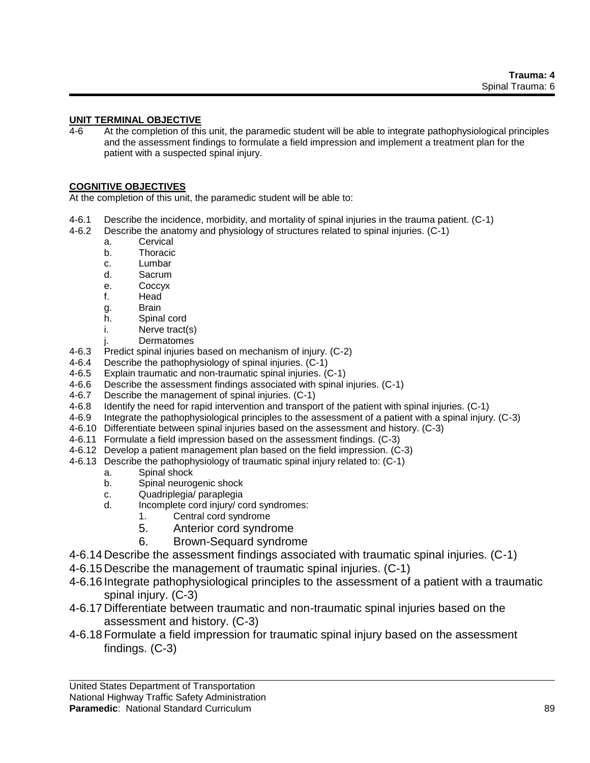## UNIT TERMINAL OBJECTIVE

4-6 At the completion of this unit, the paramedic student will be able to integrate pathophysiological principles and the assessment findings to formulate a field impression and implement a treatment plan for the patient with a suspected spinal injury.

## COGNITIVE OBJECTIVES

At the completion of this unit, the paramedic student will be able to:

4-6.1 Describe the incidence, morbidity, and mortality of spinal injuries in the trauma patient. (C-1)
4-6.2 Describe the anatomy and physiology of structures related to spinal injuries. (C-1)
- a. Cervical
- b. Thoracic
- c. Lumbar
- d. Sacrum
- e. Coccyx
- f. Head
- g. Brain
- h. Spinal cord
- i. Nerve tract(s)
- j. Dermatomes

4-6.3 Predict spinal injuries based on mechanism of injury. (C-2)
4-6.4 Describe the pathophysiology of spinal injuries. (C-1)
4-6.5 Explain traumatic and non-traumatic spinal injuries. (C-1)
4-6.6 Describe the assessment findings associated with spinal injuries. (C-1)
4-6.7 Describe the management of spinal injuries. (C-1)
4-6.8 Identify the need for rapid intervention and transport of the patient with spinal injuries. (C-1)
4-6.9 Integrate the pathophysiological principles to the assessment of a patient with a spinal injury. (C-3)
4-6.10 Differentiate between spinal injuries based on the assessment and history. (C-3)
4-6.11 Formulate a field impression based on the assessment findings. (C-3)
4-6.12 Develop a patient management plan based on the field impression. (C-3)
4-6.13 Describe the pathophysiology of traumatic spinal injury related to: (C-1)
- a. Spinal shock
- b. Spinal neurogenic shock
- c. Quadriplegia/ paraplegia
- d. Incomplete cord injury/ cord syndromes:
  1. Central cord syndrome
  5. Anterior cord syndrome
  6. Brown-Sequard syndrome

4-6.14 Describe the assessment findings associated with traumatic spinal injuries. (C-1)
4-6.15 Describe the management of traumatic spinal injuries. (C-1)
4-6.16 Integrate pathophysiological principles to the assessment of a patient with a traumatic spinal injury. (C-3)
4-6.17 Differentiate between traumatic and non-traumatic spinal injuries based on the assessment and history. (C-3)
4-6.18 Formulate a field impression for traumatic spinal injury based on the assessment findings. (C-3)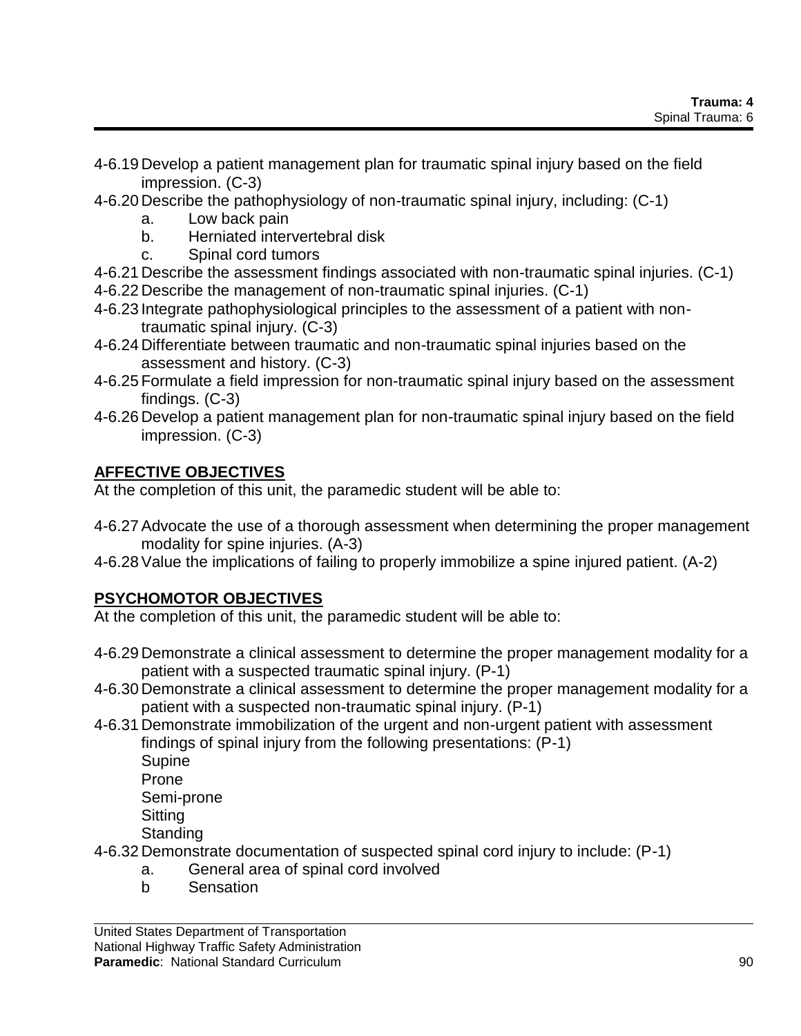4-6.19 Develop a patient management plan for traumatic spinal injury based on the field impression. (C-3)

4-6.20 Describe the pathophysiology of non-traumatic spinal injury, including: (C-1)
   a. Low back pain
   b. Herniated intervertebral disk
   c. Spinal cord tumors

4-6.21 Describe the assessment findings associated with non-traumatic spinal injuries. (C-1)

4-6.22 Describe the management of non-traumatic spinal injuries. (C-1)

4-6.23 Integrate pathophysiological principles to the assessment of a patient with non-traumatic spinal injury. (C-3)

4-6.24 Differentiate between traumatic and non-traumatic spinal injuries based on the assessment and history. (C-3)

4-6.25 Formulate a field impression for non-traumatic spinal injury based on the assessment findings. (C-3)

4-6.26 Develop a patient management plan for non-traumatic spinal injury based on the field impression. (C-3)

## AFFECTIVE OBJECTIVES

At the completion of this unit, the paramedic student will be able to:

4-6.27 Advocate the use of a thorough assessment when determining the proper management modality for spine injuries. (A-3)

4-6.28 Value the implications of failing to properly immobilize a spine injured patient. (A-2)

## PSYCHOMOTOR OBJECTIVES

At the completion of this unit, the paramedic student will be able to:

4-6.29 Demonstrate a clinical assessment to determine the proper management modality for a patient with a suspected traumatic spinal injury. (P-1)

4-6.30 Demonstrate a clinical assessment to determine the proper management modality for a patient with a suspected non-traumatic spinal injury. (P-1)

4-6.31 Demonstrate immobilization of the urgent and non-urgent patient with assessment findings of spinal injury from the following presentations: (P-1)
   Supine
   Prone
   Semi-prone
   Sitting
   Standing

4-6.32 Demonstrate documentation of suspected spinal cord injury to include: (P-1)
   a. General area of spinal cord involved
   b Sensation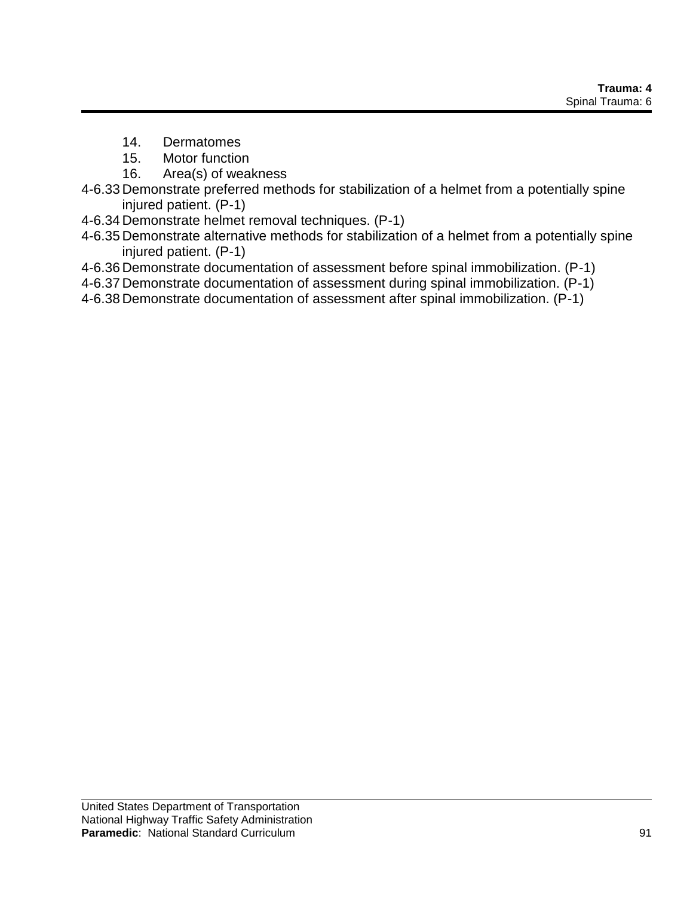14. Dermatomes
15. Motor function
16. Area(s) of weakness

4-6.33 Demonstrate preferred methods for stabilization of a helmet from a potentially spine injured patient. (P-1)

4-6.34 Demonstrate helmet removal techniques. (P-1)

4-6.35 Demonstrate alternative methods for stabilization of a helmet from a potentially spine injured patient. (P-1)

4-6.36 Demonstrate documentation of assessment before spinal immobilization. (P-1)

4-6.37 Demonstrate documentation of assessment during spinal immobilization. (P-1)

4-6.38 Demonstrate documentation of assessment after spinal immobilization. (P-1)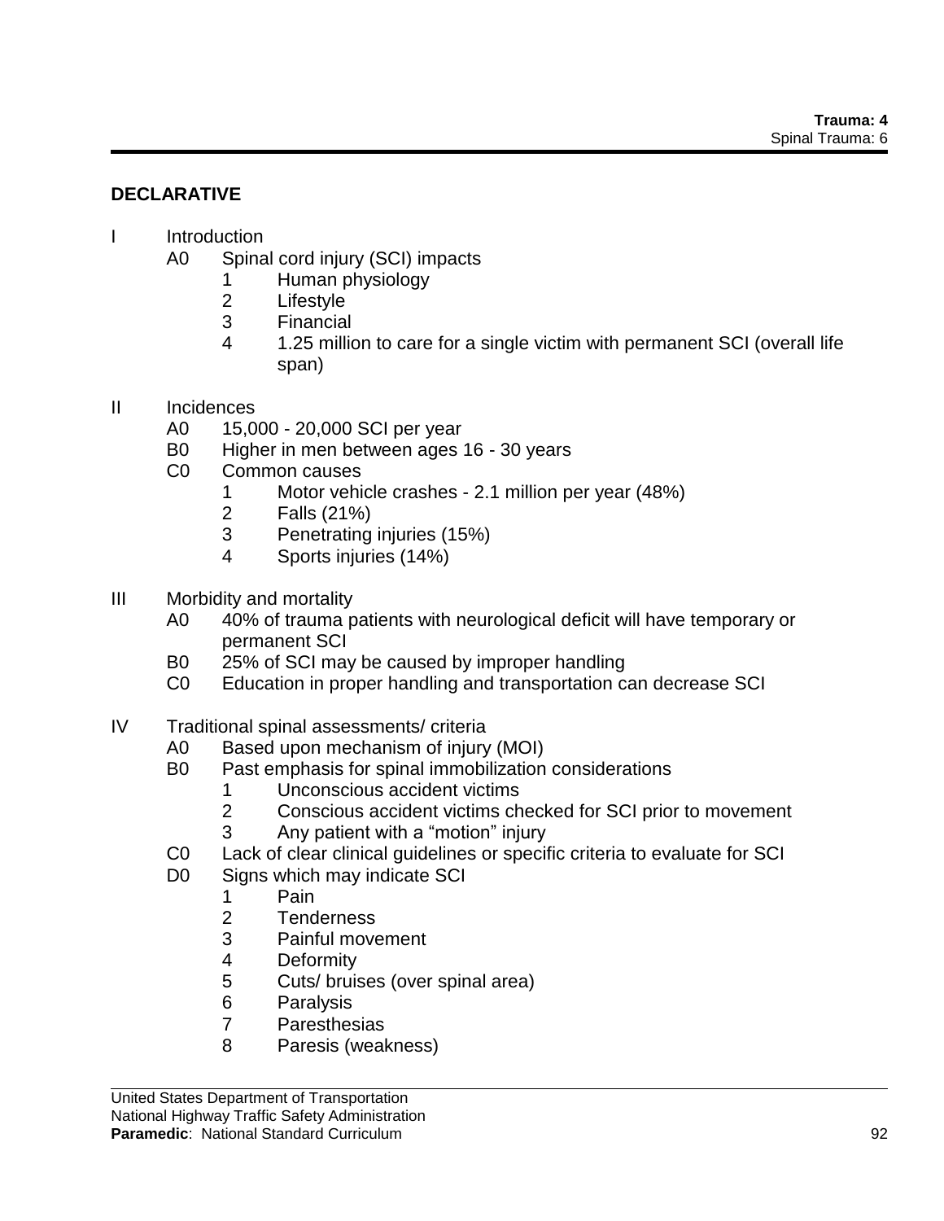## DECLARATIVE

I Introduction
- A0 Spinal cord injury (SCI) impacts
  - 1 Human physiology
  - 2 Lifestyle
  - 3 Financial
  - 4 1.25 million to care for a single victim with permanent SCI (overall life span)

II Incidences
- A0 15,000 - 20,000 SCI per year
- B0 Higher in men between ages 16 - 30 years
- C0 Common causes
  - 1 Motor vehicle crashes - 2.1 million per year (48%)
  - 2 Falls (21%)
  - 3 Penetrating injuries (15%)
  - 4 Sports injuries (14%)

III Morbidity and mortality
- A0 40% of trauma patients with neurological deficit will have temporary or permanent SCI
- B0 25% of SCI may be caused by improper handling
- C0 Education in proper handling and transportation can decrease SCI

IV Traditional spinal assessments/ criteria
- A0 Based upon mechanism of injury (MOI)
- B0 Past emphasis for spinal immobilization considerations
  - 1 Unconscious accident victims
  - 2 Conscious accident victims checked for SCI prior to movement
  - 3 Any patient with a "motion" injury
- C0 Lack of clear clinical guidelines or specific criteria to evaluate for SCI
- D0 Signs which may indicate SCI
  - 1 Pain
  - 2 Tenderness
  - 3 Painful movement
  - 4 Deformity
  - 5 Cuts/ bruises (over spinal area)
  - 6 Paralysis
  - 7 Paresthesias
  - 8 Paresis (weakness)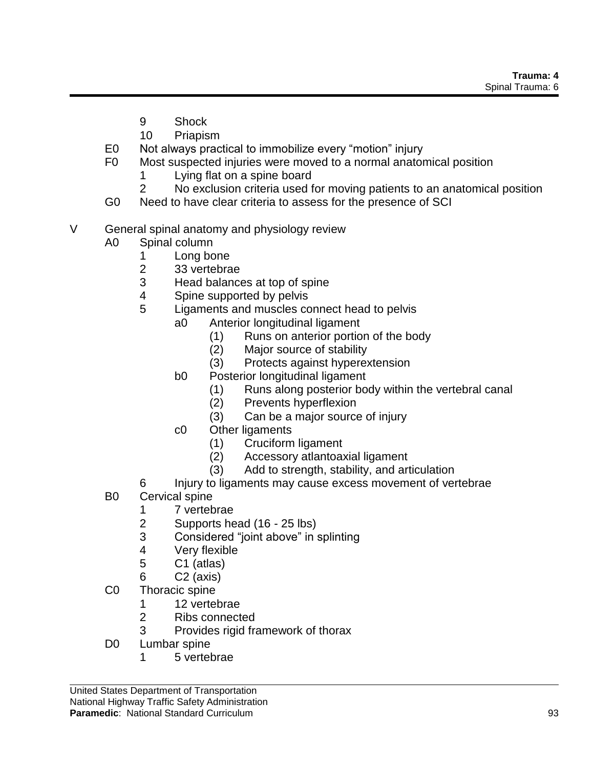- 9 Shock
- 10 Priapism

E0 Not always practical to immobilize every "motion" injury

F0 Most suspected injuries were moved to a normal anatomical position

- 1 Lying flat on a spine board
- 2 No exclusion criteria used for moving patients to an anatomical position

G0 Need to have clear criteria to assess for the presence of SCI

V General spinal anatomy and physiology review

A0 Spinal column

- 1 Long bone
- 2 33 vertebrae
- 3 Head balances at top of spine
- 4 Spine supported by pelvis
- 5 Ligaments and muscles connect head to pelvis
    - a0 Anterior longitudinal ligament
        - (1) Runs on anterior portion of the body
        - (2) Major source of stability
        - (3) Protects against hyperextension
    - b0 Posterior longitudinal ligament
        - (1) Runs along posterior body within the vertebral canal
        - (2) Prevents hyperflexion
        - (3) Can be a major source of injury
    - c0 Other ligaments
        - (1) Cruciform ligament
        - (2) Accessory atlantoaxial ligament
        - (3) Add to strength, stability, and articulation
- 6 Injury to ligaments may cause excess movement of vertebrae

B0 Cervical spine

- 1 7 vertebrae
- 2 Supports head (16 - 25 lbs)
- 3 Considered "joint above" in splinting
- 4 Very flexible
- 5 C1 (atlas)
- 6 C2 (axis)

C0 Thoracic spine

- 1 12 vertebrae
- 2 Ribs connected
- 3 Provides rigid framework of thorax

D0 Lumbar spine

- 1 5 vertebrae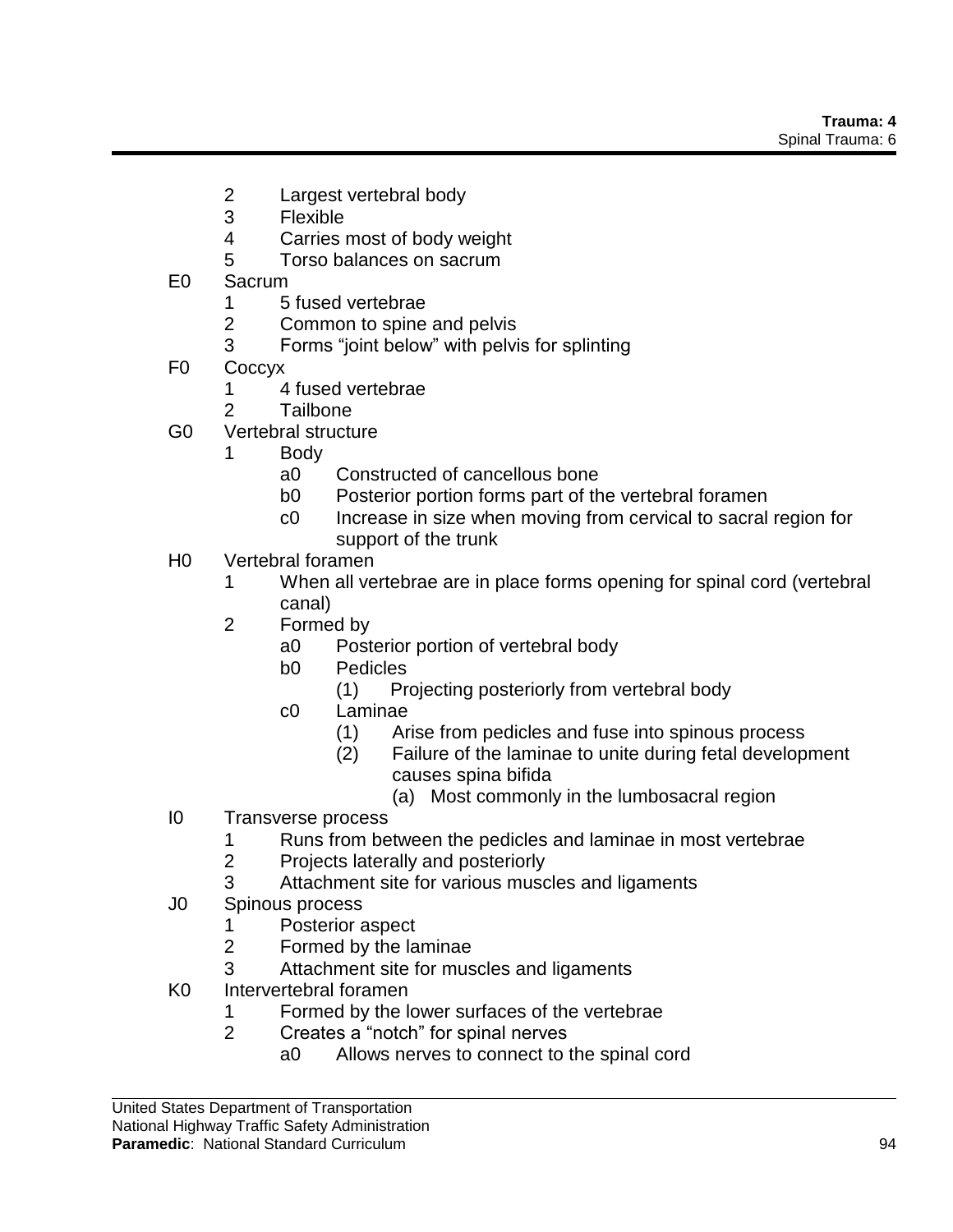2 Largest vertebral body
3 Flexible
4 Carries most of body weight
5 Torso balances on sacrum

E0 Sacrum
- 1 5 fused vertebrae
- 2 Common to spine and pelvis
- 3 Forms “joint below” with pelvis for splinting

F0 Coccyx
- 1 4 fused vertebrae
- 2 Tailbone

G0 Vertebral structure
- 1 Body
  - a0 Constructed of cancellous bone
  - b0 Posterior portion forms part of the vertebral foramen
  - c0 Increase in size when moving from cervical to sacral region for support of the trunk

H0 Vertebral foramen
- 1 When all vertebrae are in place forms opening for spinal cord (vertebral canal)
- 2 Formed by
  - a0 Posterior portion of vertebral body
  - b0 Pedicles
    - (1) Projecting posteriorly from vertebral body
  - c0 Laminae
    - (1) Arise from pedicles and fuse into spinous process
    - (2) Failure of the laminae to unite during fetal development causes spina bifida
      - (a) Most commonly in the lumbosacral region

I0 Transverse process
- 1 Runs from between the pedicles and laminae in most vertebrae
- 2 Projects laterally and posteriorly
- 3 Attachment site for various muscles and ligaments

J0 Spinous process
- 1 Posterior aspect
- 2 Formed by the laminae
- 3 Attachment site for muscles and ligaments

K0 Intervertebral foramen
- 1 Formed by the lower surfaces of the vertebrae
- 2 Creates a “notch” for spinal nerves
  - a0 Allows nerves to connect to the spinal cord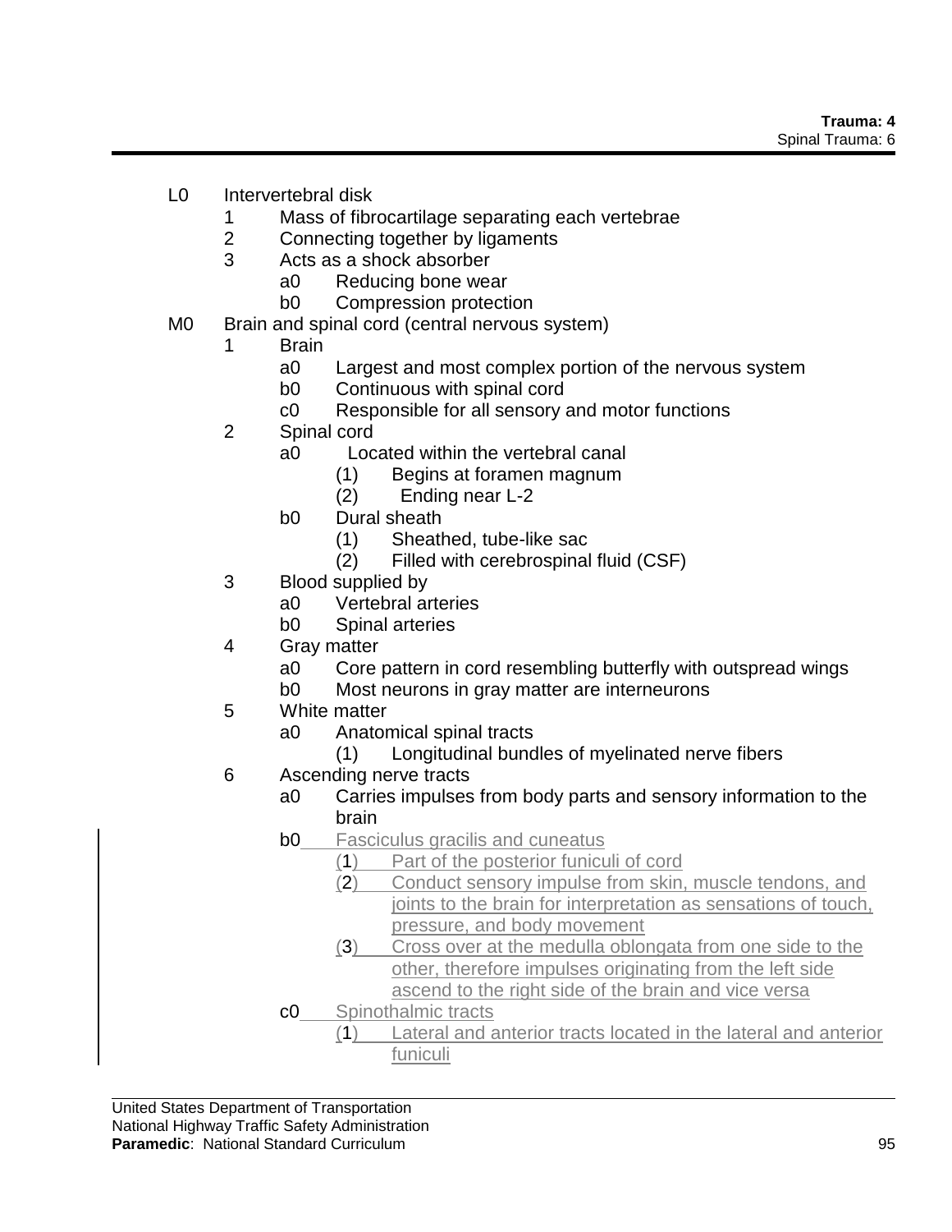L0 Intervertebral disk
   1 Mass of fibrocartilage separating each vertebrae
   2 Connecting together by ligaments
   3 Acts as a shock absorber
      a0 Reducing bone wear
      b0 Compression protection

M0 Brain and spinal cord (central nervous system)
   1 Brain
      a0 Largest and most complex portion of the nervous system
      b0 Continuous with spinal cord
      c0 Responsible for all sensory and motor functions
   2 Spinal cord
      a0 Located within the vertebral canal
         (1) Begins at foramen magnum
         (2) Ending near L-2
      b0 Dural sheath
         (1) Sheathed, tube-like sac
         (2) Filled with cerebrospinal fluid (CSF)
   3 Blood supplied by
      a0 Vertebral arteries
      b0 Spinal arteries
   4 Gray matter
      a0 Core pattern in cord resembling butterfly with outspread wings
      b0 Most neurons in gray matter are interneurons
   5 White matter
      a0 Anatomical spinal tracts
         (1) Longitudinal bundles of myelinated nerve fibers
   6 Ascending nerve tracts
      a0 Carries impulses from body parts and sensory information to the brain
      b0 Fasciculus gracilis and cuneatus
         (1) Part of the posterior funiculi of cord
         (2) Conduct sensory impulse from skin, muscle tendons, and joints to the brain for interpretation as sensations of touch, pressure, and body movement
         (3) Cross over at the medulla oblongata from one side to the other, therefore impulses originating from the left side ascend to the right side of the brain and vice versa
      c0 Spinothalmic tracts
         (1) Lateral and anterior tracts located in the lateral and anterior funiculi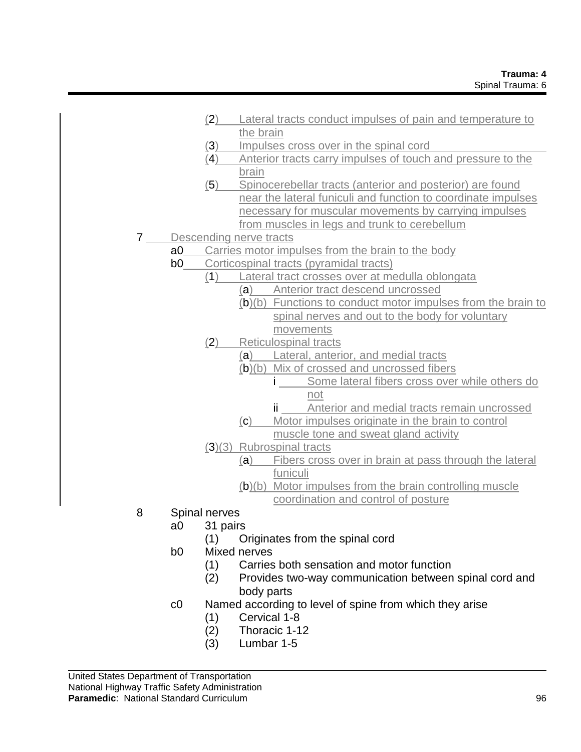- (2) Lateral tracts conduct impulses of pain and temperature to the brain
- (3) Impulses cross over in the spinal cord
- (4) Anterior tracts carry impulses of touch and pressure to the brain
- (5) Spinocerebellar tracts (anterior and posterior) are found near the lateral funiculi and function to coordinate impulses necessary for muscular movements by carrying impulses from muscles in legs and trunk to cerebellum

7 Descending nerve tracts
- a0 Carries motor impulses from the brain to the body
- b0 Corticospinal tracts (pyramidal tracts)
  - (1) Lateral tract crosses over at medulla oblongata
    - (a) Anterior tract descend uncrossed
    - (b)(b) Functions to conduct motor impulses from the brain to spinal nerves and out to the body for voluntary movements
  - (2) Reticulospinal tracts
    - (a) Lateral, anterior, and medial tracts
    - (b)(b) Mix of crossed and uncrossed fibers
      - i Some lateral fibers cross over while others do not
      - ii Anterior and medial tracts remain uncrossed
    - (c) Motor impulses originate in the brain to control muscle tone and sweat gland activity
  - (3)(3) Rubrospinal tracts
    - (a) Fibers cross over in brain at pass through the lateral funiculi
    - (b)(b) Motor impulses from the brain controlling muscle coordination and control of posture

8 Spinal nerves
- a0 31 pairs
  - (1) Originates from the spinal cord
- b0 Mixed nerves
  - (1) Carries both sensation and motor function
  - (2) Provides two-way communication between spinal cord and body parts
- c0 Named according to level of spine from which they arise
  - (1) Cervical 1-8
  - (2) Thoracic 1-12
  - (3) Lumbar 1-5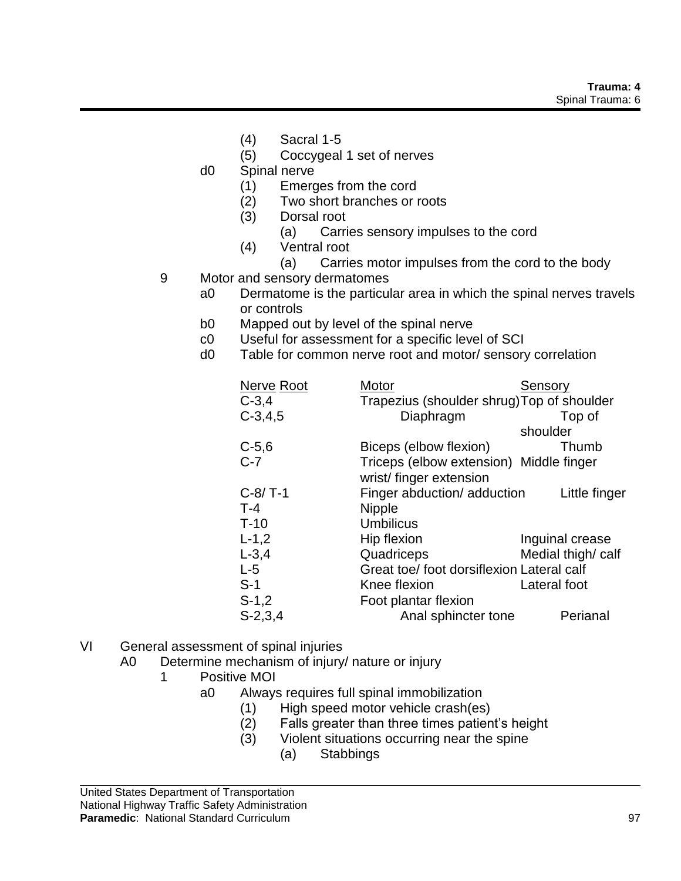(4) Sacral 1-5
(5) Coccygeal 1 set of nerves

d0 Spinal nerve
(1) Emerges from the cord
(2) Two short branches or roots
(3) Dorsal root
(a) Carries sensory impulses to the cord
(4) Ventral root
(a) Carries motor impulses from the cord to the body

9 Motor and sensory dermatomes
a0 Dermatome is the particular area in which the spinal nerves travels or controls
b0 Mapped out by level of the spinal nerve
c0 Useful for assessment for a specific level of SCI
d0 Table for common nerve root and motor/ sensory correlation

| Nerve Root | Motor | Sensory |
|---|---|---|
| C-3,4 | Trapezius (shoulder shrug) | Top of shoulder |
| C-3,4,5 | Diaphragm | Top of shoulder |
| C-5,6 | Biceps (elbow flexion) | Thumb |
| C-7 | Triceps (elbow extension) wrist/ finger extension | Middle finger |
| C-8/ T-1 | Finger abduction/ adduction | Little finger |
| T-4 | Nipple | |
| T-10 | Umbilicus | |
| L-1,2 | Hip flexion | Inguinal crease |
| L-3,4 | Quadriceps | Medial thigh/ calf |
| L-5 | Great toe/ foot dorsiflexion | Lateral calf |
| S-1 | Knee flexion | Lateral foot |
| S-1,2 | Foot plantar flexion | |
| S-2,3,4 | Anal sphincter tone | Perianal |

VI General assessment of spinal injuries

A0 Determine mechanism of injury/ nature or injury

1 Positive MOI

a0 Always requires full spinal immobilization
(1) High speed motor vehicle crash(es)
(2) Falls greater than three times patient's height
(3) Violent situations occurring near the spine
(a) Stabbings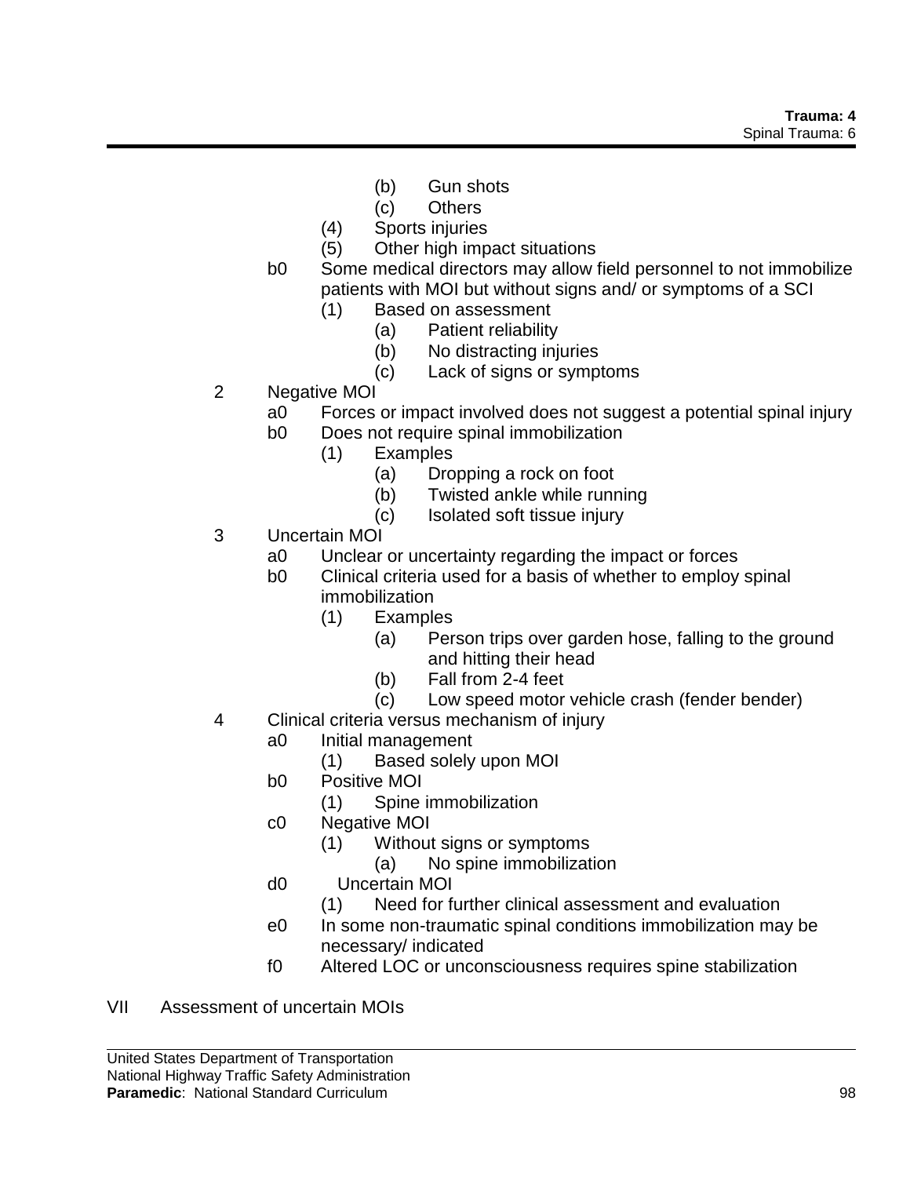(b) Gun shots
(c) Others
(4) Sports injuries
(5) Other high impact situations

b0 Some medical directors may allow field personnel to not immobilize patients with MOI but without signs and/ or symptoms of a SCI
(1) Based on assessment
(a) Patient reliability
(b) No distracting injuries
(c) Lack of signs or symptoms

2 Negative MOI
a0 Forces or impact involved does not suggest a potential spinal injury
b0 Does not require spinal immobilization
(1) Examples
(a) Dropping a rock on foot
(b) Twisted ankle while running
(c) Isolated soft tissue injury

3 Uncertain MOI
a0 Unclear or uncertainty regarding the impact or forces
b0 Clinical criteria used for a basis of whether to employ spinal immobilization
(1) Examples
(a) Person trips over garden hose, falling to the ground and hitting their head
(b) Fall from 2-4 feet
(c) Low speed motor vehicle crash (fender bender)

4 Clinical criteria versus mechanism of injury
a0 Initial management
(1) Based solely upon MOI
b0 Positive MOI
(1) Spine immobilization
c0 Negative MOI
(1) Without signs or symptoms
(a) No spine immobilization
d0 Uncertain MOI
(1) Need for further clinical assessment and evaluation
e0 In some non-traumatic spinal conditions immobilization may be necessary/ indicated
f0 Altered LOC or unconsciousness requires spine stabilization

VII Assessment of uncertain MOIs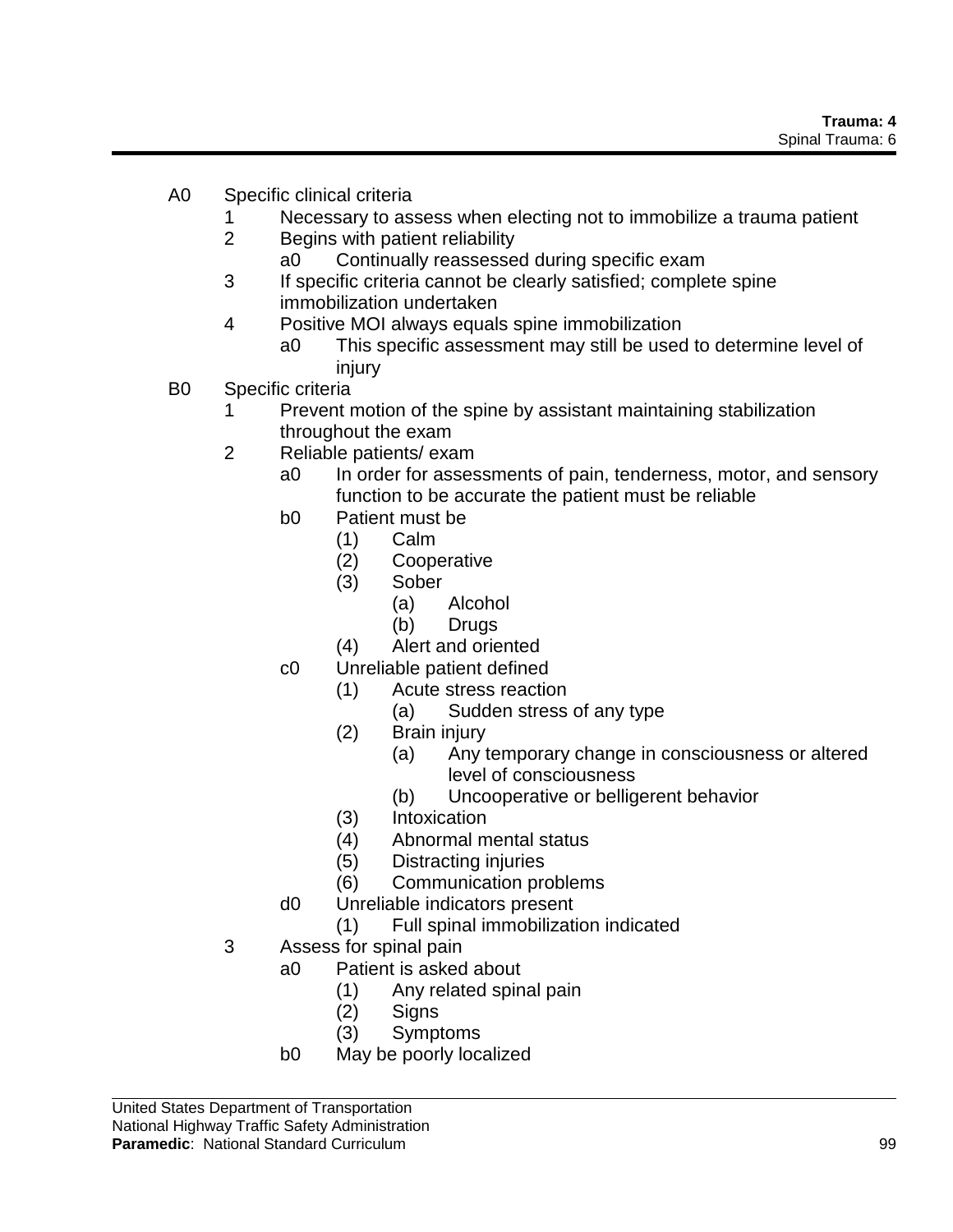- A0 Specific clinical criteria
  - 1 Necessary to assess when electing not to immobilize a trauma patient
  - 2 Begins with patient reliability
    - a0 Continually reassessed during specific exam
  - 3 If specific criteria cannot be clearly satisfied; complete spine immobilization undertaken
  - 4 Positive MOI always equals spine immobilization
    - a0 This specific assessment may still be used to determine level of injury
- B0 Specific criteria
  - 1 Prevent motion of the spine by assistant maintaining stabilization throughout the exam
  - 2 Reliable patients/ exam
    - a0 In order for assessments of pain, tenderness, motor, and sensory function to be accurate the patient must be reliable
    - b0 Patient must be
      - (1) Calm
      - (2) Cooperative
      - (3) Sober
        - (a) Alcohol
        - (b) Drugs
      - (4) Alert and oriented
    - c0 Unreliable patient defined
      - (1) Acute stress reaction
        - (a) Sudden stress of any type
      - (2) Brain injury
        - (a) Any temporary change in consciousness or altered level of consciousness
        - (b) Uncooperative or belligerent behavior
      - (3) Intoxication
      - (4) Abnormal mental status
      - (5) Distracting injuries
      - (6) Communication problems
    - d0 Unreliable indicators present
      - (1) Full spinal immobilization indicated
  - 3 Assess for spinal pain
    - a0 Patient is asked about
      - (1) Any related spinal pain
      - (2) Signs
      - (3) Symptoms
    - b0 May be poorly localized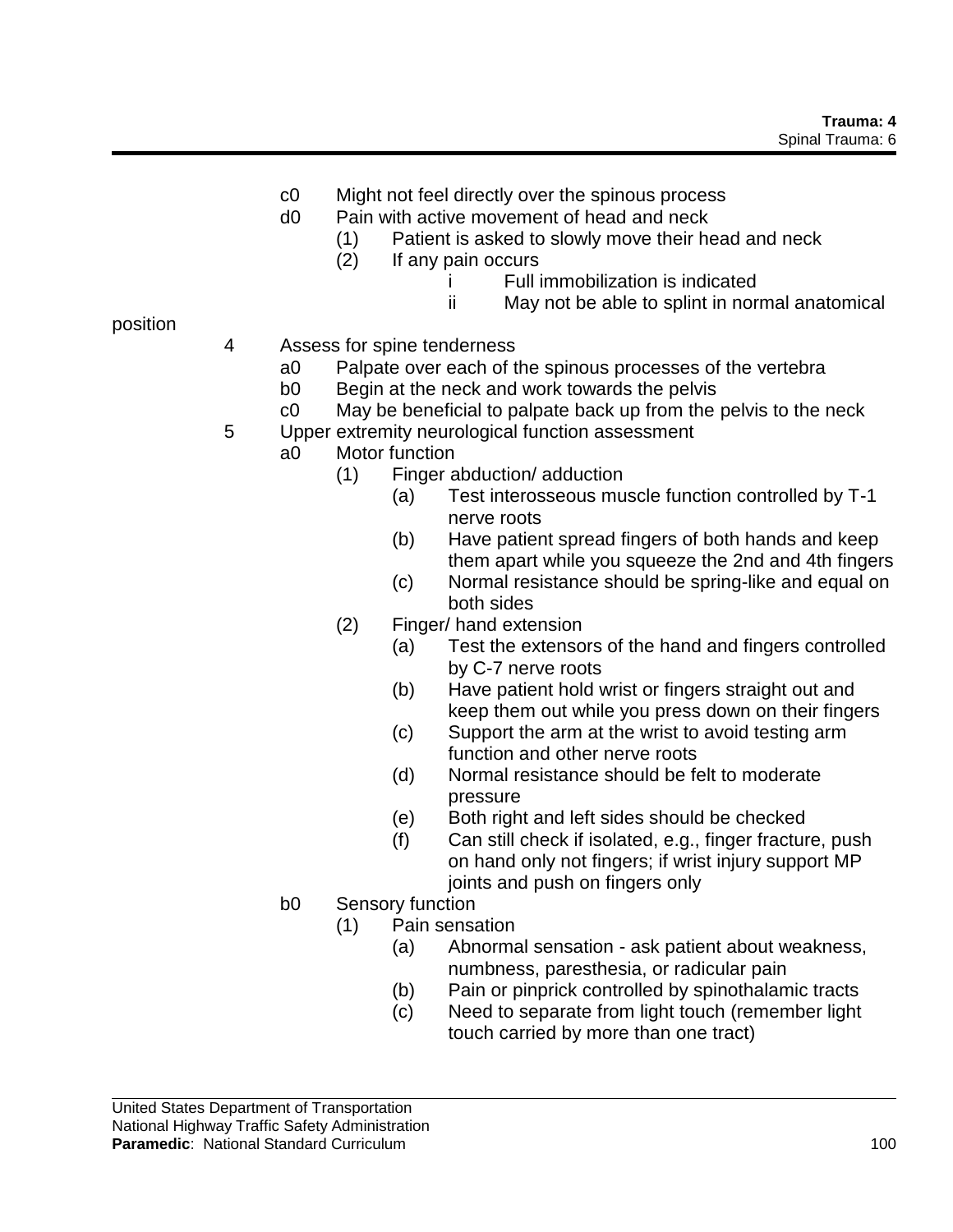- c0 Might not feel directly over the spinous process
- d0 Pain with active movement of head and neck
  - (1) Patient is asked to slowly move their head and neck
  - (2) If any pain occurs
    - i Full immobilization is indicated
    - ii May not be able to splint in normal anatomical position

4 Assess for spine tenderness
- a0 Palpate over each of the spinous processes of the vertebra
- b0 Begin at the neck and work towards the pelvis
- c0 May be beneficial to palpate back up from the pelvis to the neck

5 Upper extremity neurological function assessment
- a0 Motor function
  - (1) Finger abduction/ adduction
    - (a) Test interosseous muscle function controlled by T-1 nerve roots
    - (b) Have patient spread fingers of both hands and keep them apart while you squeeze the 2nd and 4th fingers
    - (c) Normal resistance should be spring-like and equal on both sides
  - (2) Finger/ hand extension
    - (a) Test the extensors of the hand and fingers controlled by C-7 nerve roots
    - (b) Have patient hold wrist or fingers straight out and keep them out while you press down on their fingers
    - (c) Support the arm at the wrist to avoid testing arm function and other nerve roots
    - (d) Normal resistance should be felt to moderate pressure
    - (e) Both right and left sides should be checked
    - (f) Can still check if isolated, e.g., finger fracture, push on hand only not fingers; if wrist injury support MP joints and push on fingers only
- b0 Sensory function
  - (1) Pain sensation
    - (a) Abnormal sensation - ask patient about weakness, numbness, paresthesia, or radicular pain
    - (b) Pain or pinprick controlled by spinothalamic tracts
    - (c) Need to separate from light touch (remember light touch carried by more than one tract)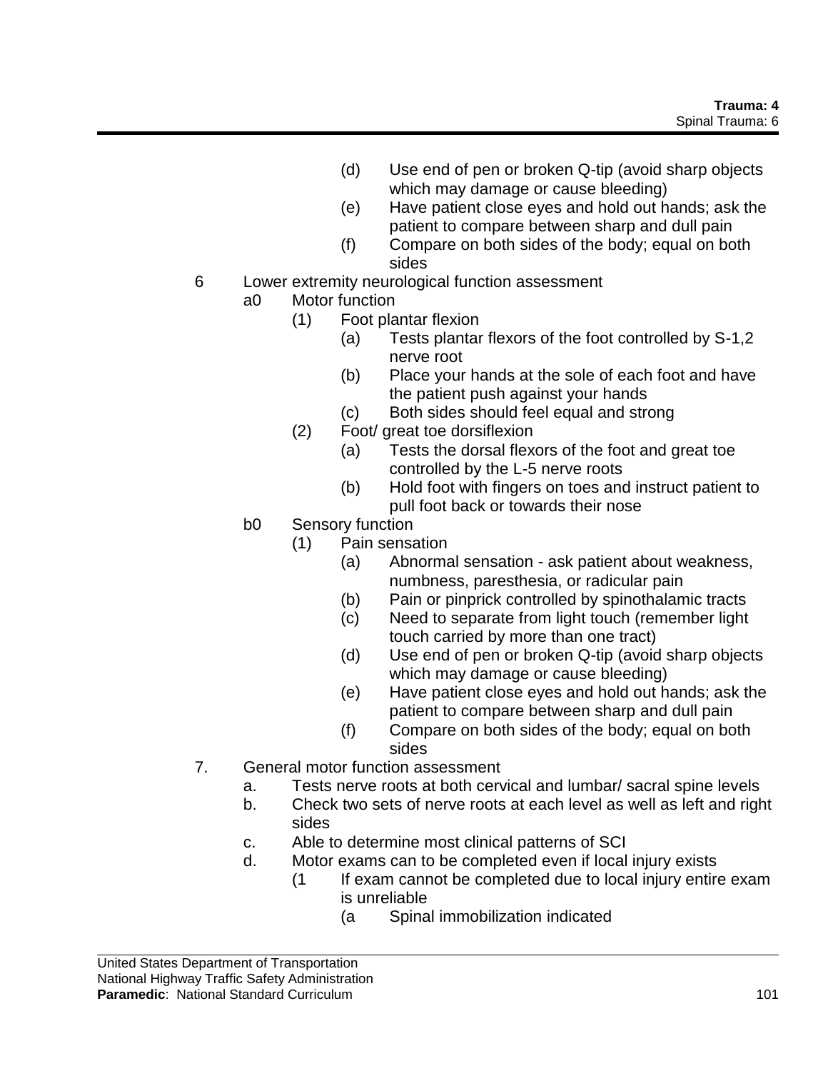(d) Use end of pen or broken Q-tip (avoid sharp objects which may damage or cause bleeding)

(e) Have patient close eyes and hold out hands; ask the patient to compare between sharp and dull pain

(f) Compare on both sides of the body; equal on both sides

6 Lower extremity neurological function assessment

- a0 Motor function
  - (1) Foot plantar flexion
    - (a) Tests plantar flexors of the foot controlled by S-1,2 nerve root
    - (b) Place your hands at the sole of each foot and have the patient push against your hands
    - (c) Both sides should feel equal and strong
  - (2) Foot/ great toe dorsiflexion
    - (a) Tests the dorsal flexors of the foot and great toe controlled by the L-5 nerve roots
    - (b) Hold foot with fingers on toes and instruct patient to pull foot back or towards their nose
- b0 Sensory function
  - (1) Pain sensation
    - (a) Abnormal sensation - ask patient about weakness, numbness, paresthesia, or radicular pain
    - (b) Pain or pinprick controlled by spinothalamic tracts
    - (c) Need to separate from light touch (remember light touch carried by more than one tract)
    - (d) Use end of pen or broken Q-tip (avoid sharp objects which may damage or cause bleeding)
    - (e) Have patient close eyes and hold out hands; ask the patient to compare between sharp and dull pain
    - (f) Compare on both sides of the body; equal on both sides

7. General motor function assessment

- a. Tests nerve roots at both cervical and lumbar/ sacral spine levels
- b. Check two sets of nerve roots at each level as well as left and right sides
- c. Able to determine most clinical patterns of SCI
- d. Motor exams can to be completed even if local injury exists
  - (1 If exam cannot be completed due to local injury entire exam is unreliable
    - (a Spinal immobilization indicated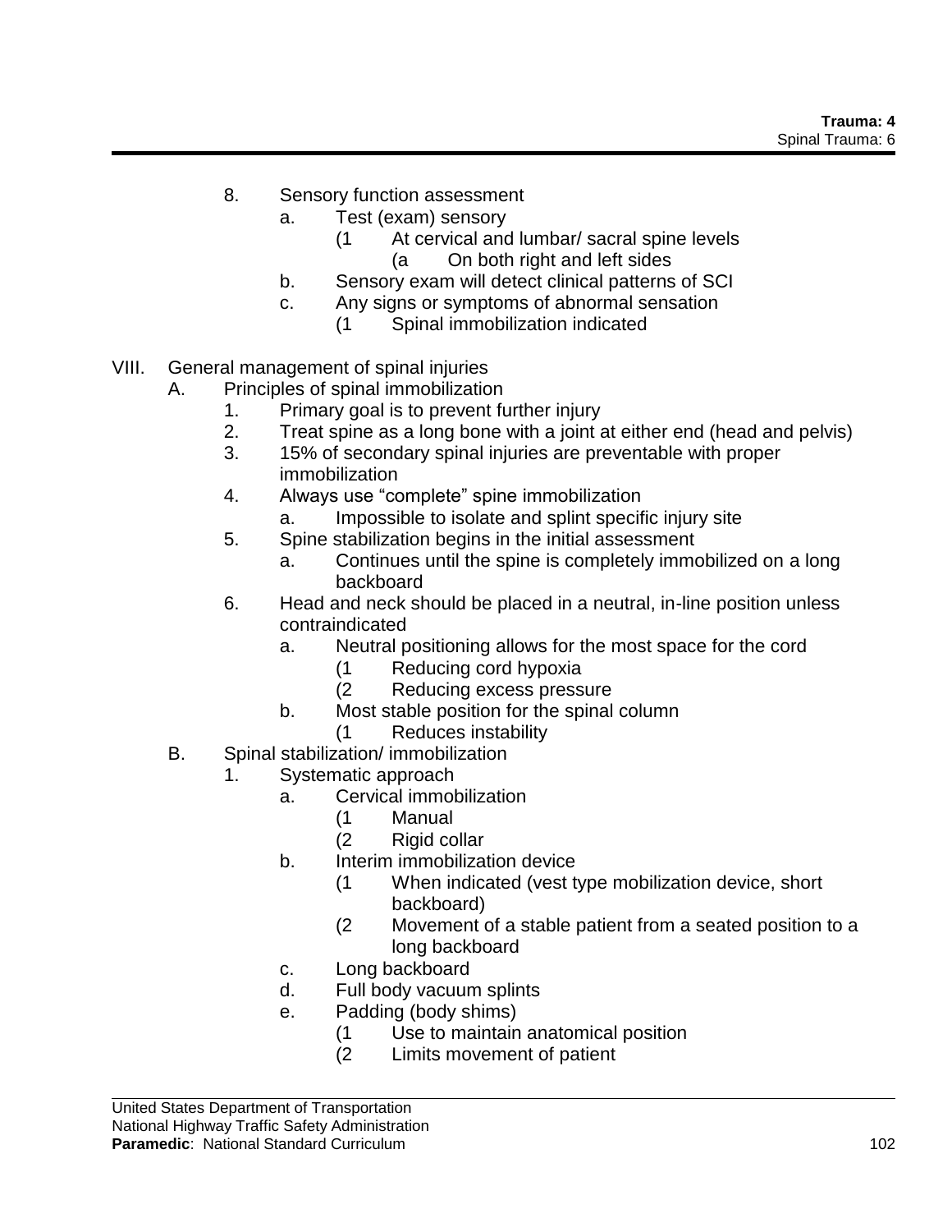8. Sensory function assessment
    a. Test (exam) sensory
        (1 At cervical and lumbar/ sacral spine levels
            (a On both right and left sides
    b. Sensory exam will detect clinical patterns of SCI
    c. Any signs or symptoms of abnormal sensation
        (1 Spinal immobilization indicated

VIII. General management of spinal injuries
- A. Principles of spinal immobilization
    1. Primary goal is to prevent further injury
    2. Treat spine as a long bone with a joint at either end (head and pelvis)
    3. 15% of secondary spinal injuries are preventable with proper immobilization
    4. Always use "complete" spine immobilization
        a. Impossible to isolate and splint specific injury site
    5. Spine stabilization begins in the initial assessment
        a. Continues until the spine is completely immobilized on a long backboard
    6. Head and neck should be placed in a neutral, in-line position unless contraindicated
        a. Neutral positioning allows for the most space for the cord
            (1 Reducing cord hypoxia
            (2 Reducing excess pressure
        b. Most stable position for the spinal column
            (1 Reduces instability
- B. Spinal stabilization/ immobilization
    1. Systematic approach
        a. Cervical immobilization
            (1 Manual
            (2 Rigid collar
        b. Interim immobilization device
            (1 When indicated (vest type mobilization device, short backboard)
            (2 Movement of a stable patient from a seated position to a long backboard
        c. Long backboard
        d. Full body vacuum splints
        e. Padding (body shims)
            (1 Use to maintain anatomical position
            (2 Limits movement of patient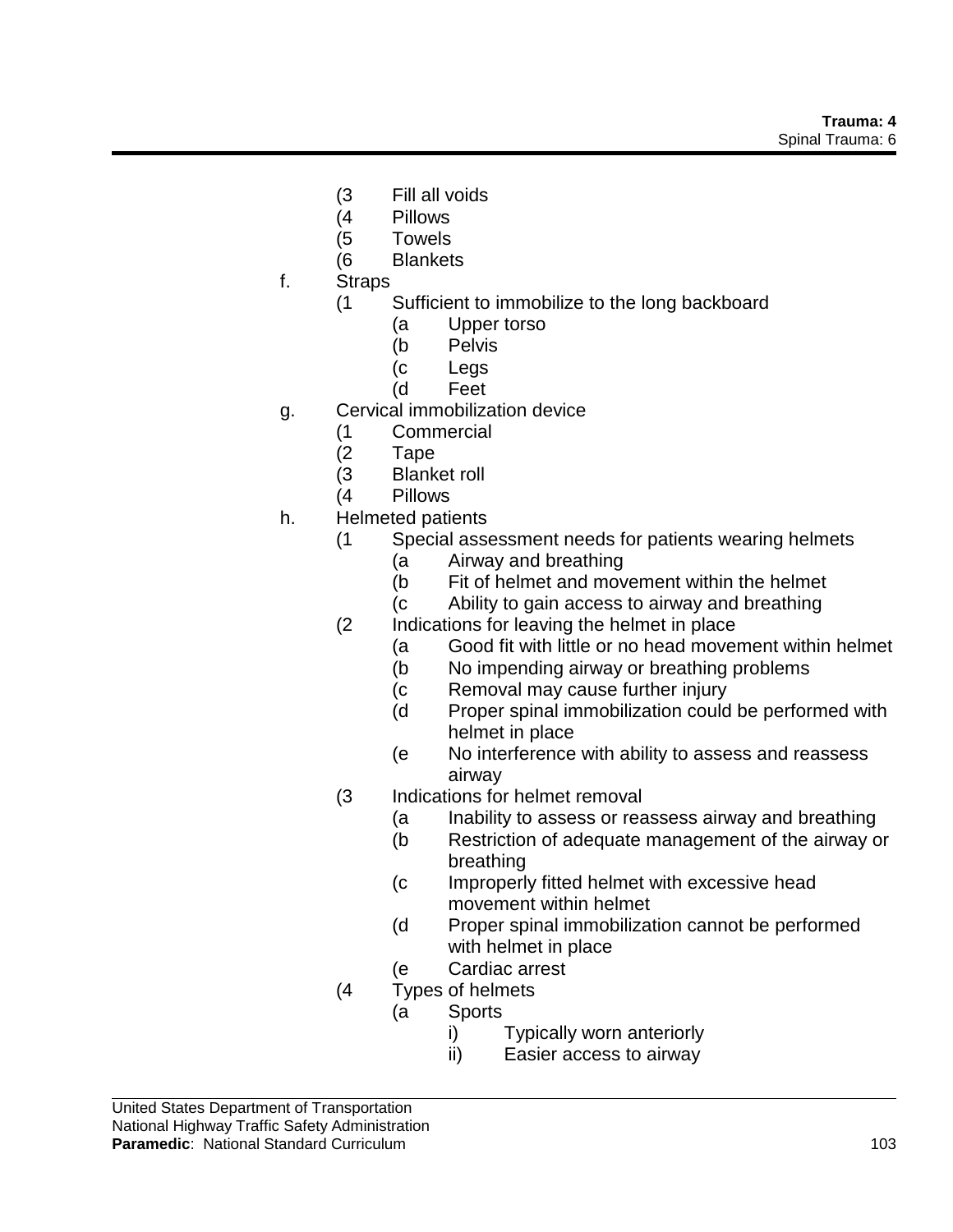- (3 Fill all voids
- (4 Pillows
- (5 Towels
- (6 Blankets

f. Straps
- (1 Sufficient to immobilize to the long backboard
  - (a Upper torso
  - (b Pelvis
  - (c Legs
  - (d Feet

g. Cervical immobilization device
- (1 Commercial
- (2 Tape
- (3 Blanket roll
- (4 Pillows

h. Helmeted patients
- (1 Special assessment needs for patients wearing helmets
  - (a Airway and breathing
  - (b Fit of helmet and movement within the helmet
  - (c Ability to gain access to airway and breathing
- (2 Indications for leaving the helmet in place
  - (a Good fit with little or no head movement within helmet
  - (b No impending airway or breathing problems
  - (c Removal may cause further injury
  - (d Proper spinal immobilization could be performed with helmet in place
  - (e No interference with ability to assess and reassess airway
- (3 Indications for helmet removal
  - (a Inability to assess or reassess airway and breathing
  - (b Restriction of adequate management of the airway or breathing
  - (c Improperly fitted helmet with excessive head movement within helmet
  - (d Proper spinal immobilization cannot be performed with helmet in place
  - (e Cardiac arrest
- (4 Types of helmets
  - (a Sports
    - i) Typically worn anteriorly
    - ii) Easier access to airway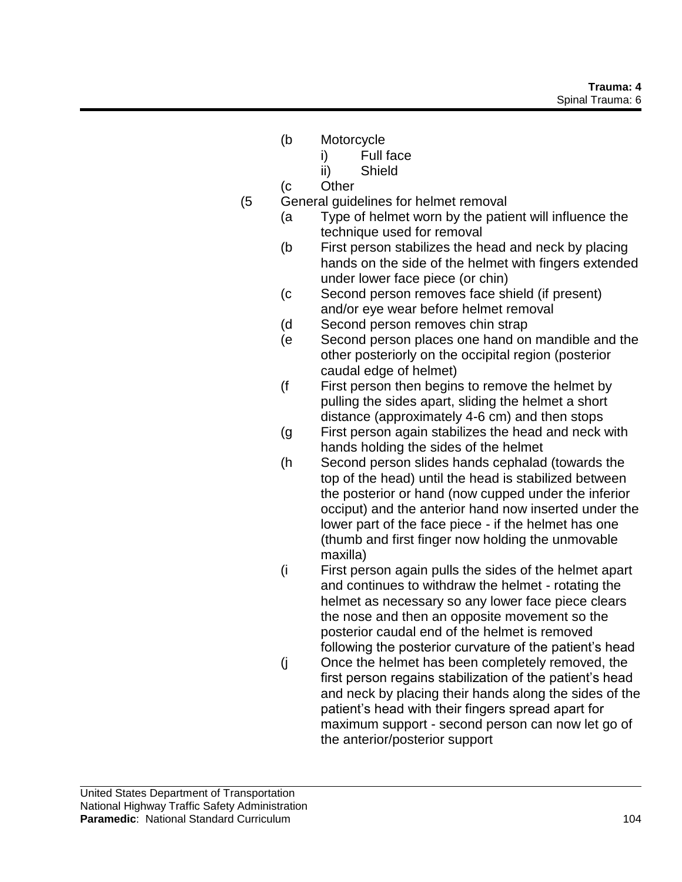(b Motorcycle

i) Full face

ii) Shield

(c Other

(5 General guidelines for helmet removal

(a Type of helmet worn by the patient will influence the technique used for removal

(b First person stabilizes the head and neck by placing hands on the side of the helmet with fingers extended under lower face piece (or chin)

(c Second person removes face shield (if present) and/or eye wear before helmet removal

(d Second person removes chin strap

(e Second person places one hand on mandible and the other posteriorly on the occipital region (posterior caudal edge of helmet)

(f First person then begins to remove the helmet by pulling the sides apart, sliding the helmet a short distance (approximately 4-6 cm) and then stops

(g First person again stabilizes the head and neck with hands holding the sides of the helmet

(h Second person slides hands cephalad (towards the top of the head) until the head is stabilized between the posterior or hand (now cupped under the inferior occiput) and the anterior hand now inserted under the lower part of the face piece - if the helmet has one (thumb and first finger now holding the unmovable maxilla)

(i First person again pulls the sides of the helmet apart and continues to withdraw the helmet - rotating the helmet as necessary so any lower face piece clears the nose and then an opposite movement so the posterior caudal end of the helmet is removed following the posterior curvature of the patient's head

(j Once the helmet has been completely removed, the first person regains stabilization of the patient's head and neck by placing their hands along the sides of the patient's head with their fingers spread apart for maximum support - second person can now let go of the anterior/posterior support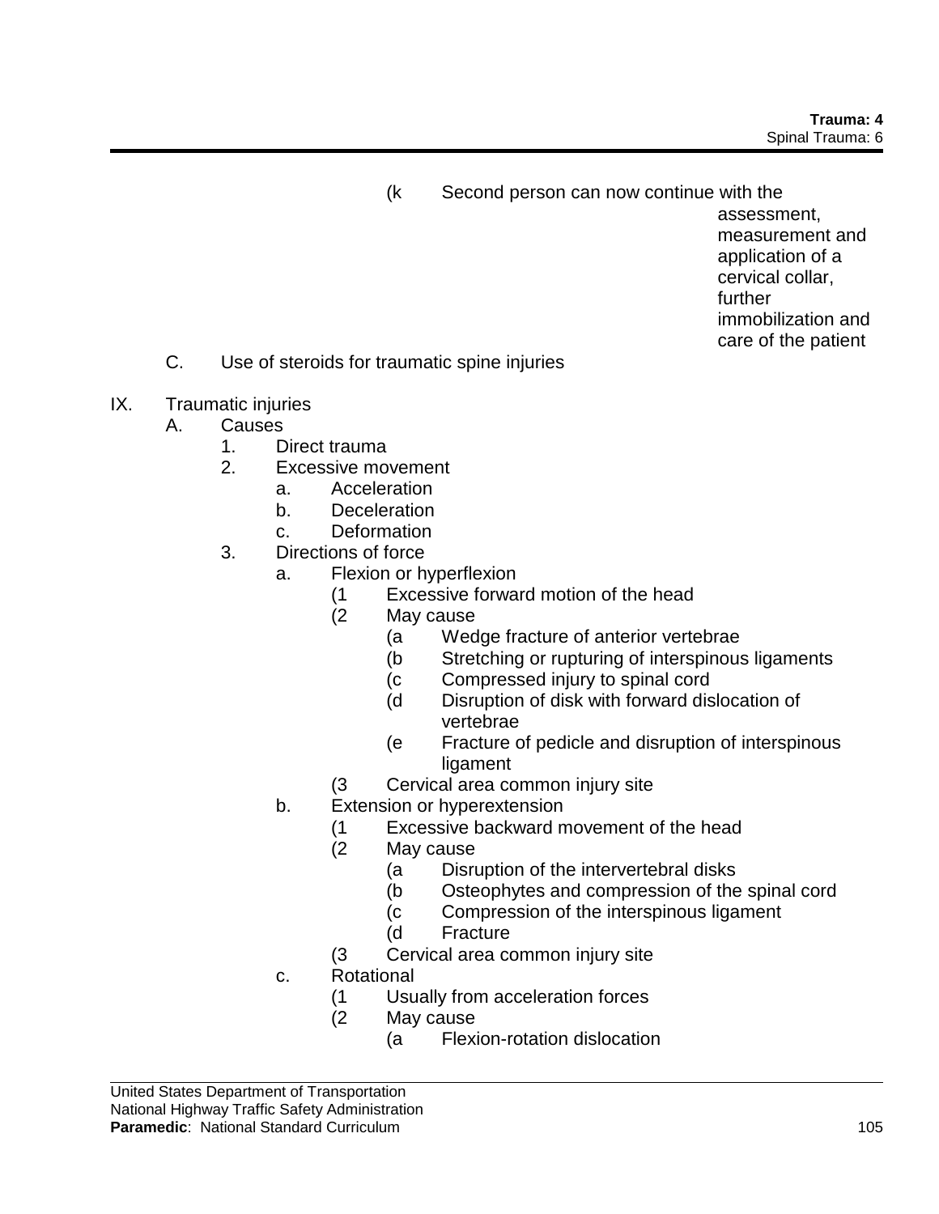(k Second person can now continue with the assessment, measurement and application of a cervical collar, further immobilization and care of the patient

C. Use of steroids for traumatic spine injuries

IX. Traumatic injuries
   A. Causes
      1. Direct trauma
      2. Excessive movement
         a. Acceleration
         b. Deceleration
         c. Deformation
      3. Directions of force
         a. Flexion or hyperflexion
            (1 Excessive forward motion of the head
            (2 May cause
               (a Wedge fracture of anterior vertebrae
               (b Stretching or rupturing of interspinous ligaments
               (c Compressed injury to spinal cord
               (d Disruption of disk with forward dislocation of vertebrae
               (e Fracture of pedicle and disruption of interspinous ligament
            (3 Cervical area common injury site
         b. Extension or hyperextension
            (1 Excessive backward movement of the head
            (2 May cause
               (a Disruption of the intervertebral disks
               (b Osteophytes and compression of the spinal cord
               (c Compression of the interspinous ligament
               (d Fracture
            (3 Cervical area common injury site
         c. Rotational
            (1 Usually from acceleration forces
            (2 May cause
               (a Flexion-rotation dislocation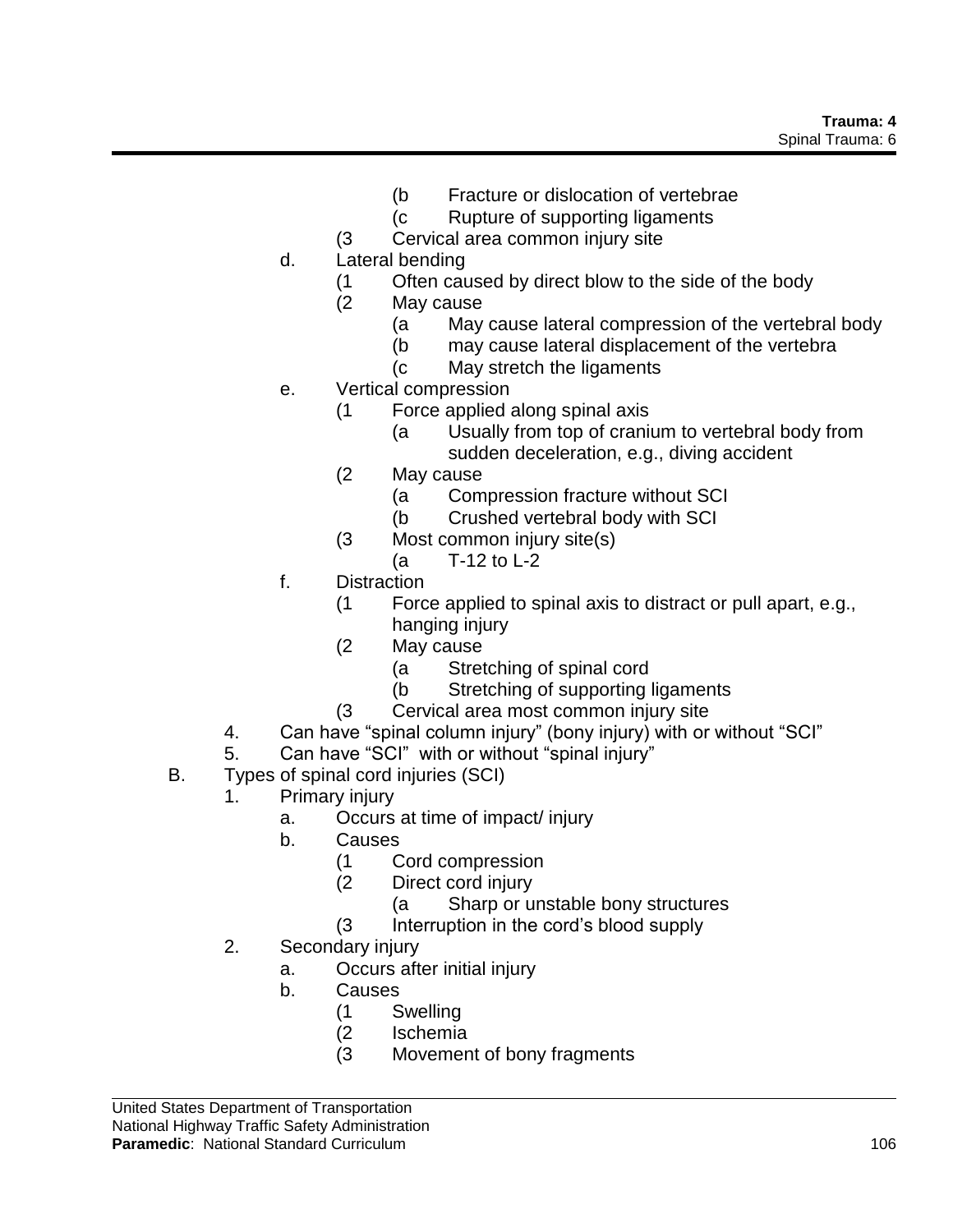(b    Fracture or dislocation of vertebrae
            (c    Rupture of supporting ligaments
        (3    Cervical area common injury site
    d.    Lateral bending
        (1    Often caused by direct blow to the side of the body
        (2    May cause
            (a    May cause lateral compression of the vertebral body
            (b    may cause lateral displacement of the vertebra
            (c    May stretch the ligaments
    e.    Vertical compression
        (1    Force applied along spinal axis
            (a    Usually from top of cranium to vertebral body from sudden deceleration, e.g., diving accident
        (2    May cause
            (a    Compression fracture without SCI
            (b    Crushed vertebral body with SCI
        (3    Most common injury site(s)
            (a    T-12 to L-2
    f.    Distraction
        (1    Force applied to spinal axis to distract or pull apart, e.g., hanging injury
        (2    May cause
            (a    Stretching of spinal cord
            (b    Stretching of supporting ligaments
        (3    Cervical area most common injury site
4.    Can have "spinal column injury" (bony injury) with or without "SCI"
5.    Can have "SCI" with or without "spinal injury"

B.    Types of spinal cord injuries (SCI)
1.    Primary injury
    a.    Occurs at time of impact/ injury
    b.    Causes
        (1    Cord compression
        (2    Direct cord injury
            (a    Sharp or unstable bony structures
        (3    Interruption in the cord's blood supply
2.    Secondary injury
    a.    Occurs after initial injury
    b.    Causes
        (1    Swelling
        (2    Ischemia
        (3    Movement of bony fragments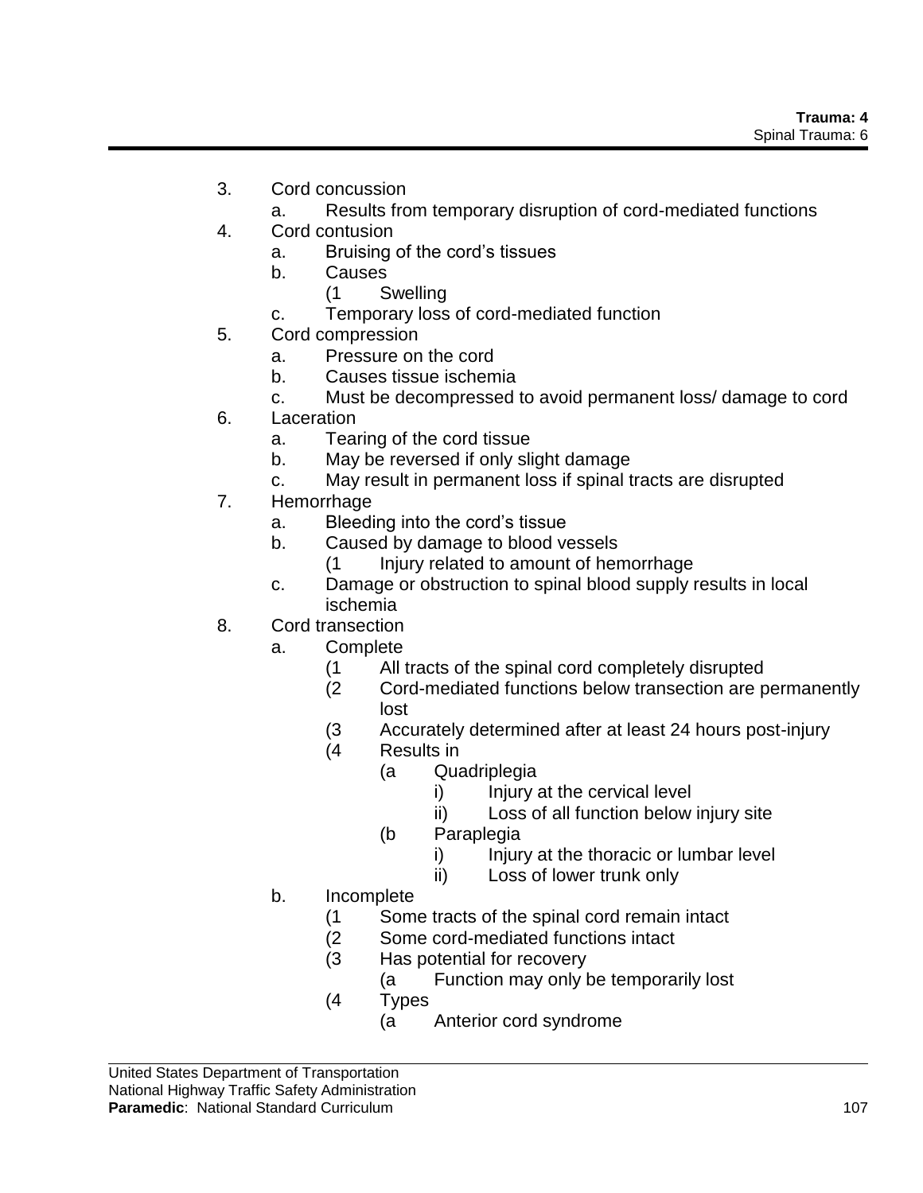3. Cord concussion
    a. Results from temporary disruption of cord-mediated functions
4. Cord contusion
    a. Bruising of the cord's tissues
    b. Causes
        (1 Swelling
    c. Temporary loss of cord-mediated function
5. Cord compression
    a. Pressure on the cord
    b. Causes tissue ischemia
    c. Must be decompressed to avoid permanent loss/ damage to cord
6. Laceration
    a. Tearing of the cord tissue
    b. May be reversed if only slight damage
    c. May result in permanent loss if spinal tracts are disrupted
7. Hemorrhage
    a. Bleeding into the cord's tissue
    b. Caused by damage to blood vessels
        (1 Injury related to amount of hemorrhage
    c. Damage or obstruction to spinal blood supply results in local ischemia
8. Cord transection
    a. Complete
        (1 All tracts of the spinal cord completely disrupted
        (2 Cord-mediated functions below transection are permanently lost
        (3 Accurately determined after at least 24 hours post-injury
        (4 Results in
            (a Quadriplegia
                i) Injury at the cervical level
                ii) Loss of all function below injury site
            (b Paraplegia
                i) Injury at the thoracic or lumbar level
                ii) Loss of lower trunk only
    b. Incomplete
        (1 Some tracts of the spinal cord remain intact
        (2 Some cord-mediated functions intact
        (3 Has potential for recovery
            (a Function may only be temporarily lost
        (4 Types
            (a Anterior cord syndrome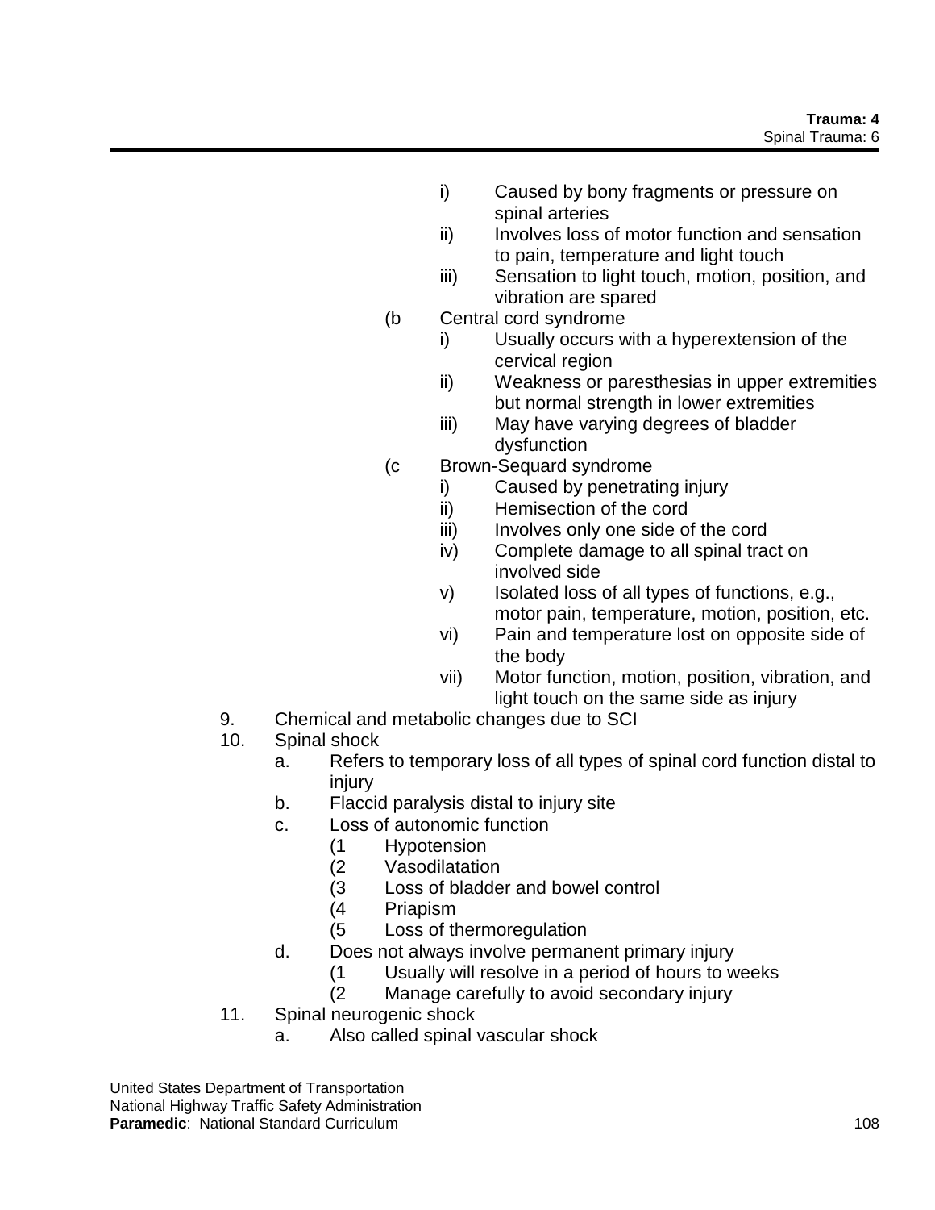i) Caused by bony fragments or pressure on spinal arteries
ii) Involves loss of motor function and sensation to pain, temperature and light touch
iii) Sensation to light touch, motion, position, and vibration are spared

(b Central cord syndrome
i) Usually occurs with a hyperextension of the cervical region
ii) Weakness or paresthesias in upper extremities but normal strength in lower extremities
iii) May have varying degrees of bladder dysfunction

(c Brown-Sequard syndrome
i) Caused by penetrating injury
ii) Hemisection of the cord
iii) Involves only one side of the cord
iv) Complete damage to all spinal tract on involved side
v) Isolated loss of all types of functions, e.g., motor pain, temperature, motion, position, etc.
vi) Pain and temperature lost on opposite side of the body
vii) Motor function, motion, position, vibration, and light touch on the same side as injury

9. Chemical and metabolic changes due to SCI
10. Spinal shock
    a. Refers to temporary loss of all types of spinal cord function distal to injury
    b. Flaccid paralysis distal to injury site
    c. Loss of autonomic function
        (1 Hypotension
        (2 Vasodilatation
        (3 Loss of bladder and bowel control
        (4 Priapism
        (5 Loss of thermoregulation
    d. Does not always involve permanent primary injury
        (1 Usually will resolve in a period of hours to weeks
        (2 Manage carefully to avoid secondary injury
11. Spinal neurogenic shock
    a. Also called spinal vascular shock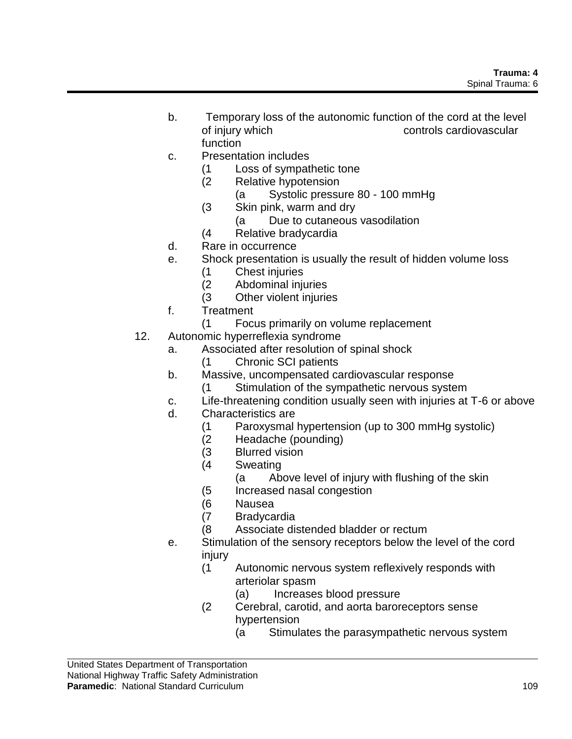b. Temporary loss of the autonomic function of the cord at the level of injury which controls cardiovascular function

c. Presentation includes
   - (1 Loss of sympathetic tone
   - (2 Relative hypotension
     - (a Systolic pressure 80 - 100 mmHg
   - (3 Skin pink, warm and dry
     - (a Due to cutaneous vasodilation
   - (4 Relative bradycardia

d. Rare in occurrence

e. Shock presentation is usually the result of hidden volume loss
   - (1 Chest injuries
   - (2 Abdominal injuries
   - (3 Other violent injuries

f. Treatment
   - (1 Focus primarily on volume replacement

12. Autonomic hyperreflexia syndrome

a. Associated after resolution of spinal shock
   - (1 Chronic SCI patients

b. Massive, uncompensated cardiovascular response
   - (1 Stimulation of the sympathetic nervous system

c. Life-threatening condition usually seen with injuries at T-6 or above

d. Characteristics are
   - (1 Paroxysmal hypertension (up to 300 mmHg systolic)
   - (2 Headache (pounding)
   - (3 Blurred vision
   - (4 Sweating
     - (a Above level of injury with flushing of the skin
   - (5 Increased nasal congestion
   - (6 Nausea
   - (7 Bradycardia
   - (8 Associate distended bladder or rectum

e. Stimulation of the sensory receptors below the level of the cord injury
   - (1 Autonomic nervous system reflexively responds with arteriolar spasm
     - (a) Increases blood pressure
   - (2 Cerebral, carotid, and aorta baroreceptors sense hypertension
     - (a Stimulates the parasympathetic nervous system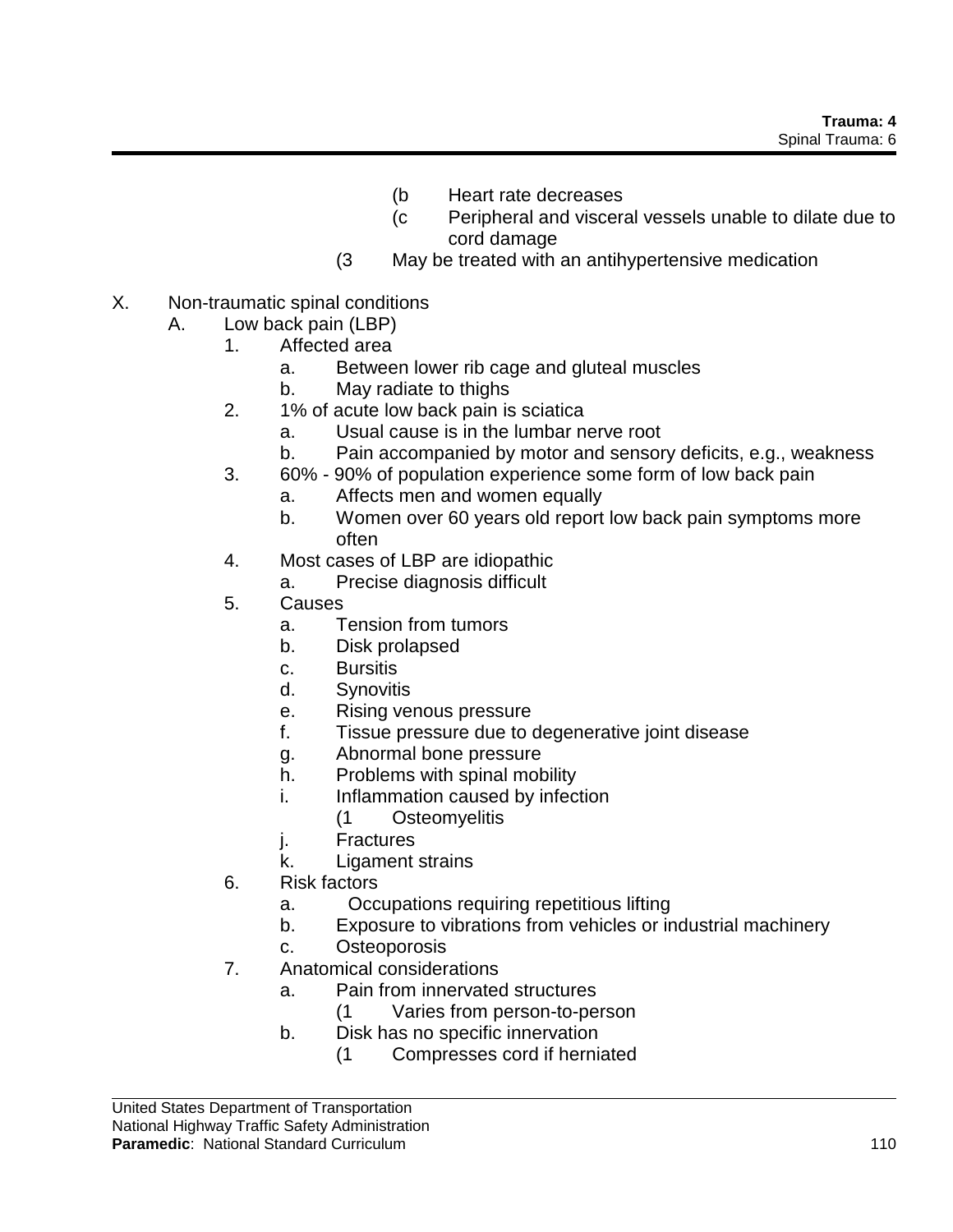(b Heart rate decreases
            (c Peripheral and visceral vessels unable to dilate due to cord damage
        (3 May be treated with an antihypertensive medication

X. Non-traumatic spinal conditions
- A. Low back pain (LBP)
    - 1. Affected area
        - a. Between lower rib cage and gluteal muscles
        - b. May radiate to thighs
    - 2. 1% of acute low back pain is sciatica
        - a. Usual cause is in the lumbar nerve root
        - b. Pain accompanied by motor and sensory deficits, e.g., weakness
    - 3. 60% - 90% of population experience some form of low back pain
        - a. Affects men and women equally
        - b. Women over 60 years old report low back pain symptoms more often
    - 4. Most cases of LBP are idiopathic
        - a. Precise diagnosis difficult
    - 5. Causes
        - a. Tension from tumors
        - b. Disk prolapsed
        - c. Bursitis
        - d. Synovitis
        - e. Rising venous pressure
        - f. Tissue pressure due to degenerative joint disease
        - g. Abnormal bone pressure
        - h. Problems with spinal mobility
        - i. Inflammation caused by infection
            - (1 Osteomyelitis
        - j. Fractures
        - k. Ligament strains
    - 6. Risk factors
        - a. Occupations requiring repetitious lifting
        - b. Exposure to vibrations from vehicles or industrial machinery
        - c. Osteoporosis
    - 7. Anatomical considerations
        - a. Pain from innervated structures
            - (1 Varies from person-to-person
        - b. Disk has no specific innervation
            - (1 Compresses cord if herniated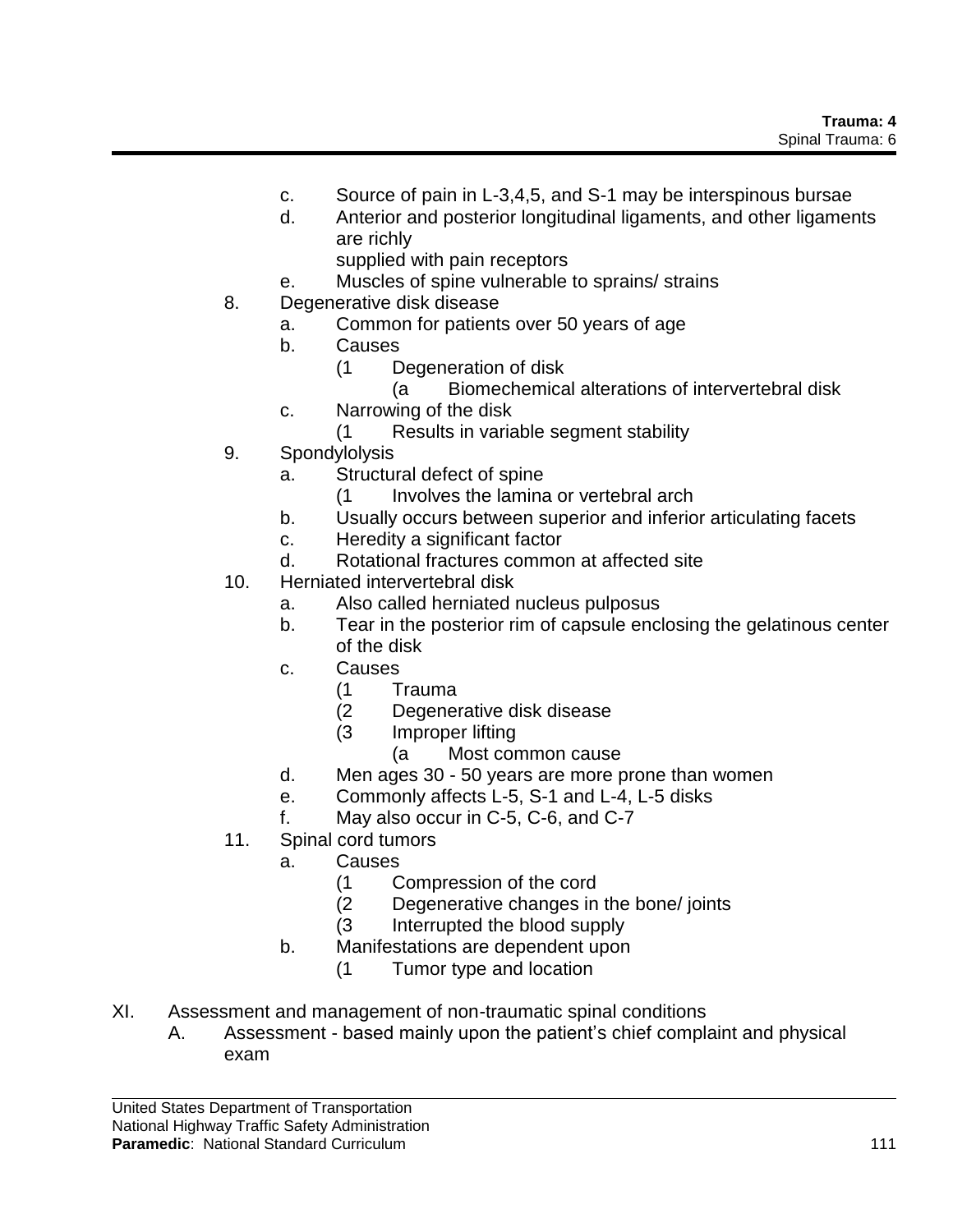c. Source of pain in L-3,4,5, and S-1 may be interspinous bursae
d. Anterior and posterior longitudinal ligaments, and other ligaments are richly
   supplied with pain receptors
e. Muscles of spine vulnerable to sprains/ strains

8. Degenerative disk disease
   a. Common for patients over 50 years of age
   b. Causes
      (1 Degeneration of disk
         (a Biomechemical alterations of intervertebral disk
   c. Narrowing of the disk
      (1 Results in variable segment stability

9. Spondylolysis
   a. Structural defect of spine
      (1 Involves the lamina or vertebral arch
   b. Usually occurs between superior and inferior articulating facets
   c. Heredity a significant factor
   d. Rotational fractures common at affected site

10. Herniated intervertebral disk
    a. Also called herniated nucleus pulposus
    b. Tear in the posterior rim of capsule enclosing the gelatinous center of the disk
    c. Causes
       (1 Trauma
       (2 Degenerative disk disease
       (3 Improper lifting
          (a Most common cause
    d. Men ages 30 - 50 years are more prone than women
    e. Commonly affects L-5, S-1 and L-4, L-5 disks
    f. May also occur in C-5, C-6, and C-7

11. Spinal cord tumors
    a. Causes
       (1 Compression of the cord
       (2 Degenerative changes in the bone/ joints
       (3 Interrupted the blood supply
    b. Manifestations are dependent upon
       (1 Tumor type and location

XI. Assessment and management of non-traumatic spinal conditions
   A. Assessment - based mainly upon the patient's chief complaint and physical exam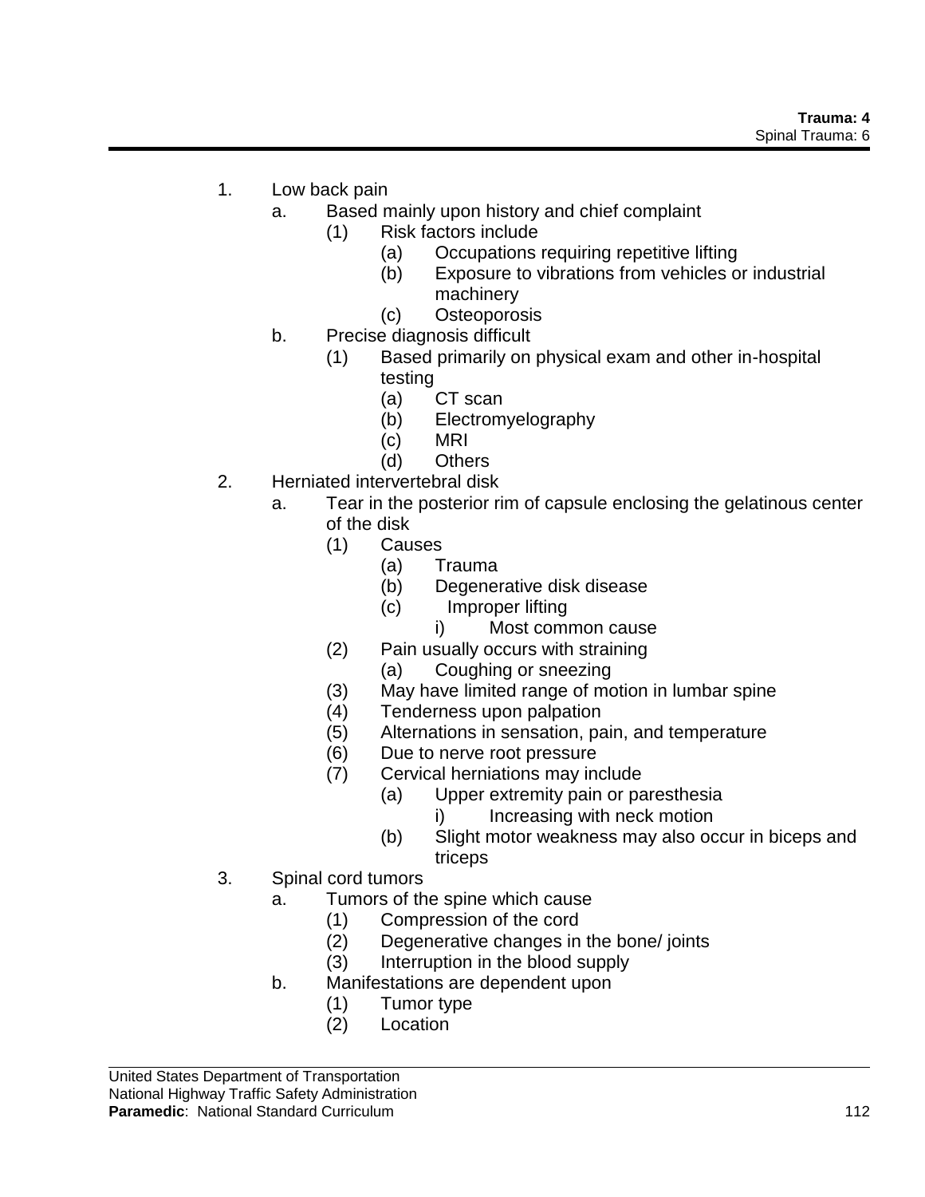1. Low back pain
    a. Based mainly upon history and chief complaint
        (1) Risk factors include
            (a) Occupations requiring repetitive lifting
            (b) Exposure to vibrations from vehicles or industrial machinery
            (c) Osteoporosis
    b. Precise diagnosis difficult
        (1) Based primarily on physical exam and other in-hospital testing
            (a) CT scan
            (b) Electromyelography
            (c) MRI
            (d) Others
2. Herniated intervertebral disk
    a. Tear in the posterior rim of capsule enclosing the gelatinous center of the disk
        (1) Causes
            (a) Trauma
            (b) Degenerative disk disease
            (c) Improper lifting
                i) Most common cause
        (2) Pain usually occurs with straining
            (a) Coughing or sneezing
        (3) May have limited range of motion in lumbar spine
        (4) Tenderness upon palpation
        (5) Alternations in sensation, pain, and temperature
        (6) Due to nerve root pressure
        (7) Cervical herniations may include
            (a) Upper extremity pain or paresthesia
                i) Increasing with neck motion
            (b) Slight motor weakness may also occur in biceps and triceps
3. Spinal cord tumors
    a. Tumors of the spine which cause
        (1) Compression of the cord
        (2) Degenerative changes in the bone/ joints
        (3) Interruption in the blood supply
    b. Manifestations are dependent upon
        (1) Tumor type
        (2) Location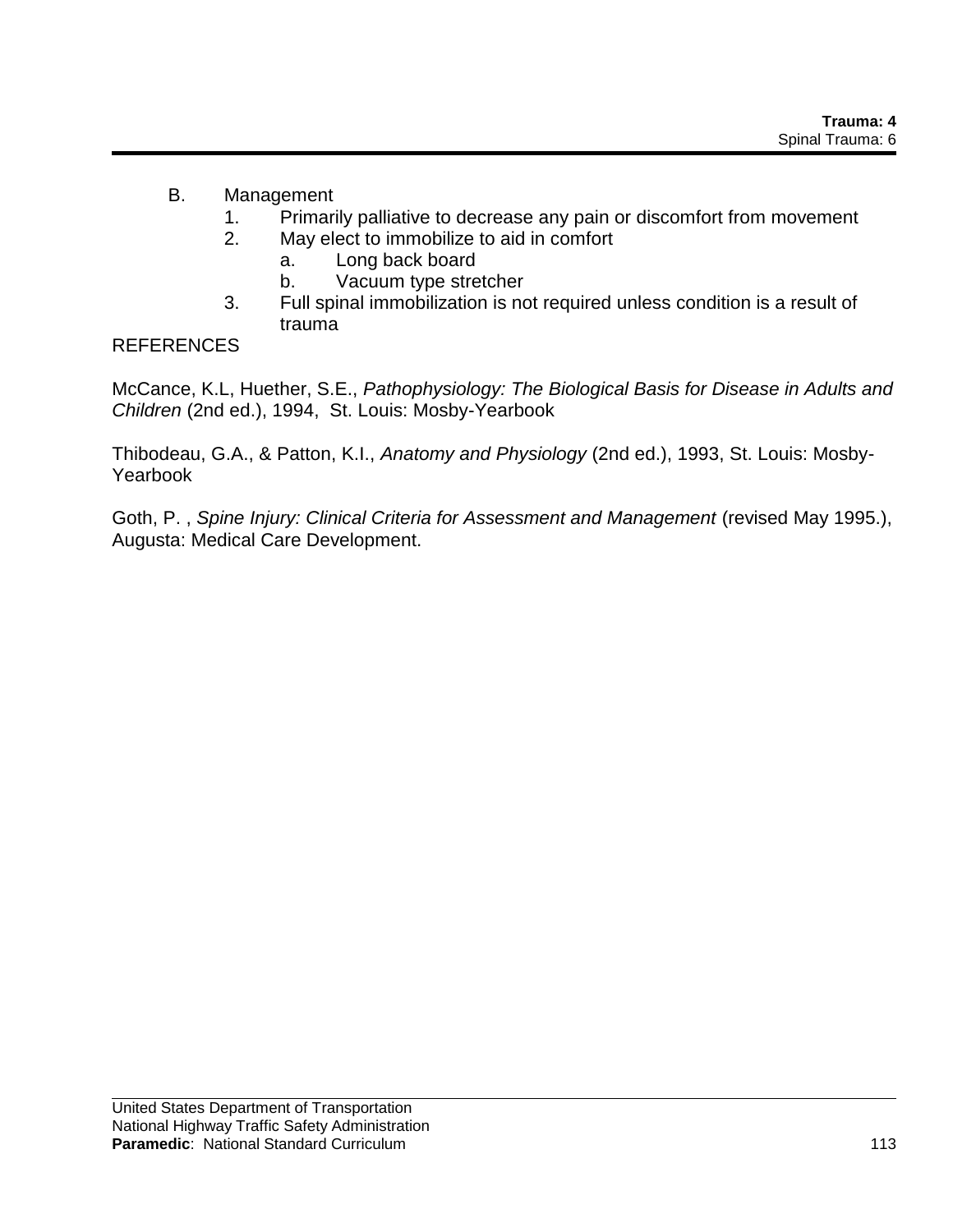B. Management
   1. Primarily palliative to decrease any pain or discomfort from movement
   2. May elect to immobilize to aid in comfort
      a. Long back board
      b. Vacuum type stretcher
   3. Full spinal immobilization is not required unless condition is a result of trauma

REFERENCES

McCance, K.L, Huether, S.E., *Pathophysiology: The Biological Basis for Disease in Adults and Children* (2nd ed.), 1994, St. Louis: Mosby-Yearbook

Thibodeau, G.A., & Patton, K.I., *Anatomy and Physiology* (2nd ed.), 1993, St. Louis: Mosby-Yearbook

Goth, P. , *Spine Injury: Clinical Criteria for Assessment and Management* (revised May 1995.), Augusta: Medical Care Development.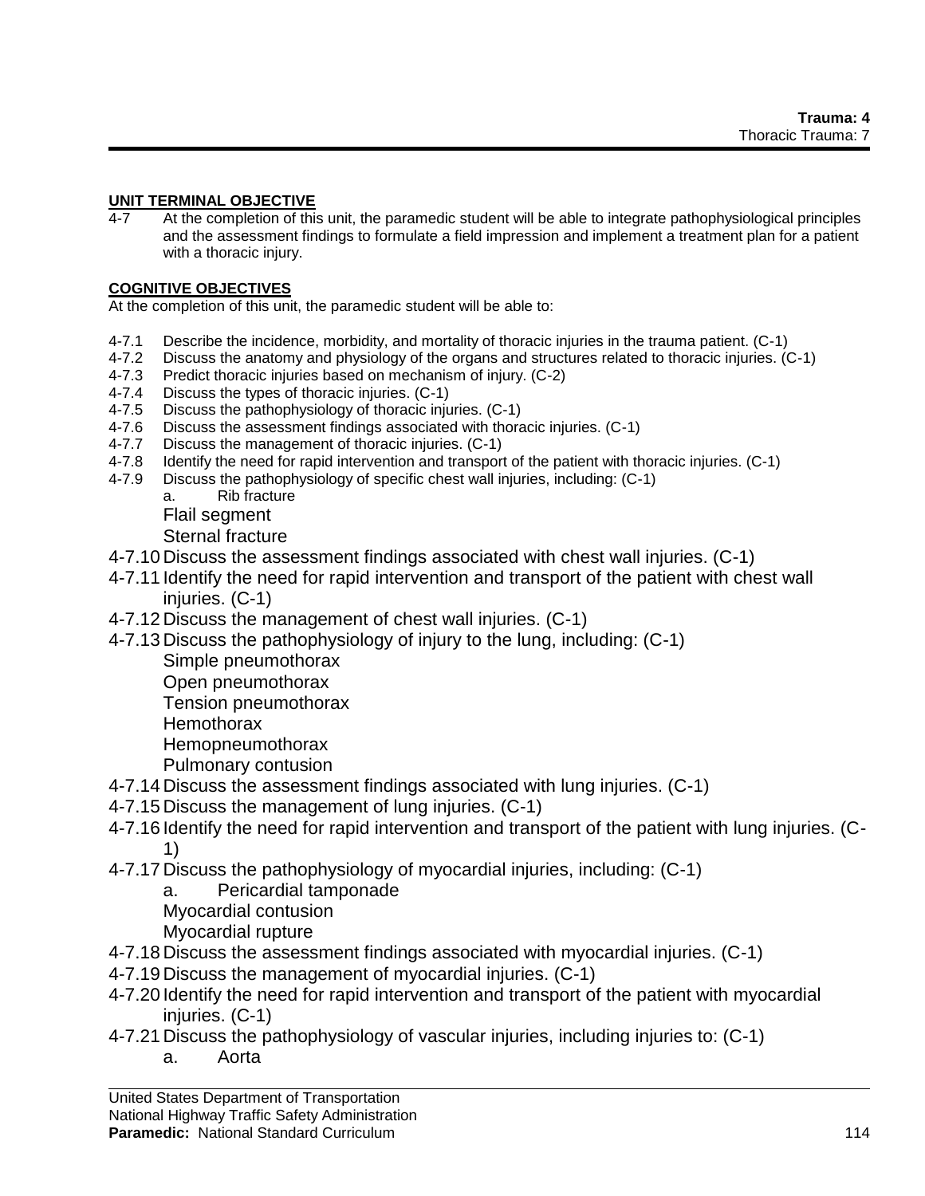**Trauma: 4**
Thoracic Trauma: 7

**UNIT TERMINAL OBJECTIVE**

4-7 At the completion of this unit, the paramedic student will be able to integrate pathophysiological principles and the assessment findings to formulate a field impression and implement a treatment plan for a patient with a thoracic injury.

**COGNITIVE OBJECTIVES**

At the completion of this unit, the paramedic student will be able to:

4-7.1 Describe the incidence, morbidity, and mortality of thoracic injuries in the trauma patient. (C-1)
4-7.2 Discuss the anatomy and physiology of the organs and structures related to thoracic injuries. (C-1)
4-7.3 Predict thoracic injuries based on mechanism of injury. (C-2)
4-7.4 Discuss the types of thoracic injuries. (C-1)
4-7.5 Discuss the pathophysiology of thoracic injuries. (C-1)
4-7.6 Discuss the assessment findings associated with thoracic injuries. (C-1)
4-7.7 Discuss the management of thoracic injuries. (C-1)
4-7.8 Identify the need for rapid intervention and transport of the patient with thoracic injuries. (C-1)
4-7.9 Discuss the pathophysiology of specific chest wall injuries, including: (C-1)
  a. Rib fracture
  Flail segment
  Sternal fracture
4-7.10 Discuss the assessment findings associated with chest wall injuries. (C-1)
4-7.11 Identify the need for rapid intervention and transport of the patient with chest wall injuries. (C-1)
4-7.12 Discuss the management of chest wall injuries. (C-1)
4-7.13 Discuss the pathophysiology of injury to the lung, including: (C-1)
  Simple pneumothorax
  Open pneumothorax
  Tension pneumothorax
  Hemothorax
  Hemopneumothorax
  Pulmonary contusion
4-7.14 Discuss the assessment findings associated with lung injuries. (C-1)
4-7.15 Discuss the management of lung injuries. (C-1)
4-7.16 Identify the need for rapid intervention and transport of the patient with lung injuries. (C-1)
4-7.17 Discuss the pathophysiology of myocardial injuries, including: (C-1)
  a. Pericardial tamponade
  Myocardial contusion
  Myocardial rupture
4-7.18 Discuss the assessment findings associated with myocardial injuries. (C-1)
4-7.19 Discuss the management of myocardial injuries. (C-1)
4-7.20 Identify the need for rapid intervention and transport of the patient with myocardial injuries. (C-1)
4-7.21 Discuss the pathophysiology of vascular injuries, including injuries to: (C-1)
  a. Aorta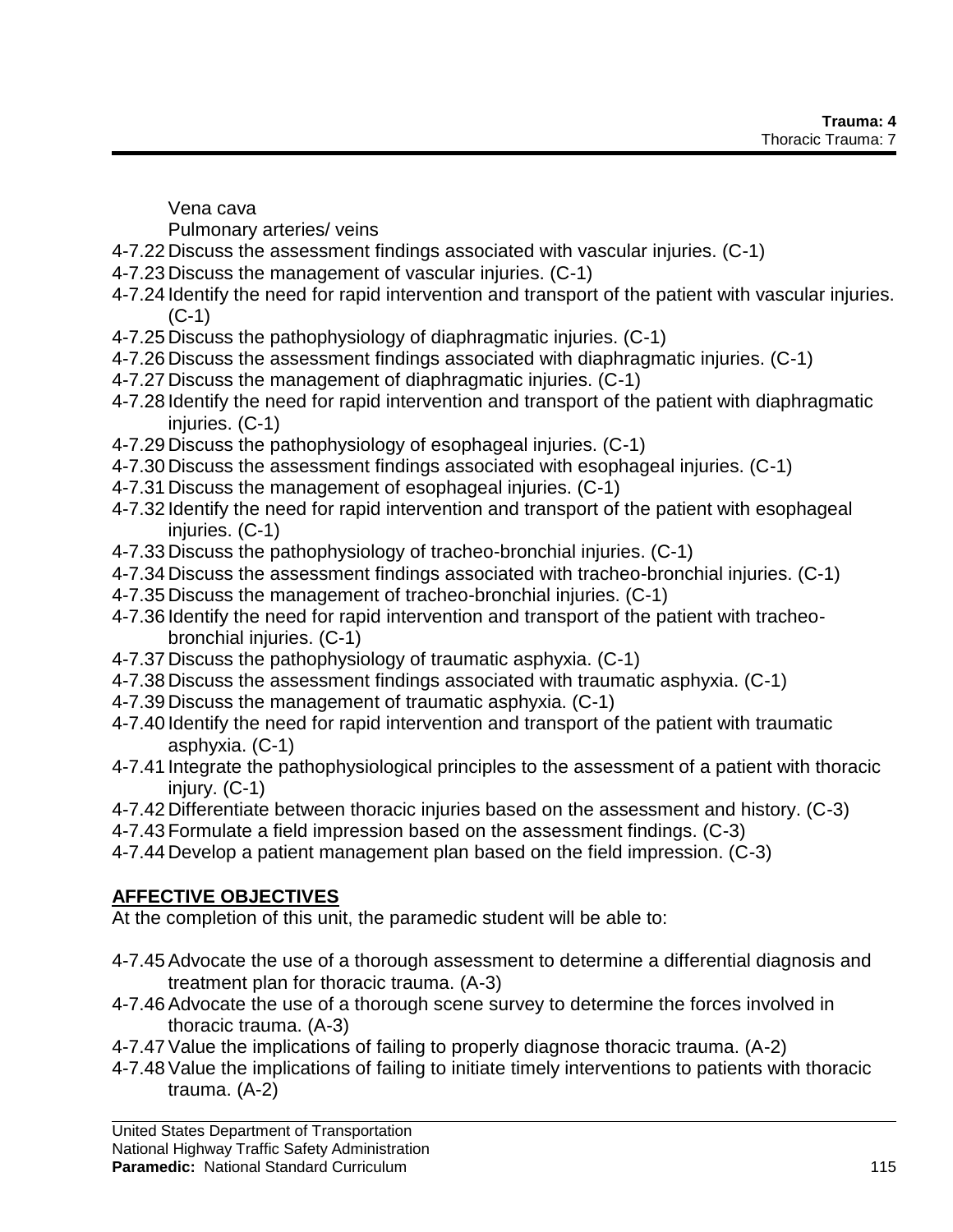Vena cava
Pulmonary arteries/ veins

4-7.22 Discuss the assessment findings associated with vascular injuries. (C-1)
4-7.23 Discuss the management of vascular injuries. (C-1)
4-7.24 Identify the need for rapid intervention and transport of the patient with vascular injuries. (C-1)
4-7.25 Discuss the pathophysiology of diaphragmatic injuries. (C-1)
4-7.26 Discuss the assessment findings associated with diaphragmatic injuries. (C-1)
4-7.27 Discuss the management of diaphragmatic injuries. (C-1)
4-7.28 Identify the need for rapid intervention and transport of the patient with diaphragmatic injuries. (C-1)
4-7.29 Discuss the pathophysiology of esophageal injuries. (C-1)
4-7.30 Discuss the assessment findings associated with esophageal injuries. (C-1)
4-7.31 Discuss the management of esophageal injuries. (C-1)
4-7.32 Identify the need for rapid intervention and transport of the patient with esophageal injuries. (C-1)
4-7.33 Discuss the pathophysiology of tracheo-bronchial injuries. (C-1)
4-7.34 Discuss the assessment findings associated with tracheo-bronchial injuries. (C-1)
4-7.35 Discuss the management of tracheo-bronchial injuries. (C-1)
4-7.36 Identify the need for rapid intervention and transport of the patient with tracheo-bronchial injuries. (C-1)
4-7.37 Discuss the pathophysiology of traumatic asphyxia. (C-1)
4-7.38 Discuss the assessment findings associated with traumatic asphyxia. (C-1)
4-7.39 Discuss the management of traumatic asphyxia. (C-1)
4-7.40 Identify the need for rapid intervention and transport of the patient with traumatic asphyxia. (C-1)
4-7.41 Integrate the pathophysiological principles to the assessment of a patient with thoracic injury. (C-1)
4-7.42 Differentiate between thoracic injuries based on the assessment and history. (C-3)
4-7.43 Formulate a field impression based on the assessment findings. (C-3)
4-7.44 Develop a patient management plan based on the field impression. (C-3)

## AFFECTIVE OBJECTIVES

At the completion of this unit, the paramedic student will be able to:

4-7.45 Advocate the use of a thorough assessment to determine a differential diagnosis and treatment plan for thoracic trauma. (A-3)
4-7.46 Advocate the use of a thorough scene survey to determine the forces involved in thoracic trauma. (A-3)
4-7.47 Value the implications of failing to properly diagnose thoracic trauma. (A-2)
4-7.48 Value the implications of failing to initiate timely interventions to patients with thoracic trauma. (A-2)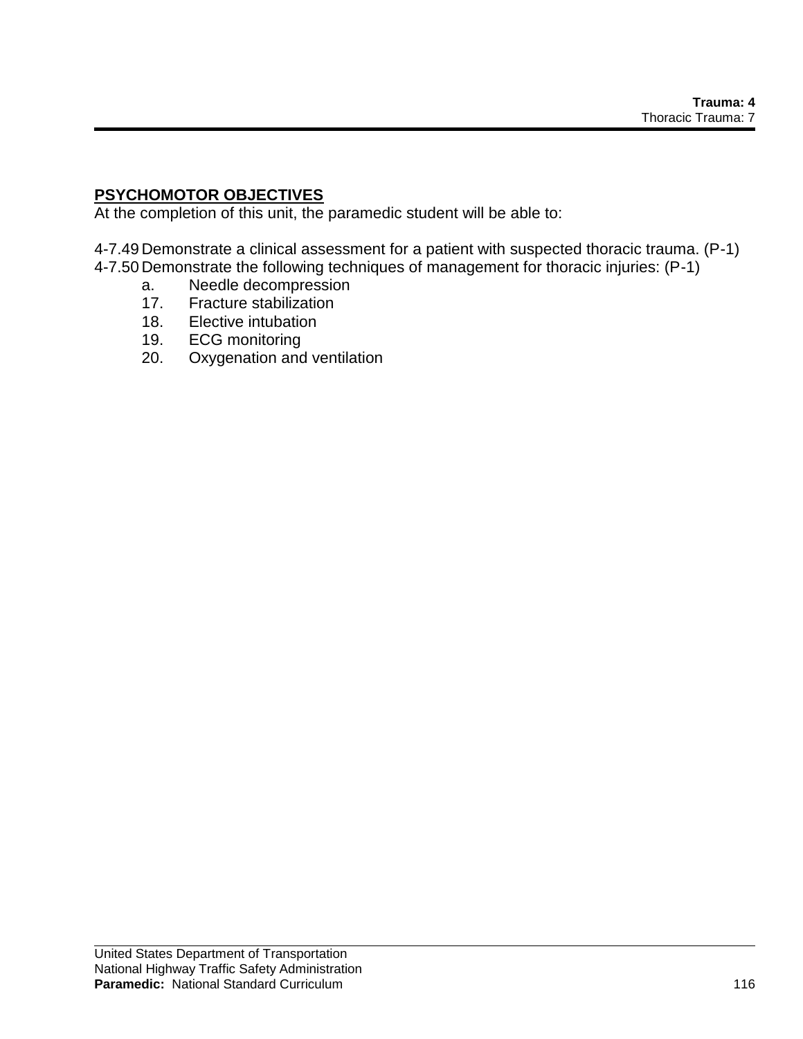## PSYCHOMOTOR OBJECTIVES

At the completion of this unit, the paramedic student will be able to:

4-7.49 Demonstrate a clinical assessment for a patient with suspected thoracic trauma. (P-1)
4-7.50 Demonstrate the following techniques of management for thoracic injuries: (P-1)

- a. Needle decompression
- 17. Fracture stabilization
- 18. Elective intubation
- 19. ECG monitoring
- 20. Oxygenation and ventilation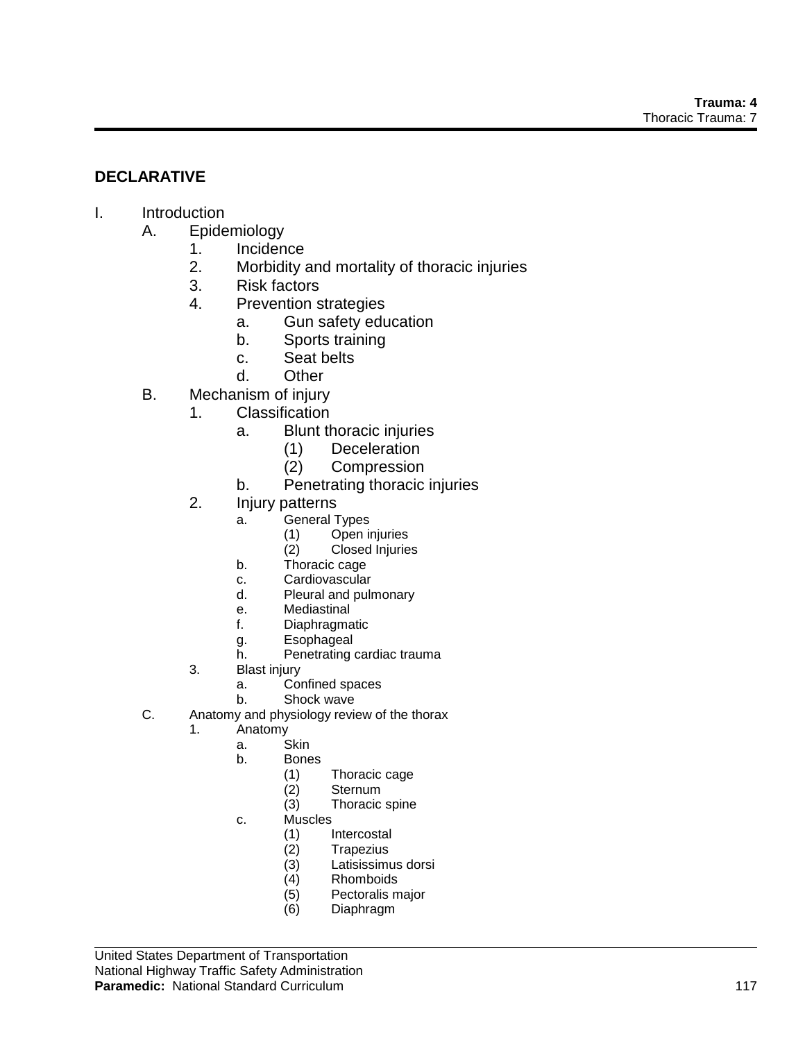## DECLARATIVE

I. Introduction
   A. Epidemiology
      1. Incidence
      2. Morbidity and mortality of thoracic injuries
      3. Risk factors
      4. Prevention strategies
         a. Gun safety education
         b. Sports training
         c. Seat belts
         d. Other
   B. Mechanism of injury
      1. Classification
         a. Blunt thoracic injuries
            (1) Deceleration
            (2) Compression
         b. Penetrating thoracic injuries
      2. Injury patterns
         a. General Types
            (1) Open injuries
            (2) Closed Injuries
         b. Thoracic cage
         c. Cardiovascular
         d. Pleural and pulmonary
         e. Mediastinal
         f. Diaphragmatic
         g. Esophageal
         h. Penetrating cardiac trauma
      3. Blast injury
         a. Confined spaces
         b. Shock wave
   C. Anatomy and physiology review of the thorax
      1. Anatomy
         a. Skin
         b. Bones
            (1) Thoracic cage
            (2) Sternum
            (3) Thoracic spine
         c. Muscles
            (1) Intercostal
            (2) Trapezius
            (3) Latisissimus dorsi
            (4) Rhomboids
            (5) Pectoralis major
            (6) Diaphragm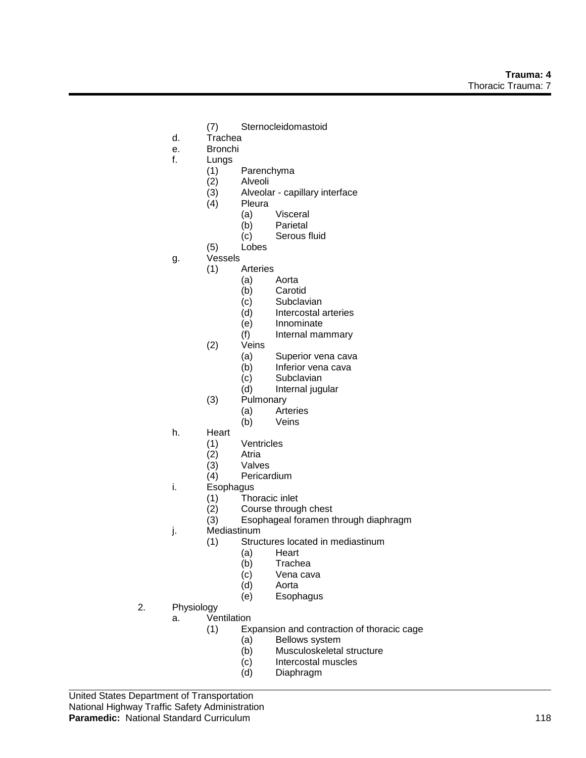- (7) Sternocleidomastoid
- d. Trachea
- e. Bronchi
- f. Lungs
  - (1) Parenchyma
  - (2) Alveoli
  - (3) Alveolar - capillary interface
  - (4) Pleura
    - (a) Visceral
    - (b) Parietal
    - (c) Serous fluid
  - (5) Lobes
- g. Vessels
  - (1) Arteries
    - (a) Aorta
    - (b) Carotid
    - (c) Subclavian
    - (d) Intercostal arteries
    - (e) Innominate
    - (f) Internal mammary
  - (2) Veins
    - (a) Superior vena cava
    - (b) Inferior vena cava
    - (c) Subclavian
    - (d) Internal jugular
  - (3) Pulmonary
    - (a) Arteries
    - (b) Veins
- h. Heart
  - (1) Ventricles
  - (2) Atria
  - (3) Valves
  - (4) Pericardium
- i. Esophagus
  - (1) Thoracic inlet
  - (2) Course through chest
  - (3) Esophageal foramen through diaphragm
- j. Mediastinum
  - (1) Structures located in mediastinum
    - (a) Heart
    - (b) Trachea
    - (c) Vena cava
    - (d) Aorta
    - (e) Esophagus

2. Physiology
   - a. Ventilation
     - (1) Expansion and contraction of thoracic cage
       - (a) Bellows system
       - (b) Musculoskeletal structure
       - (c) Intercostal muscles
       - (d) Diaphragm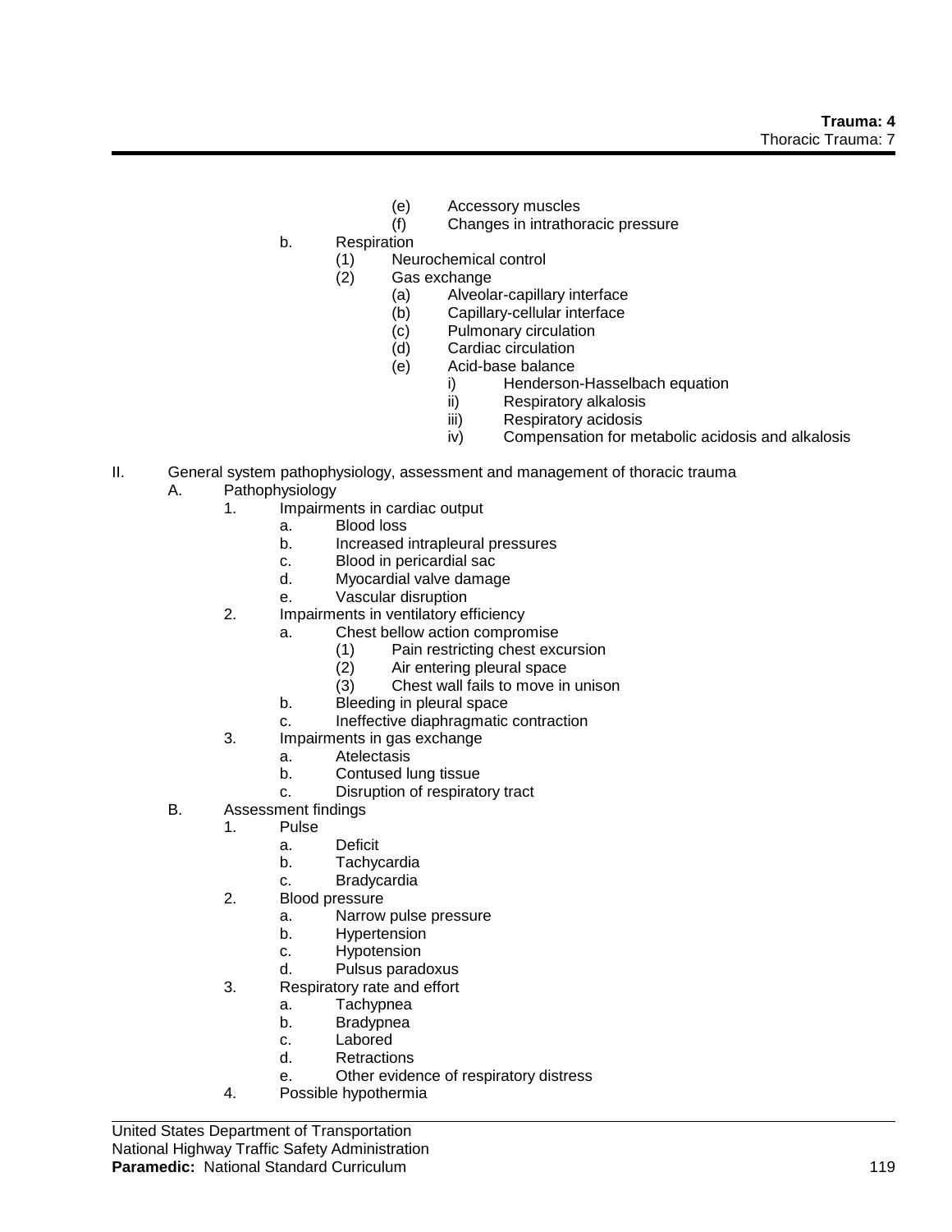(e) Accessory muscles
(f) Changes in intrathoracic pressure

b. Respiration
   (1) Neurochemical control
   (2) Gas exchange
      (a) Alveolar-capillary interface
      (b) Capillary-cellular interface
      (c) Pulmonary circulation
      (d) Cardiac circulation
      (e) Acid-base balance
         i) Henderson-Hasselbach equation
         ii) Respiratory alkalosis
         iii) Respiratory acidosis
         iv) Compensation for metabolic acidosis and alkalosis

II. General system pathophysiology, assessment and management of thoracic trauma

A. Pathophysiology
   1. Impairments in cardiac output
      a. Blood loss
      b. Increased intrapleural pressures
      c. Blood in pericardial sac
      d. Myocardial valve damage
      e. Vascular disruption
   2. Impairments in ventilatory efficiency
      a. Chest bellow action compromise
         (1) Pain restricting chest excursion
         (2) Air entering pleural space
         (3) Chest wall fails to move in unison
      b. Bleeding in pleural space
      c. Ineffective diaphragmatic contraction
   3. Impairments in gas exchange
      a. Atelectasis
      b. Contused lung tissue
      c. Disruption of respiratory tract

B. Assessment findings
   1. Pulse
      a. Deficit
      b. Tachycardia
      c. Bradycardia
   2. Blood pressure
      a. Narrow pulse pressure
      b. Hypertension
      c. Hypotension
      d. Pulsus paradoxus
   3. Respiratory rate and effort
      a. Tachypnea
      b. Bradypnea
      c. Labored
      d. Retractions
      e. Other evidence of respiratory distress
   4. Possible hypothermia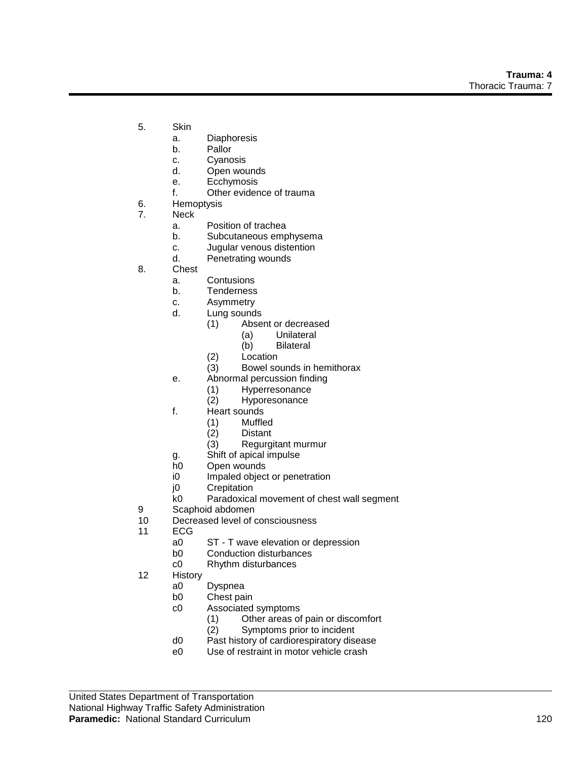5. Skin
   a. Diaphoresis
   b. Pallor
   c. Cyanosis
   d. Open wounds
   e. Ecchymosis
   f. Other evidence of trauma
6. Hemoptysis
7. Neck
   a. Position of trachea
   b. Subcutaneous emphysema
   c. Jugular venous distention
   d. Penetrating wounds
8. Chest
   a. Contusions
   b. Tenderness
   c. Asymmetry
   d. Lung sounds
      (1) Absent or decreased
         (a) Unilateral
         (b) Bilateral
      (2) Location
      (3) Bowel sounds in hemithorax
   e. Abnormal percussion finding
      (1) Hyperresonance
      (2) Hyporesonance
   f. Heart sounds
      (1) Muffled
      (2) Distant
      (3) Regurgitant murmur
   g. Shift of apical impulse
   h0 Open wounds
   i0 Impaled object or penetration
   j0 Crepitation
   k0 Paradoxical movement of chest wall segment
9 Scaphoid abdomen
10 Decreased level of consciousness
11 ECG
   a0 ST - T wave elevation or depression
   b0 Conduction disturbances
   c0 Rhythm disturbances
12 History
   a0 Dyspnea
   b0 Chest pain
   c0 Associated symptoms
      (1) Other areas of pain or discomfort
      (2) Symptoms prior to incident
   d0 Past history of cardiorespiratory disease
   e0 Use of restraint in motor vehicle crash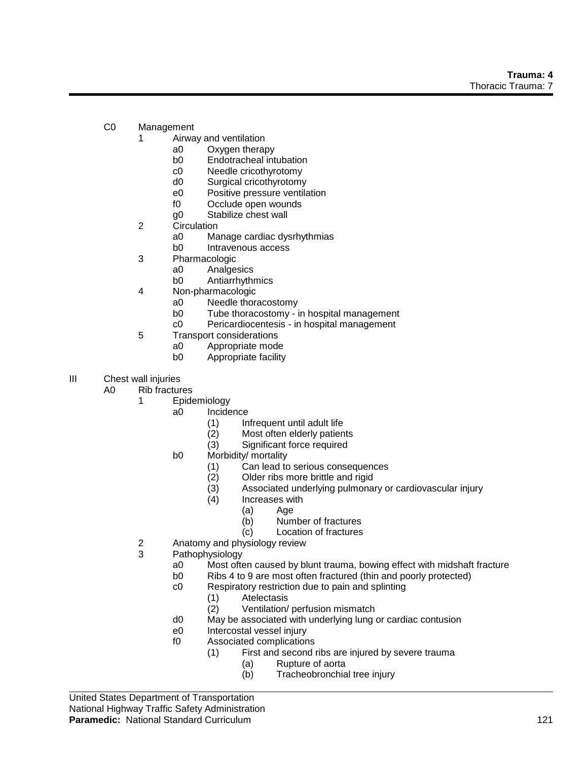C0 Management

1 Airway and ventilation
   - a0 Oxygen therapy
   - b0 Endotracheal intubation
   - c0 Needle cricothyrotomy
   - d0 Surgical cricothyrotomy
   - e0 Positive pressure ventilation
   - f0 Occlude open wounds
   - g0 Stabilize chest wall

2 Circulation
   - a0 Manage cardiac dysrhythmias
   - b0 Intravenous access

3 Pharmacologic
   - a0 Analgesics
   - b0 Antiarrhythmics

4 Non-pharmacologic
   - a0 Needle thoracostomy
   - b0 Tube thoracostomy - in hospital management
   - c0 Pericardiocentesis - in hospital management

5 Transport considerations
   - a0 Appropriate mode
   - b0 Appropriate facility

III Chest wall injuries

A0 Rib fractures

1 Epidemiology
   - a0 Incidence
     - (1) Infrequent until adult life
     - (2) Most often elderly patients
     - (3) Significant force required
   - b0 Morbidity/ mortality
     - (1) Can lead to serious consequences
     - (2) Older ribs more brittle and rigid
     - (3) Associated underlying pulmonary or cardiovascular injury
     - (4) Increases with
       - (a) Age
       - (b) Number of fractures
       - (c) Location of fractures

2 Anatomy and physiology review

3 Pathophysiology
   - a0 Most often caused by blunt trauma, bowing effect with midshaft fracture
   - b0 Ribs 4 to 9 are most often fractured (thin and poorly protected)
   - c0 Respiratory restriction due to pain and splinting
     - (1) Atelectasis
     - (2) Ventilation/ perfusion mismatch
   - d0 May be associated with underlying lung or cardiac contusion
   - e0 Intercostal vessel injury
   - f0 Associated complications
     - (1) First and second ribs are injured by severe trauma
       - (a) Rupture of aorta
       - (b) Tracheobronchial tree injury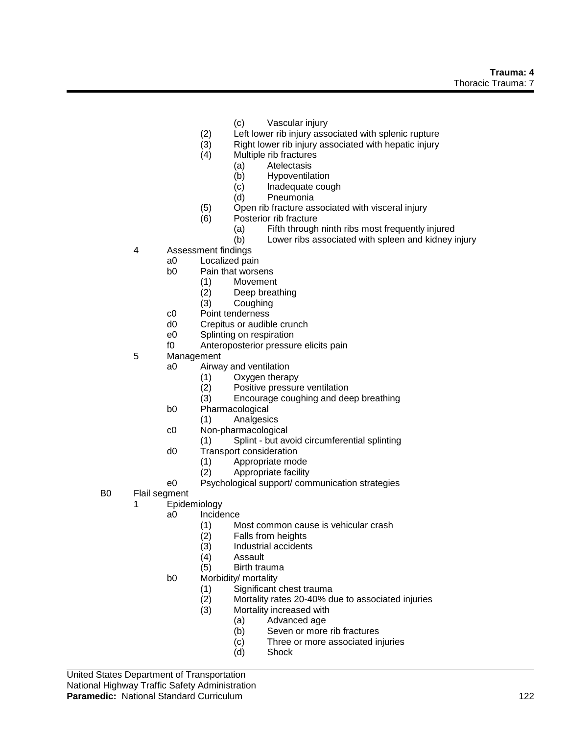- (c) Vascular injury
- (2) Left lower rib injury associated with splenic rupture
- (3) Right lower rib injury associated with hepatic injury
- (4) Multiple rib fractures
  - (a) Atelectasis
  - (b) Hypoventilation
  - (c) Inadequate cough
  - (d) Pneumonia
- (5) Open rib fracture associated with visceral injury
- (6) Posterior rib fracture
  - (a) Fifth through ninth ribs most frequently injured
  - (b) Lower ribs associated with spleen and kidney injury

4 Assessment findings
- a0 Localized pain
- b0 Pain that worsens
  - (1) Movement
  - (2) Deep breathing
  - (3) Coughing
- c0 Point tenderness
- d0 Crepitus or audible crunch
- e0 Splinting on respiration
- f0 Anteroposterior pressure elicits pain

5 Management
- a0 Airway and ventilation
  - (1) Oxygen therapy
  - (2) Positive pressure ventilation
  - (3) Encourage coughing and deep breathing
- b0 Pharmacological
  - (1) Analgesics
- c0 Non-pharmacological
  - (1) Splint - but avoid circumferential splinting
- d0 Transport consideration
  - (1) Appropriate mode
  - (2) Appropriate facility
- e0 Psychological support/ communication strategies

B0 Flail segment

1 Epidemiology
- a0 Incidence
  - (1) Most common cause is vehicular crash
  - (2) Falls from heights
  - (3) Industrial accidents
  - (4) Assault
  - (5) Birth trauma
- b0 Morbidity/ mortality
  - (1) Significant chest trauma
  - (2) Mortality rates 20-40% due to associated injuries
  - (3) Mortality increased with
    - (a) Advanced age
    - (b) Seven or more rib fractures
    - (c) Three or more associated injuries
    - (d) Shock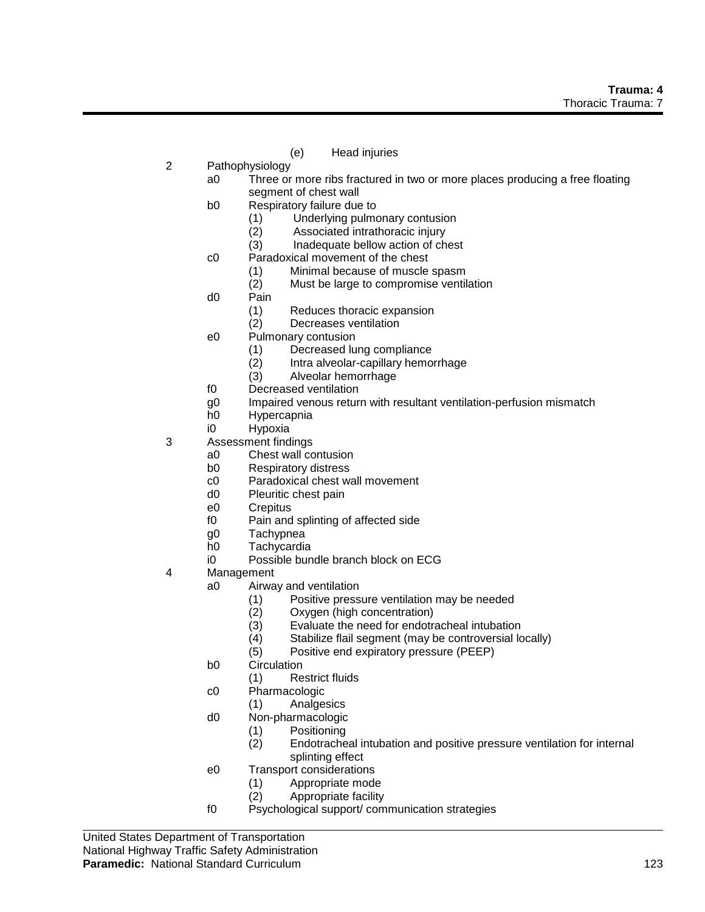(e) Head injuries

2 Pathophysiology
- a0 Three or more ribs fractured in two or more places producing a free floating segment of chest wall
- b0 Respiratory failure due to
  - (1) Underlying pulmonary contusion
  - (2) Associated intrathoracic injury
  - (3) Inadequate bellow action of chest
- c0 Paradoxical movement of the chest
  - (1) Minimal because of muscle spasm
  - (2) Must be large to compromise ventilation
- d0 Pain
  - (1) Reduces thoracic expansion
  - (2) Decreases ventilation
- e0 Pulmonary contusion
  - (1) Decreased lung compliance
  - (2) Intra alveolar-capillary hemorrhage
  - (3) Alveolar hemorrhage
- f0 Decreased ventilation
- g0 Impaired venous return with resultant ventilation-perfusion mismatch
- h0 Hypercapnia
- i0 Hypoxia

3 Assessment findings
- a0 Chest wall contusion
- b0 Respiratory distress
- c0 Paradoxical chest wall movement
- d0 Pleuritic chest pain
- e0 Crepitus
- f0 Pain and splinting of affected side
- g0 Tachypnea
- h0 Tachycardia
- i0 Possible bundle branch block on ECG

4 Management
- a0 Airway and ventilation
  - (1) Positive pressure ventilation may be needed
  - (2) Oxygen (high concentration)
  - (3) Evaluate the need for endotracheal intubation
  - (4) Stabilize flail segment (may be controversial locally)
  - (5) Positive end expiratory pressure (PEEP)
- b0 Circulation
  - (1) Restrict fluids
- c0 Pharmacologic
  - (1) Analgesics
- d0 Non-pharmacologic
  - (1) Positioning
  - (2) Endotracheal intubation and positive pressure ventilation for internal splinting effect
- e0 Transport considerations
  - (1) Appropriate mode
  - (2) Appropriate facility
- f0 Psychological support/ communication strategies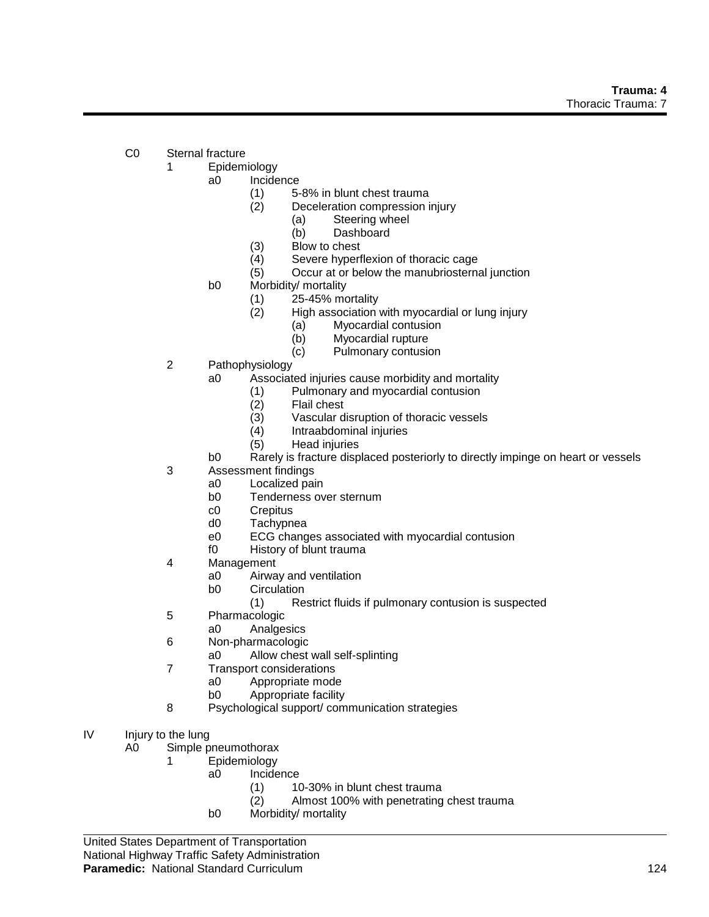C0 Sternal fracture
- 1 Epidemiology
  - a0 Incidence
    - (1) 5-8% in blunt chest trauma
    - (2) Deceleration compression injury
      - (a) Steering wheel
      - (b) Dashboard
    - (3) Blow to chest
    - (4) Severe hyperflexion of thoracic cage
    - (5) Occur at or below the manubriosternal junction
  - b0 Morbidity/ mortality
    - (1) 25-45% mortality
    - (2) High association with myocardial or lung injury
      - (a) Myocardial contusion
      - (b) Myocardial rupture
      - (c) Pulmonary contusion
- 2 Pathophysiology
  - a0 Associated injuries cause morbidity and mortality
    - (1) Pulmonary and myocardial contusion
    - (2) Flail chest
    - (3) Vascular disruption of thoracic vessels
    - (4) Intraabdominal injuries
    - (5) Head injuries
  - b0 Rarely is fracture displaced posteriorly to directly impinge on heart or vessels
- 3 Assessment findings
  - a0 Localized pain
  - b0 Tenderness over sternum
  - c0 Crepitus
  - d0 Tachypnea
  - e0 ECG changes associated with myocardial contusion
  - f0 History of blunt trauma
- 4 Management
  - a0 Airway and ventilation
  - b0 Circulation
    - (1) Restrict fluids if pulmonary contusion is suspected
- 5 Pharmacologic
  - a0 Analgesics
- 6 Non-pharmacologic
  - a0 Allow chest wall self-splinting
- 7 Transport considerations
  - a0 Appropriate mode
  - b0 Appropriate facility
- 8 Psychological support/ communication strategies

IV Injury to the lung

A0 Simple pneumothorax
- 1 Epidemiology
  - a0 Incidence
    - (1) 10-30% in blunt chest trauma
    - (2) Almost 100% with penetrating chest trauma
  - b0 Morbidity/ mortality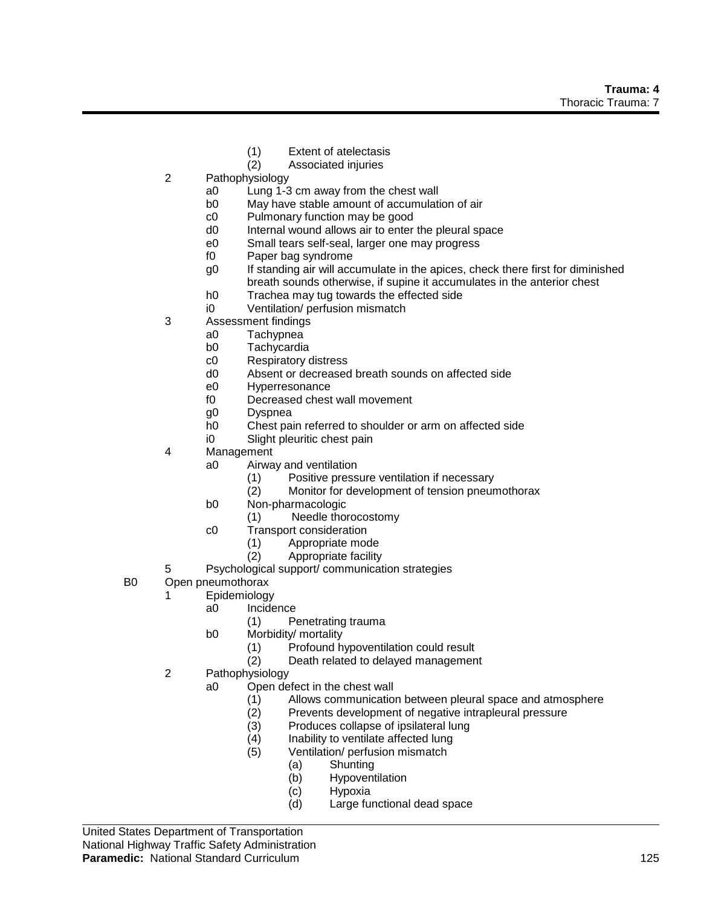- (1) Extent of atelectasis
- (2) Associated injuries

2 Pathophysiology
- a0 Lung 1-3 cm away from the chest wall
- b0 May have stable amount of accumulation of air
- c0 Pulmonary function may be good
- d0 Internal wound allows air to enter the pleural space
- e0 Small tears self-seal, larger one may progress
- f0 Paper bag syndrome
- g0 If standing air will accumulate in the apices, check there first for diminished breath sounds otherwise, if supine it accumulates in the anterior chest
- h0 Trachea may tug towards the effected side
- i0 Ventilation/ perfusion mismatch

3 Assessment findings
- a0 Tachypnea
- b0 Tachycardia
- c0 Respiratory distress
- d0 Absent or decreased breath sounds on affected side
- e0 Hyperresonance
- f0 Decreased chest wall movement
- g0 Dyspnea
- h0 Chest pain referred to shoulder or arm on affected side
- i0 Slight pleuritic chest pain

4 Management
- a0 Airway and ventilation
  - (1) Positive pressure ventilation if necessary
  - (2) Monitor for development of tension pneumothorax
- b0 Non-pharmacologic
  - (1) Needle thorocostomy
- c0 Transport consideration
  - (1) Appropriate mode
  - (2) Appropriate facility

5 Psychological support/ communication strategies

B0 Open pneumothorax

1 Epidemiology
- a0 Incidence
  - (1) Penetrating trauma
- b0 Morbidity/ mortality
  - (1) Profound hypoventilation could result
  - (2) Death related to delayed management

2 Pathophysiology
- a0 Open defect in the chest wall
  - (1) Allows communication between pleural space and atmosphere
  - (2) Prevents development of negative intrapleural pressure
  - (3) Produces collapse of ipsilateral lung
  - (4) Inability to ventilate affected lung
  - (5) Ventilation/ perfusion mismatch
    - (a) Shunting
    - (b) Hypoventilation
    - (c) Hypoxia
    - (d) Large functional dead space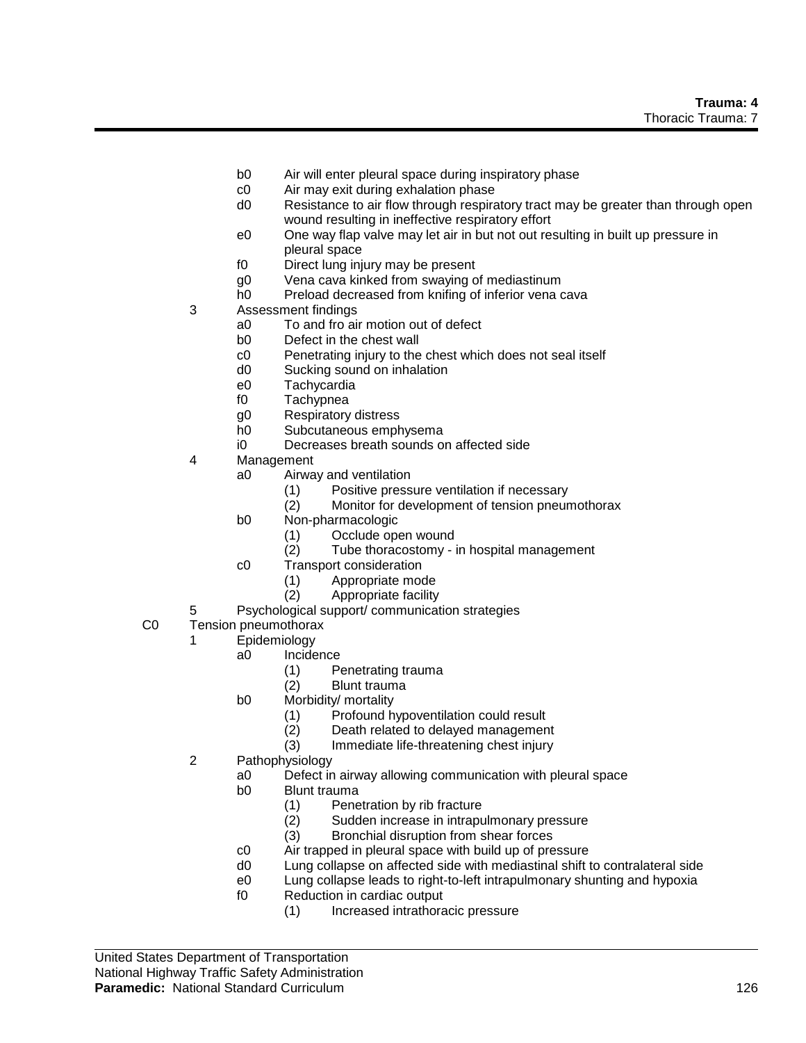b0 Air will enter pleural space during inspiratory phase
c0 Air may exit during exhalation phase
d0 Resistance to air flow through respiratory tract may be greater than through open wound resulting in ineffective respiratory effort
e0 One way flap valve may let air in but not out resulting in built up pressure in pleural space
f0 Direct lung injury may be present
g0 Vena cava kinked from swaying of mediastinum
h0 Preload decreased from knifing of inferior vena cava

3 Assessment findings
   a0 To and fro air motion out of defect
   b0 Defect in the chest wall
   c0 Penetrating injury to the chest which does not seal itself
   d0 Sucking sound on inhalation
   e0 Tachycardia
   f0 Tachypnea
   g0 Respiratory distress
   h0 Subcutaneous emphysema
   i0 Decreases breath sounds on affected side

4 Management
   a0 Airway and ventilation
      (1) Positive pressure ventilation if necessary
      (2) Monitor for development of tension pneumothorax
   b0 Non-pharmacologic
      (1) Occlude open wound
      (2) Tube thoracostomy - in hospital management
   c0 Transport consideration
      (1) Appropriate mode
      (2) Appropriate facility

5 Psychological support/ communication strategies

C0 Tension pneumothorax

1 Epidemiology
   a0 Incidence
      (1) Penetrating trauma
      (2) Blunt trauma
   b0 Morbidity/ mortality
      (1) Profound hypoventilation could result
      (2) Death related to delayed management
      (3) Immediate life-threatening chest injury

2 Pathophysiology
   a0 Defect in airway allowing communication with pleural space
   b0 Blunt trauma
      (1) Penetration by rib fracture
      (2) Sudden increase in intrapulmonary pressure
      (3) Bronchial disruption from shear forces
   c0 Air trapped in pleural space with build up of pressure
   d0 Lung collapse on affected side with mediastinal shift to contralateral side
   e0 Lung collapse leads to right-to-left intrapulmonary shunting and hypoxia
   f0 Reduction in cardiac output
      (1) Increased intrathoracic pressure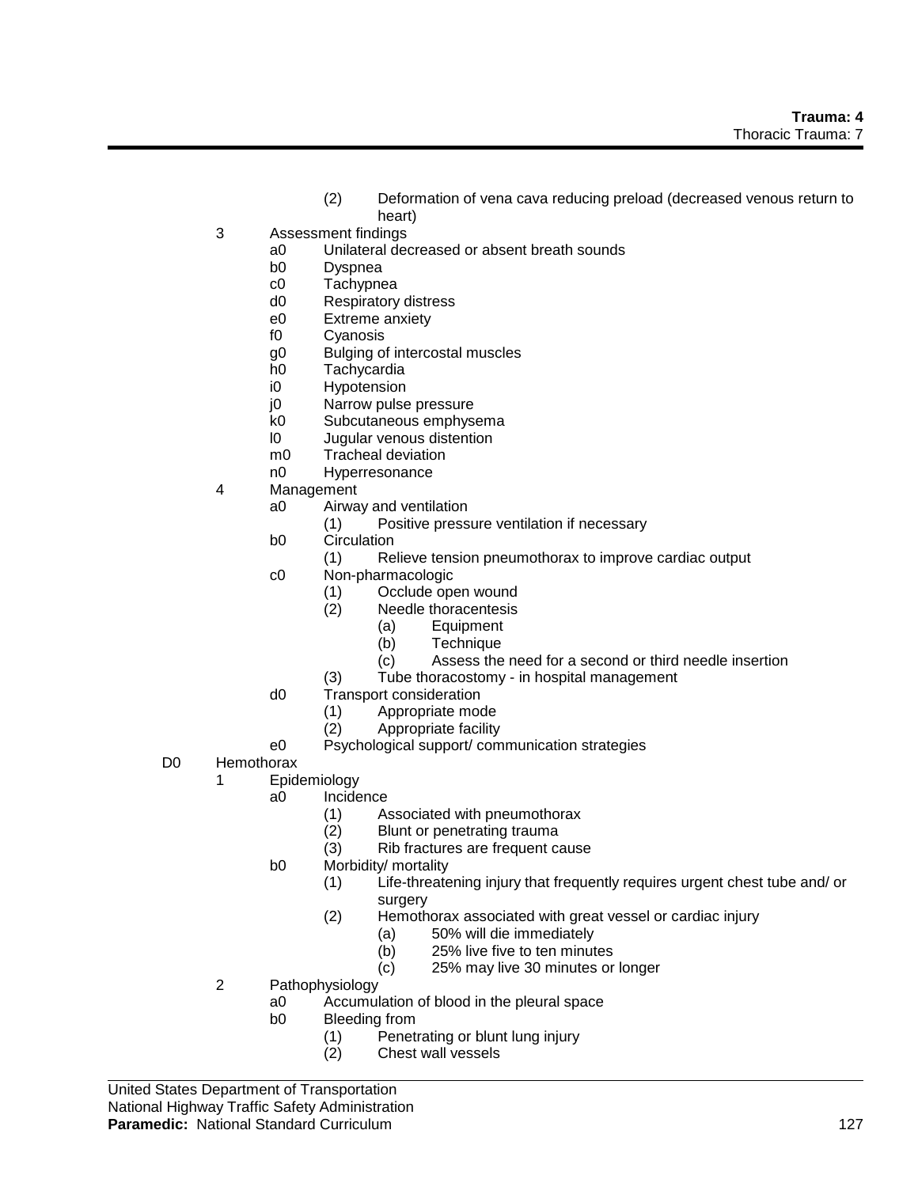(2) Deformation of vena cava reducing preload (decreased venous return to heart)

3 Assessment findings
- a0 Unilateral decreased or absent breath sounds
- b0 Dyspnea
- c0 Tachypnea
- d0 Respiratory distress
- e0 Extreme anxiety
- f0 Cyanosis
- g0 Bulging of intercostal muscles
- h0 Tachycardia
- i0 Hypotension
- j0 Narrow pulse pressure
- k0 Subcutaneous emphysema
- l0 Jugular venous distention
- m0 Tracheal deviation
- n0 Hyperresonance

4 Management
- a0 Airway and ventilation
  - (1) Positive pressure ventilation if necessary
- b0 Circulation
  - (1) Relieve tension pneumothorax to improve cardiac output
- c0 Non-pharmacologic
  - (1) Occlude open wound
  - (2) Needle thoracentesis
    - (a) Equipment
    - (b) Technique
    - (c) Assess the need for a second or third needle insertion
  - (3) Tube thoracostomy - in hospital management
- d0 Transport consideration
  - (1) Appropriate mode
  - (2) Appropriate facility
- e0 Psychological support/ communication strategies

D0 Hemothorax

1 Epidemiology
- a0 Incidence
  - (1) Associated with pneumothorax
  - (2) Blunt or penetrating trauma
  - (3) Rib fractures are frequent cause
- b0 Morbidity/ mortality
  - (1) Life-threatening injury that frequently requires urgent chest tube and/ or surgery
  - (2) Hemothorax associated with great vessel or cardiac injury
    - (a) 50% will die immediately
    - (b) 25% live five to ten minutes
    - (c) 25% may live 30 minutes or longer

2 Pathophysiology
- a0 Accumulation of blood in the pleural space
- b0 Bleeding from
  - (1) Penetrating or blunt lung injury
  - (2) Chest wall vessels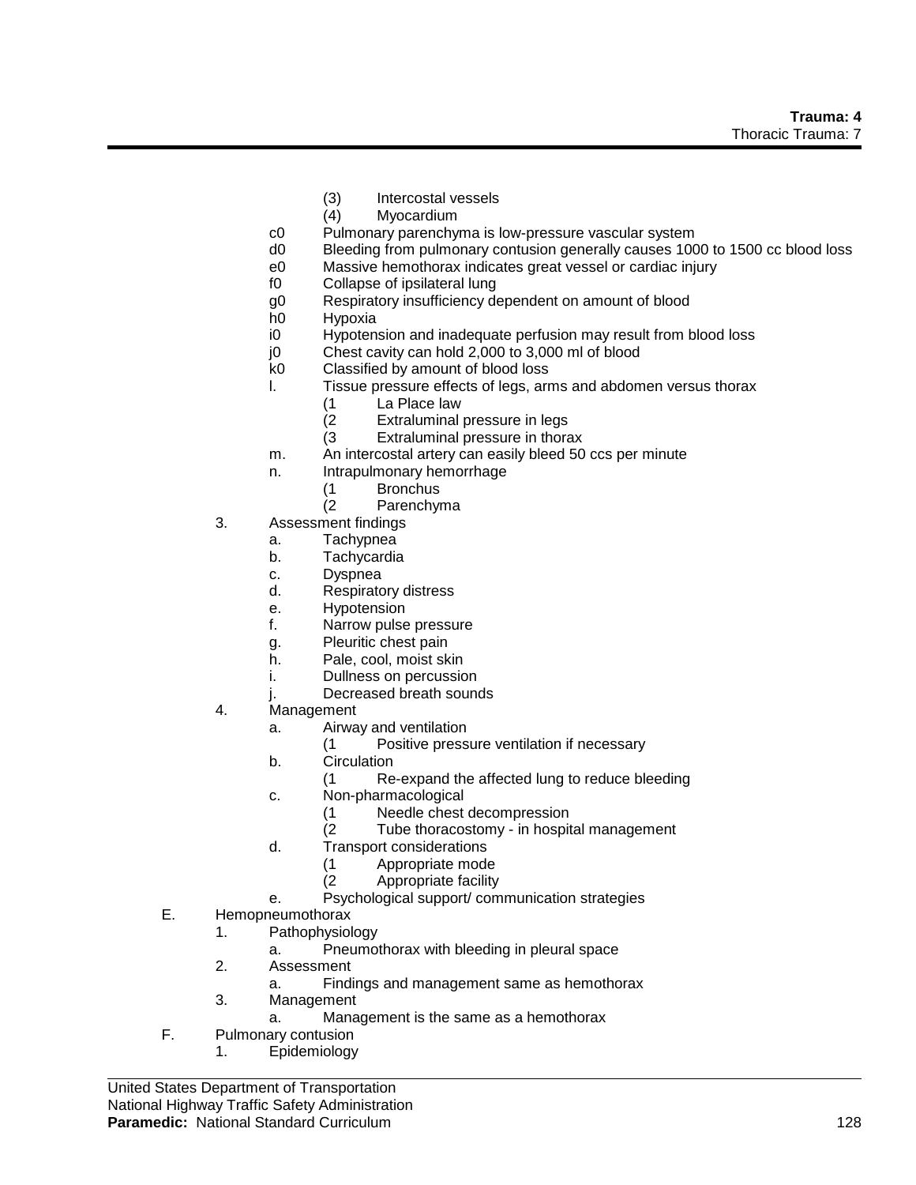(3) Intercostal vessels
(4) Myocardium

c0 Pulmonary parenchyma is low-pressure vascular system
d0 Bleeding from pulmonary contusion generally causes 1000 to 1500 cc blood loss
e0 Massive hemothorax indicates great vessel or cardiac injury
f0 Collapse of ipsilateral lung
g0 Respiratory insufficiency dependent on amount of blood
h0 Hypoxia
i0 Hypotension and inadequate perfusion may result from blood loss
j0 Chest cavity can hold 2,000 to 3,000 ml of blood
k0 Classified by amount of blood loss
l. Tissue pressure effects of legs, arms and abdomen versus thorax
 (1 La Place law
 (2 Extraluminal pressure in legs
 (3 Extraluminal pressure in thorax
m. An intercostal artery can easily bleed 50 ccs per minute
n. Intrapulmonary hemorrhage
 (1 Bronchus
 (2 Parenchyma

3. Assessment findings
 a. Tachypnea
 b. Tachycardia
 c. Dyspnea
 d. Respiratory distress
 e. Hypotension
 f. Narrow pulse pressure
 g. Pleuritic chest pain
 h. Pale, cool, moist skin
 i. Dullness on percussion
 j. Decreased breath sounds
4. Management
 a. Airway and ventilation
  (1 Positive pressure ventilation if necessary
 b. Circulation
  (1 Re-expand the affected lung to reduce bleeding
 c. Non-pharmacological
  (1 Needle chest decompression
  (2 Tube thoracostomy - in hospital management
 d. Transport considerations
  (1 Appropriate mode
  (2 Appropriate facility
 e. Psychological support/ communication strategies

E. Hemopneumothorax
 1. Pathophysiology
  a. Pneumothorax with bleeding in pleural space
 2. Assessment
  a. Findings and management same as hemothorax
 3. Management
  a. Management is the same as a hemothorax
F. Pulmonary contusion
 1. Epidemiology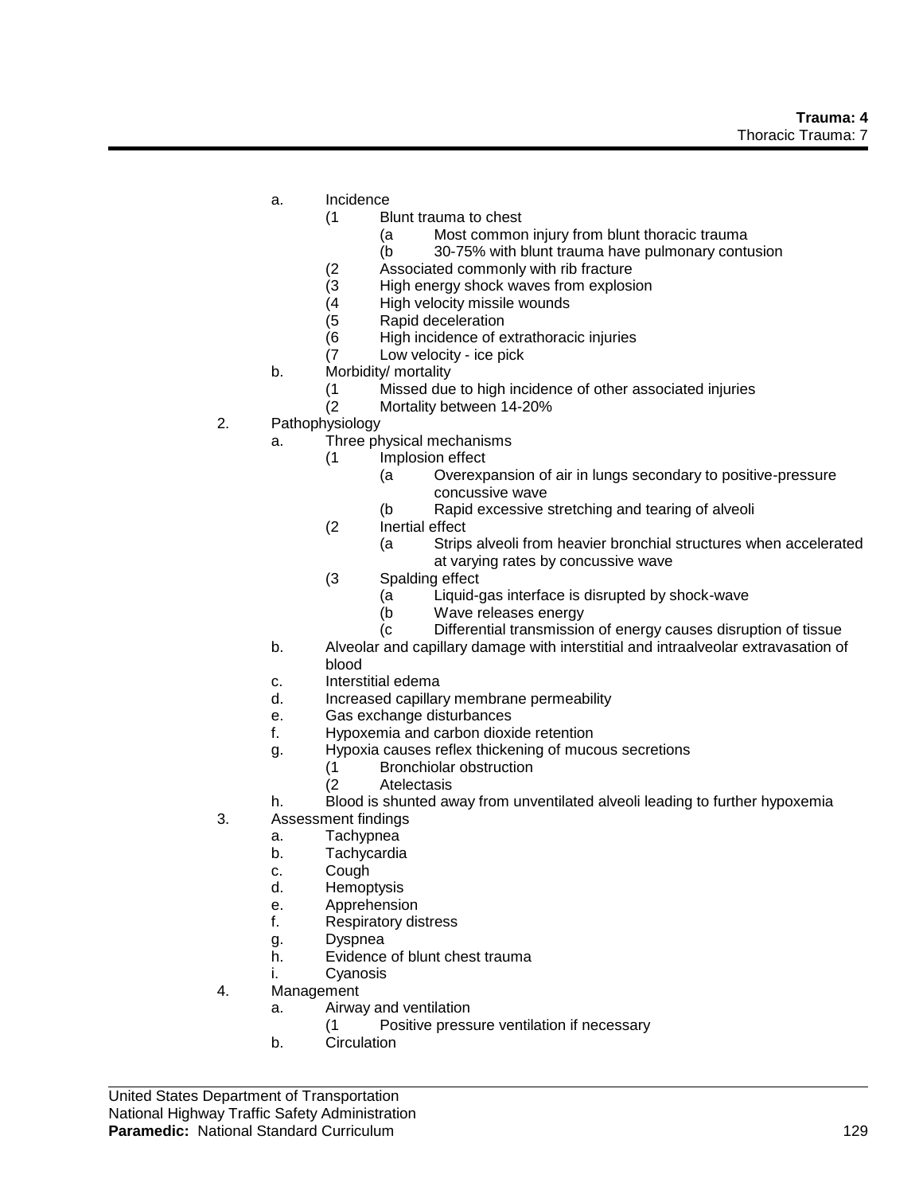- a. Incidence
    - (1 Blunt trauma to chest
        - (a Most common injury from blunt thoracic trauma
        - (b 30-75% with blunt trauma have pulmonary contusion
    - (2 Associated commonly with rib fracture
    - (3 High energy shock waves from explosion
    - (4 High velocity missile wounds
    - (5 Rapid deceleration
    - (6 High incidence of extrathoracic injuries
    - (7 Low velocity - ice pick
- b. Morbidity/ mortality
    - (1 Missed due to high incidence of other associated injuries
    - (2 Mortality between 14-20%

2. Pathophysiology
    - a. Three physical mechanisms
        - (1 Implosion effect
            - (a Overexpansion of air in lungs secondary to positive-pressure concussive wave
            - (b Rapid excessive stretching and tearing of alveoli
        - (2 Inertial effect
            - (a Strips alveoli from heavier bronchial structures when accelerated at varying rates by concussive wave
        - (3 Spalding effect
            - (a Liquid-gas interface is disrupted by shock-wave
            - (b Wave releases energy
            - (c Differential transmission of energy causes disruption of tissue
    - b. Alveolar and capillary damage with interstitial and intraalveolar extravasation of blood
    - c. Interstitial edema
    - d. Increased capillary membrane permeability
    - e. Gas exchange disturbances
    - f. Hypoxemia and carbon dioxide retention
    - g. Hypoxia causes reflex thickening of mucous secretions
        - (1 Bronchiolar obstruction
        - (2 Atelectasis
    - h. Blood is shunted away from unventilated alveoli leading to further hypoxemia
3. Assessment findings
    - a. Tachypnea
    - b. Tachycardia
    - c. Cough
    - d. Hemoptysis
    - e. Apprehension
    - f. Respiratory distress
    - g. Dyspnea
    - h. Evidence of blunt chest trauma
    - i. Cyanosis
4. Management
    - a. Airway and ventilation
        - (1 Positive pressure ventilation if necessary
    - b. Circulation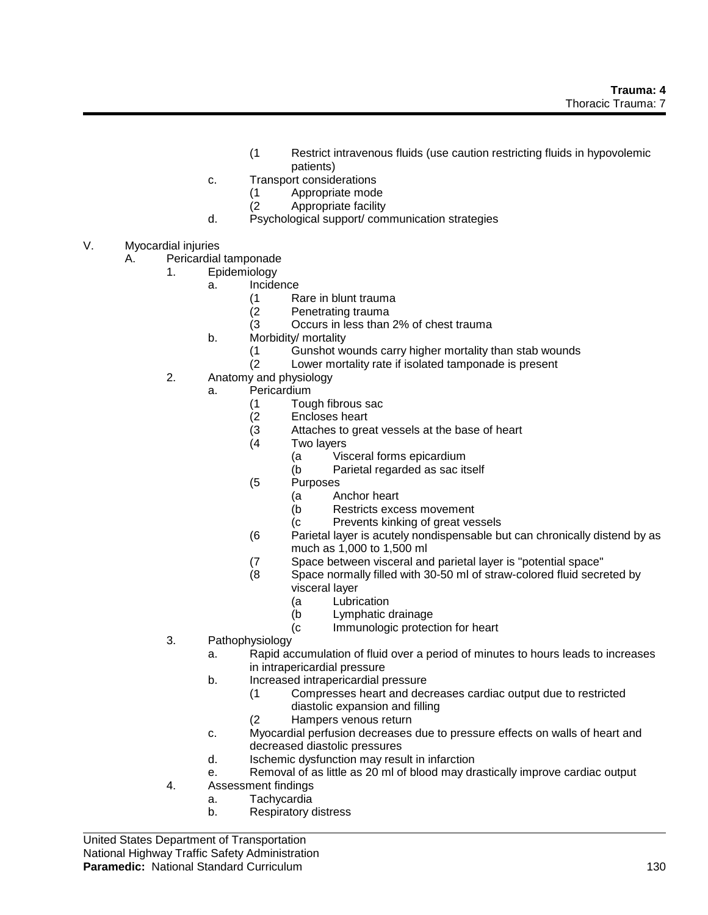(1 Restrict intravenous fluids (use caution restricting fluids in hypovolemic patients)

c. Transport considerations
   (1 Appropriate mode
   (2 Appropriate facility

d. Psychological support/ communication strategies

V. Myocardial injuries

A. Pericardial tamponade

1. Epidemiology
   a. Incidence
      (1 Rare in blunt trauma
      (2 Penetrating trauma
      (3 Occurs in less than 2% of chest trauma
   b. Morbidity/ mortality
      (1 Gunshot wounds carry higher mortality than stab wounds
      (2 Lower mortality rate if isolated tamponade is present

2. Anatomy and physiology
   a. Pericardium
      (1 Tough fibrous sac
      (2 Encloses heart
      (3 Attaches to great vessels at the base of heart
      (4 Two layers
         (a Visceral forms epicardium
         (b Parietal regarded as sac itself
      (5 Purposes
         (a Anchor heart
         (b Restricts excess movement
         (c Prevents kinking of great vessels
      (6 Parietal layer is acutely nondispensable but can chronically distend by as much as 1,000 to 1,500 ml
      (7 Space between visceral and parietal layer is "potential space"
      (8 Space normally filled with 30-50 ml of straw-colored fluid secreted by visceral layer
         (a Lubrication
         (b Lymphatic drainage
         (c Immunologic protection for heart

3. Pathophysiology
   a. Rapid accumulation of fluid over a period of minutes to hours leads to increases in intrapericardial pressure
   b. Increased intrapericardial pressure
      (1 Compresses heart and decreases cardiac output due to restricted diastolic expansion and filling
      (2 Hampers venous return
   c. Myocardial perfusion decreases due to pressure effects on walls of heart and decreased diastolic pressures
   d. Ischemic dysfunction may result in infarction
   e. Removal of as little as 20 ml of blood may drastically improve cardiac output

4. Assessment findings
   a. Tachycardia
   b. Respiratory distress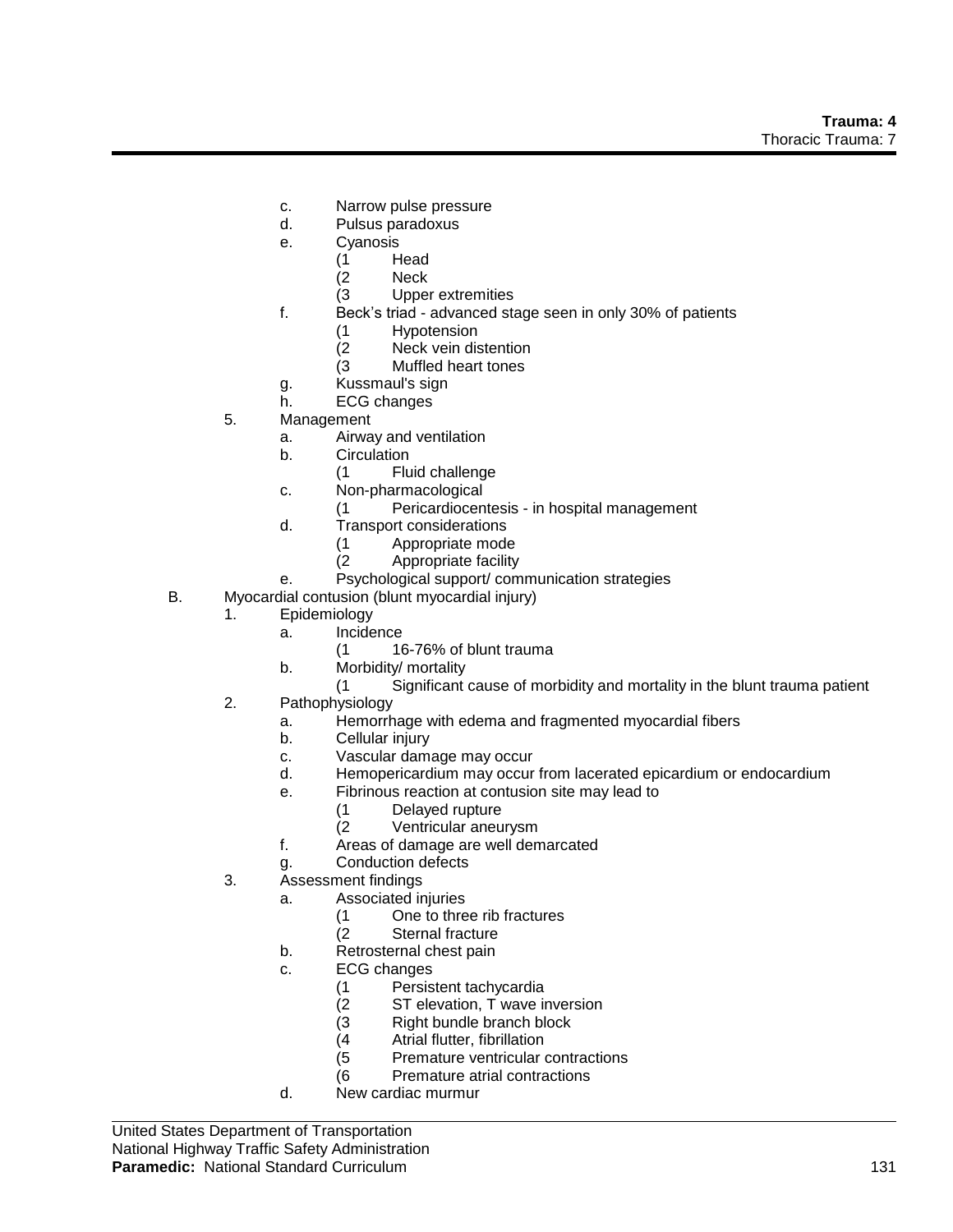c. Narrow pulse pressure
d. Pulsus paradoxus
e. Cyanosis
    (1 Head
    (2 Neck
    (3 Upper extremities
f. Beck's triad - advanced stage seen in only 30% of patients
    (1 Hypotension
    (2 Neck vein distention
    (3 Muffled heart tones
g. Kussmaul's sign
h. ECG changes

5. Management
    a. Airway and ventilation
    b. Circulation
        (1 Fluid challenge
    c. Non-pharmacological
        (1 Pericardiocentesis - in hospital management
    d. Transport considerations
        (1 Appropriate mode
        (2 Appropriate facility
    e. Psychological support/ communication strategies

B. Myocardial contusion (blunt myocardial injury)
    1. Epidemiology
        a. Incidence
            (1 16-76% of blunt trauma
        b. Morbidity/ mortality
            (1 Significant cause of morbidity and mortality in the blunt trauma patient
    2. Pathophysiology
        a. Hemorrhage with edema and fragmented myocardial fibers
        b. Cellular injury
        c. Vascular damage may occur
        d. Hemopericardium may occur from lacerated epicardium or endocardium
        e. Fibrinous reaction at contusion site may lead to
            (1 Delayed rupture
            (2 Ventricular aneurysm
        f. Areas of damage are well demarcated
        g. Conduction defects
    3. Assessment findings
        a. Associated injuries
            (1 One to three rib fractures
            (2 Sternal fracture
        b. Retrosternal chest pain
        c. ECG changes
            (1 Persistent tachycardia
            (2 ST elevation, T wave inversion
            (3 Right bundle branch block
            (4 Atrial flutter, fibrillation
            (5 Premature ventricular contractions
            (6 Premature atrial contractions
        d. New cardiac murmur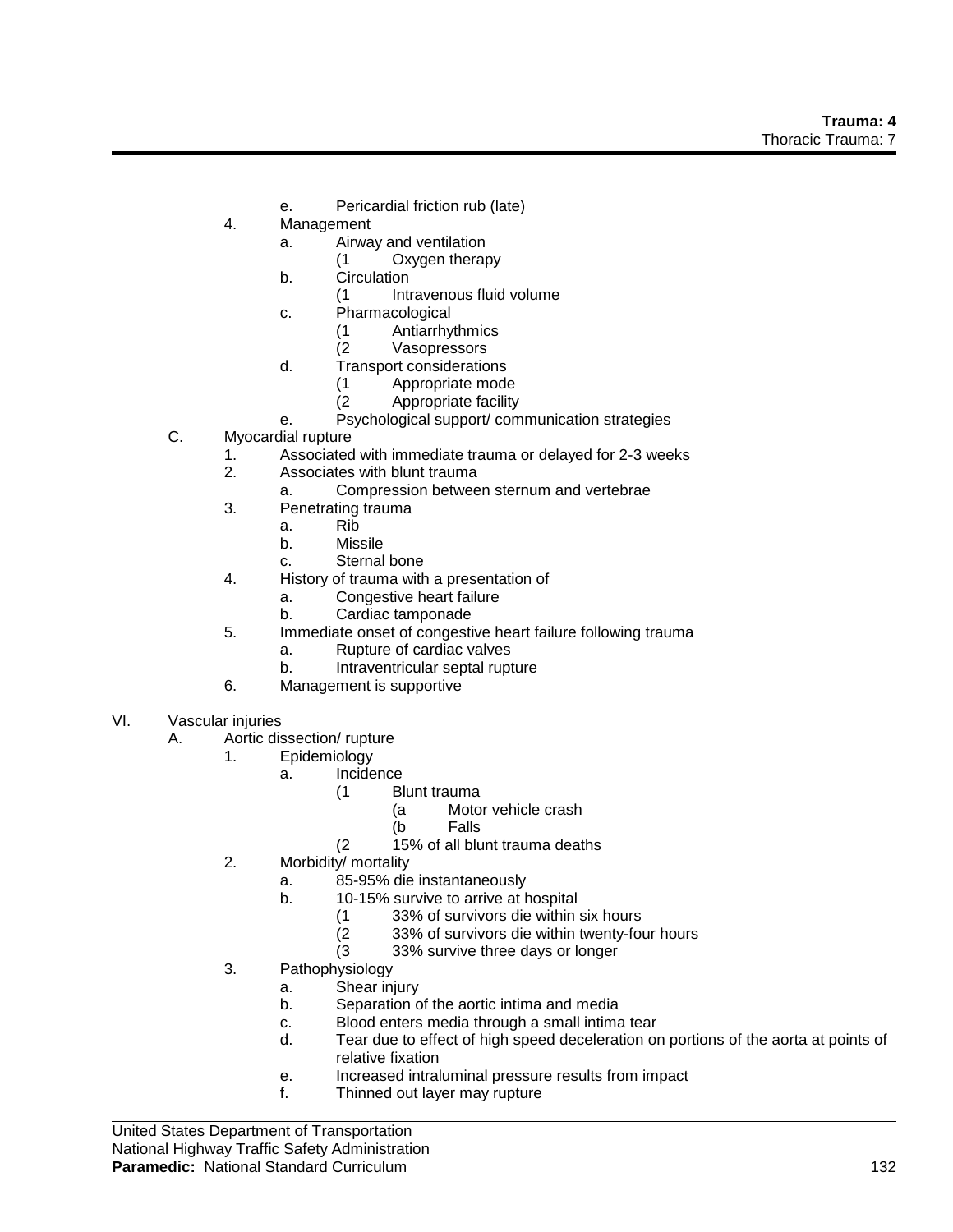- e. Pericardial friction rub (late)
- 4. Management
  - a. Airway and ventilation
    - (1 Oxygen therapy
  - b. Circulation
    - (1 Intravenous fluid volume
  - c. Pharmacological
    - (1 Antiarrhythmics
    - (2 Vasopressors
  - d. Transport considerations
    - (1 Appropriate mode
    - (2 Appropriate facility
  - e. Psychological support/ communication strategies

C. Myocardial rupture

- 1. Associated with immediate trauma or delayed for 2-3 weeks
- 2. Associates with blunt trauma
  - a. Compression between sternum and vertebrae
- 3. Penetrating trauma
  - a. Rib
  - b. Missile
  - c. Sternal bone
- 4. History of trauma with a presentation of
  - a. Congestive heart failure
  - b. Cardiac tamponade
- 5. Immediate onset of congestive heart failure following trauma
  - a. Rupture of cardiac valves
  - b. Intraventricular septal rupture
- 6. Management is supportive

VI. Vascular injuries

A. Aortic dissection/ rupture

- 1. Epidemiology
  - a. Incidence
    - (1 Blunt trauma
      - (a Motor vehicle crash
      - (b Falls
    - (2 15% of all blunt trauma deaths
- 2. Morbidity/ mortality
  - a. 85-95% die instantaneously
  - b. 10-15% survive to arrive at hospital
    - (1 33% of survivors die within six hours
    - (2 33% of survivors die within twenty-four hours
    - (3 33% survive three days or longer
- 3. Pathophysiology
  - a. Shear injury
  - b. Separation of the aortic intima and media
  - c. Blood enters media through a small intima tear
  - d. Tear due to effect of high speed deceleration on portions of the aorta at points of relative fixation
  - e. Increased intraluminal pressure results from impact
  - f. Thinned out layer may rupture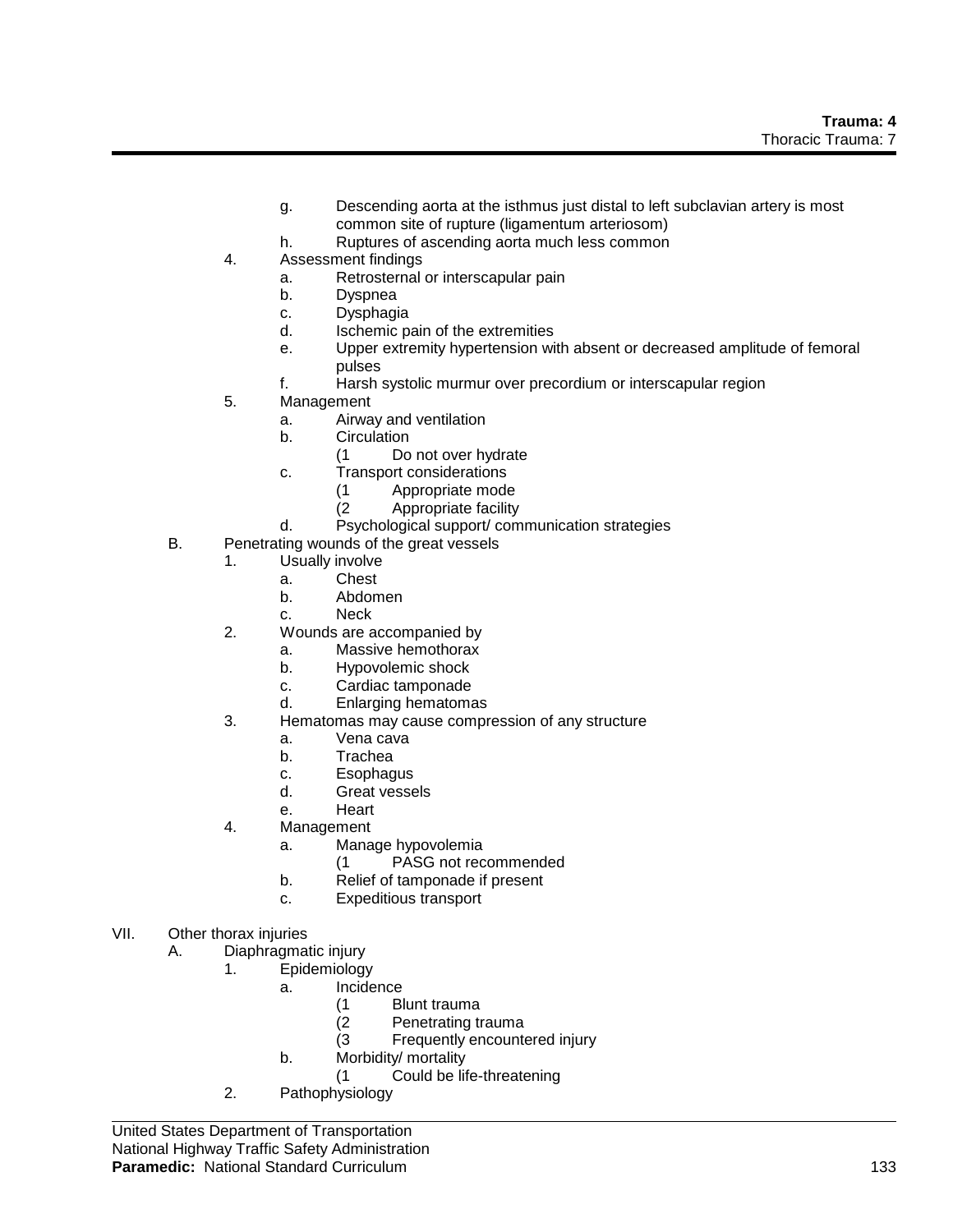g. Descending aorta at the isthmus just distal to left subclavian artery is most common site of rupture (ligamentum arteriosom)
h. Ruptures of ascending aorta much less common

4. Assessment findings
    a. Retrosternal or interscapular pain
    b. Dyspnea
    c. Dysphagia
    d. Ischemic pain of the extremities
    e. Upper extremity hypertension with absent or decreased amplitude of femoral pulses
    f. Harsh systolic murmur over precordium or interscapular region
5. Management
    a. Airway and ventilation
    b. Circulation
        (1 Do not over hydrate
    c. Transport considerations
        (1 Appropriate mode
        (2 Appropriate facility
    d. Psychological support/ communication strategies

B. Penetrating wounds of the great vessels
    1. Usually involve
        a. Chest
        b. Abdomen
        c. Neck
    2. Wounds are accompanied by
        a. Massive hemothorax
        b. Hypovolemic shock
        c. Cardiac tamponade
        d. Enlarging hematomas
    3. Hematomas may cause compression of any structure
        a. Vena cava
        b. Trachea
        c. Esophagus
        d. Great vessels
        e. Heart
    4. Management
        a. Manage hypovolemia
            (1 PASG not recommended
        b. Relief of tamponade if present
        c. Expeditious transport

VII. Other thorax injuries
    A. Diaphragmatic injury
        1. Epidemiology
            a. Incidence
                (1 Blunt trauma
                (2 Penetrating trauma
                (3 Frequently encountered injury
            b. Morbidity/ mortality
                (1 Could be life-threatening
        2. Pathophysiology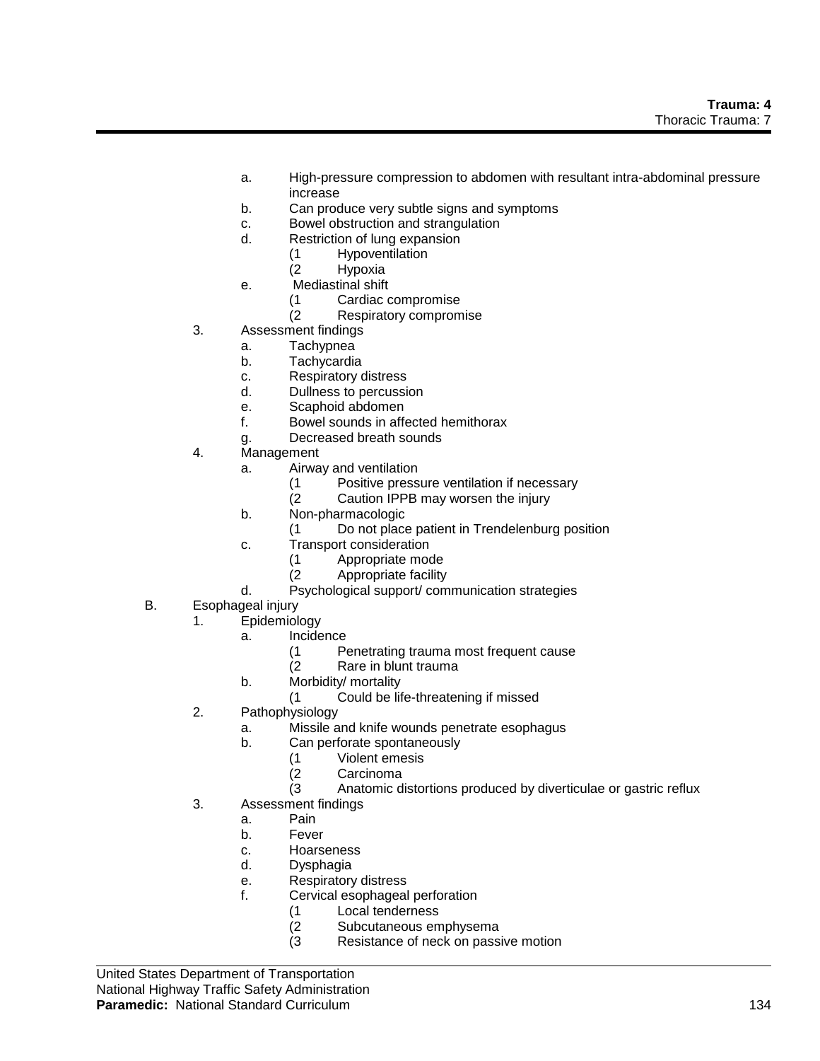- a. High-pressure compression to abdomen with resultant intra-abdominal pressure increase
- b. Can produce very subtle signs and symptoms
- c. Bowel obstruction and strangulation
- d. Restriction of lung expansion
  - (1 Hypoventilation
  - (2 Hypoxia
- e. Mediastinal shift
  - (1 Cardiac compromise
  - (2 Respiratory compromise

3. Assessment findings
   - a. Tachypnea
   - b. Tachycardia
   - c. Respiratory distress
   - d. Dullness to percussion
   - e. Scaphoid abdomen
   - f. Bowel sounds in affected hemithorax
   - g. Decreased breath sounds
4. Management
   - a. Airway and ventilation
     - (1 Positive pressure ventilation if necessary
     - (2 Caution IPPB may worsen the injury
   - b. Non-pharmacologic
     - (1 Do not place patient in Trendelenburg position
   - c. Transport consideration
     - (1 Appropriate mode
     - (2 Appropriate facility
   - d. Psychological support/ communication strategies

B. Esophageal injury

1. Epidemiology
   - a. Incidence
     - (1 Penetrating trauma most frequent cause
     - (2 Rare in blunt trauma
   - b. Morbidity/ mortality
     - (1 Could be life-threatening if missed
2. Pathophysiology
   - a. Missile and knife wounds penetrate esophagus
   - b. Can perforate spontaneously
     - (1 Violent emesis
     - (2 Carcinoma
     - (3 Anatomic distortions produced by diverticulae or gastric reflux
3. Assessment findings
   - a. Pain
   - b. Fever
   - c. Hoarseness
   - d. Dysphagia
   - e. Respiratory distress
   - f. Cervical esophageal perforation
     - (1 Local tenderness
     - (2 Subcutaneous emphysema
     - (3 Resistance of neck on passive motion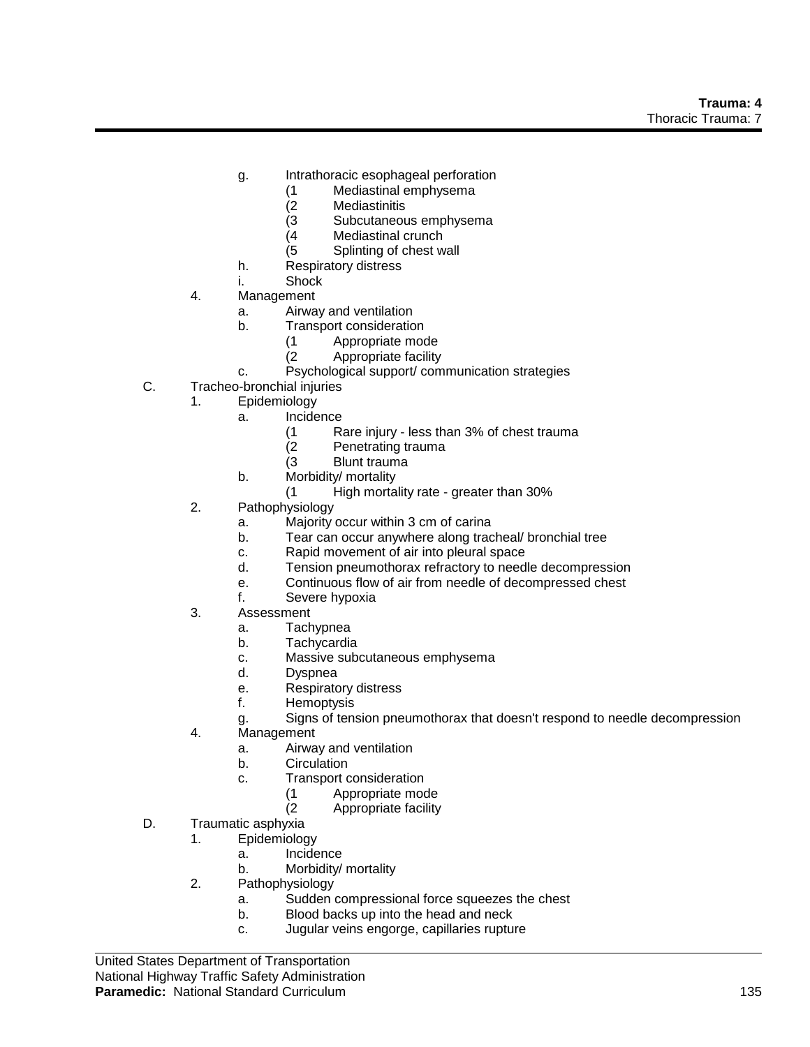g. Intrathoracic esophageal perforation
    (1 Mediastinal emphysema
    (2 Mediastinitis
    (3 Subcutaneous emphysema
    (4 Mediastinal crunch
    (5 Splinting of chest wall
h. Respiratory distress
i. Shock

4. Management
    a. Airway and ventilation
    b. Transport consideration
        (1 Appropriate mode
        (2 Appropriate facility
    c. Psychological support/ communication strategies

C. Tracheo-bronchial injuries
1. Epidemiology
    a. Incidence
        (1 Rare injury - less than 3% of chest trauma
        (2 Penetrating trauma
        (3 Blunt trauma
    b. Morbidity/ mortality
        (1 High mortality rate - greater than 30%
2. Pathophysiology
    a. Majority occur within 3 cm of carina
    b. Tear can occur anywhere along tracheal/ bronchial tree
    c. Rapid movement of air into pleural space
    d. Tension pneumothorax refractory to needle decompression
    e. Continuous flow of air from needle of decompressed chest
    f. Severe hypoxia
3. Assessment
    a. Tachypnea
    b. Tachycardia
    c. Massive subcutaneous emphysema
    d. Dyspnea
    e. Respiratory distress
    f. Hemoptysis
    g. Signs of tension pneumothorax that doesn't respond to needle decompression
4. Management
    a. Airway and ventilation
    b. Circulation
    c. Transport consideration
        (1 Appropriate mode
        (2 Appropriate facility

D. Traumatic asphyxia
1. Epidemiology
    a. Incidence
    b. Morbidity/ mortality
2. Pathophysiology
    a. Sudden compressional force squeezes the chest
    b. Blood backs up into the head and neck
    c. Jugular veins engorge, capillaries rupture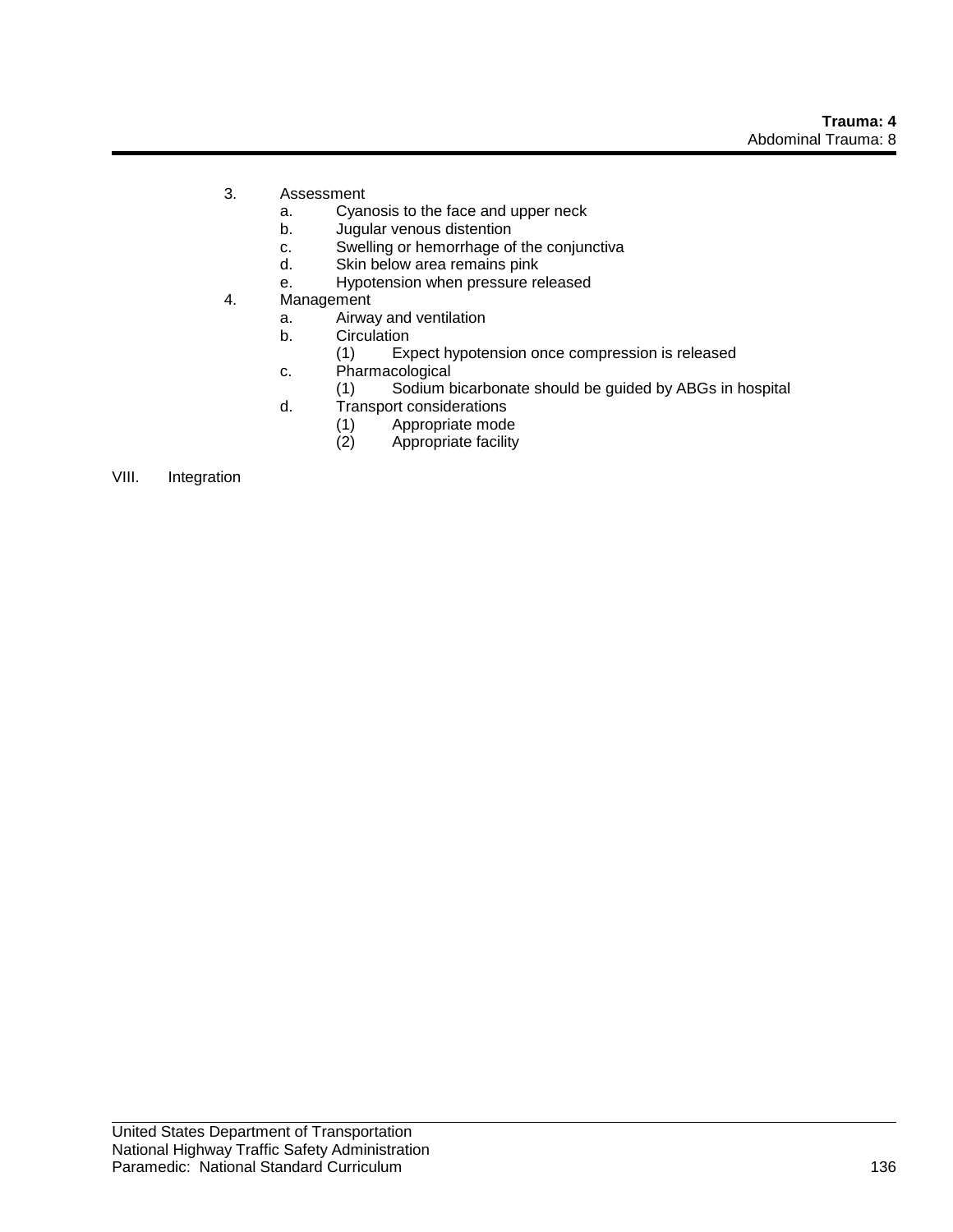3. Assessment
    a. Cyanosis to the face and upper neck
    b. Jugular venous distention
    c. Swelling or hemorrhage of the conjunctiva
    d. Skin below area remains pink
    e. Hypotension when pressure released
4. Management
    a. Airway and ventilation
    b. Circulation
        (1) Expect hypotension once compression is released
    c. Pharmacological
        (1) Sodium bicarbonate should be guided by ABGs in hospital
    d. Transport considerations
        (1) Appropriate mode
        (2) Appropriate facility

VIII. Integration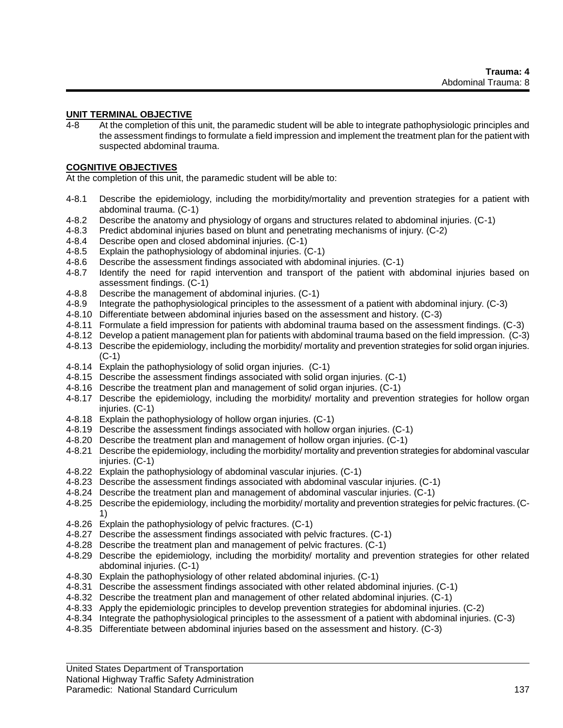**Trauma: 4**
Abdominal Trauma: 8

## UNIT TERMINAL OBJECTIVE

4-8 At the completion of this unit, the paramedic student will be able to integrate pathophysiologic principles and the assessment findings to formulate a field impression and implement the treatment plan for the patient with suspected abdominal trauma.

## COGNITIVE OBJECTIVES

At the completion of this unit, the paramedic student will be able to:

- 4-8.1 Describe the epidemiology, including the morbidity/mortality and prevention strategies for a patient with abdominal trauma. (C-1)
- 4-8.2 Describe the anatomy and physiology of organs and structures related to abdominal injuries. (C-1)
- 4-8.3 Predict abdominal injuries based on blunt and penetrating mechanisms of injury. (C-2)
- 4-8.4 Describe open and closed abdominal injuries. (C-1)
- 4-8.5 Explain the pathophysiology of abdominal injuries. (C-1)
- 4-8.6 Describe the assessment findings associated with abdominal injuries. (C-1)
- 4-8.7 Identify the need for rapid intervention and transport of the patient with abdominal injuries based on assessment findings. (C-1)
- 4-8.8 Describe the management of abdominal injuries. (C-1)
- 4-8.9 Integrate the pathophysiological principles to the assessment of a patient with abdominal injury. (C-3)
- 4-8.10 Differentiate between abdominal injuries based on the assessment and history. (C-3)
- 4-8.11 Formulate a field impression for patients with abdominal trauma based on the assessment findings. (C-3)
- 4-8.12 Develop a patient management plan for patients with abdominal trauma based on the field impression. (C-3)
- 4-8.13 Describe the epidemiology, including the morbidity/ mortality and prevention strategies for solid organ injuries. (C-1)
- 4-8.14 Explain the pathophysiology of solid organ injuries. (C-1)
- 4-8.15 Describe the assessment findings associated with solid organ injuries. (C-1)
- 4-8.16 Describe the treatment plan and management of solid organ injuries. (C-1)
- 4-8.17 Describe the epidemiology, including the morbidity/ mortality and prevention strategies for hollow organ injuries. (C-1)
- 4-8.18 Explain the pathophysiology of hollow organ injuries. (C-1)
- 4-8.19 Describe the assessment findings associated with hollow organ injuries. (C-1)
- 4-8.20 Describe the treatment plan and management of hollow organ injuries. (C-1)
- 4-8.21 Describe the epidemiology, including the morbidity/ mortality and prevention strategies for abdominal vascular injuries. (C-1)
- 4-8.22 Explain the pathophysiology of abdominal vascular injuries. (C-1)
- 4-8.23 Describe the assessment findings associated with abdominal vascular injuries. (C-1)
- 4-8.24 Describe the treatment plan and management of abdominal vascular injuries. (C-1)
- 4-8.25 Describe the epidemiology, including the morbidity/ mortality and prevention strategies for pelvic fractures. (C-1)
- 4-8.26 Explain the pathophysiology of pelvic fractures. (C-1)
- 4-8.27 Describe the assessment findings associated with pelvic fractures. (C-1)
- 4-8.28 Describe the treatment plan and management of pelvic fractures. (C-1)
- 4-8.29 Describe the epidemiology, including the morbidity/ mortality and prevention strategies for other related abdominal injuries. (C-1)
- 4-8.30 Explain the pathophysiology of other related abdominal injuries. (C-1)
- 4-8.31 Describe the assessment findings associated with other related abdominal injuries. (C-1)
- 4-8.32 Describe the treatment plan and management of other related abdominal injuries. (C-1)
- 4-8.33 Apply the epidemiologic principles to develop prevention strategies for abdominal injuries. (C-2)
- 4-8.34 Integrate the pathophysiological principles to the assessment of a patient with abdominal injuries. (C-3)
- 4-8.35 Differentiate between abdominal injuries based on the assessment and history. (C-3)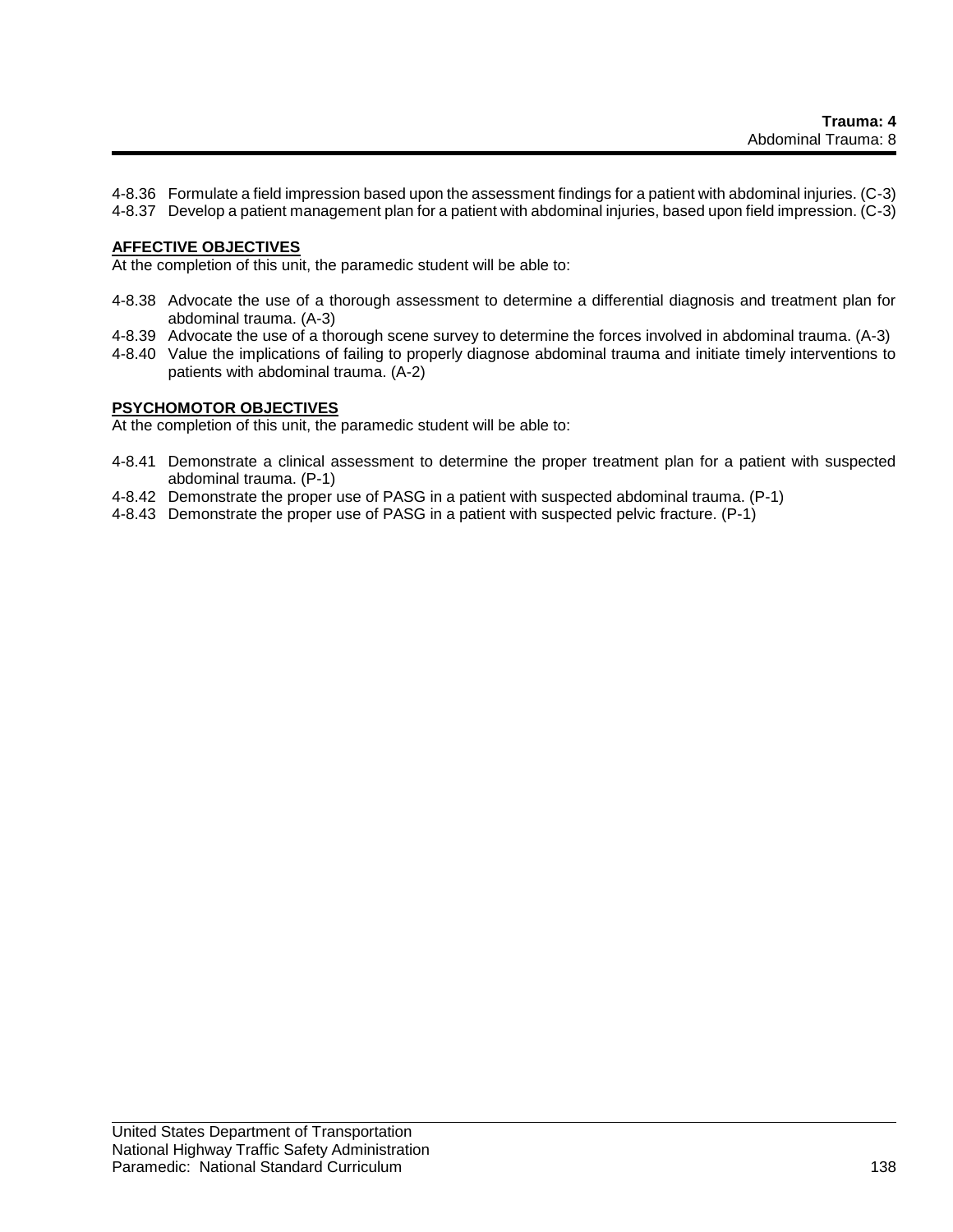4-8.36 Formulate a field impression based upon the assessment findings for a patient with abdominal injuries. (C-3)
4-8.37 Develop a patient management plan for a patient with abdominal injuries, based upon field impression. (C-3)

**AFFECTIVE OBJECTIVES**

At the completion of this unit, the paramedic student will be able to:

4-8.38 Advocate the use of a thorough assessment to determine a differential diagnosis and treatment plan for abdominal trauma. (A-3)
4-8.39 Advocate the use of a thorough scene survey to determine the forces involved in abdominal trauma. (A-3)
4-8.40 Value the implications of failing to properly diagnose abdominal trauma and initiate timely interventions to patients with abdominal trauma. (A-2)

**PSYCHOMOTOR OBJECTIVES**

At the completion of this unit, the paramedic student will be able to:

4-8.41 Demonstrate a clinical assessment to determine the proper treatment plan for a patient with suspected abdominal trauma. (P-1)
4-8.42 Demonstrate the proper use of PASG in a patient with suspected abdominal trauma. (P-1)
4-8.43 Demonstrate the proper use of PASG in a patient with suspected pelvic fracture. (P-1)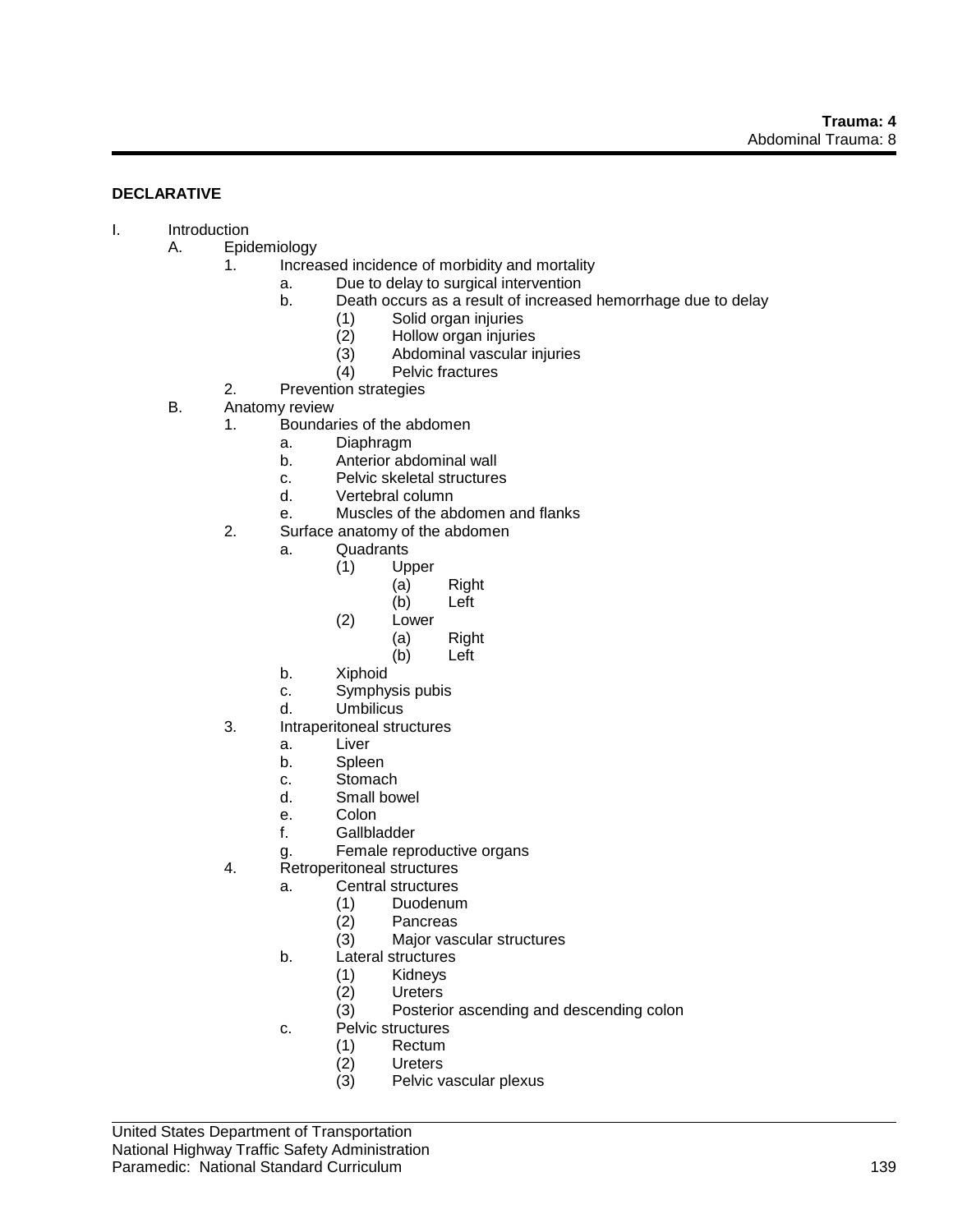## DECLARATIVE

- I. Introduction
  - A. Epidemiology
    - 1. Increased incidence of morbidity and mortality
      - a. Due to delay to surgical intervention
      - b. Death occurs as a result of increased hemorrhage due to delay
        - (1) Solid organ injuries
        - (2) Hollow organ injuries
        - (3) Abdominal vascular injuries
        - (4) Pelvic fractures
    - 2. Prevention strategies
  - B. Anatomy review
    - 1. Boundaries of the abdomen
      - a. Diaphragm
      - b. Anterior abdominal wall
      - c. Pelvic skeletal structures
      - d. Vertebral column
      - e. Muscles of the abdomen and flanks
    - 2. Surface anatomy of the abdomen
      - a. Quadrants
        - (1) Upper
          - (a) Right
          - (b) Left
        - (2) Lower
          - (a) Right
          - (b) Left
      - b. Xiphoid
      - c. Symphysis pubis
      - d. Umbilicus
    - 3. Intraperitoneal structures
      - a. Liver
      - b. Spleen
      - c. Stomach
      - d. Small bowel
      - e. Colon
      - f. Gallbladder
      - g. Female reproductive organs
    - 4. Retroperitoneal structures
      - a. Central structures
        - (1) Duodenum
        - (2) Pancreas
        - (3) Major vascular structures
      - b. Lateral structures
        - (1) Kidneys
        - (2) Ureters
        - (3) Posterior ascending and descending colon
      - c. Pelvic structures
        - (1) Rectum
        - (2) Ureters
        - (3) Pelvic vascular plexus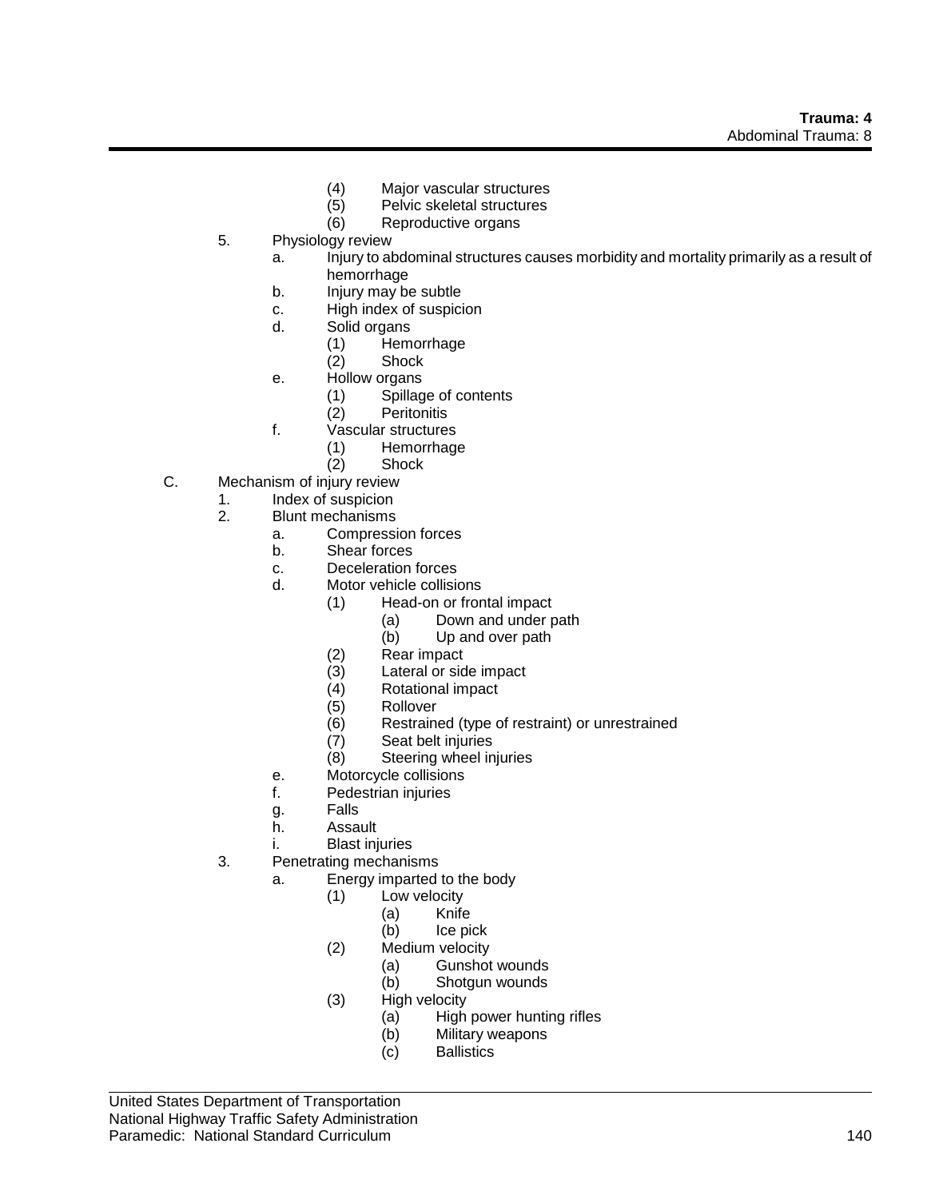- (4) Major vascular structures
- (5) Pelvic skeletal structures
- (6) Reproductive organs

5. Physiology review
   - a. Injury to abdominal structures causes morbidity and mortality primarily as a result of hemorrhage
   - b. Injury may be subtle
   - c. High index of suspicion
   - d. Solid organs
     - (1) Hemorrhage
     - (2) Shock
   - e. Hollow organs
     - (1) Spillage of contents
     - (2) Peritonitis
   - f. Vascular structures
     - (1) Hemorrhage
     - (2) Shock

C. Mechanism of injury review
1. Index of suspicion
2. Blunt mechanisms
   - a. Compression forces
   - b. Shear forces
   - c. Deceleration forces
   - d. Motor vehicle collisions
     - (1) Head-on or frontal impact
       - (a) Down and under path
       - (b) Up and over path
     - (2) Rear impact
     - (3) Lateral or side impact
     - (4) Rotational impact
     - (5) Rollover
     - (6) Restrained (type of restraint) or unrestrained
     - (7) Seat belt injuries
     - (8) Steering wheel injuries
   - e. Motorcycle collisions
   - f. Pedestrian injuries
   - g. Falls
   - h. Assault
   - i. Blast injuries
3. Penetrating mechanisms
   - a. Energy imparted to the body
     - (1) Low velocity
       - (a) Knife
       - (b) Ice pick
     - (2) Medium velocity
       - (a) Gunshot wounds
       - (b) Shotgun wounds
     - (3) High velocity
       - (a) High power hunting rifles
       - (b) Military weapons
       - (c) Ballistics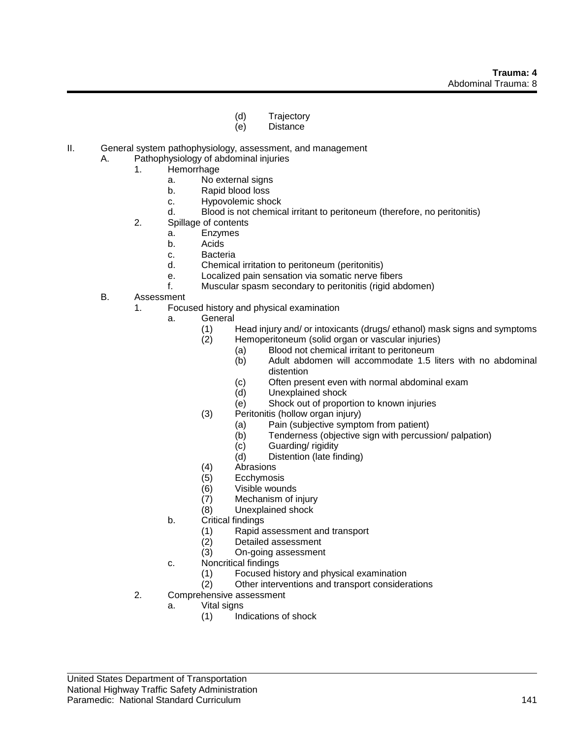(d) Trajectory
(e) Distance

II. General system pathophysiology, assessment, and management
   A. Pathophysiology of abdominal injuries
      1. Hemorrhage
         a. No external signs
         b. Rapid blood loss
         c. Hypovolemic shock
         d. Blood is not chemical irritant to peritoneum (therefore, no peritonitis)
      2. Spillage of contents
         a. Enzymes
         b. Acids
         c. Bacteria
         d. Chemical irritation to peritoneum (peritonitis)
         e. Localized pain sensation via somatic nerve fibers
         f. Muscular spasm secondary to peritonitis (rigid abdomen)
   B. Assessment
      1. Focused history and physical examination
         a. General
            (1) Head injury and/ or intoxicants (drugs/ ethanol) mask signs and symptoms
            (2) Hemoperitoneum (solid organ or vascular injuries)
               (a) Blood not chemical irritant to peritoneum
               (b) Adult abdomen will accommodate 1.5 liters with no abdominal distention
               (c) Often present even with normal abdominal exam
               (d) Unexplained shock
               (e) Shock out of proportion to known injuries
            (3) Peritonitis (hollow organ injury)
               (a) Pain (subjective symptom from patient)
               (b) Tenderness (objective sign with percussion/ palpation)
               (c) Guarding/ rigidity
               (d) Distention (late finding)
            (4) Abrasions
            (5) Ecchymosis
            (6) Visible wounds
            (7) Mechanism of injury
            (8) Unexplained shock
         b. Critical findings
            (1) Rapid assessment and transport
            (2) Detailed assessment
            (3) On-going assessment
         c. Noncritical findings
            (1) Focused history and physical examination
            (2) Other interventions and transport considerations
      2. Comprehensive assessment
         a. Vital signs
            (1) Indications of shock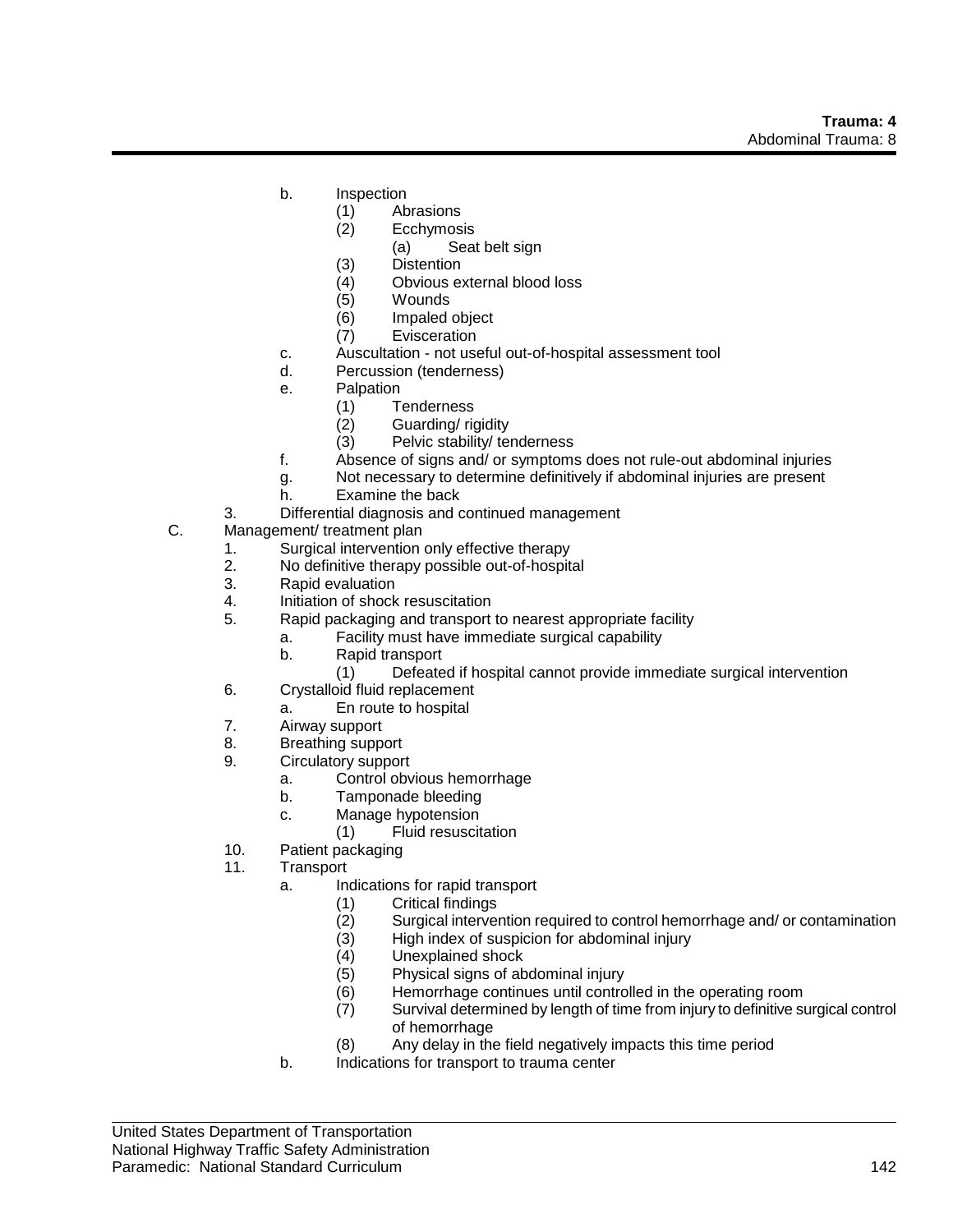- b. Inspection
  - (1) Abrasions
  - (2) Ecchymosis
    - (a) Seat belt sign
  - (3) Distention
  - (4) Obvious external blood loss
  - (5) Wounds
  - (6) Impaled object
  - (7) Evisceration
- c. Auscultation - not useful out-of-hospital assessment tool
- d. Percussion (tenderness)
- e. Palpation
  - (1) Tenderness
  - (2) Guarding/ rigidity
  - (3) Pelvic stability/ tenderness
- f. Absence of signs and/ or symptoms does not rule-out abdominal injuries
- g. Not necessary to determine definitively if abdominal injuries are present
- h. Examine the back

3. Differential diagnosis and continued management

C. Management/ treatment plan

1. Surgical intervention only effective therapy
2. No definitive therapy possible out-of-hospital
3. Rapid evaluation
4. Initiation of shock resuscitation
5. Rapid packaging and transport to nearest appropriate facility
   - a. Facility must have immediate surgical capability
   - b. Rapid transport
     - (1) Defeated if hospital cannot provide immediate surgical intervention
6. Crystalloid fluid replacement
   - a. En route to hospital
7. Airway support
8. Breathing support
9. Circulatory support
   - a. Control obvious hemorrhage
   - b. Tamponade bleeding
   - c. Manage hypotension
     - (1) Fluid resuscitation
10. Patient packaging
11. Transport
    - a. Indications for rapid transport
      - (1) Critical findings
      - (2) Surgical intervention required to control hemorrhage and/ or contamination
      - (3) High index of suspicion for abdominal injury
      - (4) Unexplained shock
      - (5) Physical signs of abdominal injury
      - (6) Hemorrhage continues until controlled in the operating room
      - (7) Survival determined by length of time from injury to definitive surgical control of hemorrhage
      - (8) Any delay in the field negatively impacts this time period
    - b. Indications for transport to trauma center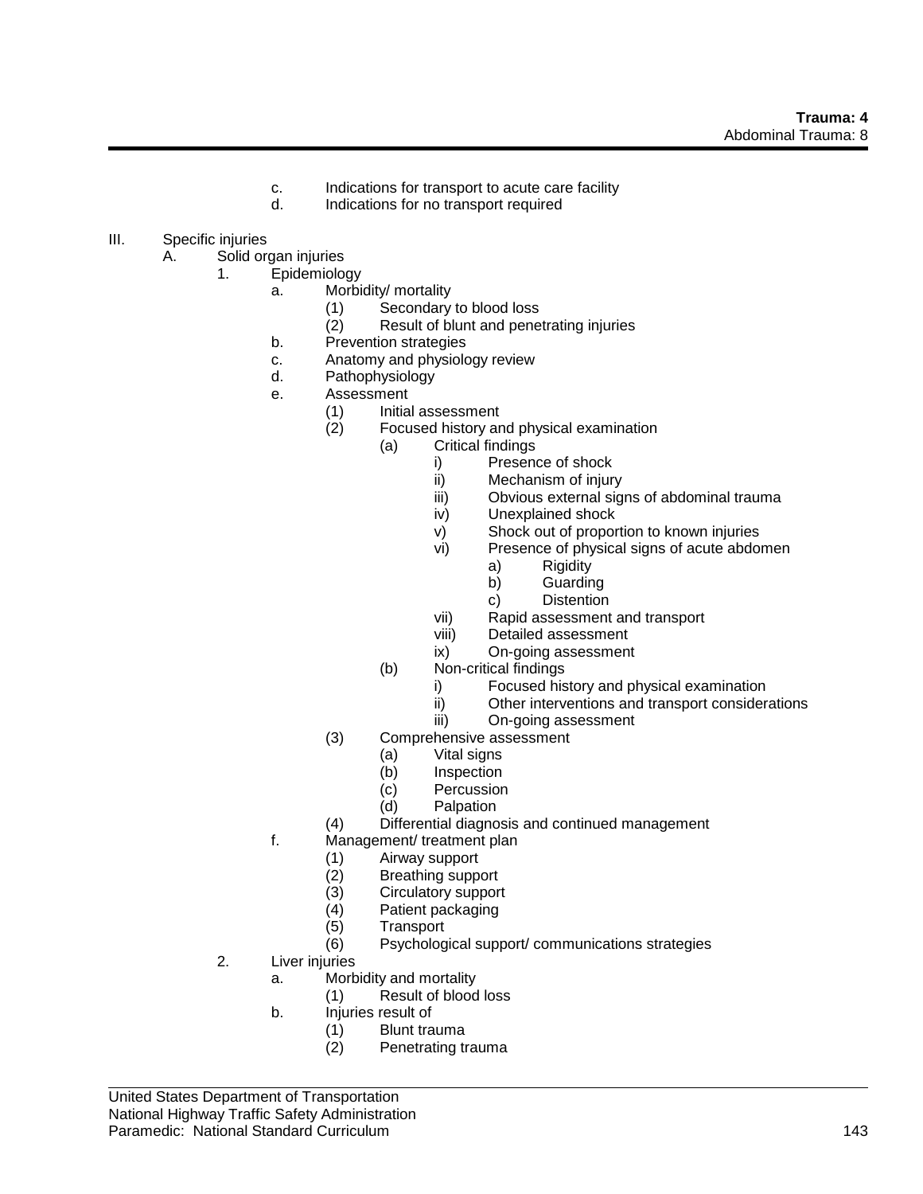c. Indications for transport to acute care facility
d. Indications for no transport required

III. Specific injuries
  A. Solid organ injuries
    1. Epidemiology
      a. Morbidity/ mortality
        (1) Secondary to blood loss
        (2) Result of blunt and penetrating injuries
      b. Prevention strategies
      c. Anatomy and physiology review
      d. Pathophysiology
      e. Assessment
        (1) Initial assessment
        (2) Focused history and physical examination
          (a) Critical findings
            i) Presence of shock
            ii) Mechanism of injury
            iii) Obvious external signs of abdominal trauma
            iv) Unexplained shock
            v) Shock out of proportion to known injuries
            vi) Presence of physical signs of acute abdomen
              a) Rigidity
              b) Guarding
              c) Distention
            vii) Rapid assessment and transport
            viii) Detailed assessment
            ix) On-going assessment
          (b) Non-critical findings
            i) Focused history and physical examination
            ii) Other interventions and transport considerations
            iii) On-going assessment
        (3) Comprehensive assessment
          (a) Vital signs
          (b) Inspection
          (c) Percussion
          (d) Palpation
        (4) Differential diagnosis and continued management
      f. Management/ treatment plan
        (1) Airway support
        (2) Breathing support
        (3) Circulatory support
        (4) Patient packaging
        (5) Transport
        (6) Psychological support/ communications strategies
    2. Liver injuries
      a. Morbidity and mortality
        (1) Result of blood loss
      b. Injuries result of
        (1) Blunt trauma
        (2) Penetrating trauma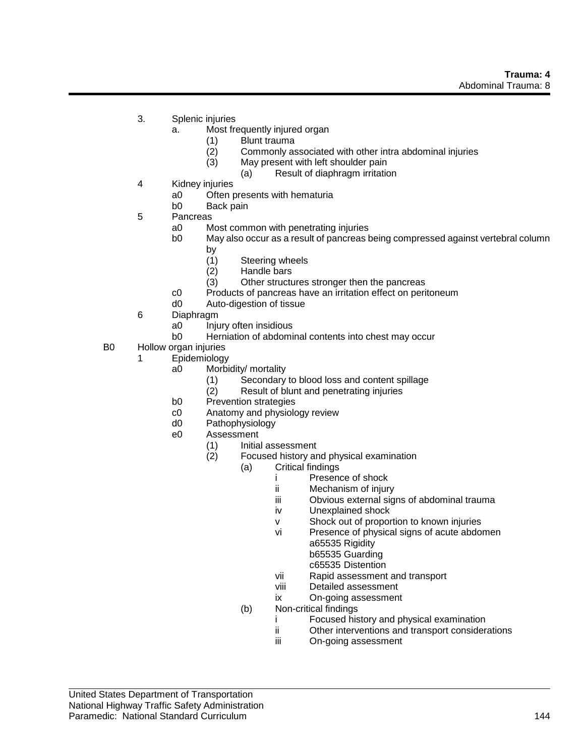3. Splenic injuries
    a. Most frequently injured organ
        (1) Blunt trauma
        (2) Commonly associated with other intra abdominal injuries
        (3) May present with left shoulder pain
            (a) Result of diaphragm irritation

4 Kidney injuries
    a0 Often presents with hematuria
    b0 Back pain

5 Pancreas
    a0 Most common with penetrating injuries
    b0 May also occur as a result of pancreas being compressed against vertebral column by
        (1) Steering wheels
        (2) Handle bars
        (3) Other structures stronger then the pancreas
    c0 Products of pancreas have an irritation effect on peritoneum
    d0 Auto-digestion of tissue

6 Diaphragm
    a0 Injury often insidious
    b0 Herniation of abdominal contents into chest may occur

B0 Hollow organ injuries

1 Epidemiology
    a0 Morbidity/ mortality
        (1) Secondary to blood loss and content spillage
        (2) Result of blunt and penetrating injuries
    b0 Prevention strategies
    c0 Anatomy and physiology review
    d0 Pathophysiology
    e0 Assessment
        (1) Initial assessment
        (2) Focused history and physical examination
            (a) Critical findings
                i Presence of shock
                ii Mechanism of injury
                iii Obvious external signs of abdominal trauma
                iv Unexplained shock
                v Shock out of proportion to known injuries
                vi Presence of physical signs of acute abdomen
                    a65535 Rigidity
                    b65535 Guarding
                    c65535 Distention
                vii Rapid assessment and transport
                viii Detailed assessment
                ix On-going assessment
            (b) Non-critical findings
                i Focused history and physical examination
                ii Other interventions and transport considerations
                iii On-going assessment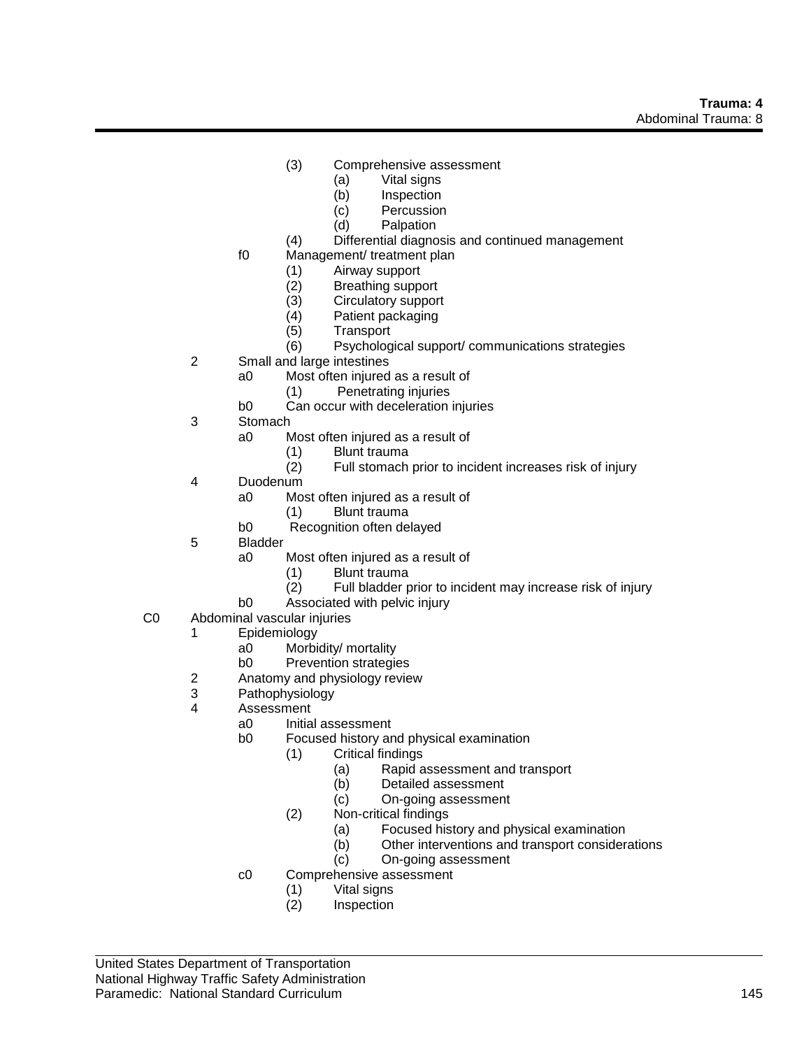- (3) Comprehensive assessment
  - (a) Vital signs
  - (b) Inspection
  - (c) Percussion
  - (d) Palpation
- (4) Differential diagnosis and continued management

f0 Management/ treatment plan
- (1) Airway support
- (2) Breathing support
- (3) Circulatory support
- (4) Patient packaging
- (5) Transport
- (6) Psychological support/ communications strategies

2 Small and large intestines
- a0 Most often injured as a result of
  - (1) Penetrating injuries
- b0 Can occur with deceleration injuries

3 Stomach
- a0 Most often injured as a result of
  - (1) Blunt trauma
  - (2) Full stomach prior to incident increases risk of injury

4 Duodenum
- a0 Most often injured as a result of
  - (1) Blunt trauma
- b0 Recognition often delayed

5 Bladder
- a0 Most often injured as a result of
  - (1) Blunt trauma
  - (2) Full bladder prior to incident may increase risk of injury
- b0 Associated with pelvic injury

C0 Abdominal vascular injuries

1 Epidemiology
- a0 Morbidity/ mortality
- b0 Prevention strategies

2 Anatomy and physiology review

3 Pathophysiology

4 Assessment
- a0 Initial assessment
- b0 Focused history and physical examination
  - (1) Critical findings
    - (a) Rapid assessment and transport
    - (b) Detailed assessment
    - (c) On-going assessment
  - (2) Non-critical findings
    - (a) Focused history and physical examination
    - (b) Other interventions and transport considerations
    - (c) On-going assessment
- c0 Comprehensive assessment
  - (1) Vital signs
  - (2) Inspection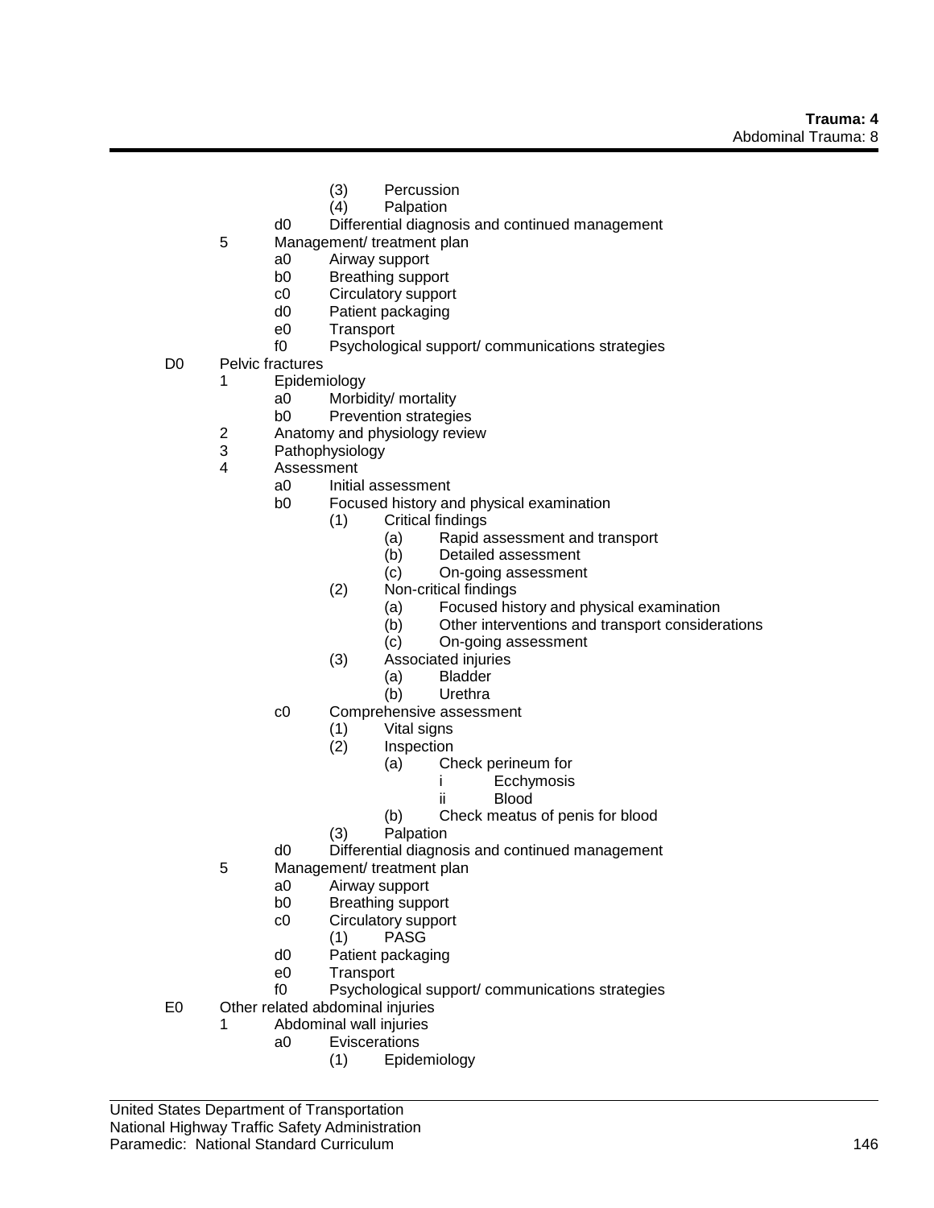- (3) Percussion
- (4) Palpation

d0 Differential diagnosis and continued management

5 Management/ treatment plan
   - a0 Airway support
   - b0 Breathing support
   - c0 Circulatory support
   - d0 Patient packaging
   - e0 Transport
   - f0 Psychological support/ communications strategies

D0 Pelvic fractures
- 1 Epidemiology
  - a0 Morbidity/ mortality
  - b0 Prevention strategies
- 2 Anatomy and physiology review
- 3 Pathophysiology
- 4 Assessment
  - a0 Initial assessment
  - b0 Focused history and physical examination
    - (1) Critical findings
      - (a) Rapid assessment and transport
      - (b) Detailed assessment
      - (c) On-going assessment
    - (2) Non-critical findings
      - (a) Focused history and physical examination
      - (b) Other interventions and transport considerations
      - (c) On-going assessment
    - (3) Associated injuries
      - (a) Bladder
      - (b) Urethra
  - c0 Comprehensive assessment
    - (1) Vital signs
    - (2) Inspection
      - (a) Check perineum for
        - i Ecchymosis
        - ii Blood
      - (b) Check meatus of penis for blood
    - (3) Palpation
  - d0 Differential diagnosis and continued management
- 5 Management/ treatment plan
  - a0 Airway support
  - b0 Breathing support
  - c0 Circulatory support
    - (1) PASG
  - d0 Patient packaging
  - e0 Transport
  - f0 Psychological support/ communications strategies

E0 Other related abdominal injuries
- 1 Abdominal wall injuries
  - a0 Eviscerations
    - (1) Epidemiology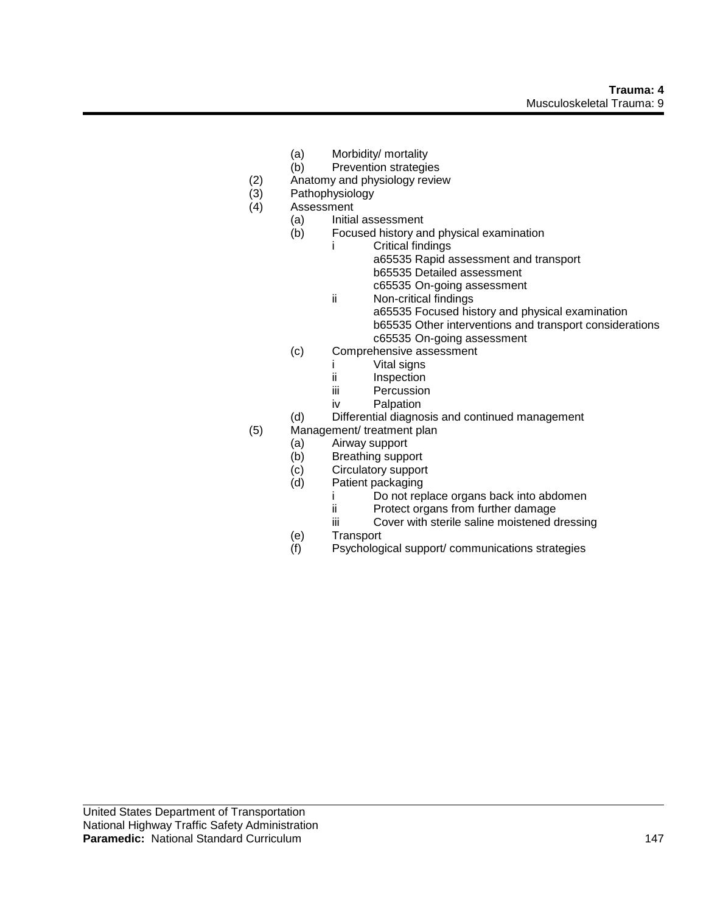(a) Morbidity/ mortality
(b) Prevention strategies

(2) Anatomy and physiology review

(3) Pathophysiology

(4) Assessment
  (a) Initial assessment
  (b) Focused history and physical examination
    i Critical findings
      a65535 Rapid assessment and transport
      b65535 Detailed assessment
      c65535 On-going assessment
    ii Non-critical findings
      a65535 Focused history and physical examination
      b65535 Other interventions and transport considerations
      c65535 On-going assessment
  (c) Comprehensive assessment
    i Vital signs
    ii Inspection
    iii Percussion
    iv Palpation
  (d) Differential diagnosis and continued management

(5) Management/ treatment plan
  (a) Airway support
  (b) Breathing support
  (c) Circulatory support
  (d) Patient packaging
    i Do not replace organs back into abdomen
    ii Protect organs from further damage
    iii Cover with sterile saline moistened dressing
  (e) Transport
  (f) Psychological support/ communications strategies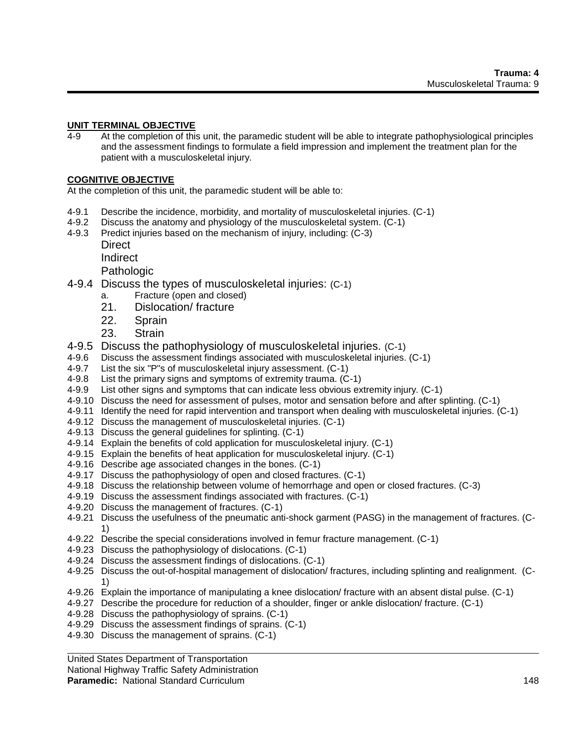**UNIT TERMINAL OBJECTIVE**

4-9 At the completion of this unit, the paramedic student will be able to integrate pathophysiological principles and the assessment findings to formulate a field impression and implement the treatment plan for the patient with a musculoskeletal injury.

**COGNITIVE OBJECTIVE**

At the completion of this unit, the paramedic student will be able to:

4-9.1 Describe the incidence, morbidity, and mortality of musculoskeletal injuries. (C-1)
4-9.2 Discuss the anatomy and physiology of the musculoskeletal system. (C-1)
4-9.3 Predict injuries based on the mechanism of injury, including: (C-3)
- Direct
- Indirect
- Pathologic

4-9.4 Discuss the types of musculoskeletal injuries: (C-1)
- a. Fracture (open and closed)
- 21. Dislocation/ fracture
- 22. Sprain
- 23. Strain

4-9.5 Discuss the pathophysiology of musculoskeletal injuries. (C-1)
4-9.6 Discuss the assessment findings associated with musculoskeletal injuries. (C-1)
4-9.7 List the six "P"s of musculoskeletal injury assessment. (C-1)
4-9.8 List the primary signs and symptoms of extremity trauma. (C-1)
4-9.9 List other signs and symptoms that can indicate less obvious extremity injury. (C-1)
4-9.10 Discuss the need for assessment of pulses, motor and sensation before and after splinting. (C-1)
4-9.11 Identify the need for rapid intervention and transport when dealing with musculoskeletal injuries. (C-1)
4-9.12 Discuss the management of musculoskeletal injuries. (C-1)
4-9.13 Discuss the general guidelines for splinting. (C-1)
4-9.14 Explain the benefits of cold application for musculoskeletal injury. (C-1)
4-9.15 Explain the benefits of heat application for musculoskeletal injury. (C-1)
4-9.16 Describe age associated changes in the bones. (C-1)
4-9.17 Discuss the pathophysiology of open and closed fractures. (C-1)
4-9.18 Discuss the relationship between volume of hemorrhage and open or closed fractures. (C-3)
4-9.19 Discuss the assessment findings associated with fractures. (C-1)
4-9.20 Discuss the management of fractures. (C-1)
4-9.21 Discuss the usefulness of the pneumatic anti-shock garment (PASG) in the management of fractures. (C-1)
4-9.22 Describe the special considerations involved in femur fracture management. (C-1)
4-9.23 Discuss the pathophysiology of dislocations. (C-1)
4-9.24 Discuss the assessment findings of dislocations. (C-1)
4-9.25 Discuss the out-of-hospital management of dislocation/ fractures, including splinting and realignment. (C-1)
4-9.26 Explain the importance of manipulating a knee dislocation/ fracture with an absent distal pulse. (C-1)
4-9.27 Describe the procedure for reduction of a shoulder, finger or ankle dislocation/ fracture. (C-1)
4-9.28 Discuss the pathophysiology of sprains. (C-1)
4-9.29 Discuss the assessment findings of sprains. (C-1)
4-9.30 Discuss the management of sprains. (C-1)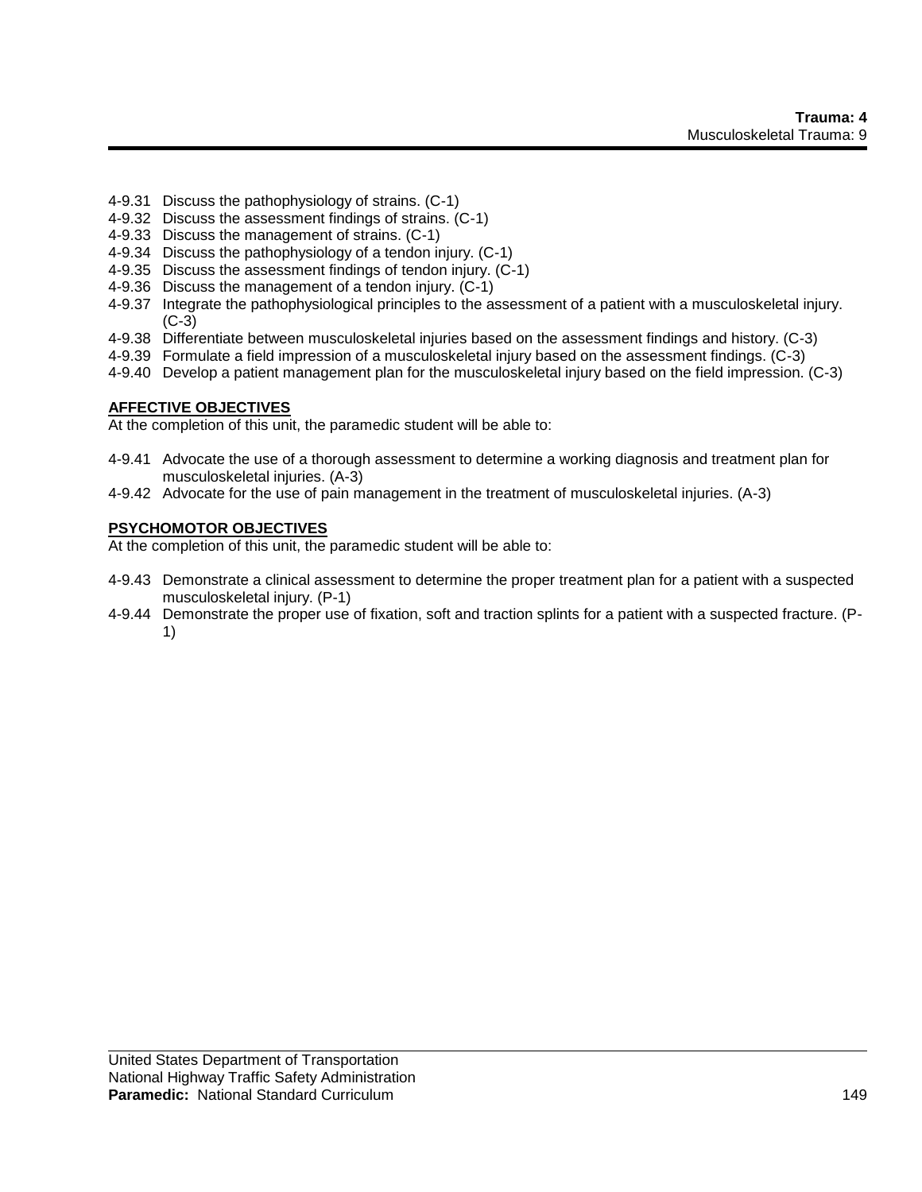- 4-9.31 Discuss the pathophysiology of strains. (C-1)
- 4-9.32 Discuss the assessment findings of strains. (C-1)
- 4-9.33 Discuss the management of strains. (C-1)
- 4-9.34 Discuss the pathophysiology of a tendon injury. (C-1)
- 4-9.35 Discuss the assessment findings of tendon injury. (C-1)
- 4-9.36 Discuss the management of a tendon injury. (C-1)
- 4-9.37 Integrate the pathophysiological principles to the assessment of a patient with a musculoskeletal injury. (C-3)
- 4-9.38 Differentiate between musculoskeletal injuries based on the assessment findings and history. (C-3)
- 4-9.39 Formulate a field impression of a musculoskeletal injury based on the assessment findings. (C-3)
- 4-9.40 Develop a patient management plan for the musculoskeletal injury based on the field impression. (C-3)

**AFFECTIVE OBJECTIVES**

At the completion of this unit, the paramedic student will be able to:

- 4-9.41 Advocate the use of a thorough assessment to determine a working diagnosis and treatment plan for musculoskeletal injuries. (A-3)
- 4-9.42 Advocate for the use of pain management in the treatment of musculoskeletal injuries. (A-3)

**PSYCHOMOTOR OBJECTIVES**

At the completion of this unit, the paramedic student will be able to:

- 4-9.43 Demonstrate a clinical assessment to determine the proper treatment plan for a patient with a suspected musculoskeletal injury. (P-1)
- 4-9.44 Demonstrate the proper use of fixation, soft and traction splints for a patient with a suspected fracture. (P-1)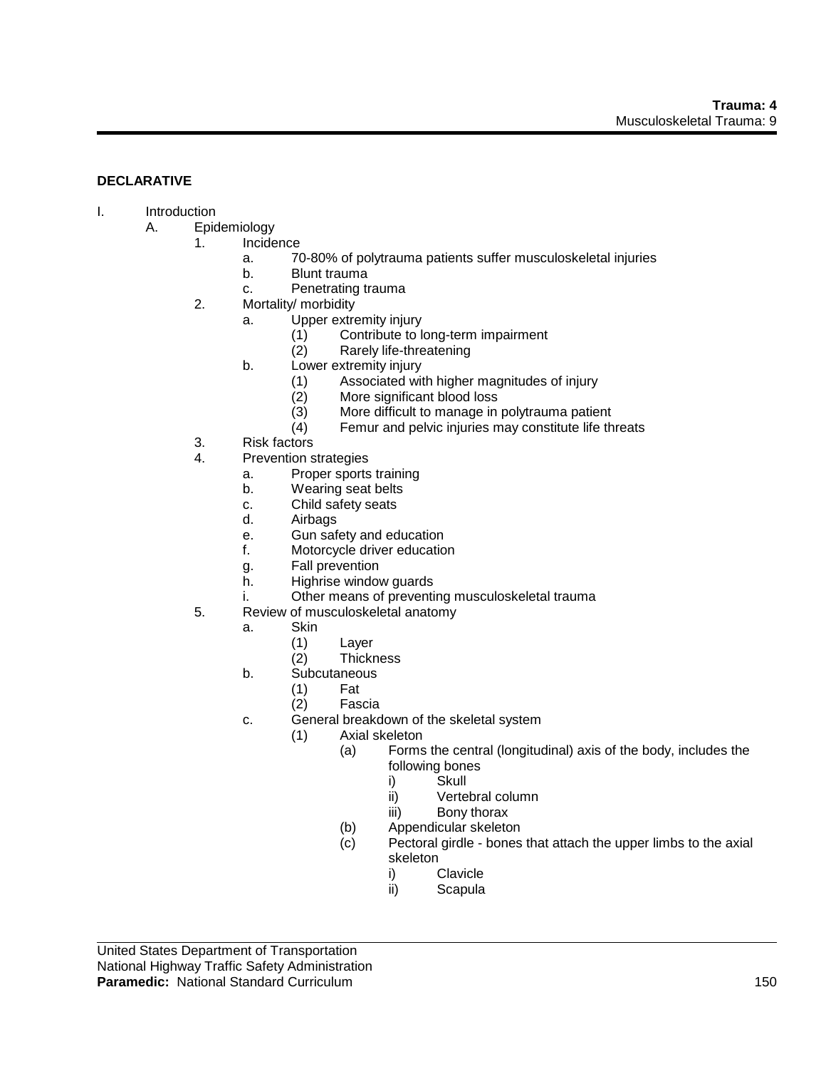**DECLARATIVE**

- I. Introduction
  - A. Epidemiology
    - 1. Incidence
      - a. 70-80% of polytrauma patients suffer musculoskeletal injuries
      - b. Blunt trauma
      - c. Penetrating trauma
    - 2. Mortality/ morbidity
      - a. Upper extremity injury
        - (1) Contribute to long-term impairment
        - (2) Rarely life-threatening
      - b. Lower extremity injury
        - (1) Associated with higher magnitudes of injury
        - (2) More significant blood loss
        - (3) More difficult to manage in polytrauma patient
        - (4) Femur and pelvic injuries may constitute life threats
    - 3. Risk factors
    - 4. Prevention strategies
      - a. Proper sports training
      - b. Wearing seat belts
      - c. Child safety seats
      - d. Airbags
      - e. Gun safety and education
      - f. Motorcycle driver education
      - g. Fall prevention
      - h. Highrise window guards
      - i. Other means of preventing musculoskeletal trauma
    - 5. Review of musculoskeletal anatomy
      - a. Skin
        - (1) Layer
        - (2) Thickness
      - b. Subcutaneous
        - (1) Fat
        - (2) Fascia
      - c. General breakdown of the skeletal system
        - (1) Axial skeleton
          - (a) Forms the central (longitudinal) axis of the body, includes the following bones
            - i) Skull
            - ii) Vertebral column
            - iii) Bony thorax
          - (b) Appendicular skeleton
          - (c) Pectoral girdle - bones that attach the upper limbs to the axial skeleton
            - i) Clavicle
            - ii) Scapula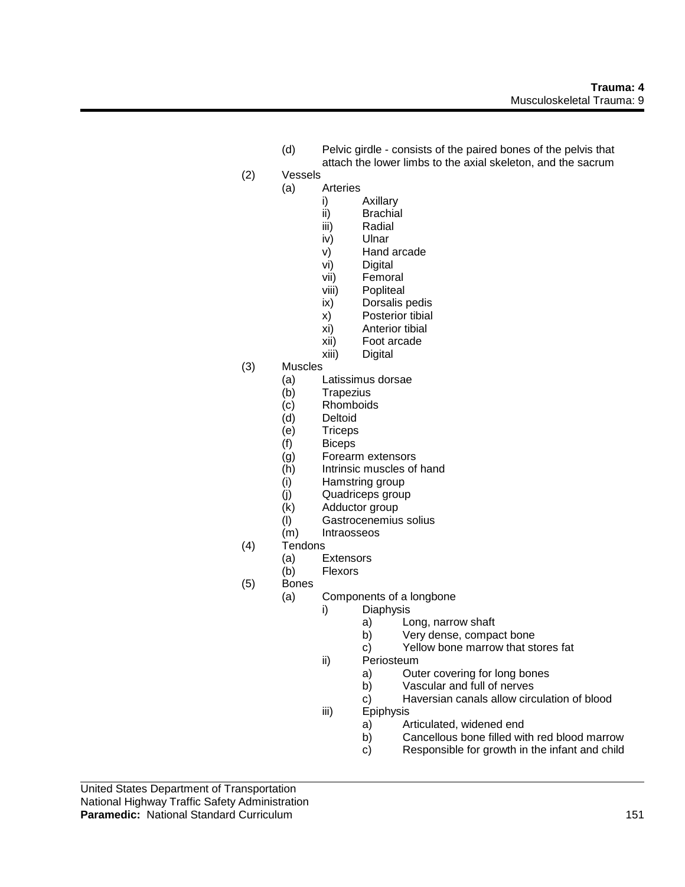(d) Pelvic girdle - consists of the paired bones of the pelvis that attach the lower limbs to the axial skeleton, and the sacrum

(2) Vessels
- (a) Arteries
  - i) Axillary
  - ii) Brachial
  - iii) Radial
  - iv) Ulnar
  - v) Hand arcade
  - vi) Digital
  - vii) Femoral
  - viii) Popliteal
  - ix) Dorsalis pedis
  - x) Posterior tibial
  - xi) Anterior tibial
  - xii) Foot arcade
  - xiii) Digital

(3) Muscles
- (a) Latissimus dorsae
- (b) Trapezius
- (c) Rhomboids
- (d) Deltoid
- (e) Triceps
- (f) Biceps
- (g) Forearm extensors
- (h) Intrinsic muscles of hand
- (i) Hamstring group
- (j) Quadriceps group
- (k) Adductor group
- (l) Gastrocenemius solius
- (m) Intraosseos

(4) Tendons
- (a) Extensors
- (b) Flexors

(5) Bones
- (a) Components of a longbone
  - i) Diaphysis
    - a) Long, narrow shaft
    - b) Very dense, compact bone
    - c) Yellow bone marrow that stores fat
  - ii) Periosteum
    - a) Outer covering for long bones
    - b) Vascular and full of nerves
    - c) Haversian canals allow circulation of blood
  - iii) Epiphysis
    - a) Articulated, widened end
    - b) Cancellous bone filled with red blood marrow
    - c) Responsible for growth in the infant and child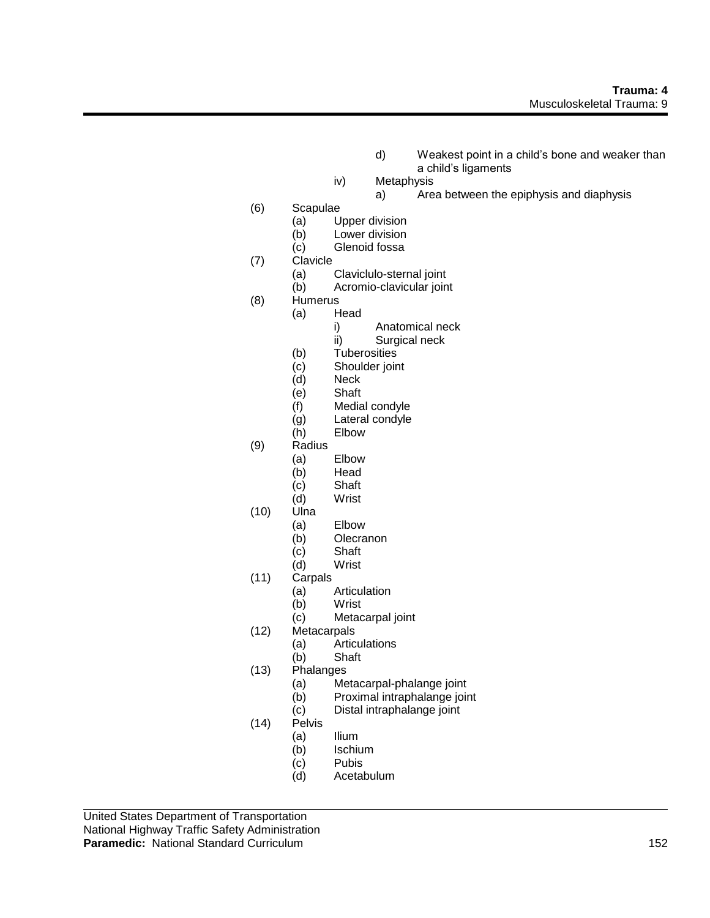d) Weakest point in a child's bone and weaker than a child's ligaments

    iv) Metaphysis

        a) Area between the epiphysis and diaphysis

(6) Scapulae
  - (a) Upper division
  - (b) Lower division
  - (c) Glenoid fossa

(7) Clavicle
  - (a) Claviclulo-sternal joint
  - (b) Acromio-clavicular joint

(8) Humerus
  - (a) Head
    - i) Anatomical neck
    - ii) Surgical neck
  - (b) Tuberosities
  - (c) Shoulder joint
  - (d) Neck
  - (e) Shaft
  - (f) Medial condyle
  - (g) Lateral condyle
  - (h) Elbow

(9) Radius
  - (a) Elbow
  - (b) Head
  - (c) Shaft
  - (d) Wrist

(10) Ulna
  - (a) Elbow
  - (b) Olecranon
  - (c) Shaft
  - (d) Wrist

(11) Carpals
  - (a) Articulation
  - (b) Wrist
  - (c) Metacarpal joint

(12) Metacarpals
  - (a) Articulations
  - (b) Shaft

(13) Phalanges
  - (a) Metacarpal-phalange joint
  - (b) Proximal intraphalange joint
  - (c) Distal intraphalange joint

(14) Pelvis
  - (a) Ilium
  - (b) Ischium
  - (c) Pubis
  - (d) Acetabulum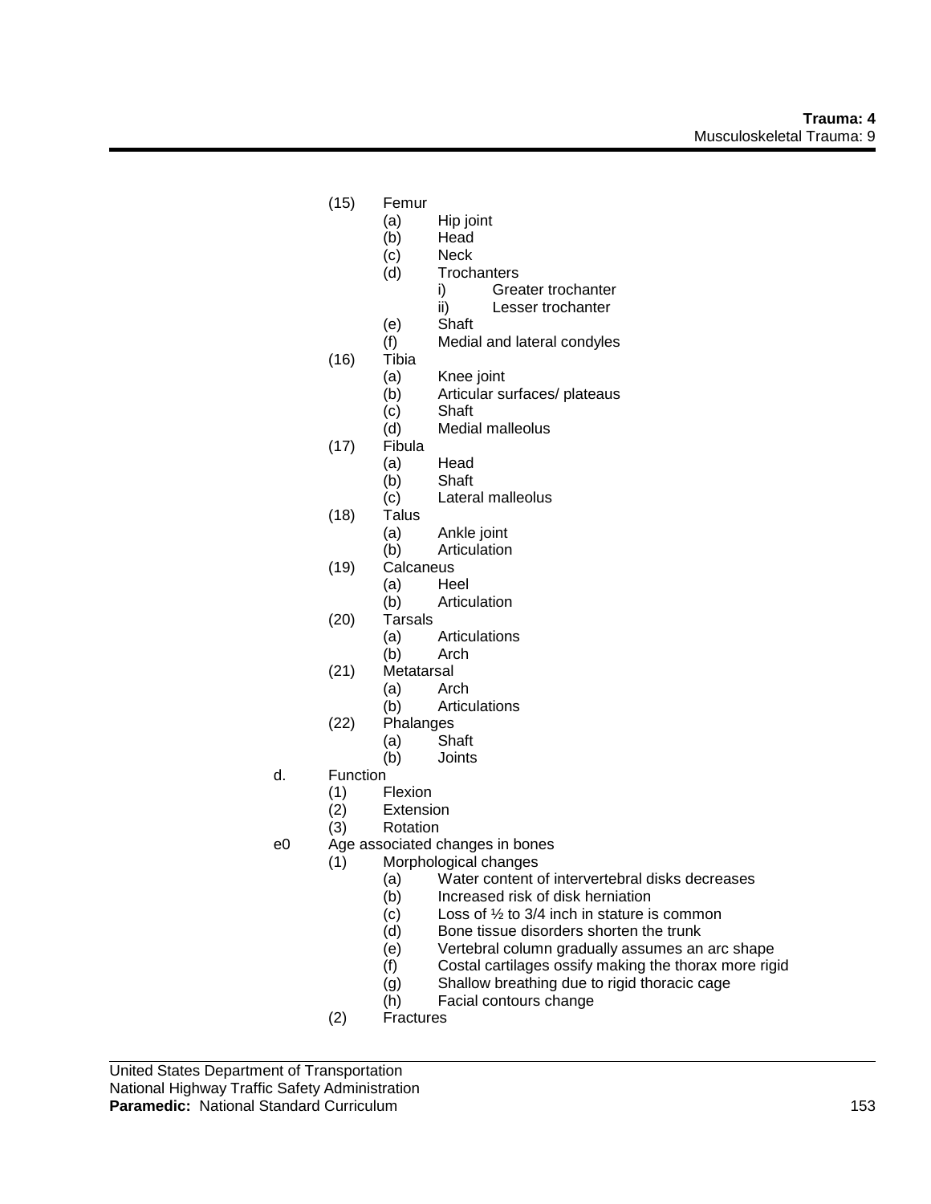- (15) Femur
    - (a) Hip joint
    - (b) Head
    - (c) Neck
    - (d) Trochanters
        - i) Greater trochanter
        - ii) Lesser trochanter
    - (e) Shaft
    - (f) Medial and lateral condyles
- (16) Tibia
    - (a) Knee joint
    - (b) Articular surfaces/ plateaus
    - (c) Shaft
    - (d) Medial malleolus
- (17) Fibula
    - (a) Head
    - (b) Shaft
    - (c) Lateral malleolus
- (18) Talus
    - (a) Ankle joint
    - (b) Articulation
- (19) Calcaneus
    - (a) Heel
    - (b) Articulation
- (20) Tarsals
    - (a) Articulations
    - (b) Arch
- (21) Metatarsal
    - (a) Arch
    - (b) Articulations
- (22) Phalanges
    - (a) Shaft
    - (b) Joints

d. Function
- (1) Flexion
- (2) Extension
- (3) Rotation

e0 Age associated changes in bones
- (1) Morphological changes
    - (a) Water content of intervertebral disks decreases
    - (b) Increased risk of disk herniation
    - (c) Loss of ½ to 3/4 inch in stature is common
    - (d) Bone tissue disorders shorten the trunk
    - (e) Vertebral column gradually assumes an arc shape
    - (f) Costal cartilages ossify making the thorax more rigid
    - (g) Shallow breathing due to rigid thoracic cage
    - (h) Facial contours change
- (2) Fractures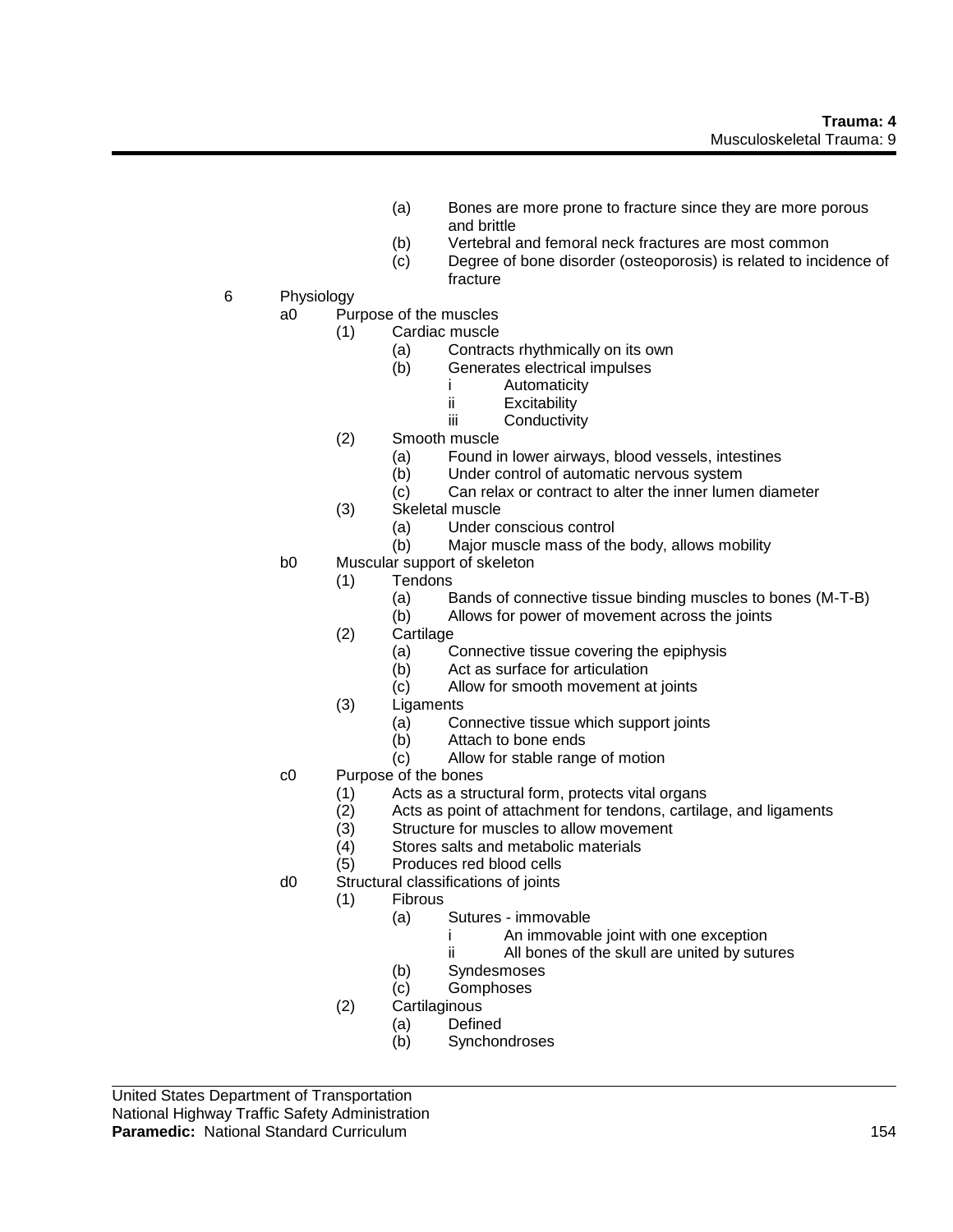(a) Bones are more prone to fracture since they are more porous and brittle
(b) Vertebral and femoral neck fractures are most common
(c) Degree of bone disorder (osteoporosis) is related to incidence of fracture

6 Physiology

- a0 Purpose of the muscles
  - (1) Cardiac muscle
    - (a) Contracts rhythmically on its own
    - (b) Generates electrical impulses
      - i Automaticity
      - ii Excitability
      - iii Conductivity
  - (2) Smooth muscle
    - (a) Found in lower airways, blood vessels, intestines
    - (b) Under control of automatic nervous system
    - (c) Can relax or contract to alter the inner lumen diameter
  - (3) Skeletal muscle
    - (a) Under conscious control
    - (b) Major muscle mass of the body, allows mobility
- b0 Muscular support of skeleton
  - (1) Tendons
    - (a) Bands of connective tissue binding muscles to bones (M-T-B)
    - (b) Allows for power of movement across the joints
  - (2) Cartilage
    - (a) Connective tissue covering the epiphysis
    - (b) Act as surface for articulation
    - (c) Allow for smooth movement at joints
  - (3) Ligaments
    - (a) Connective tissue which support joints
    - (b) Attach to bone ends
    - (c) Allow for stable range of motion
- c0 Purpose of the bones
  - (1) Acts as a structural form, protects vital organs
  - (2) Acts as point of attachment for tendons, cartilage, and ligaments
  - (3) Structure for muscles to allow movement
  - (4) Stores salts and metabolic materials
  - (5) Produces red blood cells
- d0 Structural classifications of joints
  - (1) Fibrous
    - (a) Sutures - immovable
      - i An immovable joint with one exception
      - ii All bones of the skull are united by sutures
    - (b) Syndesmoses
    - (c) Gomphoses
  - (2) Cartilaginous
    - (a) Defined
    - (b) Synchondroses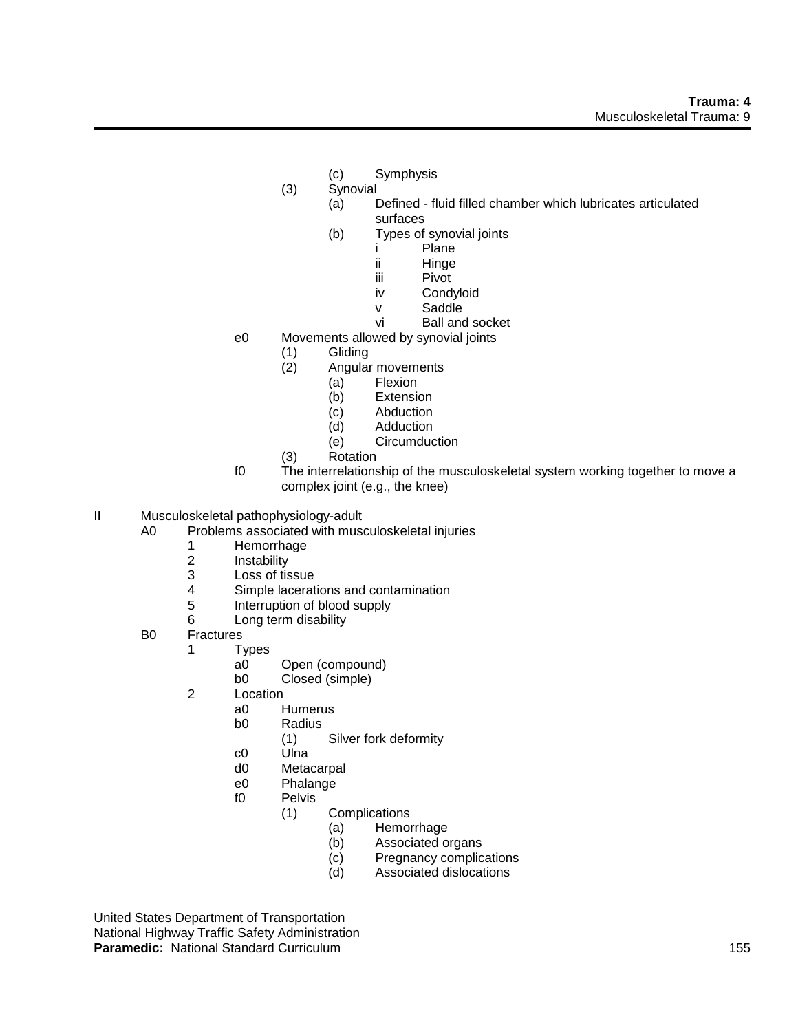- (c) Symphysis
- (3) Synovial
  - (a) Defined - fluid filled chamber which lubricates articulated surfaces
  - (b) Types of synovial joints
    - i Plane
    - ii Hinge
    - iii Pivot
    - iv Condyloid
    - v Saddle
    - vi Ball and socket
- e0 Movements allowed by synovial joints
  - (1) Gliding
  - (2) Angular movements
    - (a) Flexion
    - (b) Extension
    - (c) Abduction
    - (d) Adduction
    - (e) Circumduction
  - (3) Rotation
- f0 The interrelationship of the musculoskeletal system working together to move a complex joint (e.g., the knee)

II Musculoskeletal pathophysiology-adult

- A0 Problems associated with musculoskeletal injuries
  - 1 Hemorrhage
  - 2 Instability
  - 3 Loss of tissue
  - 4 Simple lacerations and contamination
  - 5 Interruption of blood supply
  - 6 Long term disability
- B0 Fractures
  - 1 Types
    - a0 Open (compound)
    - b0 Closed (simple)
  - 2 Location
    - a0 Humerus
    - b0 Radius
      - (1) Silver fork deformity
    - c0 Ulna
    - d0 Metacarpal
    - e0 Phalange
    - f0 Pelvis
      - (1) Complications
        - (a) Hemorrhage
        - (b) Associated organs
        - (c) Pregnancy complications
        - (d) Associated dislocations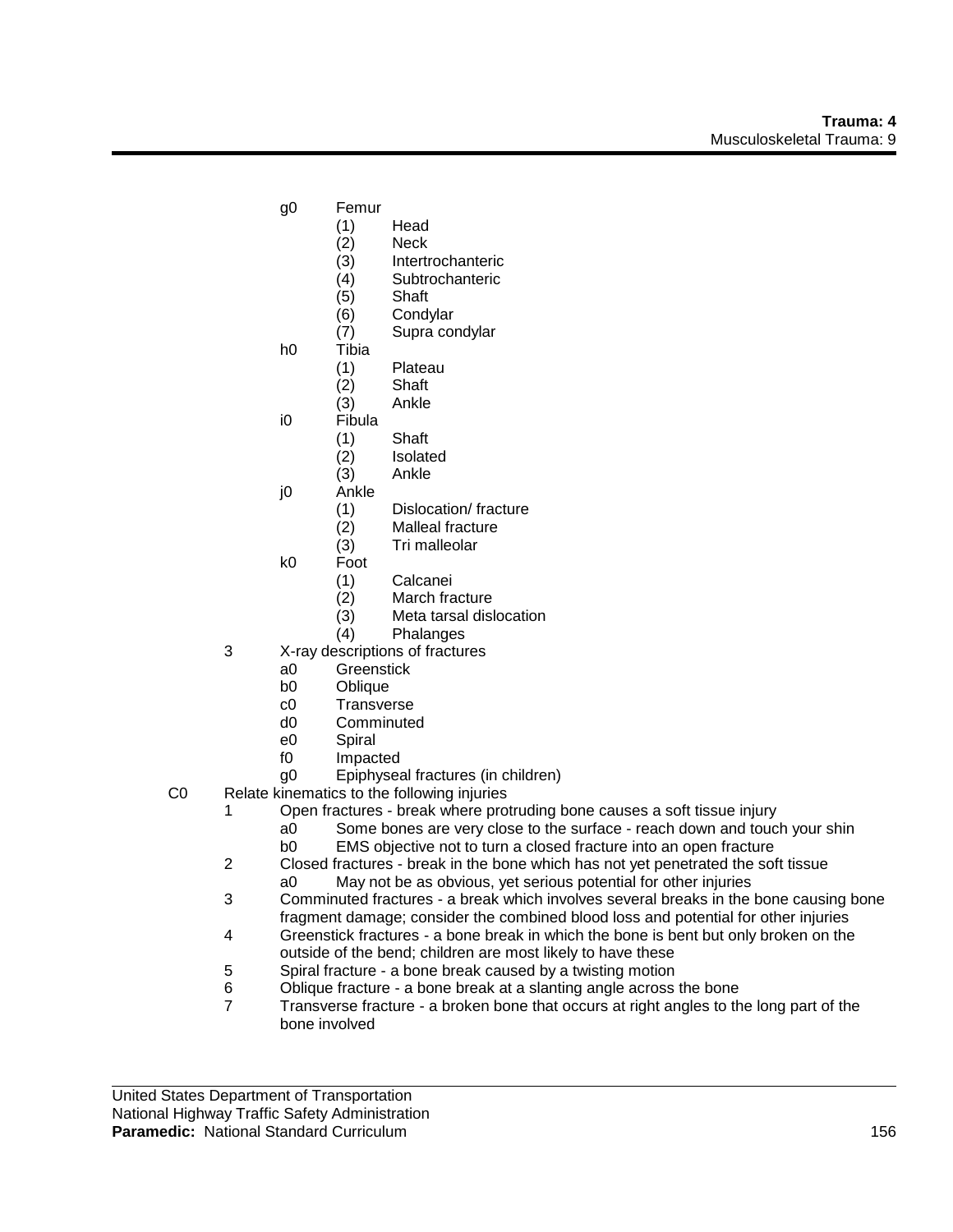- g0 Femur
  - (1) Head
  - (2) Neck
  - (3) Intertrochanteric
  - (4) Subtrochanteric
  - (5) Shaft
  - (6) Condylar
  - (7) Supra condylar
- h0 Tibia
  - (1) Plateau
  - (2) Shaft
  - (3) Ankle
- i0 Fibula
  - (1) Shaft
  - (2) Isolated
  - (3) Ankle
- j0 Ankle
  - (1) Dislocation/ fracture
  - (2) Malleal fracture
  - (3) Tri malleolar
- k0 Foot
  - (1) Calcanei
  - (2) March fracture
  - (3) Meta tarsal dislocation
  - (4) Phalanges

3 X-ray descriptions of fractures
- a0 Greenstick
- b0 Oblique
- c0 Transverse
- d0 Comminuted
- e0 Spiral
- f0 Impacted
- g0 Epiphyseal fractures (in children)

C0 Relate kinematics to the following injuries

1 Open fractures - break where protruding bone causes a soft tissue injury
- a0 Some bones are very close to the surface - reach down and touch your shin
- b0 EMS objective not to turn a closed fracture into an open fracture

2 Closed fractures - break in the bone which has not yet penetrated the soft tissue
- a0 May not be as obvious, yet serious potential for other injuries

3 Comminuted fractures - a break which involves several breaks in the bone causing bone fragment damage; consider the combined blood loss and potential for other injuries

4 Greenstick fractures - a bone break in which the bone is bent but only broken on the outside of the bend; children are most likely to have these

5 Spiral fracture - a bone break caused by a twisting motion

6 Oblique fracture - a bone break at a slanting angle across the bone

7 Transverse fracture - a broken bone that occurs at right angles to the long part of the bone involved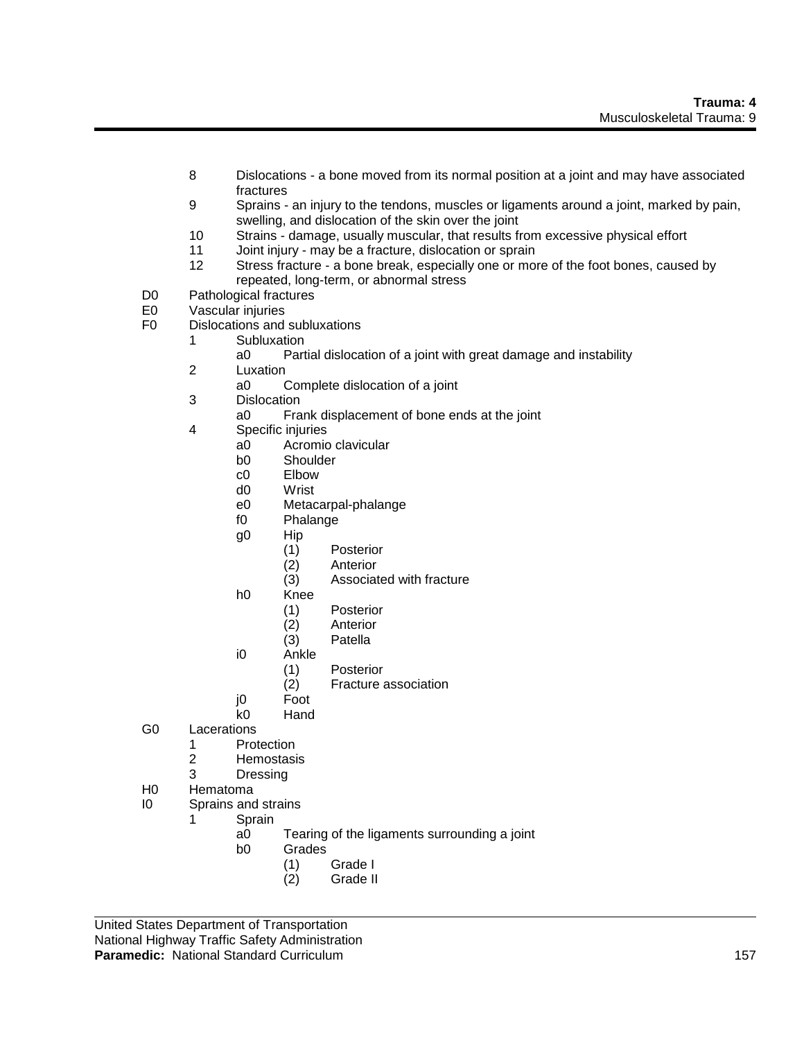8. Dislocations - a bone moved from its normal position at a joint and may have associated fractures
9. Sprains - an injury to the tendons, muscles or ligaments around a joint, marked by pain, swelling, and dislocation of the skin over the joint
10. Strains - damage, usually muscular, that results from excessive physical effort
11. Joint injury - may be a fracture, dislocation or sprain
12. Stress fracture - a bone break, especially one or more of the foot bones, caused by repeated, long-term, or abnormal stress

- D0 Pathological fractures
- E0 Vascular injuries
- F0 Dislocations and subluxations
  - 1 Subluxation
    - a0 Partial dislocation of a joint with great damage and instability
  - 2 Luxation
    - a0 Complete dislocation of a joint
  - 3 Dislocation
    - a0 Frank displacement of bone ends at the joint
  - 4 Specific injuries
    - a0 Acromio clavicular
    - b0 Shoulder
    - c0 Elbow
    - d0 Wrist
    - e0 Metacarpal-phalange
    - f0 Phalange
    - g0 Hip
      - (1) Posterior
      - (2) Anterior
      - (3) Associated with fracture
    - h0 Knee
      - (1) Posterior
      - (2) Anterior
      - (3) Patella
    - i0 Ankle
      - (1) Posterior
      - (2) Fracture association
    - j0 Foot
    - k0 Hand
- G0 Lacerations
  - 1 Protection
  - 2 Hemostasis
  - 3 Dressing
- H0 Hematoma
- I0 Sprains and strains
  - 1 Sprain
    - a0 Tearing of the ligaments surrounding a joint
    - b0 Grades
      - (1) Grade I
      - (2) Grade II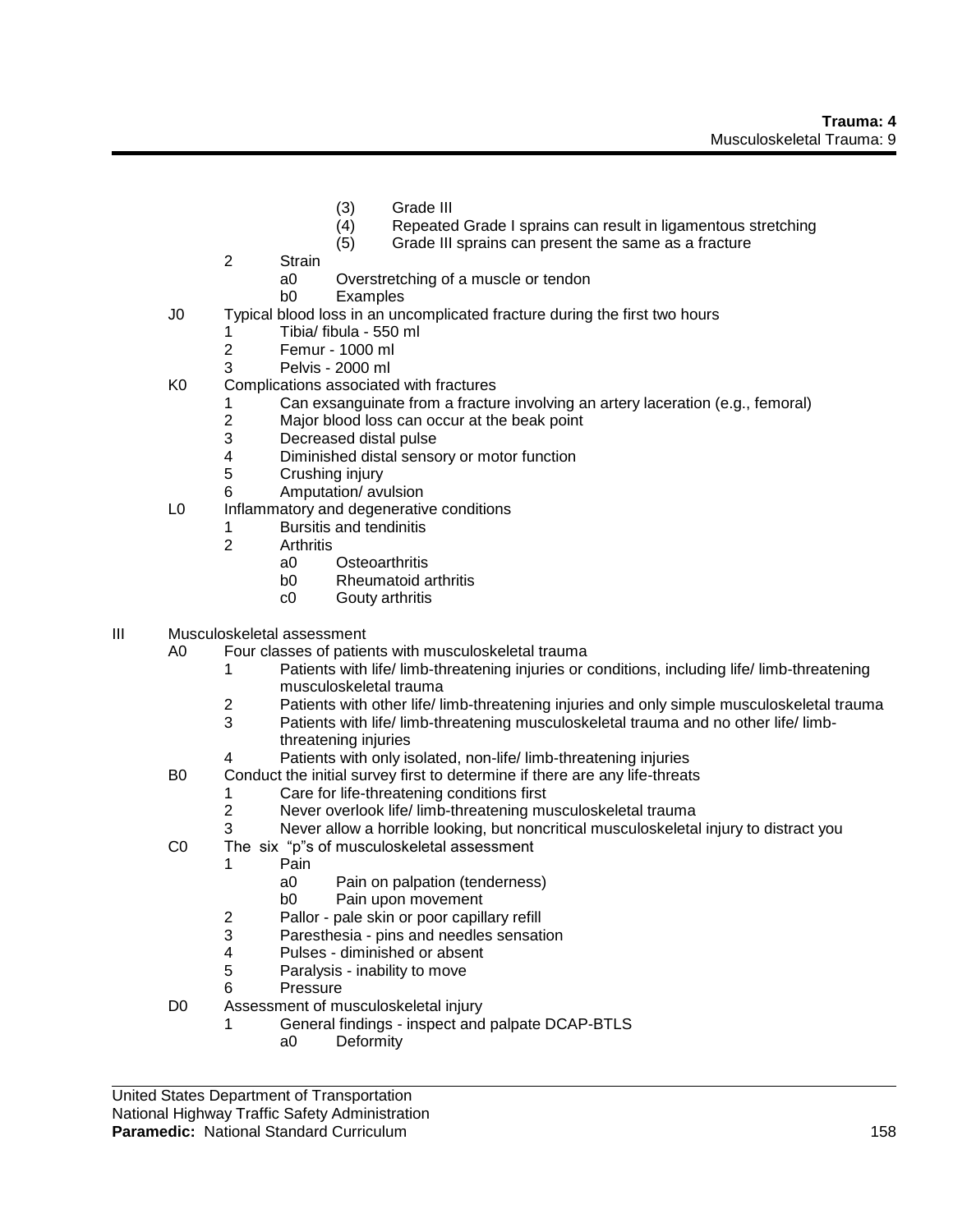(3) Grade III
(4) Repeated Grade I sprains can result in ligamentous stretching
(5) Grade III sprains can present the same as a fracture

2 Strain
- a0 Overstretching of a muscle or tendon
- b0 Examples

J0 Typical blood loss in an uncomplicated fracture during the first two hours
1 Tibia/ fibula - 550 ml
2 Femur - 1000 ml
3 Pelvis - 2000 ml

K0 Complications associated with fractures
1 Can exsanguinate from a fracture involving an artery laceration (e.g., femoral)
2 Major blood loss can occur at the beak point
3 Decreased distal pulse
4 Diminished distal sensory or motor function
5 Crushing injury
6 Amputation/ avulsion

L0 Inflammatory and degenerative conditions
1 Bursitis and tendinitis
2 Arthritis
- a0 Osteoarthritis
- b0 Rheumatoid arthritis
- c0 Gouty arthritis

III Musculoskeletal assessment

A0 Four classes of patients with musculoskeletal trauma
1 Patients with life/ limb-threatening injuries or conditions, including life/ limb-threatening musculoskeletal trauma
2 Patients with other life/ limb-threatening injuries and only simple musculoskeletal trauma
3 Patients with life/ limb-threatening musculoskeletal trauma and no other life/ limb-threatening injuries
4 Patients with only isolated, non-life/ limb-threatening injuries

B0 Conduct the initial survey first to determine if there are any life-threats
1 Care for life-threatening conditions first
2 Never overlook life/ limb-threatening musculoskeletal trauma
3 Never allow a horrible looking, but noncritical musculoskeletal injury to distract you

C0 The six "p"s of musculoskeletal assessment
1 Pain
- a0 Pain on palpation (tenderness)
- b0 Pain upon movement

2 Pallor - pale skin or poor capillary refill
3 Paresthesia - pins and needles sensation
4 Pulses - diminished or absent
5 Paralysis - inability to move
6 Pressure

D0 Assessment of musculoskeletal injury
1 General findings - inspect and palpate DCAP-BTLS
- a0 Deformity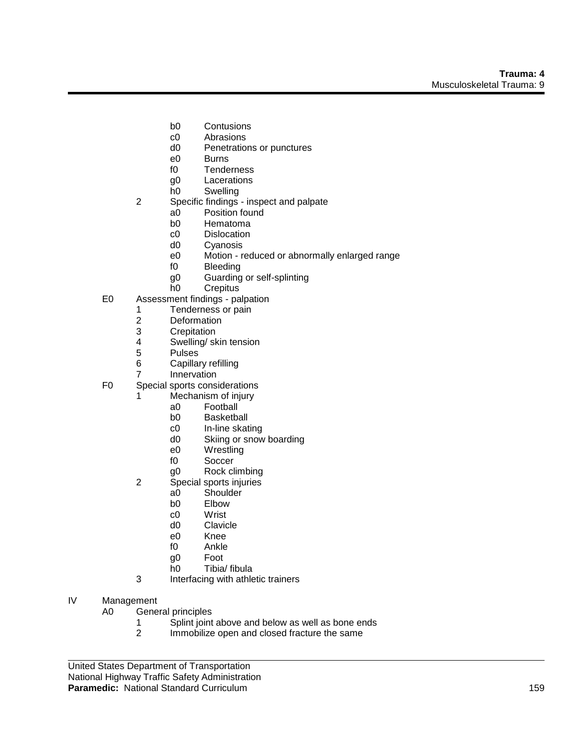- b0 Contusions
- c0 Abrasions
- d0 Penetrations or punctures
- e0 Burns
- f0 Tenderness
- g0 Lacerations
- h0 Swelling

2 Specific findings - inspect and palpate
- a0 Position found
- b0 Hematoma
- c0 Dislocation
- d0 Cyanosis
- e0 Motion - reduced or abnormally enlarged range
- f0 Bleeding
- g0 Guarding or self-splinting
- h0 Crepitus

E0 Assessment findings - palpation
1. Tenderness or pain
2. Deformation
3. Crepitation
4. Swelling/ skin tension
5. Pulses
6. Capillary refilling
7. Innervation

F0 Special sports considerations

1 Mechanism of injury
- a0 Football
- b0 Basketball
- c0 In-line skating
- d0 Skiing or snow boarding
- e0 Wrestling
- f0 Soccer
- g0 Rock climbing

2 Special sports injuries
- a0 Shoulder
- b0 Elbow
- c0 Wrist
- d0 Clavicle
- e0 Knee
- f0 Ankle
- g0 Foot
- h0 Tibia/ fibula

3 Interfacing with athletic trainers

IV Management

A0 General principles
1. Splint joint above and below as well as bone ends
2. Immobilize open and closed fracture the same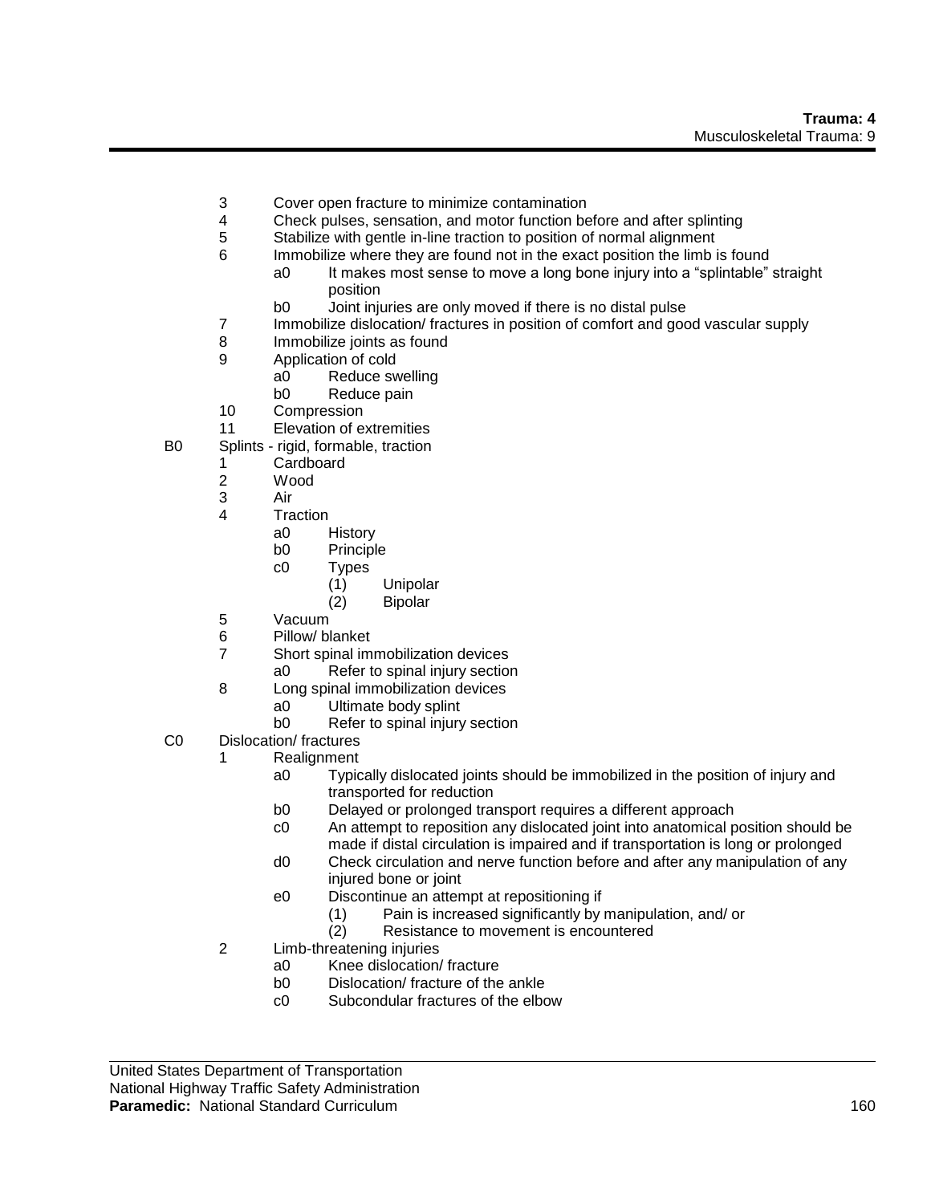3 Cover open fracture to minimize contamination
4 Check pulses, sensation, and motor function before and after splinting
5 Stabilize with gentle in-line traction to position of normal alignment
6 Immobilize where they are found not in the exact position the limb is found
    a0 It makes most sense to move a long bone injury into a "splintable" straight position
    b0 Joint injuries are only moved if there is no distal pulse
7 Immobilize dislocation/ fractures in position of comfort and good vascular supply
8 Immobilize joints as found
9 Application of cold
    a0 Reduce swelling
    b0 Reduce pain
10 Compression
11 Elevation of extremities

B0 Splints - rigid, formable, traction
1 Cardboard
2 Wood
3 Air
4 Traction
    a0 History
    b0 Principle
    c0 Types
        (1) Unipolar
        (2) Bipolar
5 Vacuum
6 Pillow/ blanket
7 Short spinal immobilization devices
    a0 Refer to spinal injury section
8 Long spinal immobilization devices
    a0 Ultimate body splint
    b0 Refer to spinal injury section

C0 Dislocation/ fractures
1 Realignment
    a0 Typically dislocated joints should be immobilized in the position of injury and transported for reduction
    b0 Delayed or prolonged transport requires a different approach
    c0 An attempt to reposition any dislocated joint into anatomical position should be made if distal circulation is impaired and if transportation is long or prolonged
    d0 Check circulation and nerve function before and after any manipulation of any injured bone or joint
    e0 Discontinue an attempt at repositioning if
        (1) Pain is increased significantly by manipulation, and/ or
        (2) Resistance to movement is encountered
2 Limb-threatening injuries
    a0 Knee dislocation/ fracture
    b0 Dislocation/ fracture of the ankle
    c0 Subcondular fractures of the elbow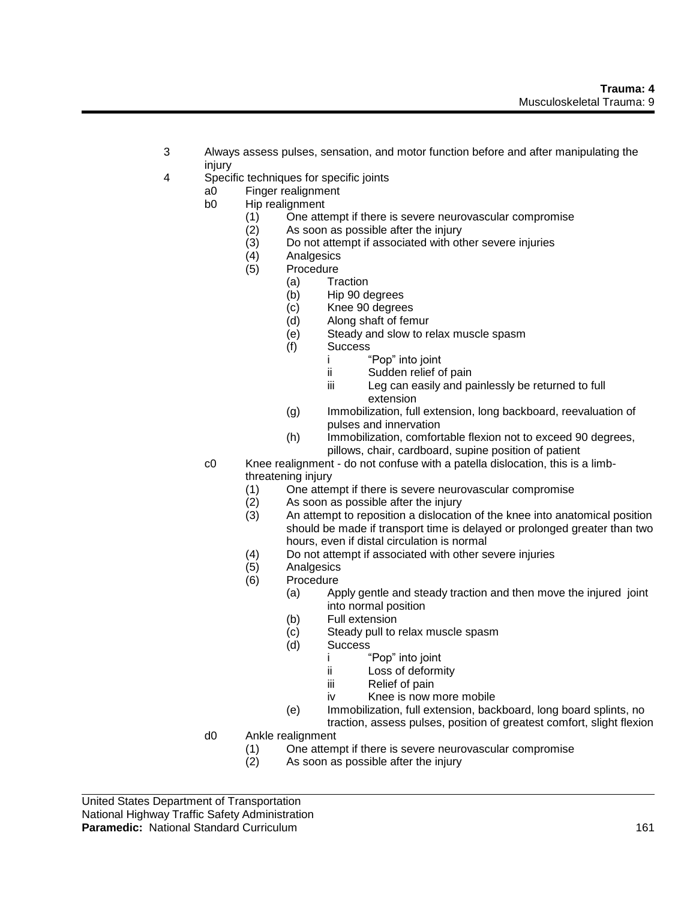3 Always assess pulses, sensation, and motor function before and after manipulating the injury

4 Specific techniques for specific joints

- a0 Finger realignment
- b0 Hip realignment
  - (1) One attempt if there is severe neurovascular compromise
  - (2) As soon as possible after the injury
  - (3) Do not attempt if associated with other severe injuries
  - (4) Analgesics
  - (5) Procedure
    - (a) Traction
    - (b) Hip 90 degrees
    - (c) Knee 90 degrees
    - (d) Along shaft of femur
    - (e) Steady and slow to relax muscle spasm
    - (f) Success
      - i "Pop" into joint
      - ii Sudden relief of pain
      - iii Leg can easily and painlessly be returned to full extension
    - (g) Immobilization, full extension, long backboard, reevaluation of pulses and innervation
    - (h) Immobilization, comfortable flexion not to exceed 90 degrees, pillows, chair, cardboard, supine position of patient
- c0 Knee realignment - do not confuse with a patella dislocation, this is a limb-threatening injury
  - (1) One attempt if there is severe neurovascular compromise
  - (2) As soon as possible after the injury
  - (3) An attempt to reposition a dislocation of the knee into anatomical position should be made if transport time is delayed or prolonged greater than two hours, even if distal circulation is normal
  - (4) Do not attempt if associated with other severe injuries
  - (5) Analgesics
  - (6) Procedure
    - (a) Apply gentle and steady traction and then move the injured joint into normal position
    - (b) Full extension
    - (c) Steady pull to relax muscle spasm
    - (d) Success
      - i "Pop" into joint
      - ii Loss of deformity
      - iii Relief of pain
      - iv Knee is now more mobile
    - (e) Immobilization, full extension, backboard, long board splints, no traction, assess pulses, position of greatest comfort, slight flexion
- d0 Ankle realignment
  - (1) One attempt if there is severe neurovascular compromise
  - (2) As soon as possible after the injury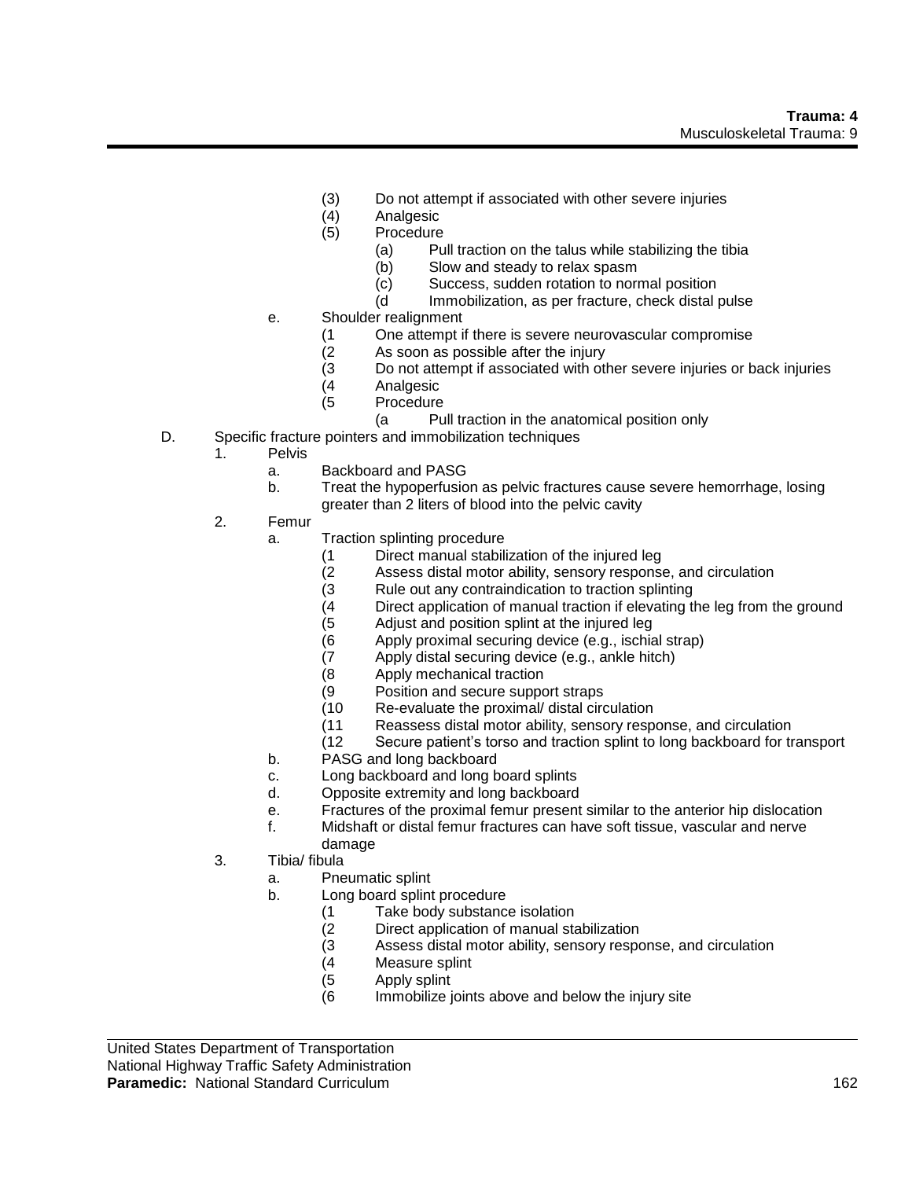(3) Do not attempt if associated with other severe injuries
(4) Analgesic
(5) Procedure
(a) Pull traction on the talus while stabilizing the tibia
(b) Slow and steady to relax spasm
(c) Success, sudden rotation to normal position
(d Immobilization, as per fracture, check distal pulse

e. Shoulder realignment
(1 One attempt if there is severe neurovascular compromise
(2 As soon as possible after the injury
(3 Do not attempt if associated with other severe injuries or back injuries
(4 Analgesic
(5 Procedure
(a Pull traction in the anatomical position only

D. Specific fracture pointers and immobilization techniques
1. Pelvis
a. Backboard and PASG
b. Treat the hypoperfusion as pelvic fractures cause severe hemorrhage, losing greater than 2 liters of blood into the pelvic cavity

2. Femur
a. Traction splinting procedure
(1 Direct manual stabilization of the injured leg
(2 Assess distal motor ability, sensory response, and circulation
(3 Rule out any contraindication to traction splinting
(4 Direct application of manual traction if elevating the leg from the ground
(5 Adjust and position splint at the injured leg
(6 Apply proximal securing device (e.g., ischial strap)
(7 Apply distal securing device (e.g., ankle hitch)
(8 Apply mechanical traction
(9 Position and secure support straps
(10 Re-evaluate the proximal/ distal circulation
(11 Reassess distal motor ability, sensory response, and circulation
(12 Secure patient's torso and traction splint to long backboard for transport

b. PASG and long backboard
c. Long backboard and long board splints
d. Opposite extremity and long backboard
e. Fractures of the proximal femur present similar to the anterior hip dislocation
f. Midshaft or distal femur fractures can have soft tissue, vascular and nerve damage

3. Tibia/ fibula
a. Pneumatic splint
b. Long board splint procedure
(1 Take body substance isolation
(2 Direct application of manual stabilization
(3 Assess distal motor ability, sensory response, and circulation
(4 Measure splint
(5 Apply splint
(6 Immobilize joints above and below the injury site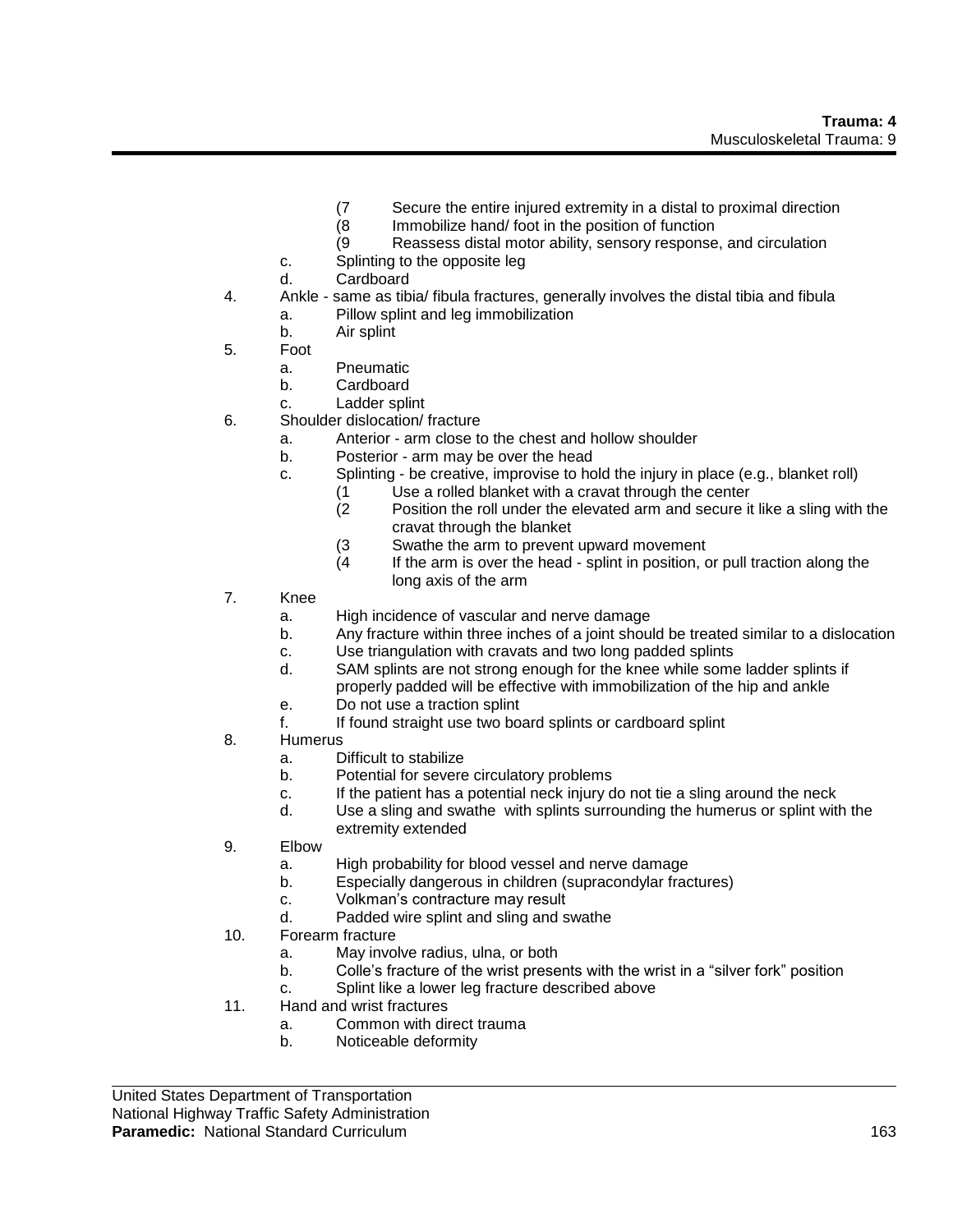(7 Secure the entire injured extremity in a distal to proximal direction
(8 Immobilize hand/ foot in the position of function
(9 Reassess distal motor ability, sensory response, and circulation

c. Splinting to the opposite leg
d. Cardboard

4. Ankle - same as tibia/ fibula fractures, generally involves the distal tibia and fibula
   a. Pillow splint and leg immobilization
   b. Air splint
5. Foot
   a. Pneumatic
   b. Cardboard
   c. Ladder splint
6. Shoulder dislocation/ fracture
   a. Anterior - arm close to the chest and hollow shoulder
   b. Posterior - arm may be over the head
   c. Splinting - be creative, improvise to hold the injury in place (e.g., blanket roll)
      (1 Use a rolled blanket with a cravat through the center
      (2 Position the roll under the elevated arm and secure it like a sling with the cravat through the blanket
      (3 Swathe the arm to prevent upward movement
      (4 If the arm is over the head - splint in position, or pull traction along the long axis of the arm
7. Knee
   a. High incidence of vascular and nerve damage
   b. Any fracture within three inches of a joint should be treated similar to a dislocation
   c. Use triangulation with cravats and two long padded splints
   d. SAM splints are not strong enough for the knee while some ladder splints if properly padded will be effective with immobilization of the hip and ankle
   e. Do not use a traction splint
   f. If found straight use two board splints or cardboard splint
8. Humerus
   a. Difficult to stabilize
   b. Potential for severe circulatory problems
   c. If the patient has a potential neck injury do not tie a sling around the neck
   d. Use a sling and swathe with splints surrounding the humerus or splint with the extremity extended
9. Elbow
   a. High probability for blood vessel and nerve damage
   b. Especially dangerous in children (supracondylar fractures)
   c. Volkman's contracture may result
   d. Padded wire splint and sling and swathe
10. Forearm fracture
    a. May involve radius, ulna, or both
    b. Colle's fracture of the wrist presents with the wrist in a "silver fork" position
    c. Splint like a lower leg fracture described above
11. Hand and wrist fractures
    a. Common with direct trauma
    b. Noticeable deformity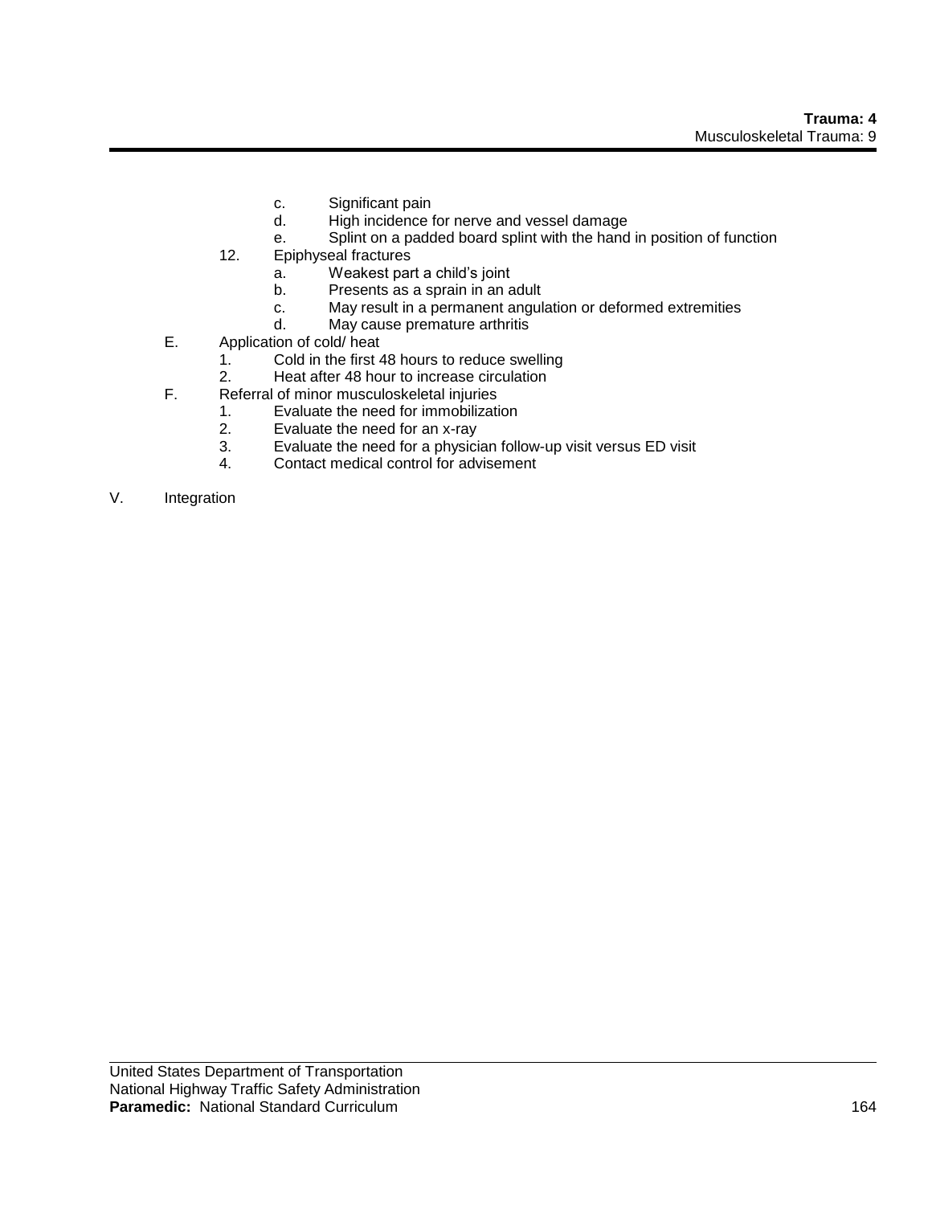c. Significant pain
d. High incidence for nerve and vessel damage
e. Splint on a padded board splint with the hand in position of function

12. Epiphyseal fractures
    a. Weakest part a child's joint
    b. Presents as a sprain in an adult
    c. May result in a permanent angulation or deformed extremities
    d. May cause premature arthritis

E. Application of cold/ heat
   1. Cold in the first 48 hours to reduce swelling
   2. Heat after 48 hour to increase circulation

F. Referral of minor musculoskeletal injuries
   1. Evaluate the need for immobilization
   2. Evaluate the need for an x-ray
   3. Evaluate the need for a physician follow-up visit versus ED visit
   4. Contact medical control for advisement

V. Integration